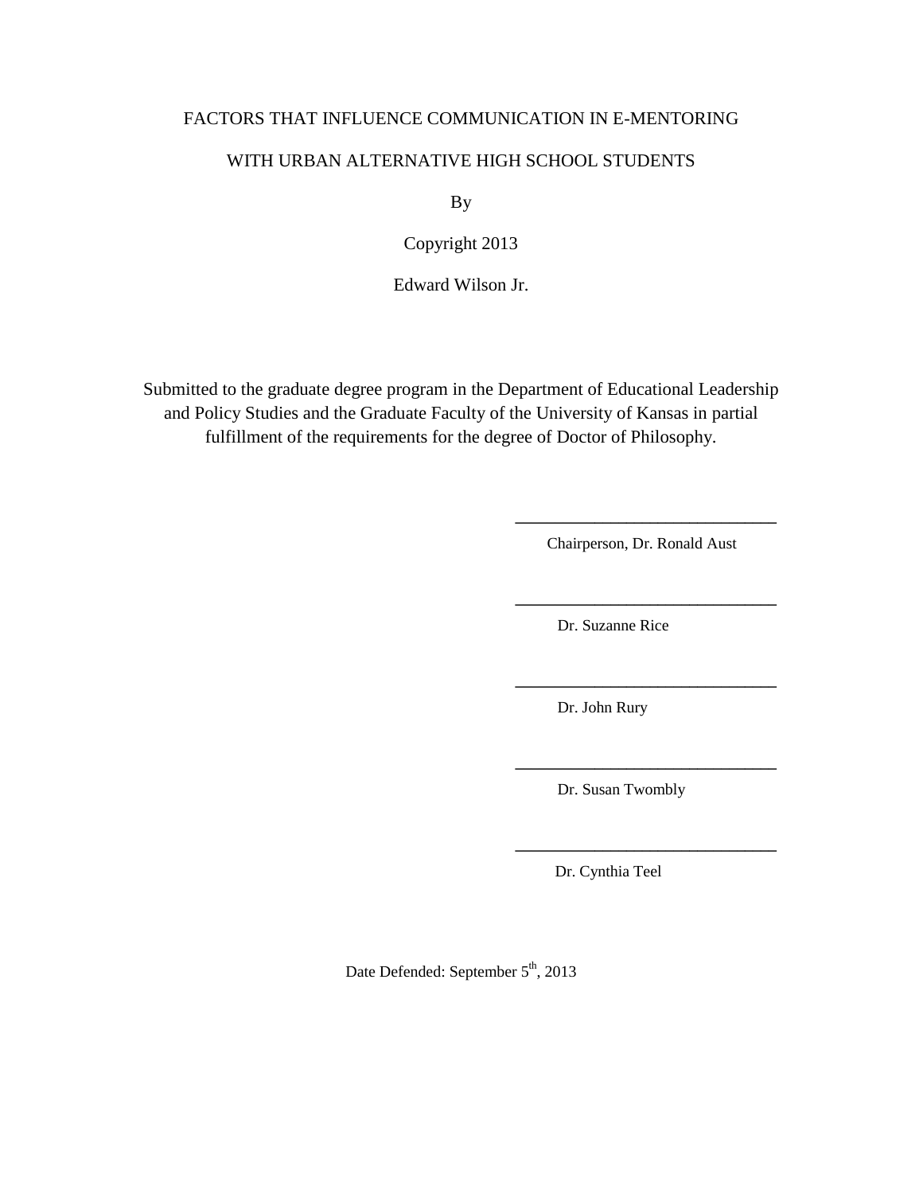# FACTORS THAT INFLUENCE COMMUNICATION IN E-MENTORING WITH URBAN ALTERNATIVE HIGH SCHOOL STUDENTS

By

Copyright 2013

Edward Wilson Jr.

Submitted to the graduate degree program in the Department of Educational Leadership and Policy Studies and the Graduate Faculty of the University of Kansas in partial fulfillment of the requirements for the degree of Doctor of Philosophy.

\_\_\_\_\_\_\_\_\_\_\_\_\_\_\_\_\_\_\_\_\_\_\_\_\_\_\_\_\_\_

Chairperson, Dr. Ronald Aust

\_\_\_\_\_\_\_\_\_\_\_\_\_\_\_\_\_\_\_\_\_\_\_\_\_\_\_\_\_\_

Dr. Suzanne Rice

\_\_\_\_\_\_\_\_\_\_\_\_\_\_\_\_\_\_\_\_\_\_\_\_\_\_\_\_\_\_

Dr. John Rury

\_\_\_\_\_\_\_\_\_\_\_\_\_\_\_\_\_\_\_\_\_\_\_\_\_\_\_\_\_\_

Dr. Susan Twombly

\_\_\_\_\_\_\_\_\_\_\_\_\_\_\_\_\_\_\_\_\_\_\_\_\_\_\_\_\_\_

Dr. Cynthia Teel

Date Defended: September 5th, 2013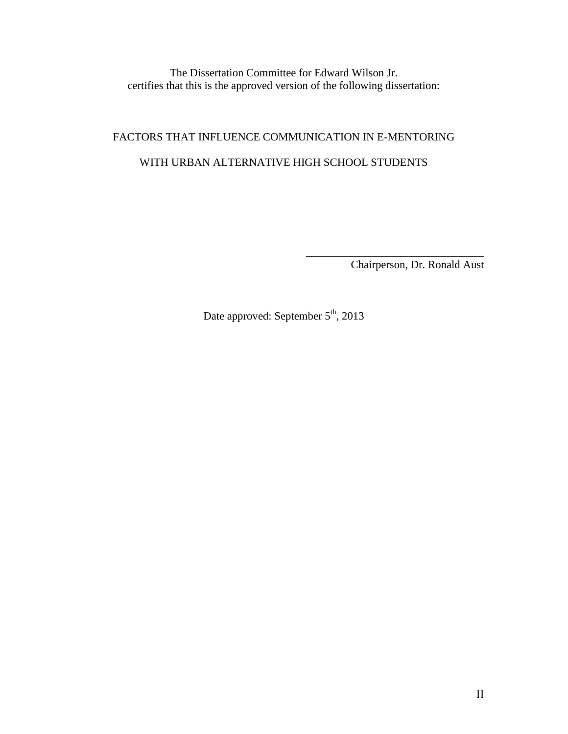The Dissertation Committee for Edward Wilson Jr.
certifies that this is the approved version of the following dissertation:

FACTORS THAT INFLUENCE COMMUNICATION IN E-MENTORING

WITH URBAN ALTERNATIVE HIGH SCHOOL STUDENTS

________________________________

Chairperson, Dr. Ronald Aust

Date approved: September 5th, 2013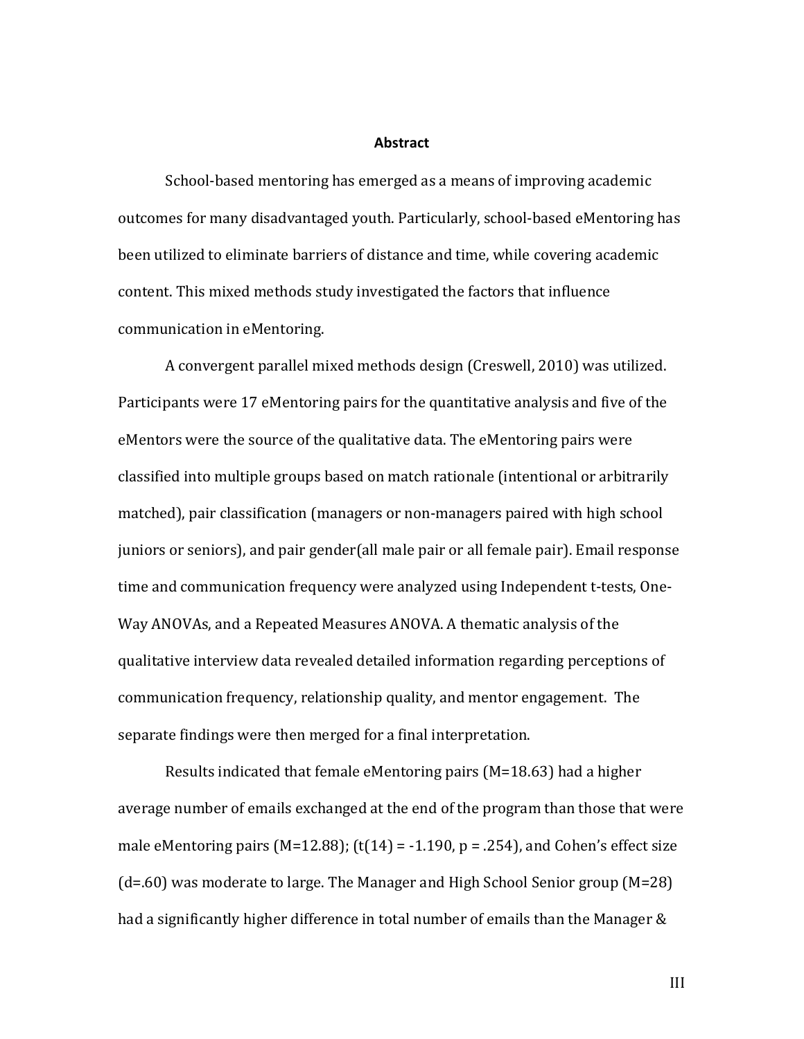# Abstract

School-based mentoring has emerged as a means of improving academic outcomes for many disadvantaged youth. Particularly, school-based eMentoring has been utilized to eliminate barriers of distance and time, while covering academic content. This mixed methods study investigated the factors that influence communication in eMentoring.

A convergent parallel mixed methods design (Creswell, 2010) was utilized. Participants were 17 eMentoring pairs for the quantitative analysis and five of the eMentors were the source of the qualitative data. The eMentoring pairs were classified into multiple groups based on match rationale (intentional or arbitrarily matched), pair classification (managers or non-managers paired with high school juniors or seniors), and pair gender(all male pair or all female pair). Email response time and communication frequency were analyzed using Independent t-tests, One-Way ANOVAs, and a Repeated Measures ANOVA. A thematic analysis of the qualitative interview data revealed detailed information regarding perceptions of communication frequency, relationship quality, and mentor engagement. The separate findings were then merged for a final interpretation.

Results indicated that female eMentoring pairs ($M=18.63$) had a higher average number of emails exchanged at the end of the program than those that were male eMentoring pairs ($M=12.88$); ($t(14) = -1.190$, $p = .254$), and Cohen's effect size ($d=.60$) was moderate to large. The Manager and High School Senior group ($M=28$) had a significantly higher difference in total number of emails than the Manager &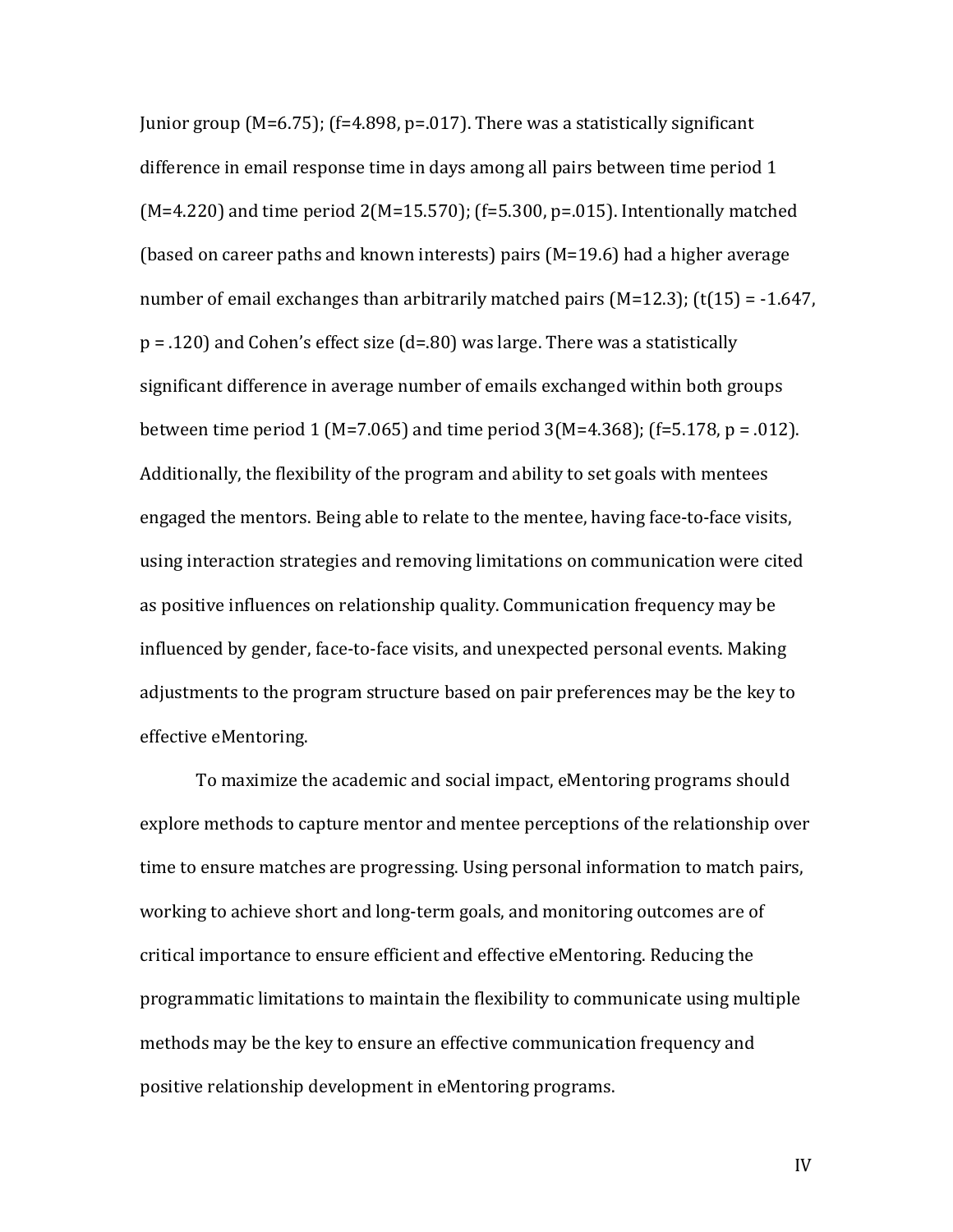Junior group ($M=6.75$); ($f=4.898$, $p=.017$). There was a statistically significant difference in email response time in days among all pairs between time period 1 ($M=4.220$) and time period 2($M=15.570$); ($f=5.300$, $p=.015$). Intentionally matched (based on career paths and known interests) pairs ($M=19.6$) had a higher average number of email exchanges than arbitrarily matched pairs ($M=12.3$); ($t(15) = -1.647$, $p = .120$) and Cohen's effect size ($d=.80$) was large. There was a statistically significant difference in average number of emails exchanged within both groups between time period 1 ($M=7.065$) and time period 3($M=4.368$); ($f=5.178$, $p = .012$). Additionally, the flexibility of the program and ability to set goals with mentees engaged the mentors. Being able to relate to the mentee, having face-to-face visits, using interaction strategies and removing limitations on communication were cited as positive influences on relationship quality. Communication frequency may be influenced by gender, face-to-face visits, and unexpected personal events. Making adjustments to the program structure based on pair preferences may be the key to effective eMentoring.

To maximize the academic and social impact, eMentoring programs should explore methods to capture mentor and mentee perceptions of the relationship over time to ensure matches are progressing. Using personal information to match pairs, working to achieve short and long-term goals, and monitoring outcomes are of critical importance to ensure efficient and effective eMentoring. Reducing the programmatic limitations to maintain the flexibility to communicate using multiple methods may be the key to ensure an effective communication frequency and positive relationship development in eMentoring programs.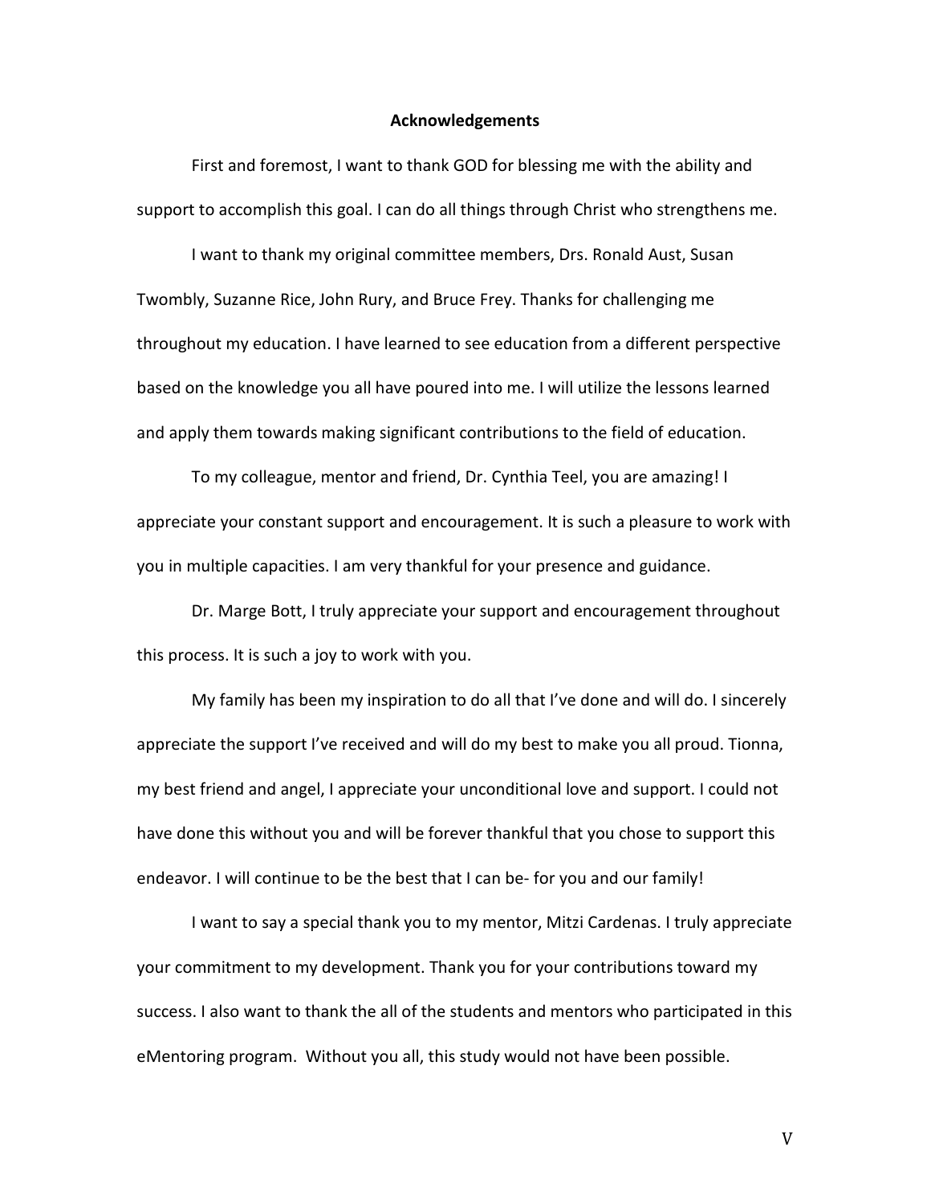## Acknowledgements

First and foremost, I want to thank GOD for blessing me with the ability and support to accomplish this goal. I can do all things through Christ who strengthens me.

I want to thank my original committee members, Drs. Ronald Aust, Susan Twombly, Suzanne Rice, John Rury, and Bruce Frey. Thanks for challenging me throughout my education. I have learned to see education from a different perspective based on the knowledge you all have poured into me. I will utilize the lessons learned and apply them towards making significant contributions to the field of education.

To my colleague, mentor and friend, Dr. Cynthia Teel, you are amazing! I appreciate your constant support and encouragement. It is such a pleasure to work with you in multiple capacities. I am very thankful for your presence and guidance.

Dr. Marge Bott, I truly appreciate your support and encouragement throughout this process. It is such a joy to work with you.

My family has been my inspiration to do all that I've done and will do. I sincerely appreciate the support I've received and will do my best to make you all proud. Tionna, my best friend and angel, I appreciate your unconditional love and support. I could not have done this without you and will be forever thankful that you chose to support this endeavor. I will continue to be the best that I can be- for you and our family!

I want to say a special thank you to my mentor, Mitzi Cardenas. I truly appreciate your commitment to my development. Thank you for your contributions toward my success. I also want to thank the all of the students and mentors who participated in this eMentoring program. Without you all, this study would not have been possible.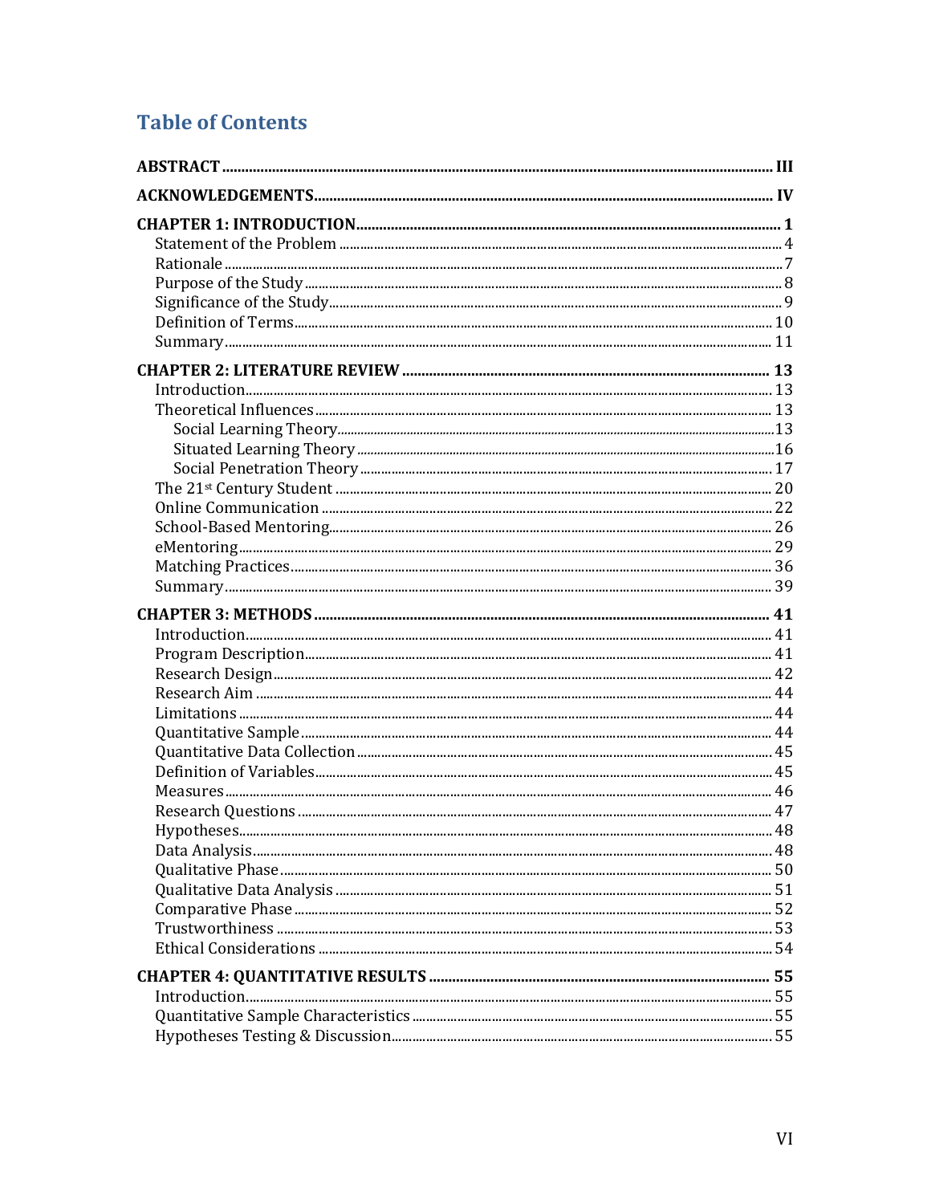## Table of Contents

**ABSTRACT** ..... **III**

**ACKNOWLEDGEMENTS** ..... **IV**

**CHAPTER 1: INTRODUCTION** ..... **1**

- Statement of the Problem ..... 4
- Rationale ..... 7
- Purpose of the Study ..... 8
- Significance of the Study ..... 9
- Definition of Terms ..... 10
- Summary ..... 11

**CHAPTER 2: LITERATURE REVIEW** ..... **13**

- Introduction ..... 13
- Theoretical Influences ..... 13
  - Social Learning Theory ..... 13
  - Situated Learning Theory ..... 16
  - Social Penetration Theory ..... 17
- The 21st Century Student ..... 20
- Online Communication ..... 22
- School-Based Mentoring ..... 26
- eMentoring ..... 29
- Matching Practices ..... 36
- Summary ..... 39

**CHAPTER 3: METHODS** ..... **41**

- Introduction ..... 41
- Program Description ..... 41
- Research Design ..... 42
- Research Aim ..... 44
- Limitations ..... 44
- Quantitative Sample ..... 44
- Quantitative Data Collection ..... 45
- Definition of Variables ..... 45
- Measures ..... 46
- Research Questions ..... 47
- Hypotheses ..... 48
- Data Analysis ..... 48
- Qualitative Phase ..... 50
- Qualitative Data Analysis ..... 51
- Comparative Phase ..... 52
- Trustworthiness ..... 53
- Ethical Considerations ..... 54

**CHAPTER 4: QUANTITATIVE RESULTS** ..... **55**

- Introduction ..... 55
- Quantitative Sample Characteristics ..... 55
- Hypotheses Testing & Discussion ..... 55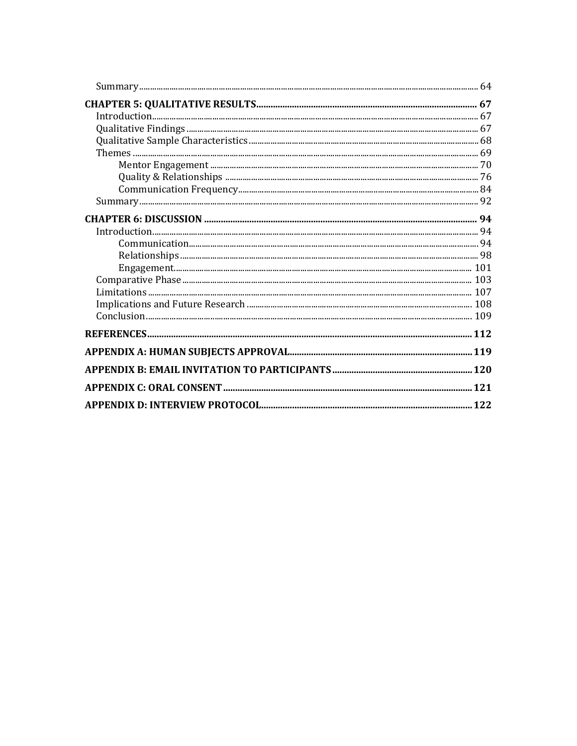Summary ... 64

**CHAPTER 5: QUALITATIVE RESULTS ... 67**

Introduction ... 67

Qualitative Findings ... 67

Qualitative Sample Characteristics ... 68

Themes ... 69

Mentor Engagement ... 70

Quality & Relationships ... 76

Communication Frequency ... 84

Summary ... 92

**CHAPTER 6: DISCUSSION ... 94**

Introduction ... 94

Communication ... 94

Relationships ... 98

Engagement ... 101

Comparative Phase ... 103

Limitations ... 107

Implications and Future Research ... 108

Conclusion ... 109

**REFERENCES ... 112**

**APPENDIX A: HUMAN SUBJECTS APPROVAL ... 119**

**APPENDIX B: EMAIL INVITATION TO PARTICIPANTS ... 120**

**APPENDIX C: ORAL CONSENT ... 121**

**APPENDIX D: INTERVIEW PROTOCOL ... 122**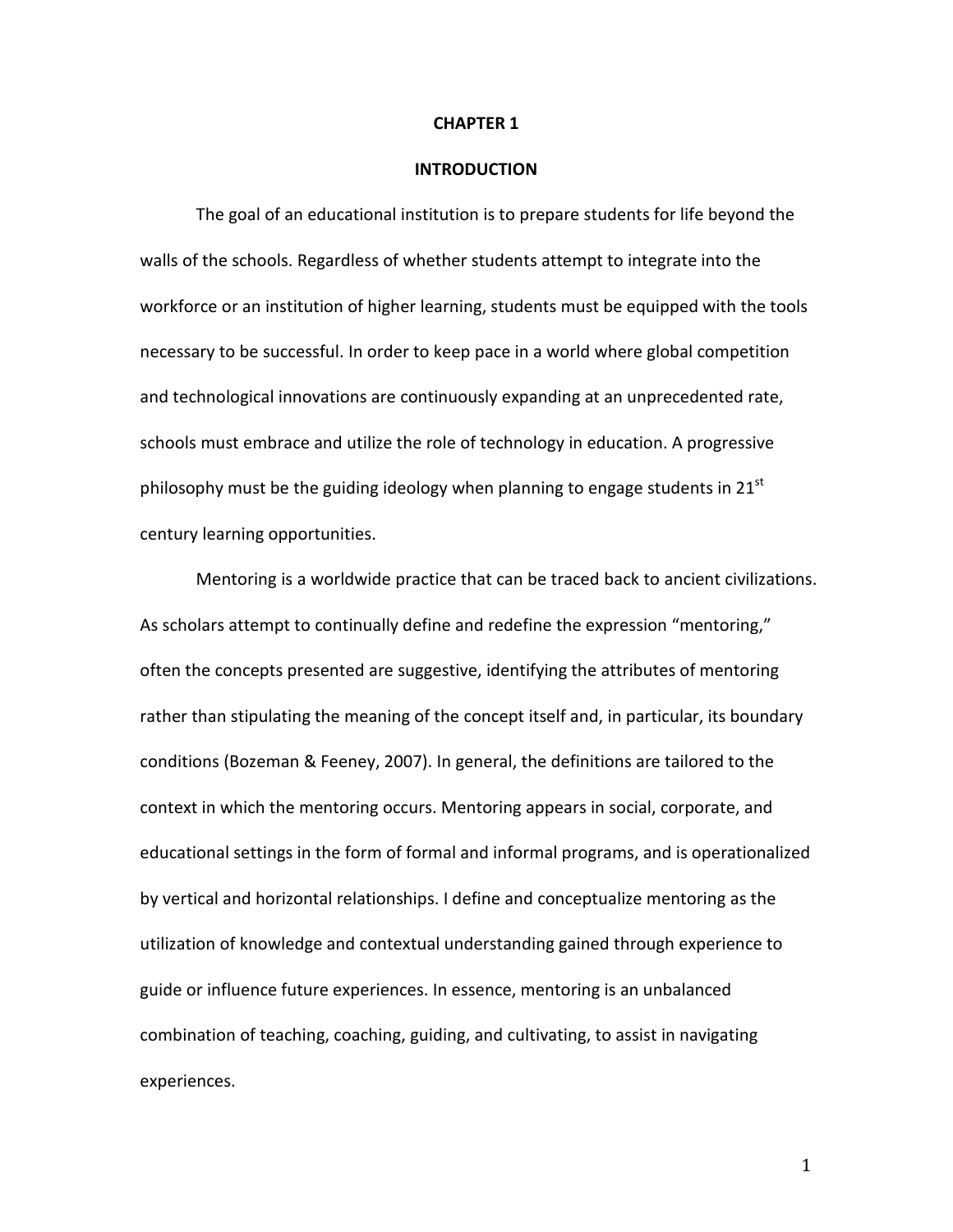# CHAPTER 1

## INTRODUCTION

The goal of an educational institution is to prepare students for life beyond the walls of the schools. Regardless of whether students attempt to integrate into the workforce or an institution of higher learning, students must be equipped with the tools necessary to be successful. In order to keep pace in a world where global competition and technological innovations are continuously expanding at an unprecedented rate, schools must embrace and utilize the role of technology in education. A progressive philosophy must be the guiding ideology when planning to engage students in 21st century learning opportunities.

Mentoring is a worldwide practice that can be traced back to ancient civilizations. As scholars attempt to continually define and redefine the expression "mentoring," often the concepts presented are suggestive, identifying the attributes of mentoring rather than stipulating the meaning of the concept itself and, in particular, its boundary conditions (Bozeman & Feeney, 2007). In general, the definitions are tailored to the context in which the mentoring occurs. Mentoring appears in social, corporate, and educational settings in the form of formal and informal programs, and is operationalized by vertical and horizontal relationships. I define and conceptualize mentoring as the utilization of knowledge and contextual understanding gained through experience to guide or influence future experiences. In essence, mentoring is an unbalanced combination of teaching, coaching, guiding, and cultivating, to assist in navigating experiences.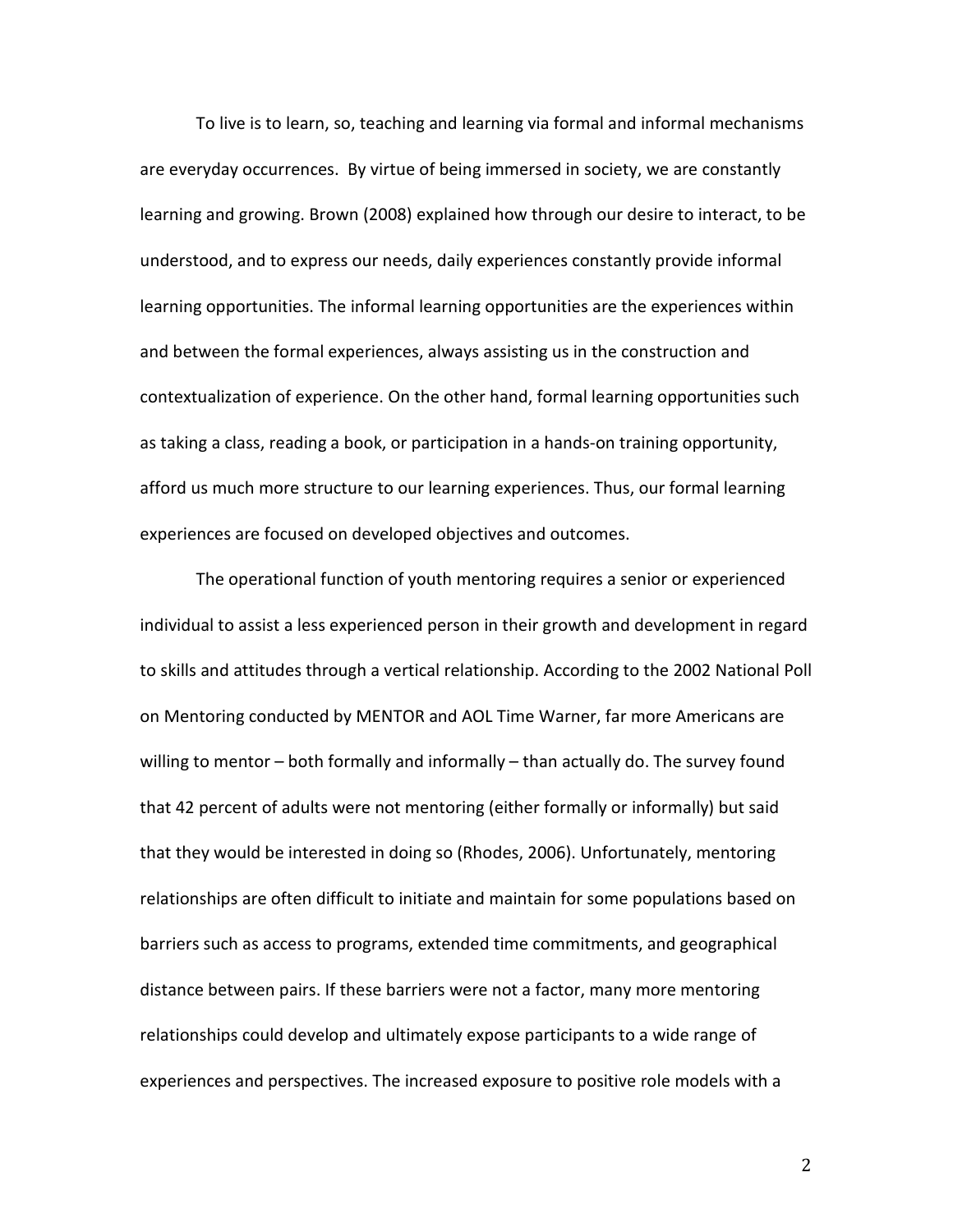To live is to learn, so, teaching and learning via formal and informal mechanisms are everyday occurrences. By virtue of being immersed in society, we are constantly learning and growing. Brown (2008) explained how through our desire to interact, to be understood, and to express our needs, daily experiences constantly provide informal learning opportunities. The informal learning opportunities are the experiences within and between the formal experiences, always assisting us in the construction and contextualization of experience. On the other hand, formal learning opportunities such as taking a class, reading a book, or participation in a hands-on training opportunity, afford us much more structure to our learning experiences. Thus, our formal learning experiences are focused on developed objectives and outcomes.

The operational function of youth mentoring requires a senior or experienced individual to assist a less experienced person in their growth and development in regard to skills and attitudes through a vertical relationship. According to the 2002 National Poll on Mentoring conducted by MENTOR and AOL Time Warner, far more Americans are willing to mentor – both formally and informally – than actually do. The survey found that 42 percent of adults were not mentoring (either formally or informally) but said that they would be interested in doing so (Rhodes, 2006). Unfortunately, mentoring relationships are often difficult to initiate and maintain for some populations based on barriers such as access to programs, extended time commitments, and geographical distance between pairs. If these barriers were not a factor, many more mentoring relationships could develop and ultimately expose participants to a wide range of experiences and perspectives. The increased exposure to positive role models with a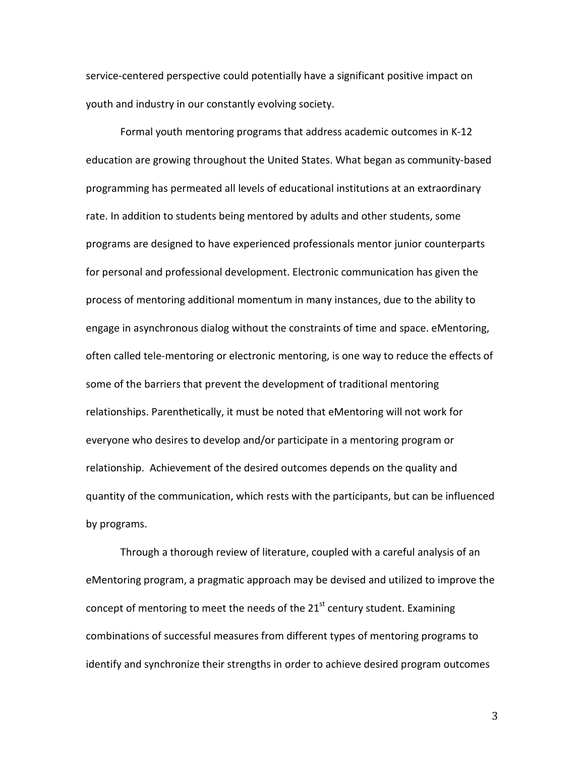service-centered perspective could potentially have a significant positive impact on youth and industry in our constantly evolving society.

Formal youth mentoring programs that address academic outcomes in K-12 education are growing throughout the United States. What began as community-based programming has permeated all levels of educational institutions at an extraordinary rate. In addition to students being mentored by adults and other students, some programs are designed to have experienced professionals mentor junior counterparts for personal and professional development. Electronic communication has given the process of mentoring additional momentum in many instances, due to the ability to engage in asynchronous dialog without the constraints of time and space. eMentoring, often called tele-mentoring or electronic mentoring, is one way to reduce the effects of some of the barriers that prevent the development of traditional mentoring relationships. Parenthetically, it must be noted that eMentoring will not work for everyone who desires to develop and/or participate in a mentoring program or relationship. Achievement of the desired outcomes depends on the quality and quantity of the communication, which rests with the participants, but can be influenced by programs.

Through a thorough review of literature, coupled with a careful analysis of an eMentoring program, a pragmatic approach may be devised and utilized to improve the concept of mentoring to meet the needs of the 21st century student. Examining combinations of successful measures from different types of mentoring programs to identify and synchronize their strengths in order to achieve desired program outcomes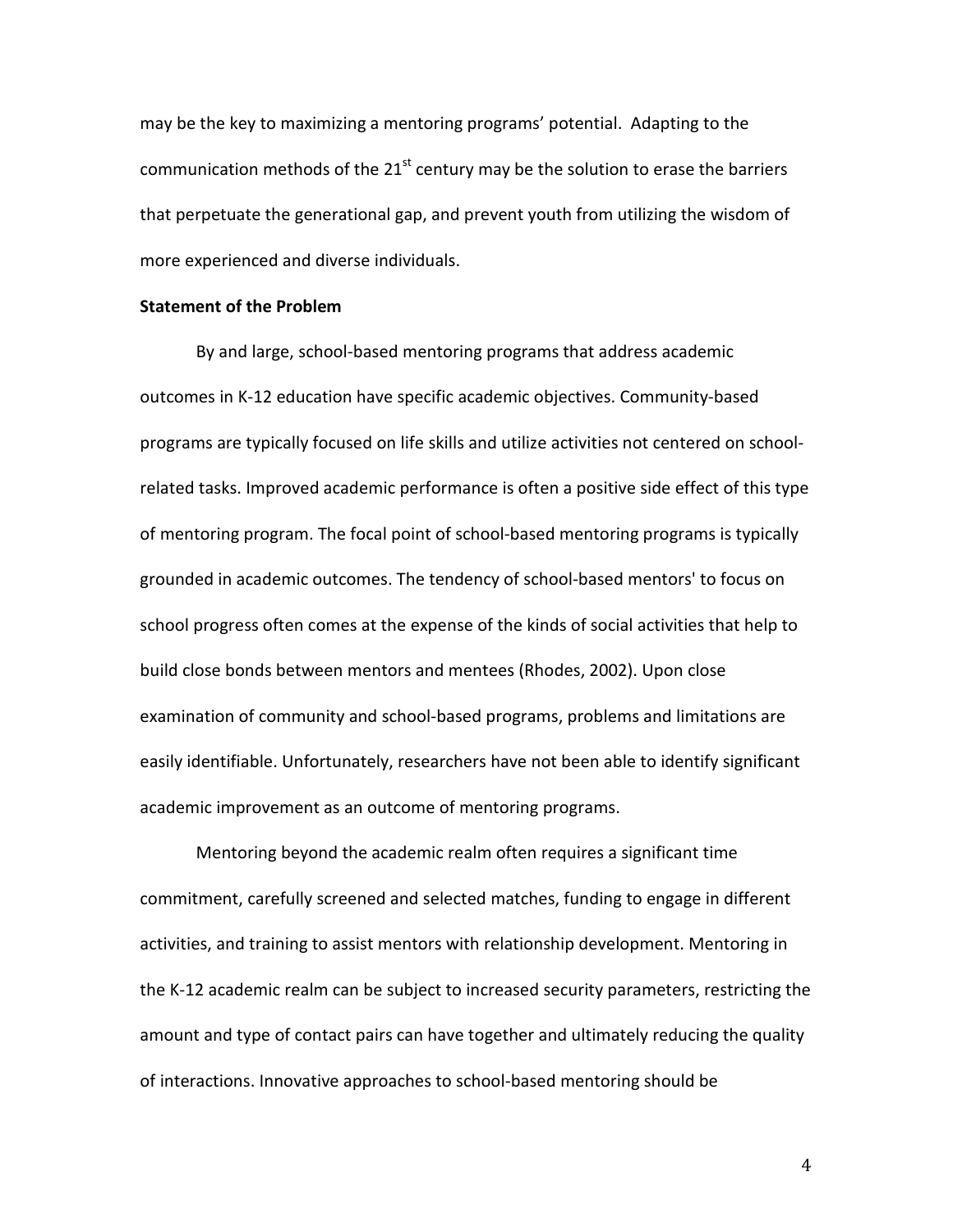may be the key to maximizing a mentoring programs' potential. Adapting to the communication methods of the 21st century may be the solution to erase the barriers that perpetuate the generational gap, and prevent youth from utilizing the wisdom of more experienced and diverse individuals.

**Statement of the Problem**

By and large, school-based mentoring programs that address academic outcomes in K-12 education have specific academic objectives. Community-based programs are typically focused on life skills and utilize activities not centered on school-related tasks. Improved academic performance is often a positive side effect of this type of mentoring program. The focal point of school-based mentoring programs is typically grounded in academic outcomes. The tendency of school-based mentors' to focus on school progress often comes at the expense of the kinds of social activities that help to build close bonds between mentors and mentees (Rhodes, 2002). Upon close examination of community and school-based programs, problems and limitations are easily identifiable. Unfortunately, researchers have not been able to identify significant academic improvement as an outcome of mentoring programs.

Mentoring beyond the academic realm often requires a significant time commitment, carefully screened and selected matches, funding to engage in different activities, and training to assist mentors with relationship development. Mentoring in the K-12 academic realm can be subject to increased security parameters, restricting the amount and type of contact pairs can have together and ultimately reducing the quality of interactions. Innovative approaches to school-based mentoring should be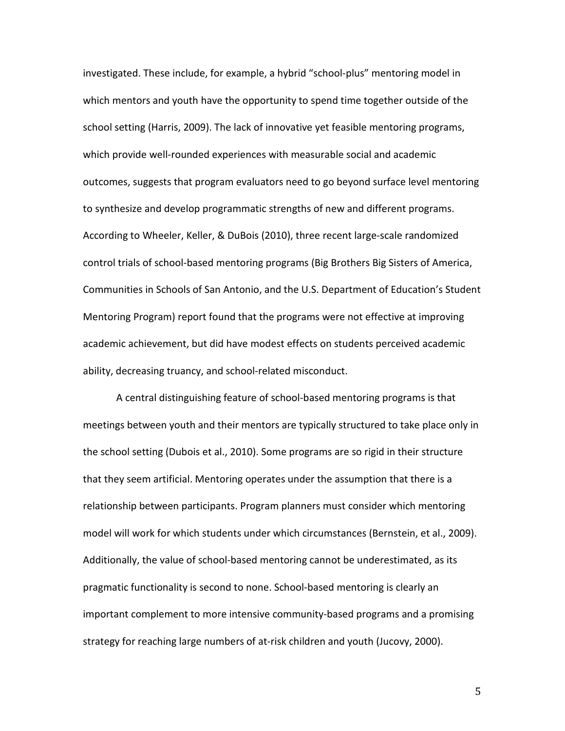investigated. These include, for example, a hybrid "school-plus" mentoring model in which mentors and youth have the opportunity to spend time together outside of the school setting (Harris, 2009). The lack of innovative yet feasible mentoring programs, which provide well-rounded experiences with measurable social and academic outcomes, suggests that program evaluators need to go beyond surface level mentoring to synthesize and develop programmatic strengths of new and different programs. According to Wheeler, Keller, & DuBois (2010), three recent large-scale randomized control trials of school-based mentoring programs (Big Brothers Big Sisters of America, Communities in Schools of San Antonio, and the U.S. Department of Education's Student Mentoring Program) report found that the programs were not effective at improving academic achievement, but did have modest effects on students perceived academic ability, decreasing truancy, and school-related misconduct.

A central distinguishing feature of school-based mentoring programs is that meetings between youth and their mentors are typically structured to take place only in the school setting (Dubois et al., 2010). Some programs are so rigid in their structure that they seem artificial. Mentoring operates under the assumption that there is a relationship between participants. Program planners must consider which mentoring model will work for which students under which circumstances (Bernstein, et al., 2009). Additionally, the value of school-based mentoring cannot be underestimated, as its pragmatic functionality is second to none. School-based mentoring is clearly an important complement to more intensive community-based programs and a promising strategy for reaching large numbers of at-risk children and youth (Jucovy, 2000).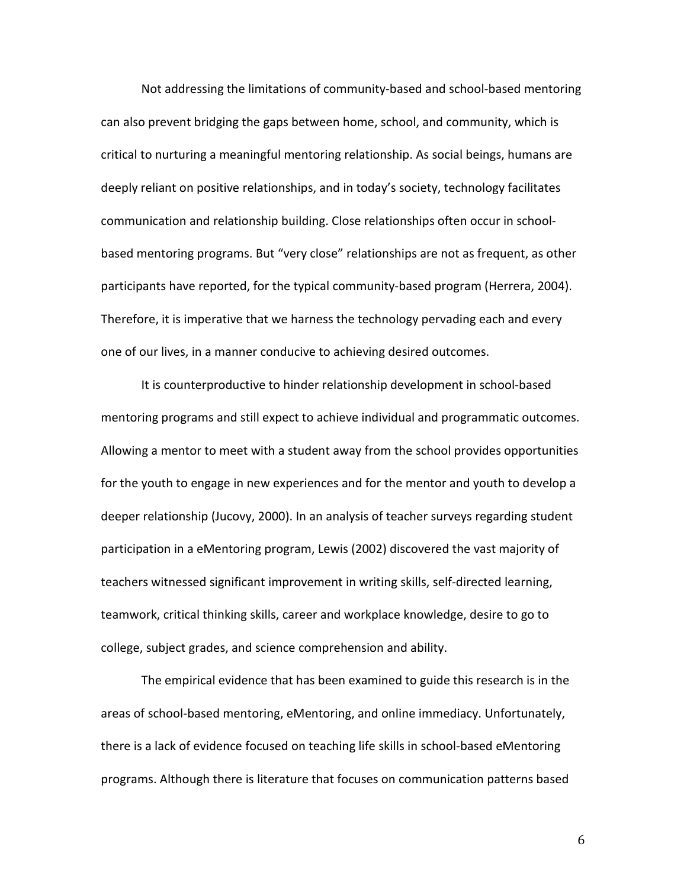Not addressing the limitations of community-based and school-based mentoring can also prevent bridging the gaps between home, school, and community, which is critical to nurturing a meaningful mentoring relationship. As social beings, humans are deeply reliant on positive relationships, and in today's society, technology facilitates communication and relationship building. Close relationships often occur in school-based mentoring programs. But "very close" relationships are not as frequent, as other participants have reported, for the typical community-based program (Herrera, 2004). Therefore, it is imperative that we harness the technology pervading each and every one of our lives, in a manner conducive to achieving desired outcomes.

It is counterproductive to hinder relationship development in school-based mentoring programs and still expect to achieve individual and programmatic outcomes. Allowing a mentor to meet with a student away from the school provides opportunities for the youth to engage in new experiences and for the mentor and youth to develop a deeper relationship (Jucovy, 2000). In an analysis of teacher surveys regarding student participation in a eMentoring program, Lewis (2002) discovered the vast majority of teachers witnessed significant improvement in writing skills, self-directed learning, teamwork, critical thinking skills, career and workplace knowledge, desire to go to college, subject grades, and science comprehension and ability.

The empirical evidence that has been examined to guide this research is in the areas of school-based mentoring, eMentoring, and online immediacy. Unfortunately, there is a lack of evidence focused on teaching life skills in school-based eMentoring programs. Although there is literature that focuses on communication patterns based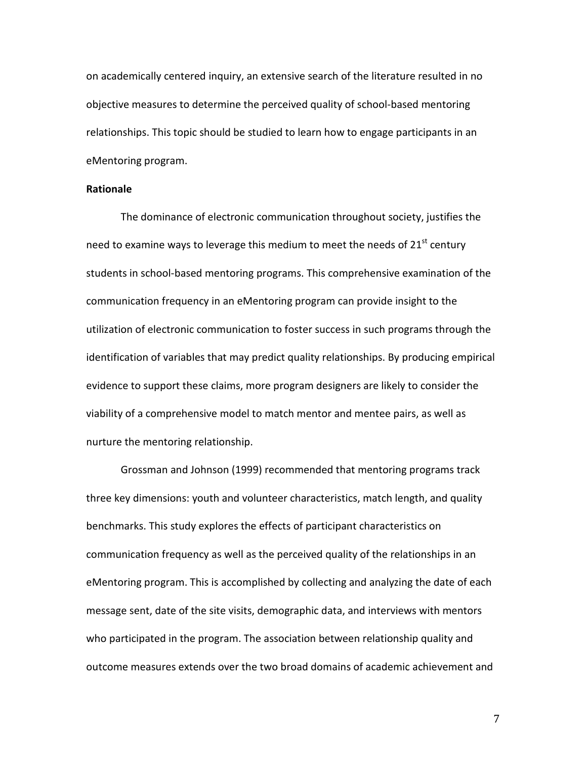on academically centered inquiry, an extensive search of the literature resulted in no objective measures to determine the perceived quality of school-based mentoring relationships. This topic should be studied to learn how to engage participants in an eMentoring program.

**Rationale**

The dominance of electronic communication throughout society, justifies the need to examine ways to leverage this medium to meet the needs of 21st century students in school-based mentoring programs. This comprehensive examination of the communication frequency in an eMentoring program can provide insight to the utilization of electronic communication to foster success in such programs through the identification of variables that may predict quality relationships. By producing empirical evidence to support these claims, more program designers are likely to consider the viability of a comprehensive model to match mentor and mentee pairs, as well as nurture the mentoring relationship.

Grossman and Johnson (1999) recommended that mentoring programs track three key dimensions: youth and volunteer characteristics, match length, and quality benchmarks. This study explores the effects of participant characteristics on communication frequency as well as the perceived quality of the relationships in an eMentoring program. This is accomplished by collecting and analyzing the date of each message sent, date of the site visits, demographic data, and interviews with mentors who participated in the program. The association between relationship quality and outcome measures extends over the two broad domains of academic achievement and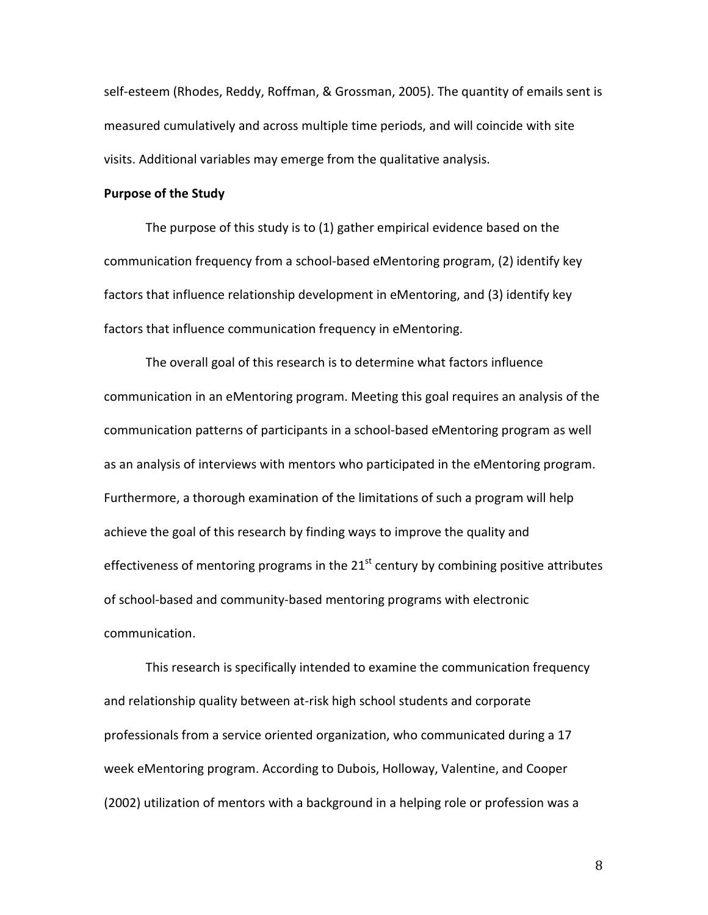self-esteem (Rhodes, Reddy, Roffman, & Grossman, 2005). The quantity of emails sent is measured cumulatively and across multiple time periods, and will coincide with site visits. Additional variables may emerge from the qualitative analysis.

**Purpose of the Study**

The purpose of this study is to (1) gather empirical evidence based on the communication frequency from a school-based eMentoring program, (2) identify key factors that influence relationship development in eMentoring, and (3) identify key factors that influence communication frequency in eMentoring.

The overall goal of this research is to determine what factors influence communication in an eMentoring program. Meeting this goal requires an analysis of the communication patterns of participants in a school-based eMentoring program as well as an analysis of interviews with mentors who participated in the eMentoring program. Furthermore, a thorough examination of the limitations of such a program will help achieve the goal of this research by finding ways to improve the quality and effectiveness of mentoring programs in the 21st century by combining positive attributes of school-based and community-based mentoring programs with electronic communication.

This research is specifically intended to examine the communication frequency and relationship quality between at-risk high school students and corporate professionals from a service oriented organization, who communicated during a 17 week eMentoring program. According to Dubois, Holloway, Valentine, and Cooper (2002) utilization of mentors with a background in a helping role or profession was a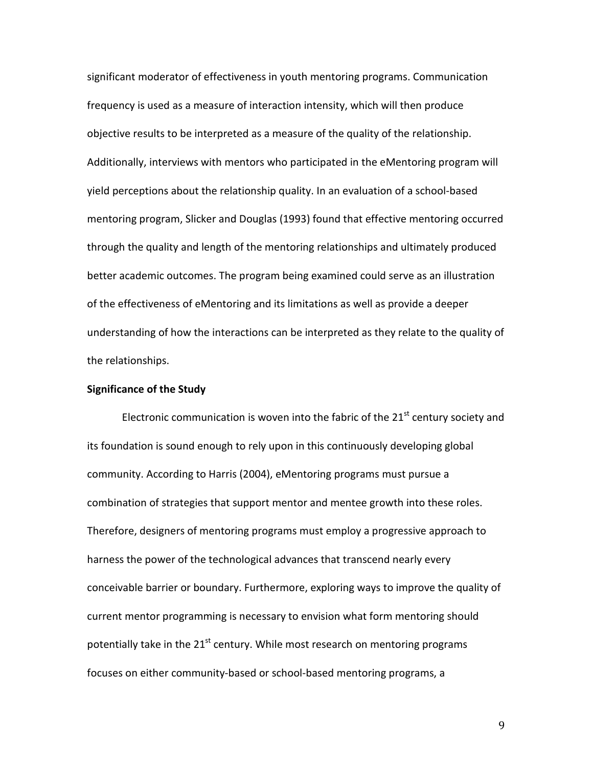significant moderator of effectiveness in youth mentoring programs. Communication frequency is used as a measure of interaction intensity, which will then produce objective results to be interpreted as a measure of the quality of the relationship. Additionally, interviews with mentors who participated in the eMentoring program will yield perceptions about the relationship quality. In an evaluation of a school-based mentoring program, Slicker and Douglas (1993) found that effective mentoring occurred through the quality and length of the mentoring relationships and ultimately produced better academic outcomes. The program being examined could serve as an illustration of the effectiveness of eMentoring and its limitations as well as provide a deeper understanding of how the interactions can be interpreted as they relate to the quality of the relationships.

**Significance of the Study**

Electronic communication is woven into the fabric of the 21st century society and its foundation is sound enough to rely upon in this continuously developing global community. According to Harris (2004), eMentoring programs must pursue a combination of strategies that support mentor and mentee growth into these roles. Therefore, designers of mentoring programs must employ a progressive approach to harness the power of the technological advances that transcend nearly every conceivable barrier or boundary. Furthermore, exploring ways to improve the quality of current mentor programming is necessary to envision what form mentoring should potentially take in the 21st century. While most research on mentoring programs focuses on either community-based or school-based mentoring programs, a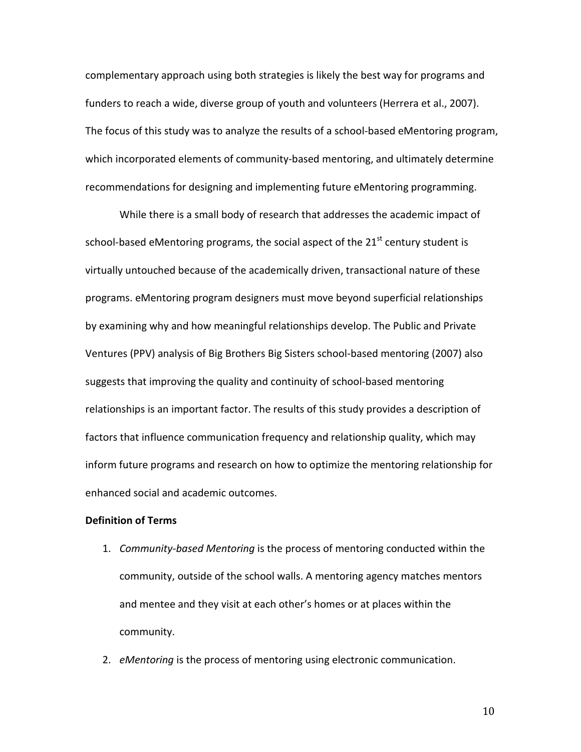complementary approach using both strategies is likely the best way for programs and funders to reach a wide, diverse group of youth and volunteers (Herrera et al., 2007). The focus of this study was to analyze the results of a school-based eMentoring program, which incorporated elements of community-based mentoring, and ultimately determine recommendations for designing and implementing future eMentoring programming.

While there is a small body of research that addresses the academic impact of school-based eMentoring programs, the social aspect of the 21st century student is virtually untouched because of the academically driven, transactional nature of these programs. eMentoring program designers must move beyond superficial relationships by examining why and how meaningful relationships develop. The Public and Private Ventures (PPV) analysis of Big Brothers Big Sisters school-based mentoring (2007) also suggests that improving the quality and continuity of school-based mentoring relationships is an important factor. The results of this study provides a description of factors that influence communication frequency and relationship quality, which may inform future programs and research on how to optimize the mentoring relationship for enhanced social and academic outcomes.

**Definition of Terms**

1. *Community-based Mentoring* is the process of mentoring conducted within the community, outside of the school walls. A mentoring agency matches mentors and mentee and they visit at each other's homes or at places within the community.
2. *eMentoring* is the process of mentoring using electronic communication.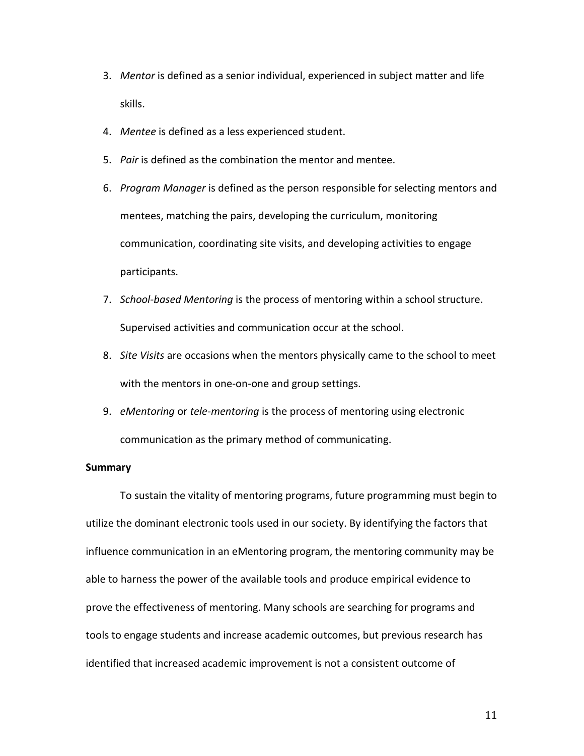3. *Mentor* is defined as a senior individual, experienced in subject matter and life skills.
4. *Mentee* is defined as a less experienced student.
5. *Pair* is defined as the combination the mentor and mentee.
6. *Program Manager* is defined as the person responsible for selecting mentors and mentees, matching the pairs, developing the curriculum, monitoring communication, coordinating site visits, and developing activities to engage participants.
7. *School-based Mentoring* is the process of mentoring within a school structure. Supervised activities and communication occur at the school.
8. *Site Visits* are occasions when the mentors physically came to the school to meet with the mentors in one-on-one and group settings.
9. *eMentoring* or *tele-mentoring* is the process of mentoring using electronic communication as the primary method of communicating.

**Summary**

To sustain the vitality of mentoring programs, future programming must begin to utilize the dominant electronic tools used in our society. By identifying the factors that influence communication in an eMentoring program, the mentoring community may be able to harness the power of the available tools and produce empirical evidence to prove the effectiveness of mentoring. Many schools are searching for programs and tools to engage students and increase academic outcomes, but previous research has identified that increased academic improvement is not a consistent outcome of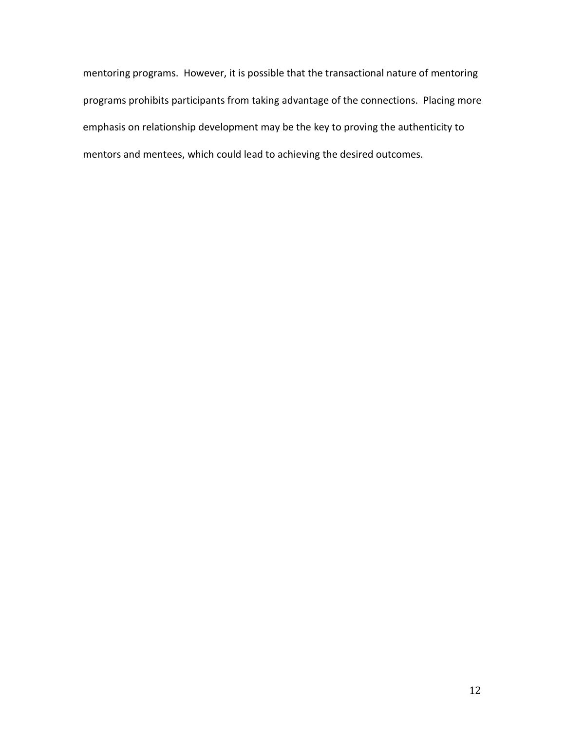mentoring programs. However, it is possible that the transactional nature of mentoring programs prohibits participants from taking advantage of the connections. Placing more emphasis on relationship development may be the key to proving the authenticity to mentors and mentees, which could lead to achieving the desired outcomes.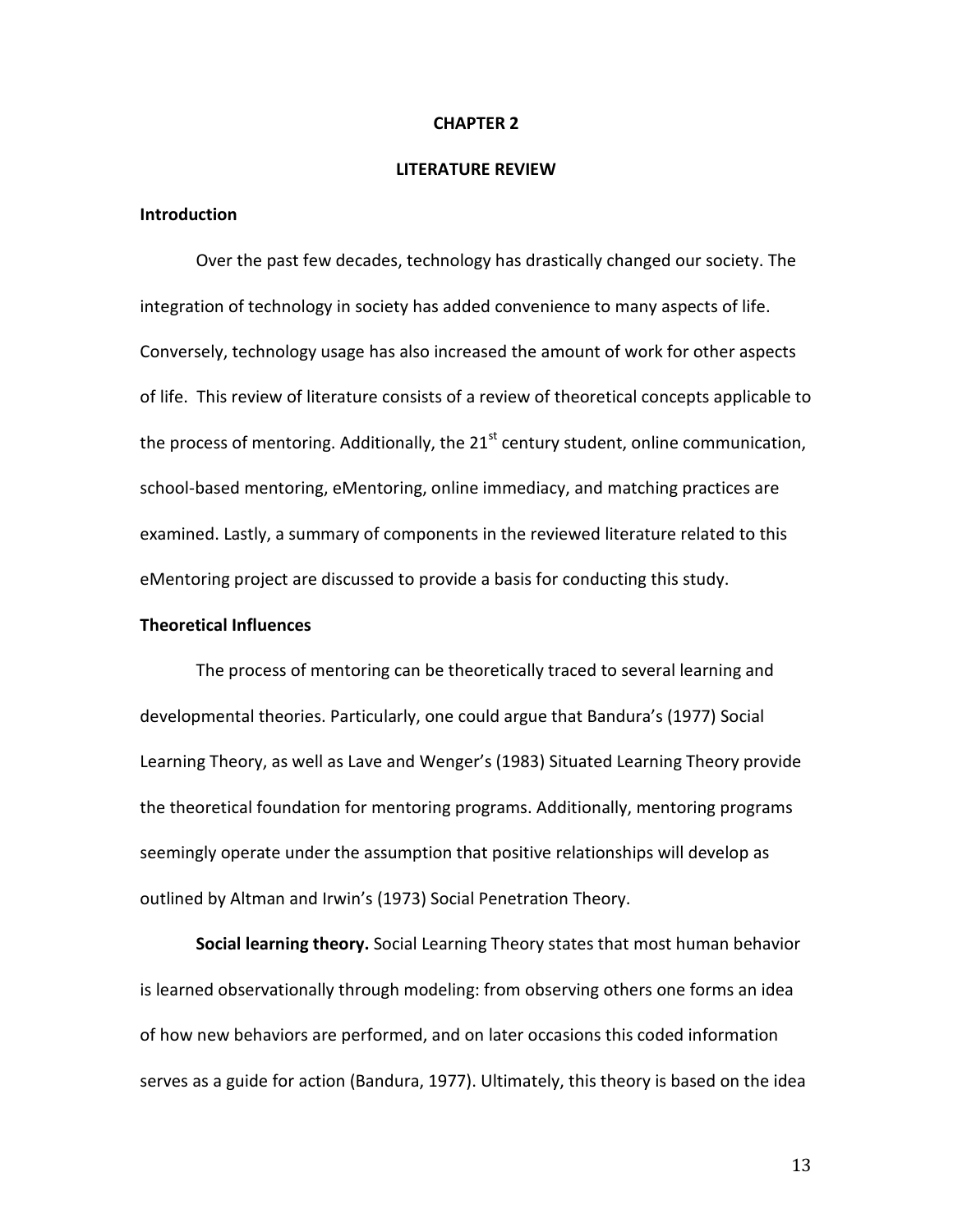# CHAPTER 2

# LITERATURE REVIEW

## Introduction

Over the past few decades, technology has drastically changed our society. The integration of technology in society has added convenience to many aspects of life. Conversely, technology usage has also increased the amount of work for other aspects of life. This review of literature consists of a review of theoretical concepts applicable to the process of mentoring. Additionally, the 21st century student, online communication, school-based mentoring, eMentoring, online immediacy, and matching practices are examined. Lastly, a summary of components in the reviewed literature related to this eMentoring project are discussed to provide a basis for conducting this study.

## Theoretical Influences

The process of mentoring can be theoretically traced to several learning and developmental theories. Particularly, one could argue that Bandura's (1977) Social Learning Theory, as well as Lave and Wenger's (1983) Situated Learning Theory provide the theoretical foundation for mentoring programs. Additionally, mentoring programs seemingly operate under the assumption that positive relationships will develop as outlined by Altman and Irwin's (1973) Social Penetration Theory.

**Social learning theory.** Social Learning Theory states that most human behavior is learned observationally through modeling: from observing others one forms an idea of how new behaviors are performed, and on later occasions this coded information serves as a guide for action (Bandura, 1977). Ultimately, this theory is based on the idea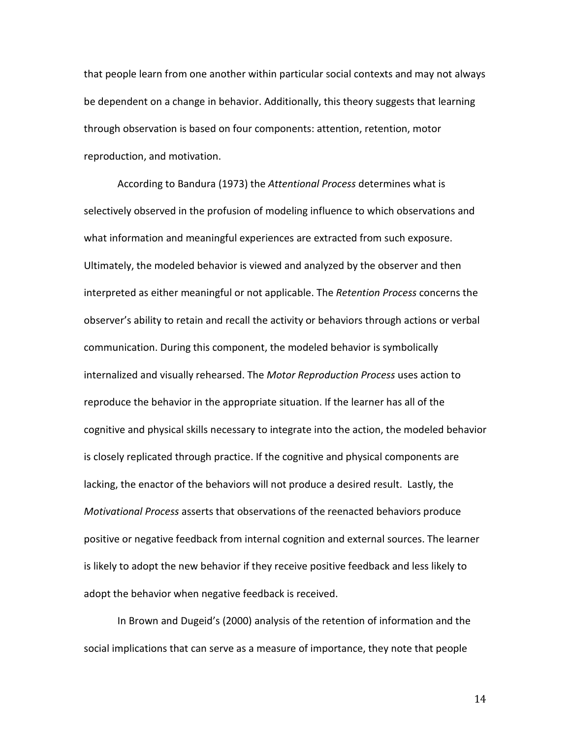that people learn from one another within particular social contexts and may not always be dependent on a change in behavior. Additionally, this theory suggests that learning through observation is based on four components: attention, retention, motor reproduction, and motivation.

According to Bandura (1973) the *Attentional Process* determines what is selectively observed in the profusion of modeling influence to which observations and what information and meaningful experiences are extracted from such exposure. Ultimately, the modeled behavior is viewed and analyzed by the observer and then interpreted as either meaningful or not applicable. The *Retention Process* concerns the observer's ability to retain and recall the activity or behaviors through actions or verbal communication. During this component, the modeled behavior is symbolically internalized and visually rehearsed. The *Motor Reproduction Process* uses action to reproduce the behavior in the appropriate situation. If the learner has all of the cognitive and physical skills necessary to integrate into the action, the modeled behavior is closely replicated through practice. If the cognitive and physical components are lacking, the enactor of the behaviors will not produce a desired result. Lastly, the *Motivational Process* asserts that observations of the reenacted behaviors produce positive or negative feedback from internal cognition and external sources. The learner is likely to adopt the new behavior if they receive positive feedback and less likely to adopt the behavior when negative feedback is received.

In Brown and Dugeid's (2000) analysis of the retention of information and the social implications that can serve as a measure of importance, they note that people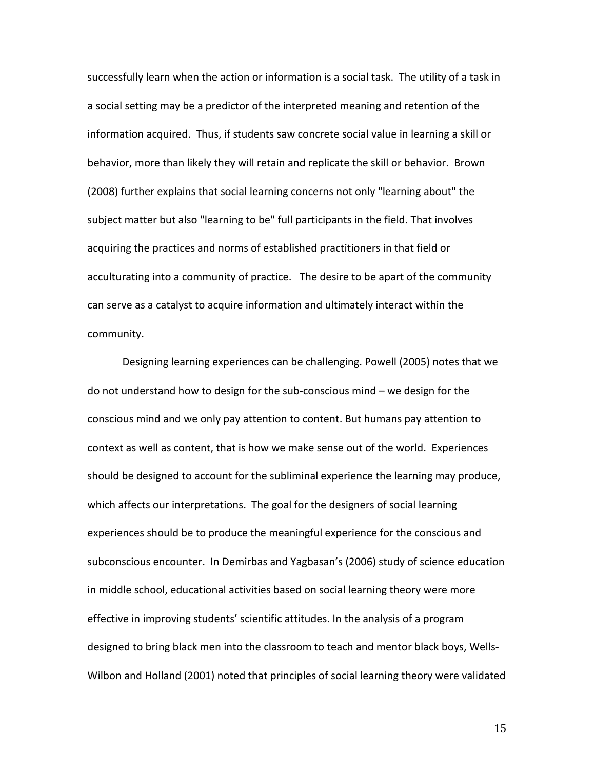successfully learn when the action or information is a social task. The utility of a task in a social setting may be a predictor of the interpreted meaning and retention of the information acquired. Thus, if students saw concrete social value in learning a skill or behavior, more than likely they will retain and replicate the skill or behavior. Brown (2008) further explains that social learning concerns not only "learning about" the subject matter but also "learning to be" full participants in the field. That involves acquiring the practices and norms of established practitioners in that field or acculturating into a community of practice. The desire to be apart of the community can serve as a catalyst to acquire information and ultimately interact within the community.

Designing learning experiences can be challenging. Powell (2005) notes that we do not understand how to design for the sub-conscious mind – we design for the conscious mind and we only pay attention to content. But humans pay attention to context as well as content, that is how we make sense out of the world. Experiences should be designed to account for the subliminal experience the learning may produce, which affects our interpretations. The goal for the designers of social learning experiences should be to produce the meaningful experience for the conscious and subconscious encounter. In Demirbas and Yagbasan's (2006) study of science education in middle school, educational activities based on social learning theory were more effective in improving students' scientific attitudes. In the analysis of a program designed to bring black men into the classroom to teach and mentor black boys, Wells-Wilbon and Holland (2001) noted that principles of social learning theory were validated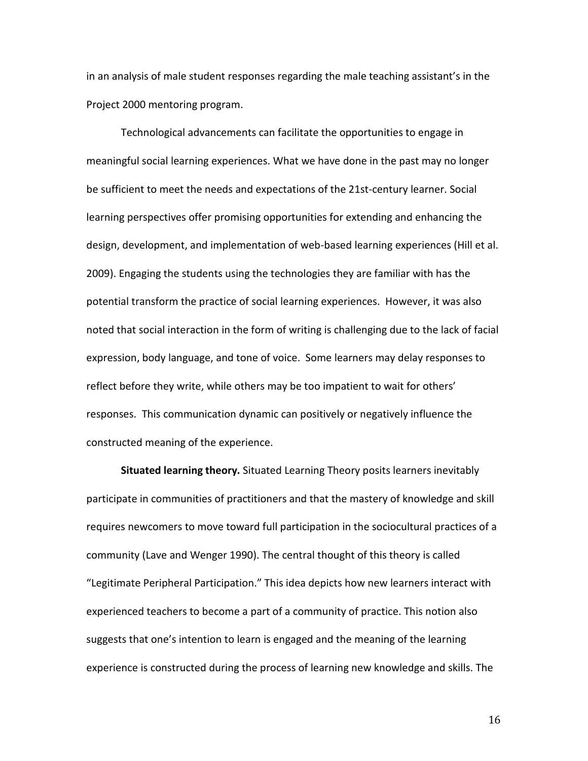in an analysis of male student responses regarding the male teaching assistant's in the Project 2000 mentoring program.

Technological advancements can facilitate the opportunities to engage in meaningful social learning experiences. What we have done in the past may no longer be sufficient to meet the needs and expectations of the 21st-century learner. Social learning perspectives offer promising opportunities for extending and enhancing the design, development, and implementation of web-based learning experiences (Hill et al. 2009). Engaging the students using the technologies they are familiar with has the potential transform the practice of social learning experiences. However, it was also noted that social interaction in the form of writing is challenging due to the lack of facial expression, body language, and tone of voice. Some learners may delay responses to reflect before they write, while others may be too impatient to wait for others' responses. This communication dynamic can positively or negatively influence the constructed meaning of the experience.

**Situated learning theory.** Situated Learning Theory posits learners inevitably participate in communities of practitioners and that the mastery of knowledge and skill requires newcomers to move toward full participation in the sociocultural practices of a community (Lave and Wenger 1990). The central thought of this theory is called "Legitimate Peripheral Participation." This idea depicts how new learners interact with experienced teachers to become a part of a community of practice. This notion also suggests that one's intention to learn is engaged and the meaning of the learning experience is constructed during the process of learning new knowledge and skills. The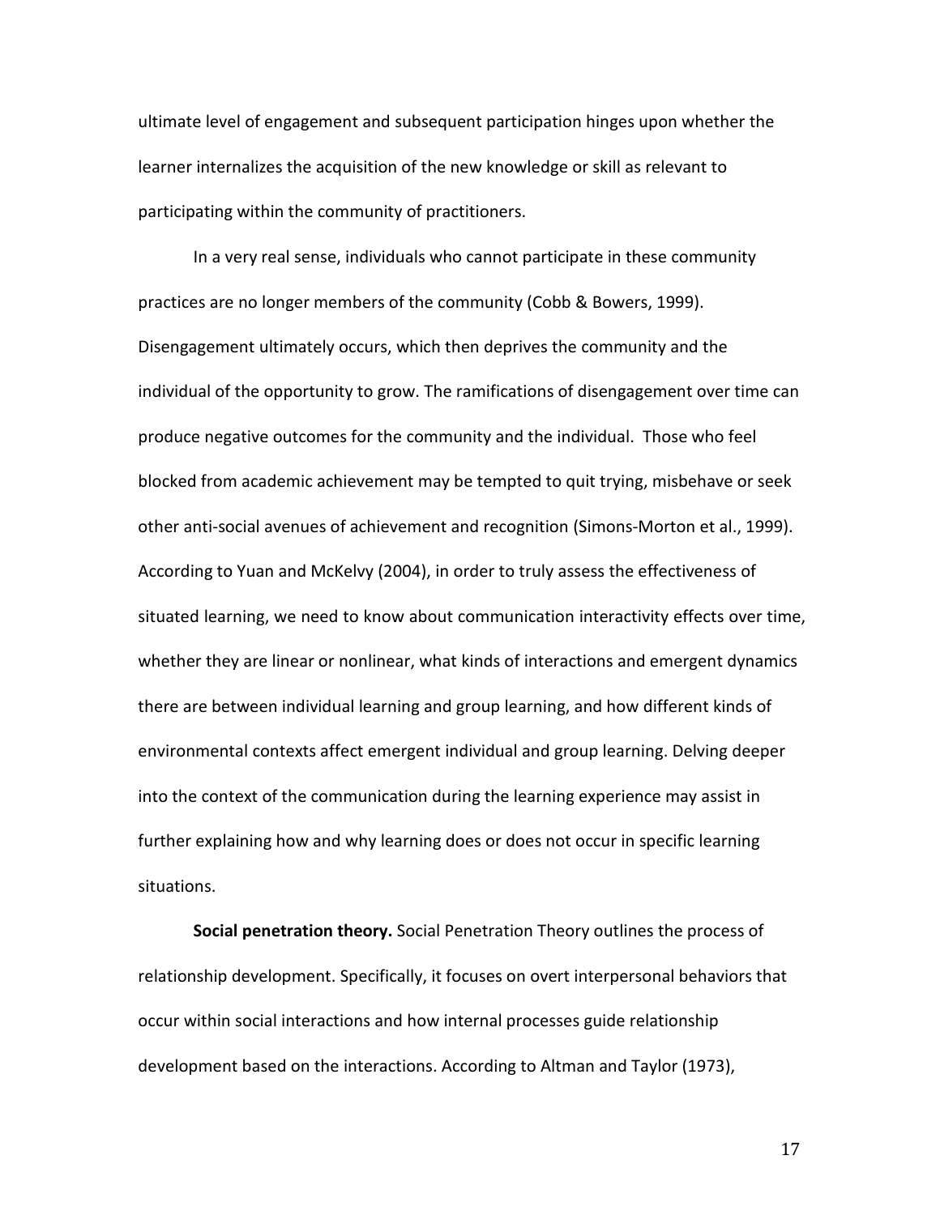ultimate level of engagement and subsequent participation hinges upon whether the learner internalizes the acquisition of the new knowledge or skill as relevant to participating within the community of practitioners.

In a very real sense, individuals who cannot participate in these community practices are no longer members of the community (Cobb & Bowers, 1999). Disengagement ultimately occurs, which then deprives the community and the individual of the opportunity to grow. The ramifications of disengagement over time can produce negative outcomes for the community and the individual. Those who feel blocked from academic achievement may be tempted to quit trying, misbehave or seek other anti-social avenues of achievement and recognition (Simons-Morton et al., 1999). According to Yuan and McKelvy (2004), in order to truly assess the effectiveness of situated learning, we need to know about communication interactivity effects over time, whether they are linear or nonlinear, what kinds of interactions and emergent dynamics there are between individual learning and group learning, and how different kinds of environmental contexts affect emergent individual and group learning. Delving deeper into the context of the communication during the learning experience may assist in further explaining how and why learning does or does not occur in specific learning situations.

**Social penetration theory.** Social Penetration Theory outlines the process of relationship development. Specifically, it focuses on overt interpersonal behaviors that occur within social interactions and how internal processes guide relationship development based on the interactions. According to Altman and Taylor (1973),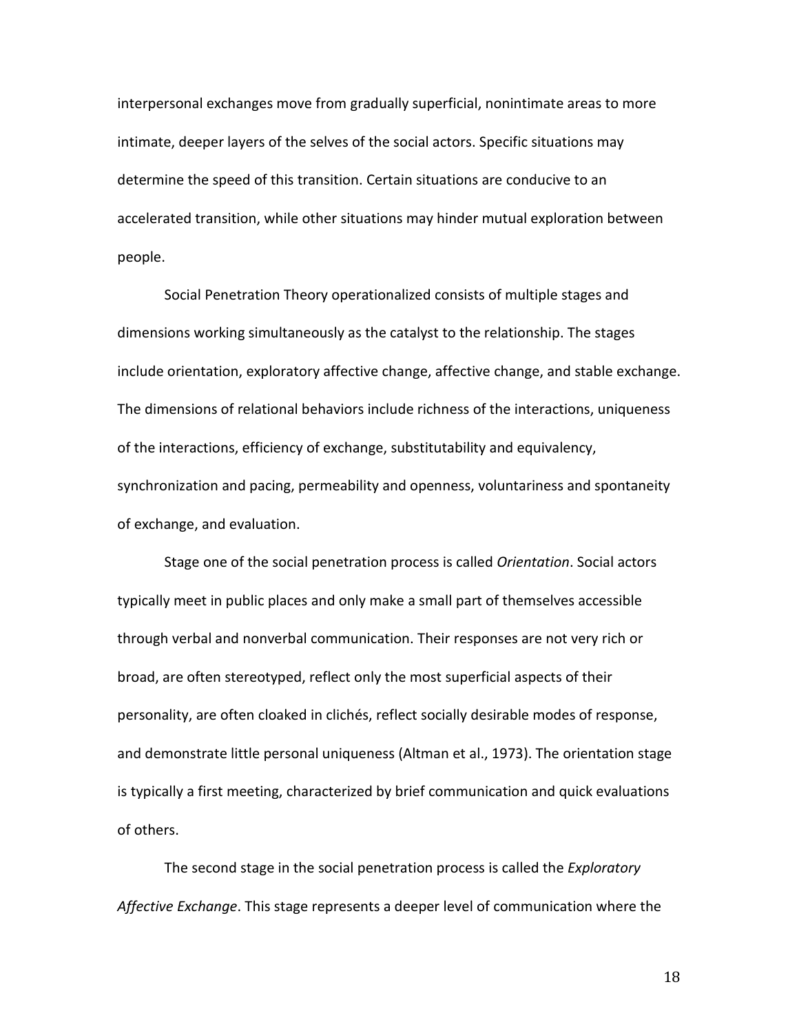interpersonal exchanges move from gradually superficial, nonintimate areas to more intimate, deeper layers of the selves of the social actors. Specific situations may determine the speed of this transition. Certain situations are conducive to an accelerated transition, while other situations may hinder mutual exploration between people.

Social Penetration Theory operationalized consists of multiple stages and dimensions working simultaneously as the catalyst to the relationship. The stages include orientation, exploratory affective change, affective change, and stable exchange. The dimensions of relational behaviors include richness of the interactions, uniqueness of the interactions, efficiency of exchange, substitutability and equivalency, synchronization and pacing, permeability and openness, voluntariness and spontaneity of exchange, and evaluation.

Stage one of the social penetration process is called *Orientation*. Social actors typically meet in public places and only make a small part of themselves accessible through verbal and nonverbal communication. Their responses are not very rich or broad, are often stereotyped, reflect only the most superficial aspects of their personality, are often cloaked in clichés, reflect socially desirable modes of response, and demonstrate little personal uniqueness (Altman et al., 1973). The orientation stage is typically a first meeting, characterized by brief communication and quick evaluations of others.

The second stage in the social penetration process is called the *Exploratory Affective Exchange*. This stage represents a deeper level of communication where the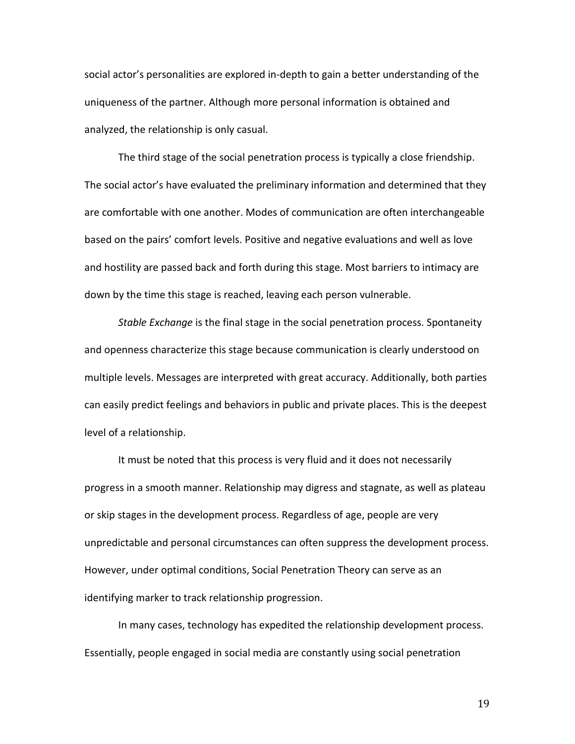social actor's personalities are explored in-depth to gain a better understanding of the uniqueness of the partner. Although more personal information is obtained and analyzed, the relationship is only casual.

The third stage of the social penetration process is typically a close friendship. The social actor's have evaluated the preliminary information and determined that they are comfortable with one another. Modes of communication are often interchangeable based on the pairs' comfort levels. Positive and negative evaluations and well as love and hostility are passed back and forth during this stage. Most barriers to intimacy are down by the time this stage is reached, leaving each person vulnerable.

*Stable Exchange* is the final stage in the social penetration process. Spontaneity and openness characterize this stage because communication is clearly understood on multiple levels. Messages are interpreted with great accuracy. Additionally, both parties can easily predict feelings and behaviors in public and private places. This is the deepest level of a relationship.

It must be noted that this process is very fluid and it does not necessarily progress in a smooth manner. Relationship may digress and stagnate, as well as plateau or skip stages in the development process. Regardless of age, people are very unpredictable and personal circumstances can often suppress the development process. However, under optimal conditions, Social Penetration Theory can serve as an identifying marker to track relationship progression.

In many cases, technology has expedited the relationship development process. Essentially, people engaged in social media are constantly using social penetration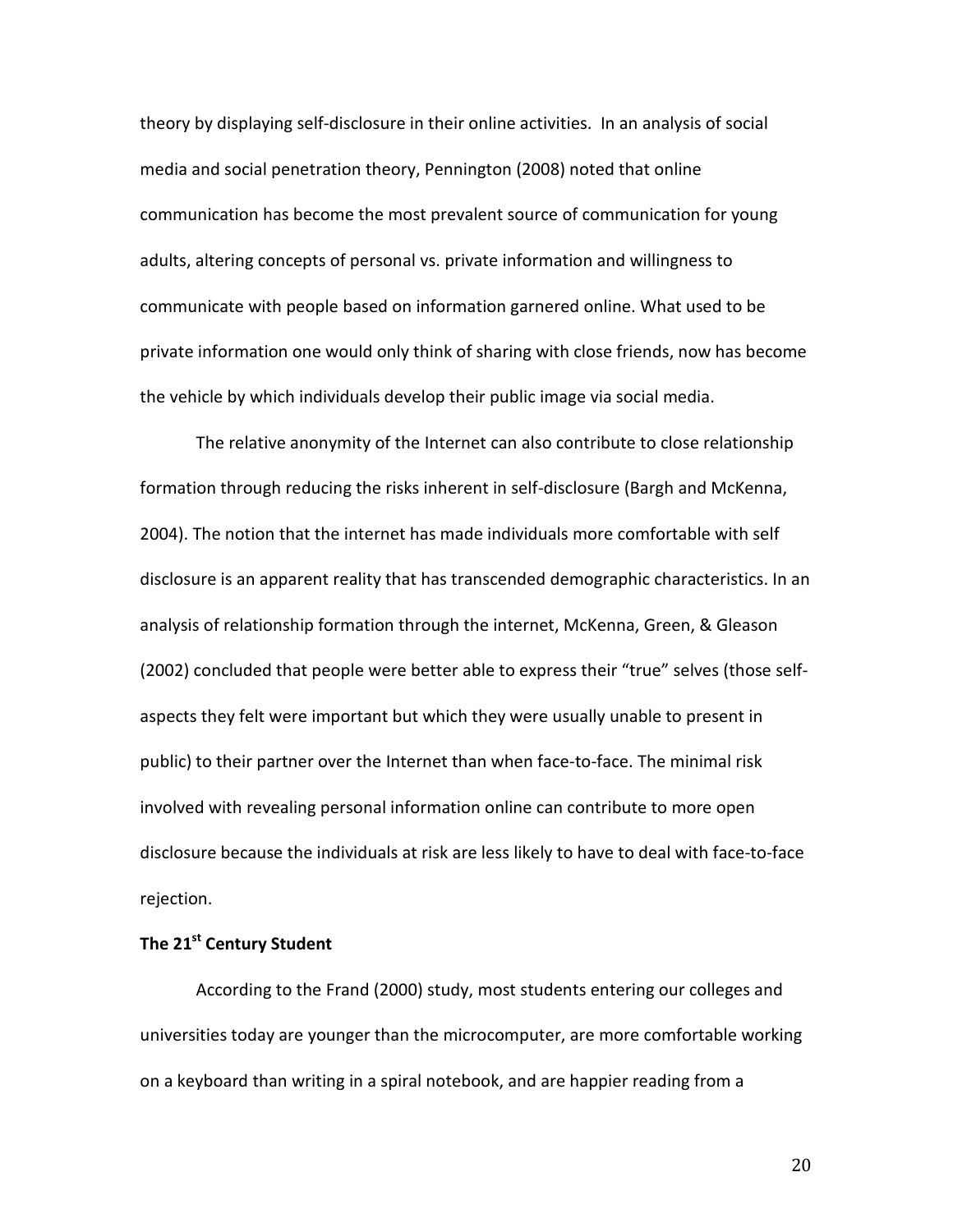theory by displaying self-disclosure in their online activities.  In an analysis of social media and social penetration theory, Pennington (2008) noted that online communication has become the most prevalent source of communication for young adults, altering concepts of personal vs. private information and willingness to communicate with people based on information garnered online. What used to be private information one would only think of sharing with close friends, now has become the vehicle by which individuals develop their public image via social media.

The relative anonymity of the Internet can also contribute to close relationship formation through reducing the risks inherent in self-disclosure (Bargh and McKenna, 2004). The notion that the internet has made individuals more comfortable with self disclosure is an apparent reality that has transcended demographic characteristics. In an analysis of relationship formation through the internet, McKenna, Green, & Gleason (2002) concluded that people were better able to express their "true" selves (those self-aspects they felt were important but which they were usually unable to present in public) to their partner over the Internet than when face-to-face. The minimal risk involved with revealing personal information online can contribute to more open disclosure because the individuals at risk are less likely to have to deal with face-to-face rejection.

### The 21st Century Student

According to the Frand (2000) study, most students entering our colleges and universities today are younger than the microcomputer, are more comfortable working on a keyboard than writing in a spiral notebook, and are happier reading from a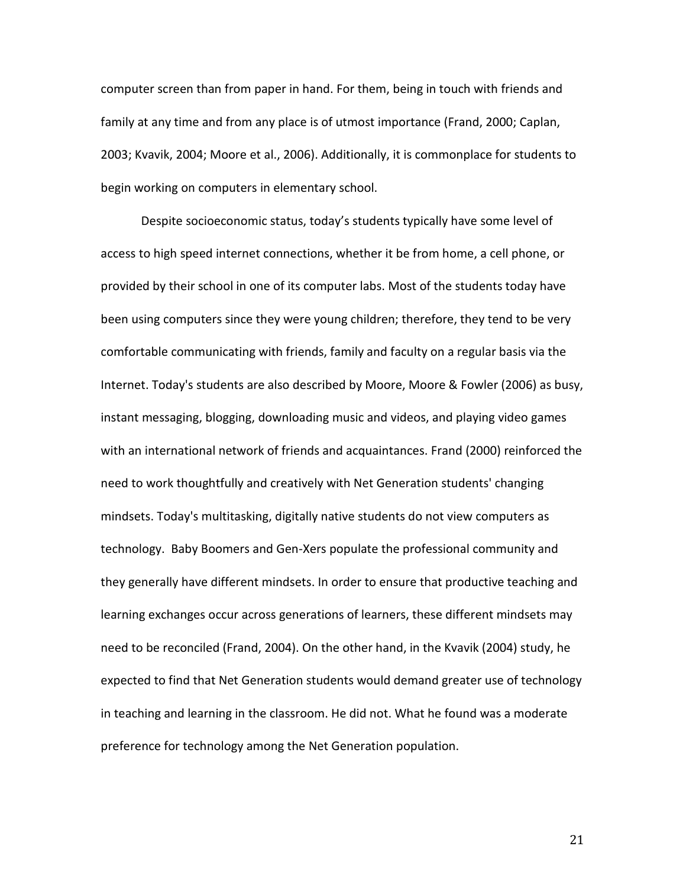computer screen than from paper in hand. For them, being in touch with friends and family at any time and from any place is of utmost importance (Frand, 2000; Caplan, 2003; Kvavik, 2004; Moore et al., 2006). Additionally, it is commonplace for students to begin working on computers in elementary school.

Despite socioeconomic status, today's students typically have some level of access to high speed internet connections, whether it be from home, a cell phone, or provided by their school in one of its computer labs. Most of the students today have been using computers since they were young children; therefore, they tend to be very comfortable communicating with friends, family and faculty on a regular basis via the Internet. Today's students are also described by Moore, Moore & Fowler (2006) as busy, instant messaging, blogging, downloading music and videos, and playing video games with an international network of friends and acquaintances. Frand (2000) reinforced the need to work thoughtfully and creatively with Net Generation students' changing mindsets. Today's multitasking, digitally native students do not view computers as technology. Baby Boomers and Gen-Xers populate the professional community and they generally have different mindsets. In order to ensure that productive teaching and learning exchanges occur across generations of learners, these different mindsets may need to be reconciled (Frand, 2004). On the other hand, in the Kvavik (2004) study, he expected to find that Net Generation students would demand greater use of technology in teaching and learning in the classroom. He did not. What he found was a moderate preference for technology among the Net Generation population.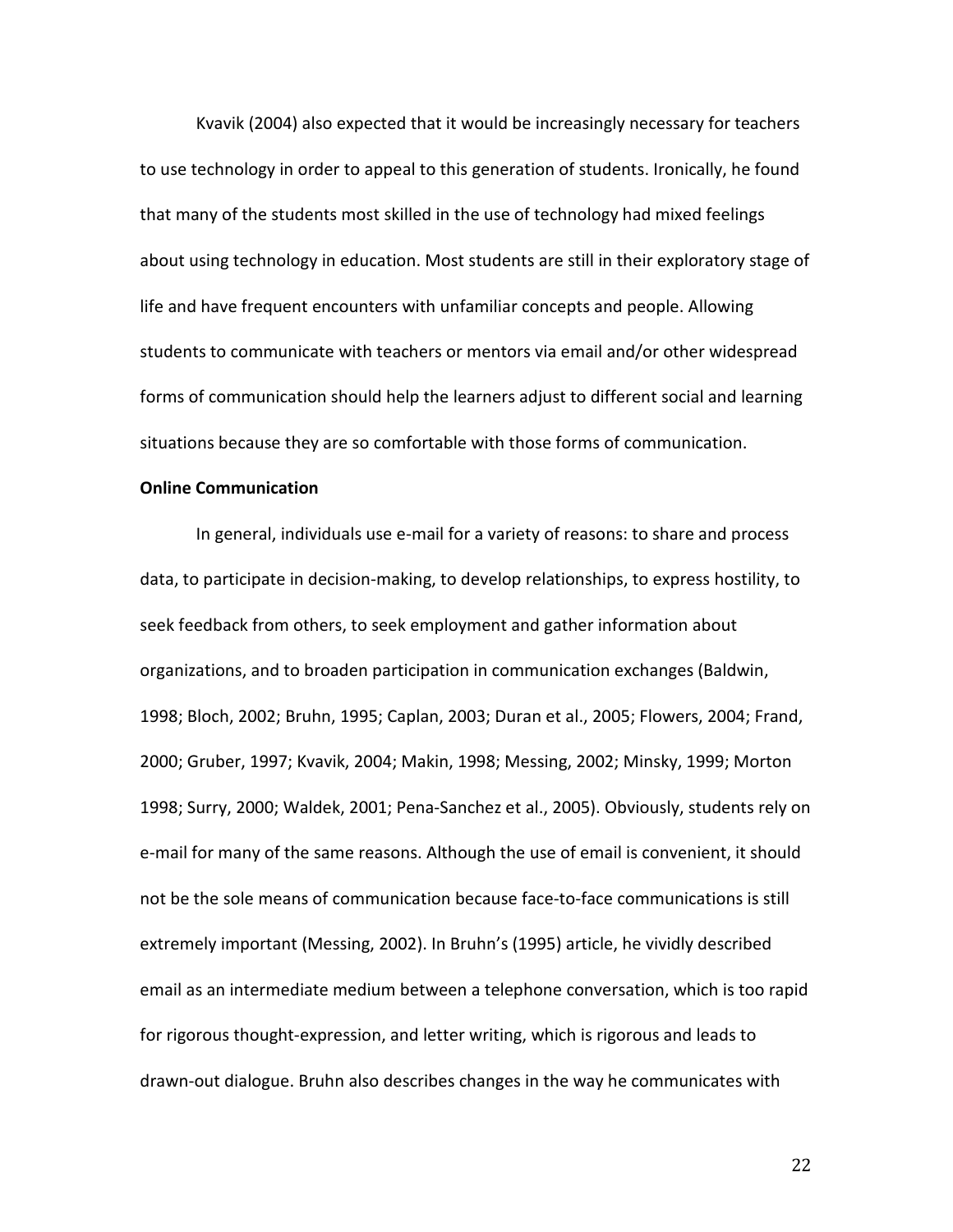Kvavik (2004) also expected that it would be increasingly necessary for teachers to use technology in order to appeal to this generation of students. Ironically, he found that many of the students most skilled in the use of technology had mixed feelings about using technology in education. Most students are still in their exploratory stage of life and have frequent encounters with unfamiliar concepts and people. Allowing students to communicate with teachers or mentors via email and/or other widespread forms of communication should help the learners adjust to different social and learning situations because they are so comfortable with those forms of communication.

**Online Communication**

In general, individuals use e-mail for a variety of reasons: to share and process data, to participate in decision-making, to develop relationships, to express hostility, to seek feedback from others, to seek employment and gather information about organizations, and to broaden participation in communication exchanges (Baldwin, 1998; Bloch, 2002; Bruhn, 1995; Caplan, 2003; Duran et al., 2005; Flowers, 2004; Frand, 2000; Gruber, 1997; Kvavik, 2004; Makin, 1998; Messing, 2002; Minsky, 1999; Morton 1998; Surry, 2000; Waldek, 2001; Pena-Sanchez et al., 2005). Obviously, students rely on e-mail for many of the same reasons. Although the use of email is convenient, it should not be the sole means of communication because face-to-face communications is still extremely important (Messing, 2002). In Bruhn's (1995) article, he vividly described email as an intermediate medium between a telephone conversation, which is too rapid for rigorous thought-expression, and letter writing, which is rigorous and leads to drawn-out dialogue. Bruhn also describes changes in the way he communicates with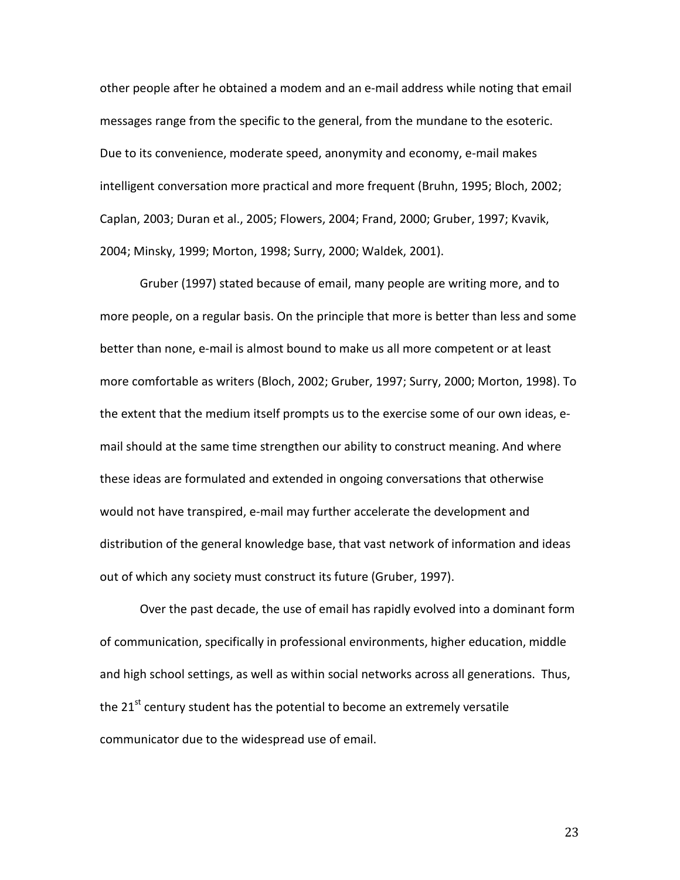other people after he obtained a modem and an e-mail address while noting that email messages range from the specific to the general, from the mundane to the esoteric. Due to its convenience, moderate speed, anonymity and economy, e-mail makes intelligent conversation more practical and more frequent (Bruhn, 1995; Bloch, 2002; Caplan, 2003; Duran et al., 2005; Flowers, 2004; Frand, 2000; Gruber, 1997; Kvavik, 2004; Minsky, 1999; Morton, 1998; Surry, 2000; Waldek, 2001).

Gruber (1997) stated because of email, many people are writing more, and to more people, on a regular basis. On the principle that more is better than less and some better than none, e-mail is almost bound to make us all more competent or at least more comfortable as writers (Bloch, 2002; Gruber, 1997; Surry, 2000; Morton, 1998). To the extent that the medium itself prompts us to the exercise some of our own ideas, e-mail should at the same time strengthen our ability to construct meaning. And where these ideas are formulated and extended in ongoing conversations that otherwise would not have transpired, e-mail may further accelerate the development and distribution of the general knowledge base, that vast network of information and ideas out of which any society must construct its future (Gruber, 1997).

Over the past decade, the use of email has rapidly evolved into a dominant form of communication, specifically in professional environments, higher education, middle and high school settings, as well as within social networks across all generations. Thus, the 21st century student has the potential to become an extremely versatile communicator due to the widespread use of email.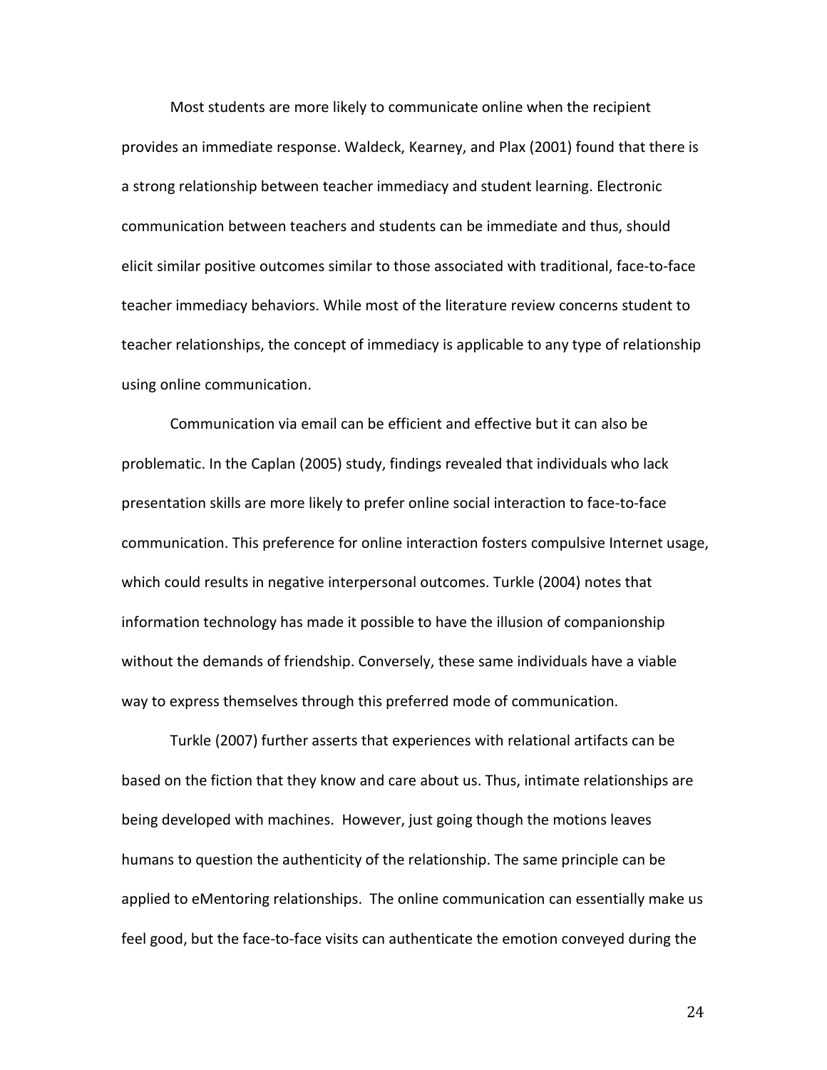Most students are more likely to communicate online when the recipient provides an immediate response. Waldeck, Kearney, and Plax (2001) found that there is a strong relationship between teacher immediacy and student learning. Electronic communication between teachers and students can be immediate and thus, should elicit similar positive outcomes similar to those associated with traditional, face-to-face teacher immediacy behaviors. While most of the literature review concerns student to teacher relationships, the concept of immediacy is applicable to any type of relationship using online communication.

Communication via email can be efficient and effective but it can also be problematic. In the Caplan (2005) study, findings revealed that individuals who lack presentation skills are more likely to prefer online social interaction to face-to-face communication. This preference for online interaction fosters compulsive Internet usage, which could results in negative interpersonal outcomes. Turkle (2004) notes that information technology has made it possible to have the illusion of companionship without the demands of friendship. Conversely, these same individuals have a viable way to express themselves through this preferred mode of communication.

Turkle (2007) further asserts that experiences with relational artifacts can be based on the fiction that they know and care about us. Thus, intimate relationships are being developed with machines. However, just going though the motions leaves humans to question the authenticity of the relationship. The same principle can be applied to eMentoring relationships. The online communication can essentially make us feel good, but the face-to-face visits can authenticate the emotion conveyed during the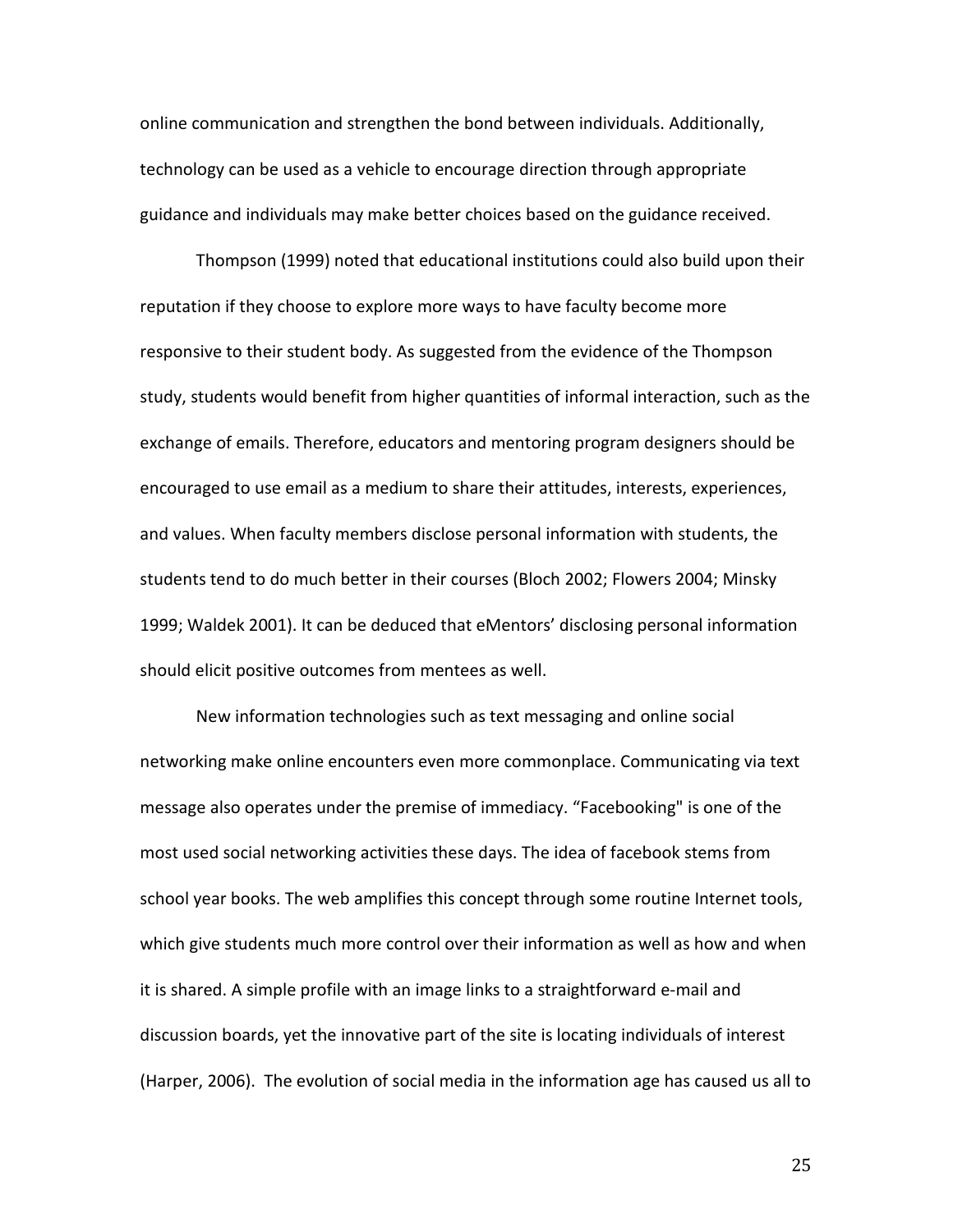online communication and strengthen the bond between individuals. Additionally, technology can be used as a vehicle to encourage direction through appropriate guidance and individuals may make better choices based on the guidance received.

Thompson (1999) noted that educational institutions could also build upon their reputation if they choose to explore more ways to have faculty become more responsive to their student body. As suggested from the evidence of the Thompson study, students would benefit from higher quantities of informal interaction, such as the exchange of emails. Therefore, educators and mentoring program designers should be encouraged to use email as a medium to share their attitudes, interests, experiences, and values. When faculty members disclose personal information with students, the students tend to do much better in their courses (Bloch 2002; Flowers 2004; Minsky 1999; Waldek 2001). It can be deduced that eMentors' disclosing personal information should elicit positive outcomes from mentees as well.

New information technologies such as text messaging and online social networking make online encounters even more commonplace. Communicating via text message also operates under the premise of immediacy. "Facebooking" is one of the most used social networking activities these days. The idea of facebook stems from school year books. The web amplifies this concept through some routine Internet tools, which give students much more control over their information as well as how and when it is shared. A simple profile with an image links to a straightforward e-mail and discussion boards, yet the innovative part of the site is locating individuals of interest (Harper, 2006). The evolution of social media in the information age has caused us all to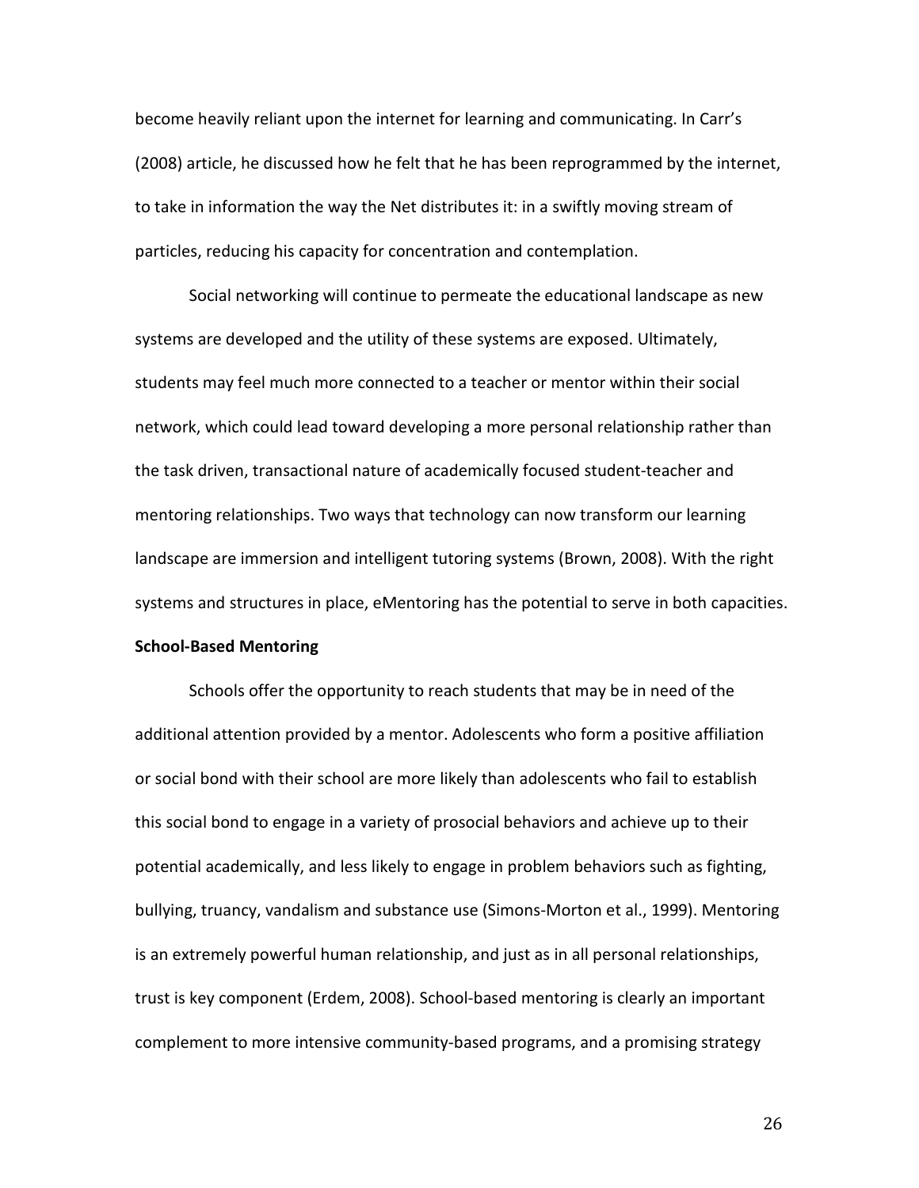become heavily reliant upon the internet for learning and communicating. In Carr's (2008) article, he discussed how he felt that he has been reprogrammed by the internet, to take in information the way the Net distributes it: in a swiftly moving stream of particles, reducing his capacity for concentration and contemplation.

Social networking will continue to permeate the educational landscape as new systems are developed and the utility of these systems are exposed. Ultimately, students may feel much more connected to a teacher or mentor within their social network, which could lead toward developing a more personal relationship rather than the task driven, transactional nature of academically focused student-teacher and mentoring relationships. Two ways that technology can now transform our learning landscape are immersion and intelligent tutoring systems (Brown, 2008). With the right systems and structures in place, eMentoring has the potential to serve in both capacities.

**School-Based Mentoring**

Schools offer the opportunity to reach students that may be in need of the additional attention provided by a mentor. Adolescents who form a positive affiliation or social bond with their school are more likely than adolescents who fail to establish this social bond to engage in a variety of prosocial behaviors and achieve up to their potential academically, and less likely to engage in problem behaviors such as fighting, bullying, truancy, vandalism and substance use (Simons-Morton et al., 1999). Mentoring is an extremely powerful human relationship, and just as in all personal relationships, trust is key component (Erdem, 2008). School-based mentoring is clearly an important complement to more intensive community-based programs, and a promising strategy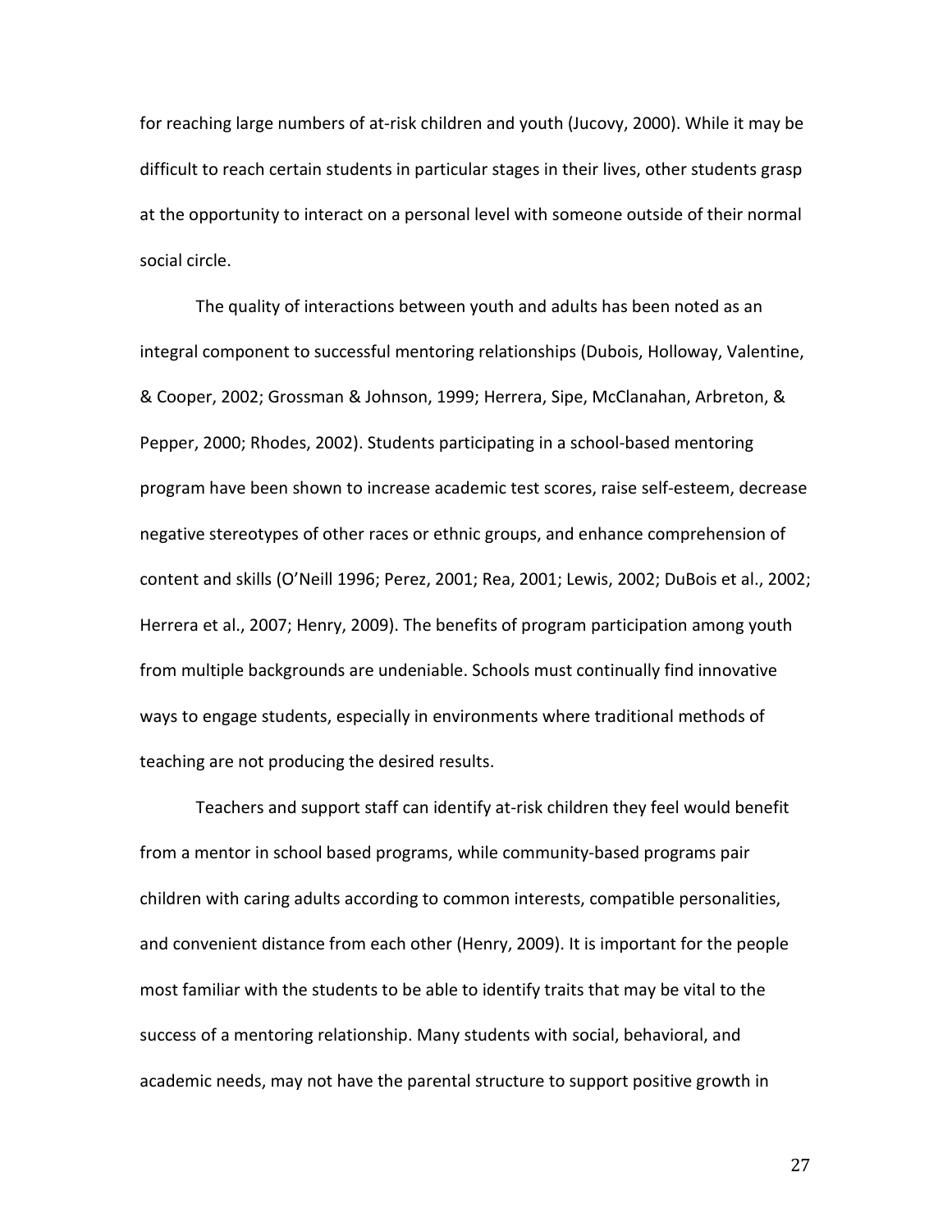for reaching large numbers of at-risk children and youth (Jucovy, 2000). While it may be difficult to reach certain students in particular stages in their lives, other students grasp at the opportunity to interact on a personal level with someone outside of their normal social circle.

The quality of interactions between youth and adults has been noted as an integral component to successful mentoring relationships (Dubois, Holloway, Valentine, & Cooper, 2002; Grossman & Johnson, 1999; Herrera, Sipe, McClanahan, Arbreton, & Pepper, 2000; Rhodes, 2002). Students participating in a school-based mentoring program have been shown to increase academic test scores, raise self-esteem, decrease negative stereotypes of other races or ethnic groups, and enhance comprehension of content and skills (O'Neill 1996; Perez, 2001; Rea, 2001; Lewis, 2002; DuBois et al., 2002; Herrera et al., 2007; Henry, 2009). The benefits of program participation among youth from multiple backgrounds are undeniable. Schools must continually find innovative ways to engage students, especially in environments where traditional methods of teaching are not producing the desired results.

Teachers and support staff can identify at-risk children they feel would benefit from a mentor in school based programs, while community-based programs pair children with caring adults according to common interests, compatible personalities, and convenient distance from each other (Henry, 2009). It is important for the people most familiar with the students to be able to identify traits that may be vital to the success of a mentoring relationship. Many students with social, behavioral, and academic needs, may not have the parental structure to support positive growth in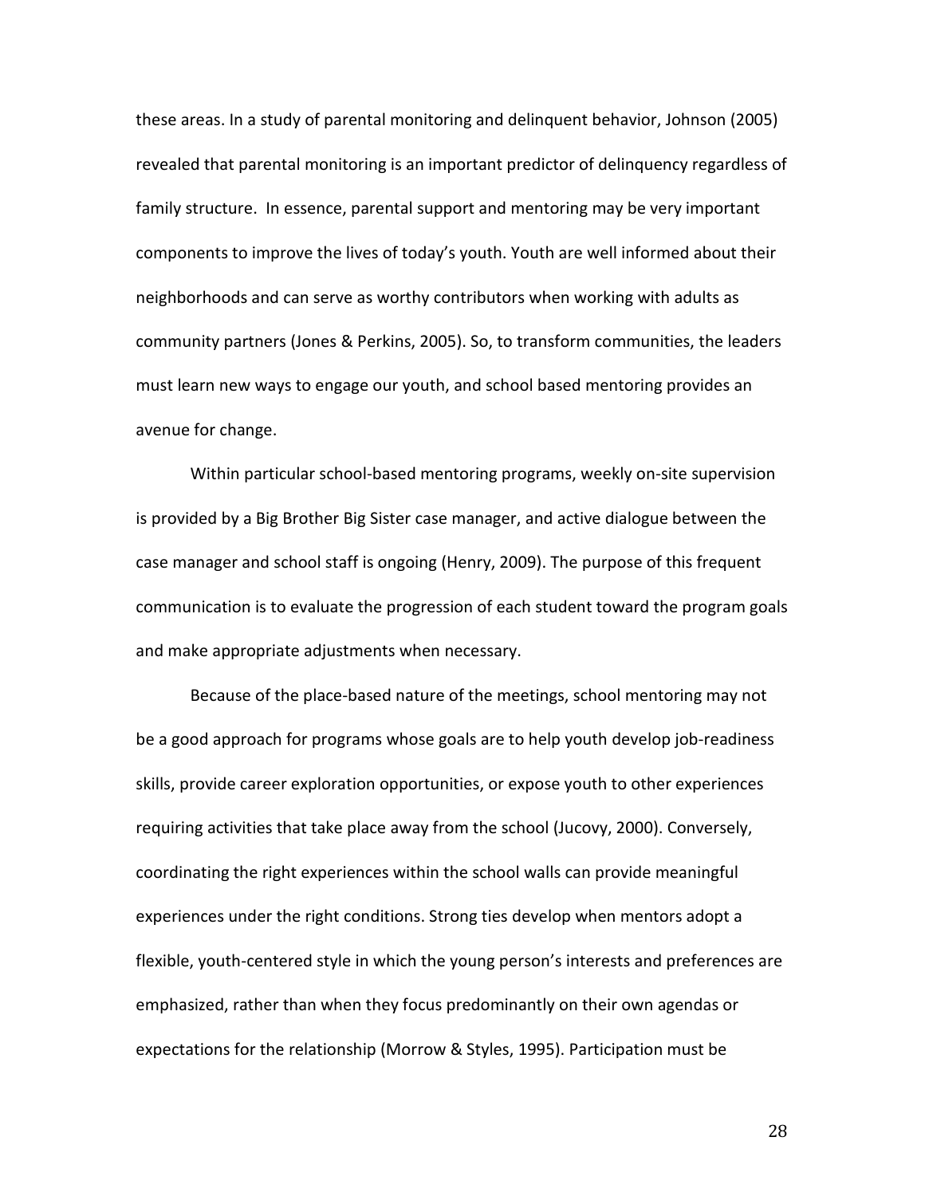these areas. In a study of parental monitoring and delinquent behavior, Johnson (2005) revealed that parental monitoring is an important predictor of delinquency regardless of family structure. In essence, parental support and mentoring may be very important components to improve the lives of today's youth. Youth are well informed about their neighborhoods and can serve as worthy contributors when working with adults as community partners (Jones & Perkins, 2005). So, to transform communities, the leaders must learn new ways to engage our youth, and school based mentoring provides an avenue for change.

Within particular school-based mentoring programs, weekly on-site supervision is provided by a Big Brother Big Sister case manager, and active dialogue between the case manager and school staff is ongoing (Henry, 2009). The purpose of this frequent communication is to evaluate the progression of each student toward the program goals and make appropriate adjustments when necessary.

Because of the place-based nature of the meetings, school mentoring may not be a good approach for programs whose goals are to help youth develop job-readiness skills, provide career exploration opportunities, or expose youth to other experiences requiring activities that take place away from the school (Jucovy, 2000). Conversely, coordinating the right experiences within the school walls can provide meaningful experiences under the right conditions. Strong ties develop when mentors adopt a flexible, youth-centered style in which the young person's interests and preferences are emphasized, rather than when they focus predominantly on their own agendas or expectations for the relationship (Morrow & Styles, 1995). Participation must be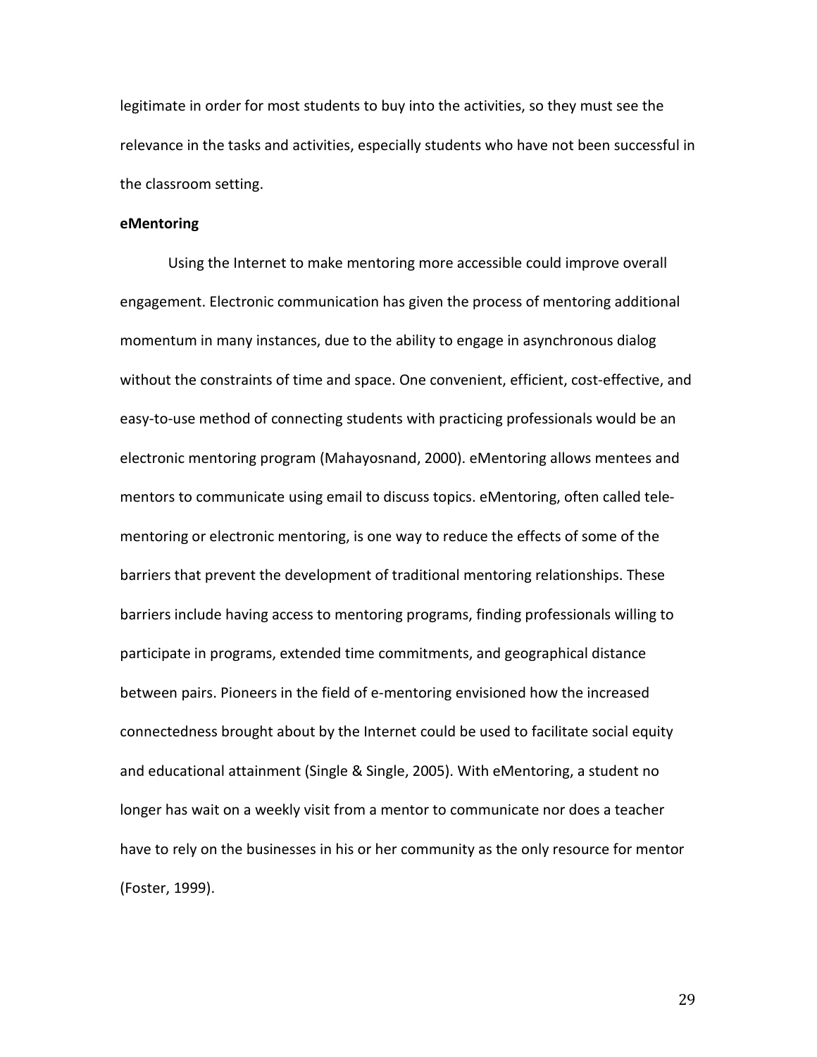legitimate in order for most students to buy into the activities, so they must see the relevance in the tasks and activities, especially students who have not been successful in the classroom setting.

**eMentoring**

Using the Internet to make mentoring more accessible could improve overall engagement. Electronic communication has given the process of mentoring additional momentum in many instances, due to the ability to engage in asynchronous dialog without the constraints of time and space. One convenient, efficient, cost-effective, and easy-to-use method of connecting students with practicing professionals would be an electronic mentoring program (Mahayosnand, 2000). eMentoring allows mentees and mentors to communicate using email to discuss topics. eMentoring, often called tele-mentoring or electronic mentoring, is one way to reduce the effects of some of the barriers that prevent the development of traditional mentoring relationships. These barriers include having access to mentoring programs, finding professionals willing to participate in programs, extended time commitments, and geographical distance between pairs. Pioneers in the field of e-mentoring envisioned how the increased connectedness brought about by the Internet could be used to facilitate social equity and educational attainment (Single & Single, 2005). With eMentoring, a student no longer has wait on a weekly visit from a mentor to communicate nor does a teacher have to rely on the businesses in his or her community as the only resource for mentor (Foster, 1999).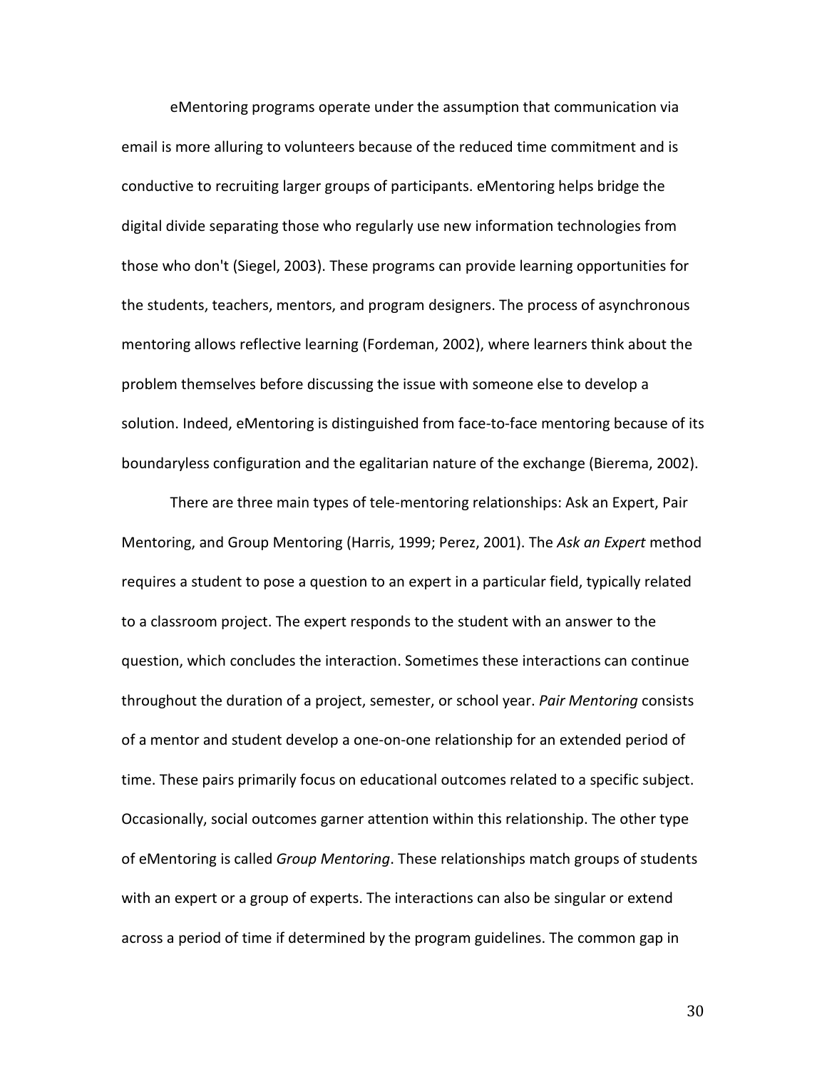eMentoring programs operate under the assumption that communication via email is more alluring to volunteers because of the reduced time commitment and is conductive to recruiting larger groups of participants. eMentoring helps bridge the digital divide separating those who regularly use new information technologies from those who don't (Siegel, 2003). These programs can provide learning opportunities for the students, teachers, mentors, and program designers. The process of asynchronous mentoring allows reflective learning (Fordeman, 2002), where learners think about the problem themselves before discussing the issue with someone else to develop a solution. Indeed, eMentoring is distinguished from face-to-face mentoring because of its boundaryless configuration and the egalitarian nature of the exchange (Bierema, 2002).

There are three main types of tele-mentoring relationships: Ask an Expert, Pair Mentoring, and Group Mentoring (Harris, 1999; Perez, 2001). The *Ask an Expert* method requires a student to pose a question to an expert in a particular field, typically related to a classroom project. The expert responds to the student with an answer to the question, which concludes the interaction. Sometimes these interactions can continue throughout the duration of a project, semester, or school year. *Pair Mentoring* consists of a mentor and student develop a one-on-one relationship for an extended period of time. These pairs primarily focus on educational outcomes related to a specific subject. Occasionally, social outcomes garner attention within this relationship. The other type of eMentoring is called *Group Mentoring*. These relationships match groups of students with an expert or a group of experts. The interactions can also be singular or extend across a period of time if determined by the program guidelines. The common gap in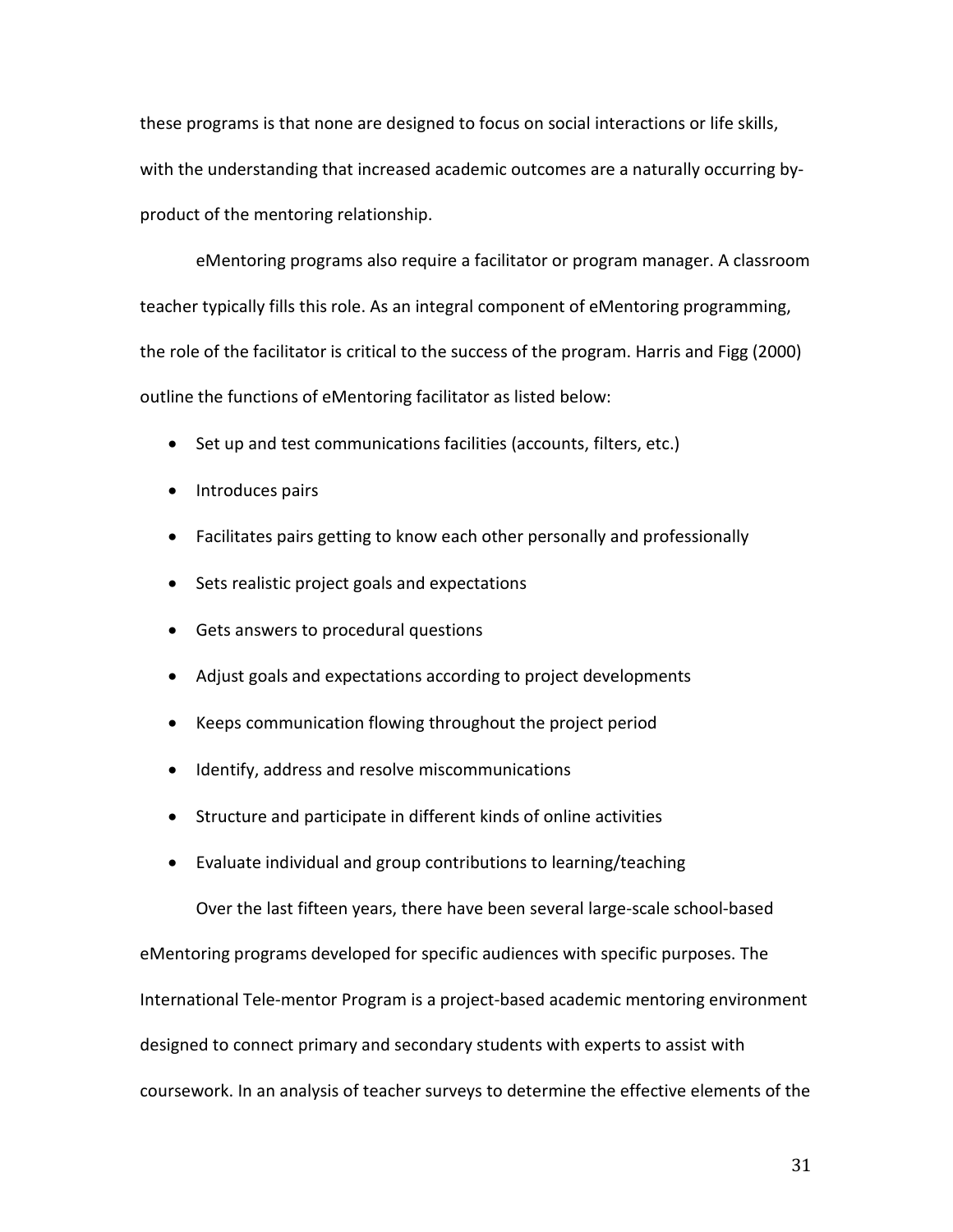these programs is that none are designed to focus on social interactions or life skills, with the understanding that increased academic outcomes are a naturally occurring by-product of the mentoring relationship.

eMentoring programs also require a facilitator or program manager. A classroom teacher typically fills this role. As an integral component of eMentoring programming, the role of the facilitator is critical to the success of the program. Harris and Figg (2000) outline the functions of eMentoring facilitator as listed below:

- Set up and test communications facilities (accounts, filters, etc.)
- Introduces pairs
- Facilitates pairs getting to know each other personally and professionally
- Sets realistic project goals and expectations
- Gets answers to procedural questions
- Adjust goals and expectations according to project developments
- Keeps communication flowing throughout the project period
- Identify, address and resolve miscommunications
- Structure and participate in different kinds of online activities
- Evaluate individual and group contributions to learning/teaching

Over the last fifteen years, there have been several large-scale school-based eMentoring programs developed for specific audiences with specific purposes. The International Tele-mentor Program is a project-based academic mentoring environment designed to connect primary and secondary students with experts to assist with coursework. In an analysis of teacher surveys to determine the effective elements of the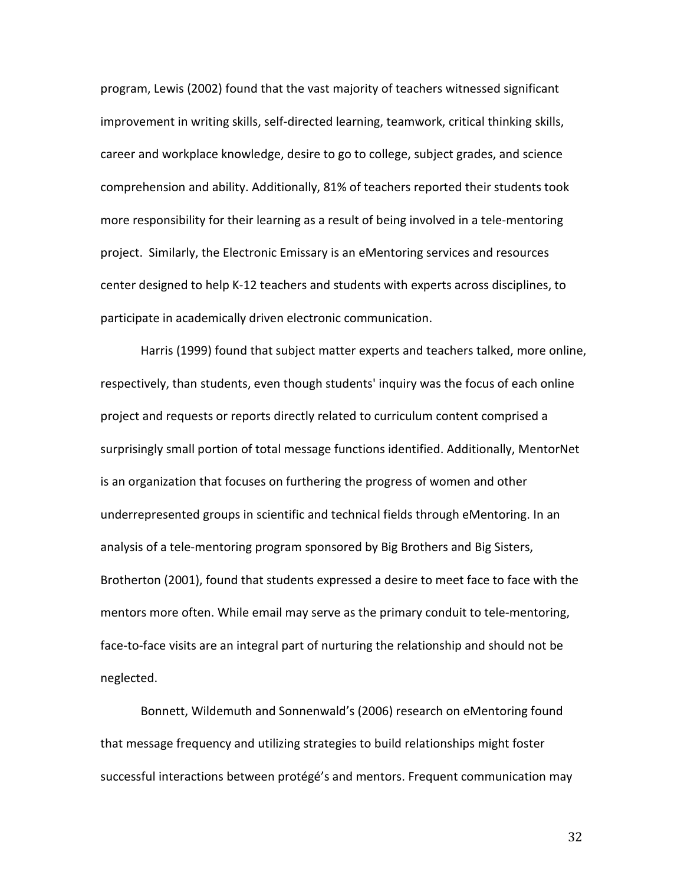program, Lewis (2002) found that the vast majority of teachers witnessed significant improvement in writing skills, self-directed learning, teamwork, critical thinking skills, career and workplace knowledge, desire to go to college, subject grades, and science comprehension and ability. Additionally, 81% of teachers reported their students took more responsibility for their learning as a result of being involved in a tele-mentoring project. Similarly, the Electronic Emissary is an eMentoring services and resources center designed to help K-12 teachers and students with experts across disciplines, to participate in academically driven electronic communication.

Harris (1999) found that subject matter experts and teachers talked, more online, respectively, than students, even though students' inquiry was the focus of each online project and requests or reports directly related to curriculum content comprised a surprisingly small portion of total message functions identified. Additionally, MentorNet is an organization that focuses on furthering the progress of women and other underrepresented groups in scientific and technical fields through eMentoring. In an analysis of a tele-mentoring program sponsored by Big Brothers and Big Sisters, Brotherton (2001), found that students expressed a desire to meet face to face with the mentors more often. While email may serve as the primary conduit to tele-mentoring, face-to-face visits are an integral part of nurturing the relationship and should not be neglected.

Bonnett, Wildemuth and Sonnenwald's (2006) research on eMentoring found that message frequency and utilizing strategies to build relationships might foster successful interactions between protégé's and mentors. Frequent communication may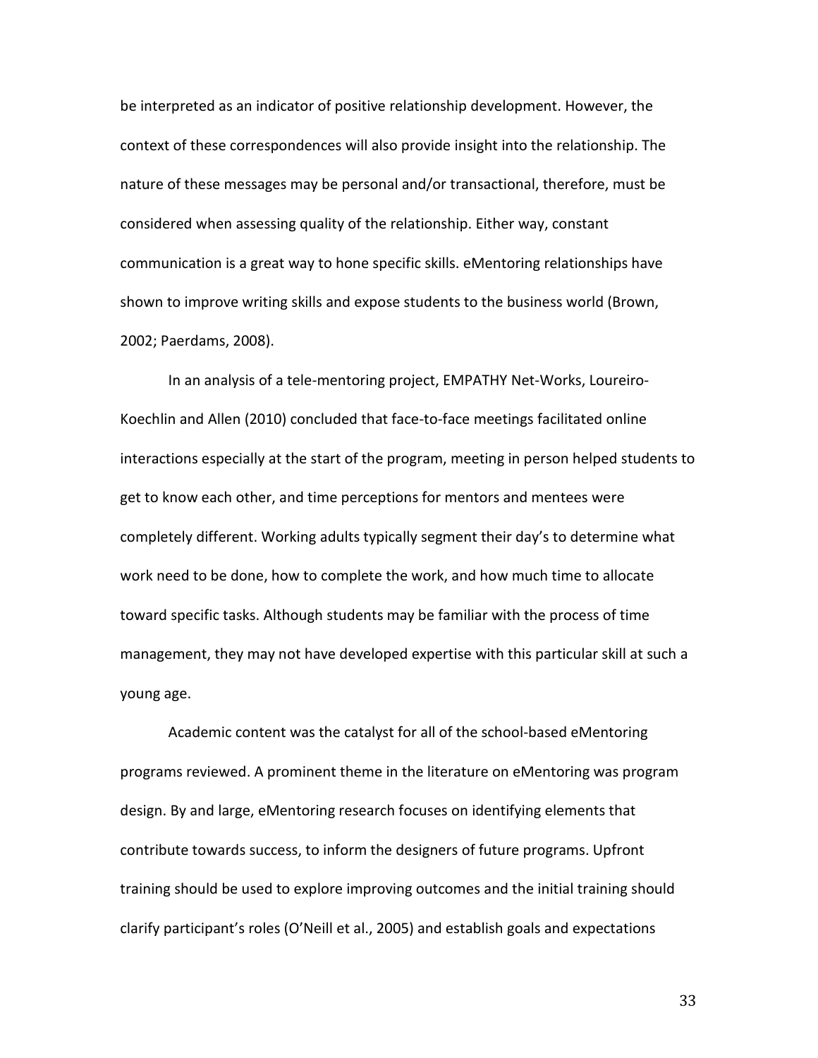be interpreted as an indicator of positive relationship development. However, the context of these correspondences will also provide insight into the relationship. The nature of these messages may be personal and/or transactional, therefore, must be considered when assessing quality of the relationship. Either way, constant communication is a great way to hone specific skills. eMentoring relationships have shown to improve writing skills and expose students to the business world (Brown, 2002; Paerdams, 2008).

In an analysis of a tele-mentoring project, EMPATHY Net-Works, Loureiro-Koechlin and Allen (2010) concluded that face-to-face meetings facilitated online interactions especially at the start of the program, meeting in person helped students to get to know each other, and time perceptions for mentors and mentees were completely different. Working adults typically segment their day's to determine what work need to be done, how to complete the work, and how much time to allocate toward specific tasks. Although students may be familiar with the process of time management, they may not have developed expertise with this particular skill at such a young age.

Academic content was the catalyst for all of the school-based eMentoring programs reviewed. A prominent theme in the literature on eMentoring was program design. By and large, eMentoring research focuses on identifying elements that contribute towards success, to inform the designers of future programs. Upfront training should be used to explore improving outcomes and the initial training should clarify participant's roles (O'Neill et al., 2005) and establish goals and expectations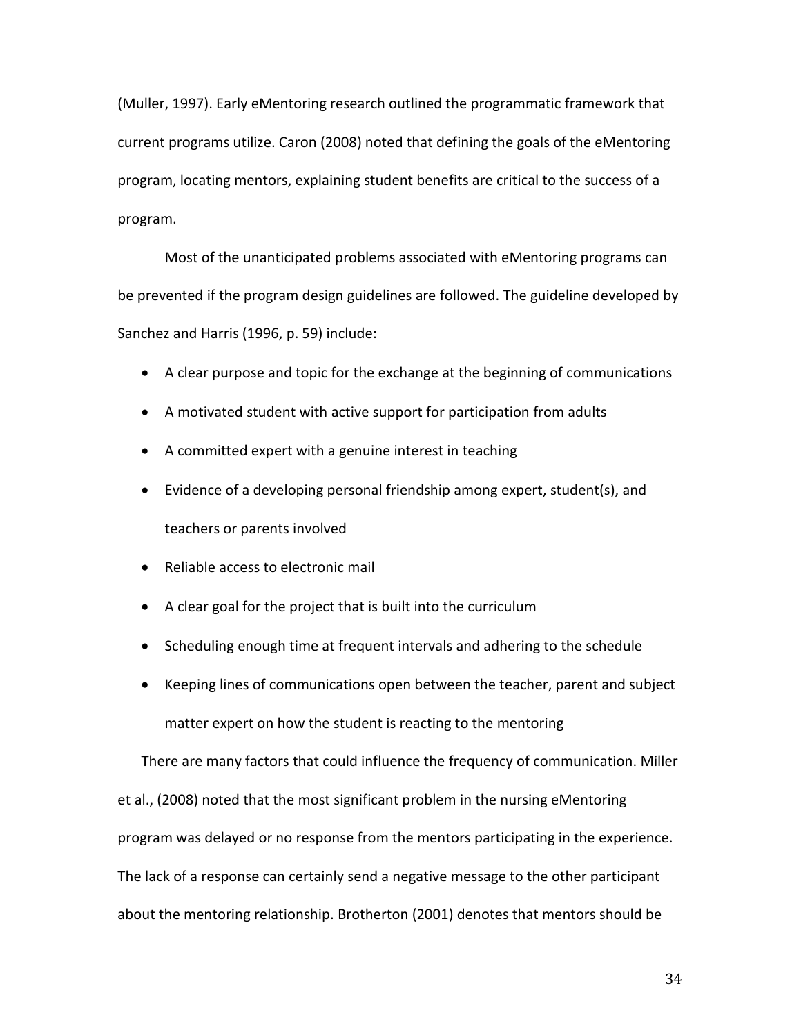(Muller, 1997). Early eMentoring research outlined the programmatic framework that current programs utilize. Caron (2008) noted that defining the goals of the eMentoring program, locating mentors, explaining student benefits are critical to the success of a program.

Most of the unanticipated problems associated with eMentoring programs can be prevented if the program design guidelines are followed. The guideline developed by Sanchez and Harris (1996, p. 59) include:

- A clear purpose and topic for the exchange at the beginning of communications
- A motivated student with active support for participation from adults
- A committed expert with a genuine interest in teaching
- Evidence of a developing personal friendship among expert, student(s), and teachers or parents involved
- Reliable access to electronic mail
- A clear goal for the project that is built into the curriculum
- Scheduling enough time at frequent intervals and adhering to the schedule
- Keeping lines of communications open between the teacher, parent and subject matter expert on how the student is reacting to the mentoring

There are many factors that could influence the frequency of communication. Miller et al., (2008) noted that the most significant problem in the nursing eMentoring program was delayed or no response from the mentors participating in the experience. The lack of a response can certainly send a negative message to the other participant about the mentoring relationship. Brotherton (2001) denotes that mentors should be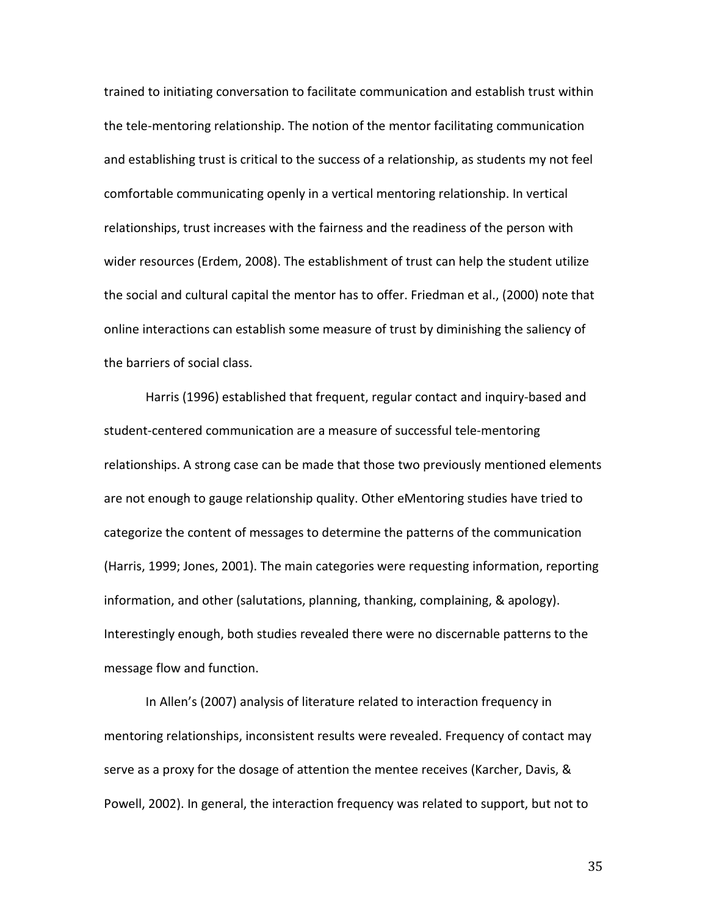trained to initiating conversation to facilitate communication and establish trust within the tele-mentoring relationship. The notion of the mentor facilitating communication and establishing trust is critical to the success of a relationship, as students my not feel comfortable communicating openly in a vertical mentoring relationship. In vertical relationships, trust increases with the fairness and the readiness of the person with wider resources (Erdem, 2008). The establishment of trust can help the student utilize the social and cultural capital the mentor has to offer. Friedman et al., (2000) note that online interactions can establish some measure of trust by diminishing the saliency of the barriers of social class.

Harris (1996) established that frequent, regular contact and inquiry-based and student-centered communication are a measure of successful tele-mentoring relationships. A strong case can be made that those two previously mentioned elements are not enough to gauge relationship quality. Other eMentoring studies have tried to categorize the content of messages to determine the patterns of the communication (Harris, 1999; Jones, 2001). The main categories were requesting information, reporting information, and other (salutations, planning, thanking, complaining, & apology). Interestingly enough, both studies revealed there were no discernable patterns to the message flow and function.

In Allen's (2007) analysis of literature related to interaction frequency in mentoring relationships, inconsistent results were revealed. Frequency of contact may serve as a proxy for the dosage of attention the mentee receives (Karcher, Davis, & Powell, 2002). In general, the interaction frequency was related to support, but not to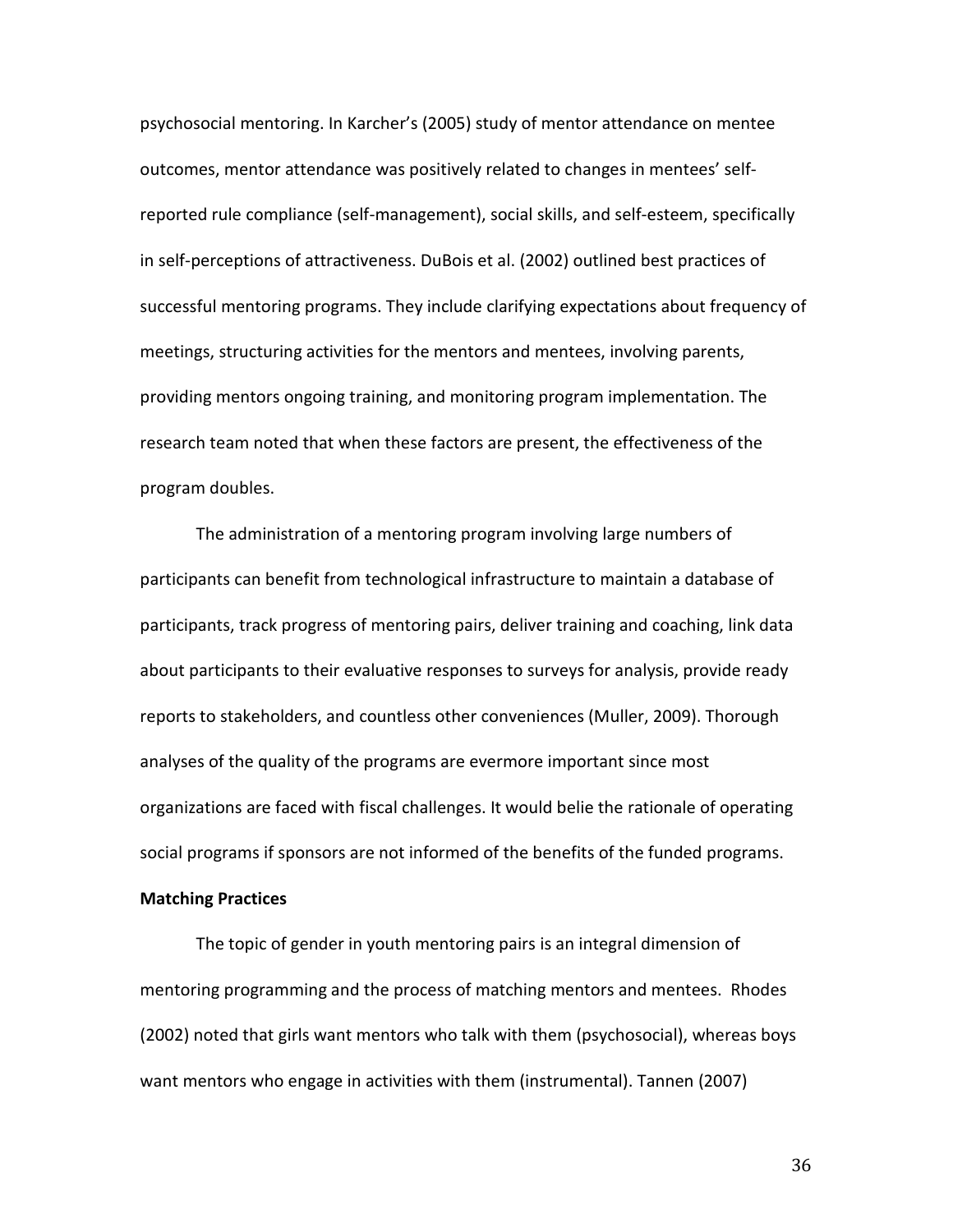psychosocial mentoring. In Karcher's (2005) study of mentor attendance on mentee outcomes, mentor attendance was positively related to changes in mentees' self-reported rule compliance (self-management), social skills, and self-esteem, specifically in self-perceptions of attractiveness. DuBois et al. (2002) outlined best practices of successful mentoring programs. They include clarifying expectations about frequency of meetings, structuring activities for the mentors and mentees, involving parents, providing mentors ongoing training, and monitoring program implementation. The research team noted that when these factors are present, the effectiveness of the program doubles.

The administration of a mentoring program involving large numbers of participants can benefit from technological infrastructure to maintain a database of participants, track progress of mentoring pairs, deliver training and coaching, link data about participants to their evaluative responses to surveys for analysis, provide ready reports to stakeholders, and countless other conveniences (Muller, 2009). Thorough analyses of the quality of the programs are evermore important since most organizations are faced with fiscal challenges. It would belie the rationale of operating social programs if sponsors are not informed of the benefits of the funded programs.

**Matching Practices**

The topic of gender in youth mentoring pairs is an integral dimension of mentoring programming and the process of matching mentors and mentees. Rhodes (2002) noted that girls want mentors who talk with them (psychosocial), whereas boys want mentors who engage in activities with them (instrumental). Tannen (2007)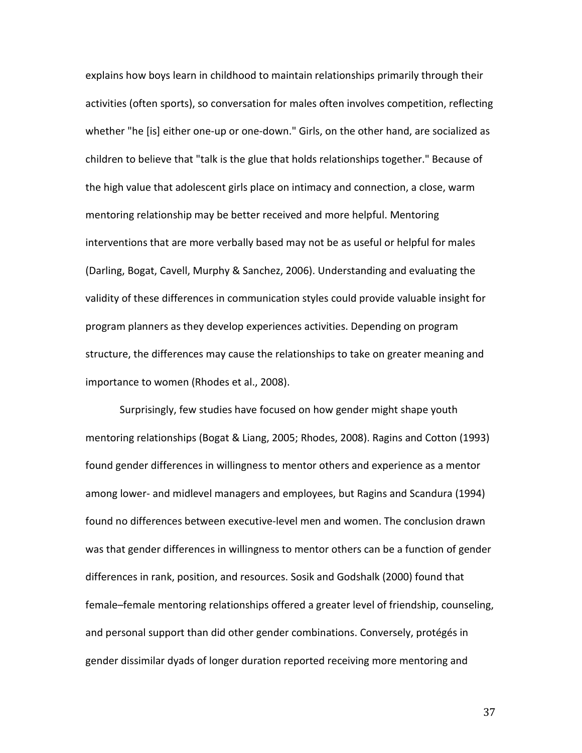explains how boys learn in childhood to maintain relationships primarily through their activities (often sports), so conversation for males often involves competition, reflecting whether "he [is] either one-up or one-down." Girls, on the other hand, are socialized as children to believe that "talk is the glue that holds relationships together." Because of the high value that adolescent girls place on intimacy and connection, a close, warm mentoring relationship may be better received and more helpful. Mentoring interventions that are more verbally based may not be as useful or helpful for males (Darling, Bogat, Cavell, Murphy & Sanchez, 2006). Understanding and evaluating the validity of these differences in communication styles could provide valuable insight for program planners as they develop experiences activities. Depending on program structure, the differences may cause the relationships to take on greater meaning and importance to women (Rhodes et al., 2008).

Surprisingly, few studies have focused on how gender might shape youth mentoring relationships (Bogat & Liang, 2005; Rhodes, 2008). Ragins and Cotton (1993) found gender differences in willingness to mentor others and experience as a mentor among lower- and midlevel managers and employees, but Ragins and Scandura (1994) found no differences between executive-level men and women. The conclusion drawn was that gender differences in willingness to mentor others can be a function of gender differences in rank, position, and resources. Sosik and Godshalk (2000) found that female–female mentoring relationships offered a greater level of friendship, counseling, and personal support than did other gender combinations. Conversely, protégés in gender dissimilar dyads of longer duration reported receiving more mentoring and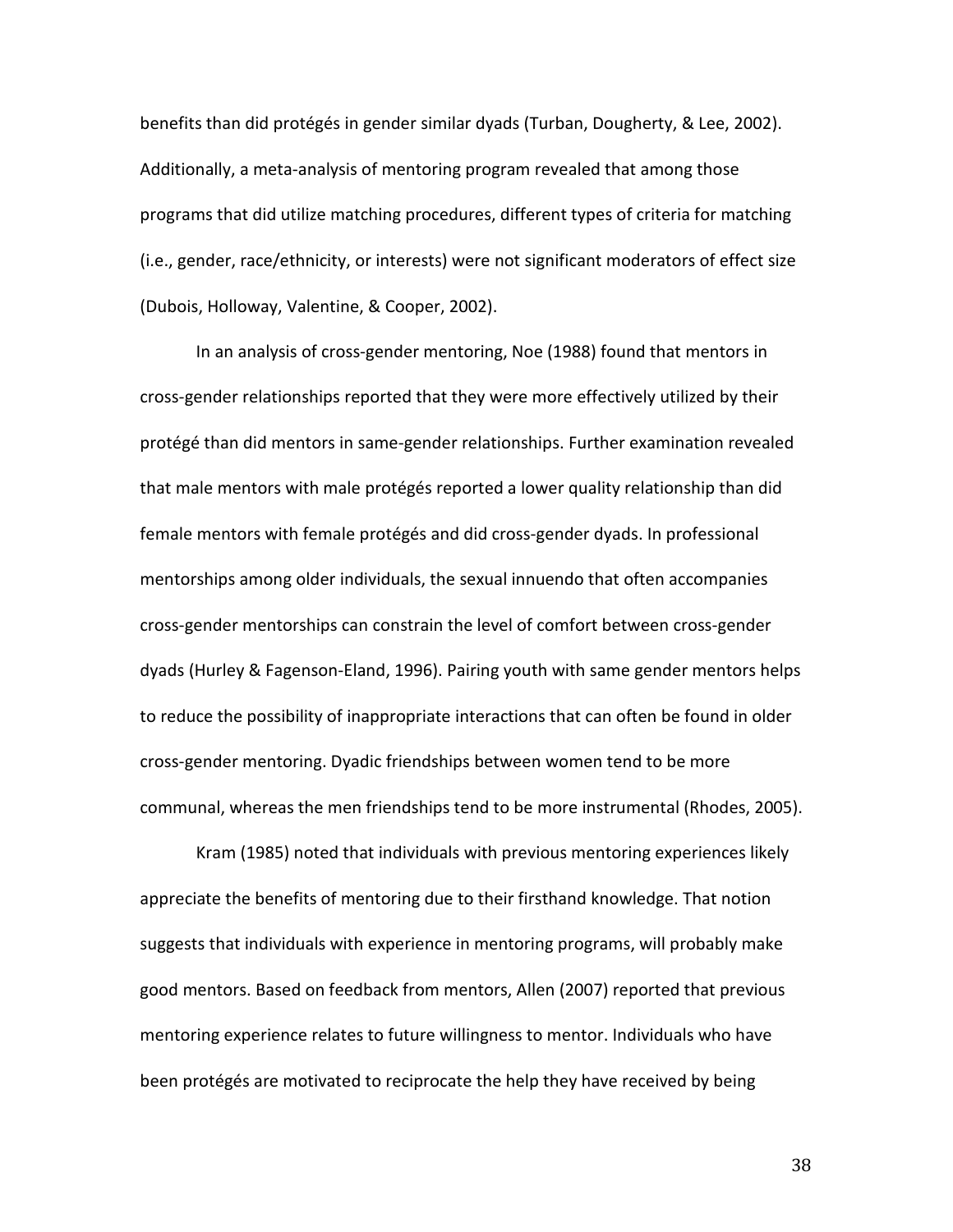benefits than did protégés in gender similar dyads (Turban, Dougherty, & Lee, 2002). Additionally, a meta-analysis of mentoring program revealed that among those programs that did utilize matching procedures, different types of criteria for matching (i.e., gender, race/ethnicity, or interests) were not significant moderators of effect size (Dubois, Holloway, Valentine, & Cooper, 2002).

In an analysis of cross-gender mentoring, Noe (1988) found that mentors in cross-gender relationships reported that they were more effectively utilized by their protégé than did mentors in same-gender relationships. Further examination revealed that male mentors with male protégés reported a lower quality relationship than did female mentors with female protégés and did cross-gender dyads. In professional mentorships among older individuals, the sexual innuendo that often accompanies cross-gender mentorships can constrain the level of comfort between cross-gender dyads (Hurley & Fagenson-Eland, 1996). Pairing youth with same gender mentors helps to reduce the possibility of inappropriate interactions that can often be found in older cross-gender mentoring. Dyadic friendships between women tend to be more communal, whereas the men friendships tend to be more instrumental (Rhodes, 2005).

Kram (1985) noted that individuals with previous mentoring experiences likely appreciate the benefits of mentoring due to their firsthand knowledge. That notion suggests that individuals with experience in mentoring programs, will probably make good mentors. Based on feedback from mentors, Allen (2007) reported that previous mentoring experience relates to future willingness to mentor. Individuals who have been protégés are motivated to reciprocate the help they have received by being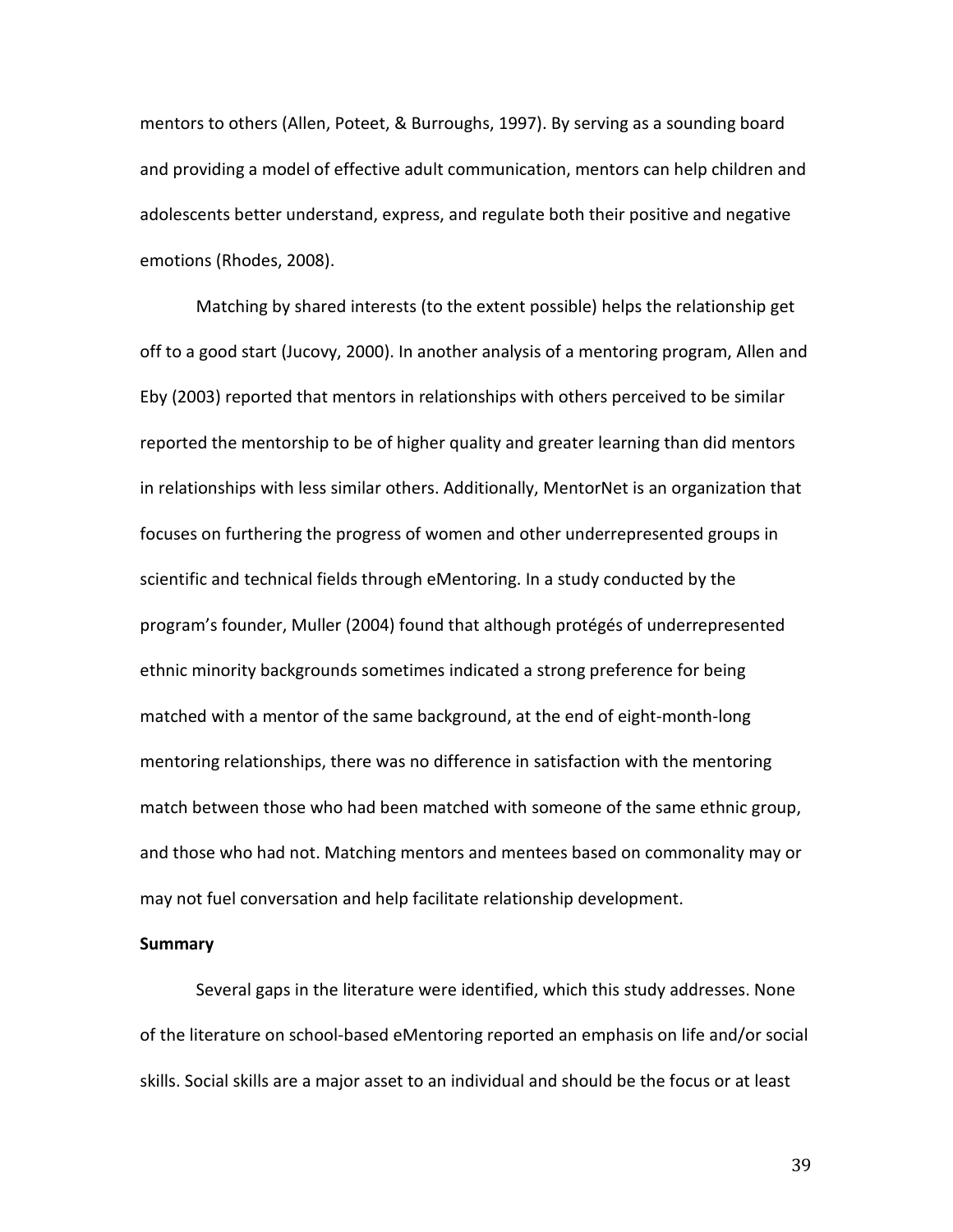mentors to others (Allen, Poteet, & Burroughs, 1997). By serving as a sounding board and providing a model of effective adult communication, mentors can help children and adolescents better understand, express, and regulate both their positive and negative emotions (Rhodes, 2008).

Matching by shared interests (to the extent possible) helps the relationship get off to a good start (Jucovy, 2000). In another analysis of a mentoring program, Allen and Eby (2003) reported that mentors in relationships with others perceived to be similar reported the mentorship to be of higher quality and greater learning than did mentors in relationships with less similar others. Additionally, MentorNet is an organization that focuses on furthering the progress of women and other underrepresented groups in scientific and technical fields through eMentoring. In a study conducted by the program's founder, Muller (2004) found that although protégés of underrepresented ethnic minority backgrounds sometimes indicated a strong preference for being matched with a mentor of the same background, at the end of eight-month-long mentoring relationships, there was no difference in satisfaction with the mentoring match between those who had been matched with someone of the same ethnic group, and those who had not. Matching mentors and mentees based on commonality may or may not fuel conversation and help facilitate relationship development.

**Summary**

Several gaps in the literature were identified, which this study addresses. None of the literature on school-based eMentoring reported an emphasis on life and/or social skills. Social skills are a major asset to an individual and should be the focus or at least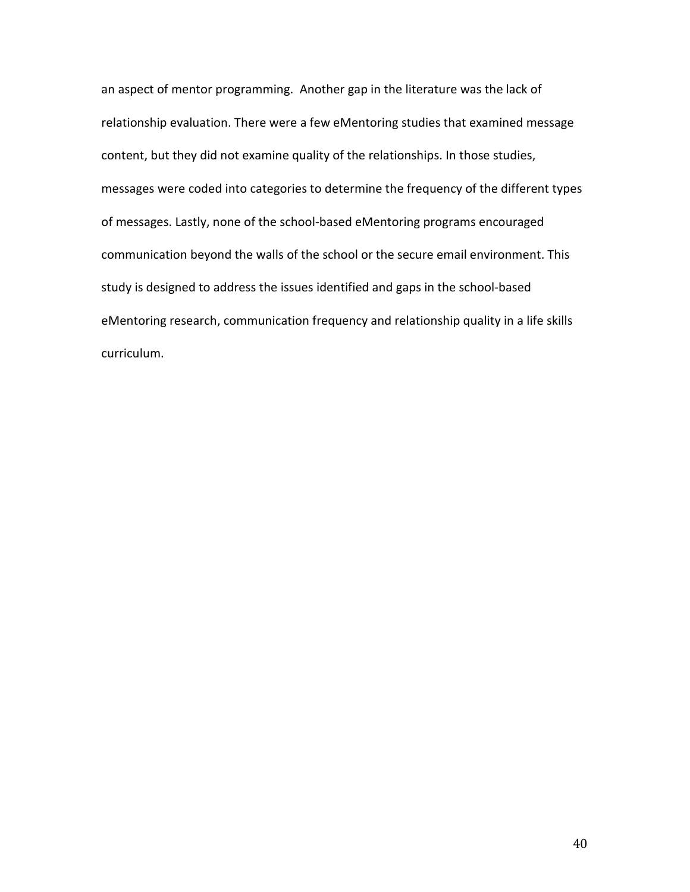an aspect of mentor programming. Another gap in the literature was the lack of relationship evaluation. There were a few eMentoring studies that examined message content, but they did not examine quality of the relationships. In those studies, messages were coded into categories to determine the frequency of the different types of messages. Lastly, none of the school-based eMentoring programs encouraged communication beyond the walls of the school or the secure email environment. This study is designed to address the issues identified and gaps in the school-based eMentoring research, communication frequency and relationship quality in a life skills curriculum.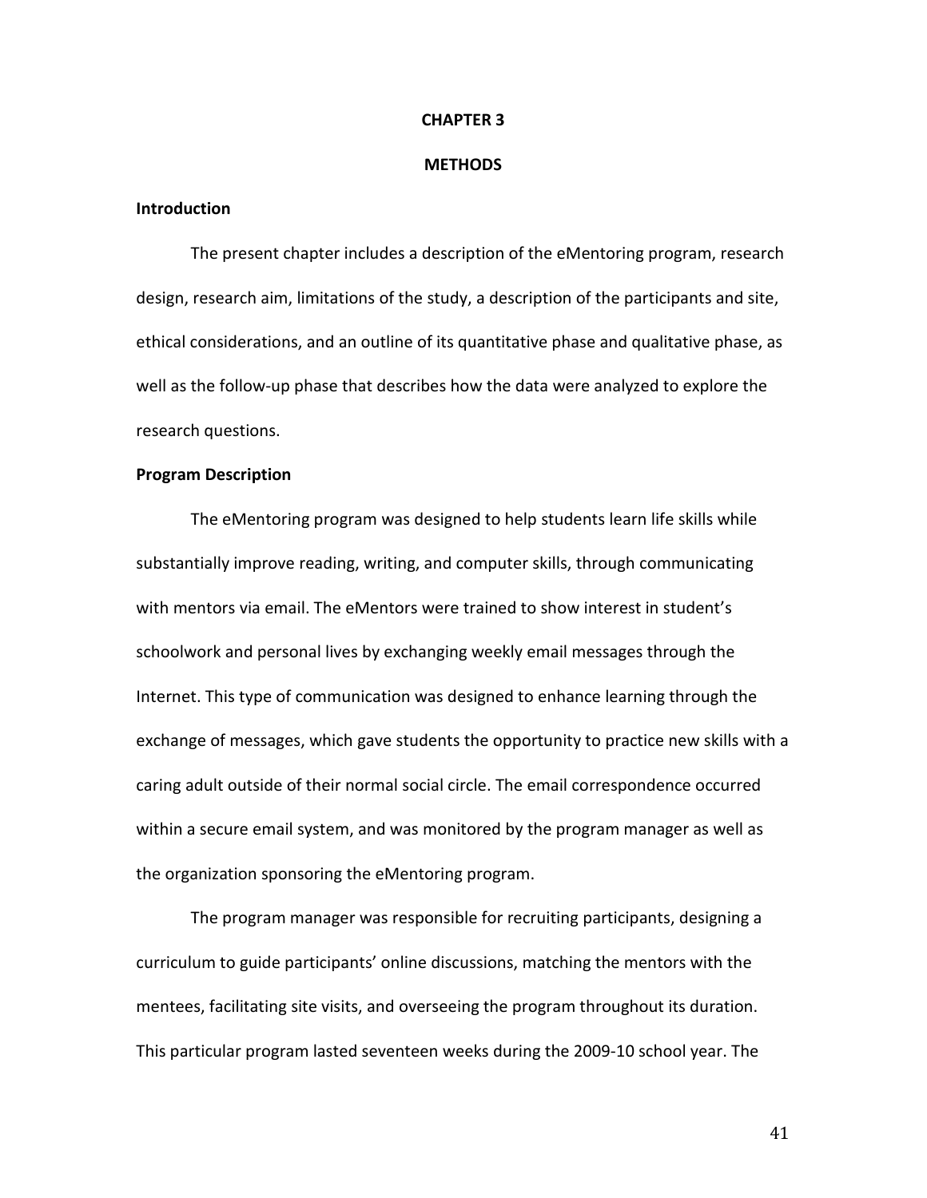# CHAPTER 3

# METHODS

## Introduction

The present chapter includes a description of the eMentoring program, research design, research aim, limitations of the study, a description of the participants and site, ethical considerations, and an outline of its quantitative phase and qualitative phase, as well as the follow-up phase that describes how the data were analyzed to explore the research questions.

## Program Description

The eMentoring program was designed to help students learn life skills while substantially improve reading, writing, and computer skills, through communicating with mentors via email. The eMentors were trained to show interest in student's schoolwork and personal lives by exchanging weekly email messages through the Internet. This type of communication was designed to enhance learning through the exchange of messages, which gave students the opportunity to practice new skills with a caring adult outside of their normal social circle. The email correspondence occurred within a secure email system, and was monitored by the program manager as well as the organization sponsoring the eMentoring program.

The program manager was responsible for recruiting participants, designing a curriculum to guide participants' online discussions, matching the mentors with the mentees, facilitating site visits, and overseeing the program throughout its duration. This particular program lasted seventeen weeks during the 2009-10 school year. The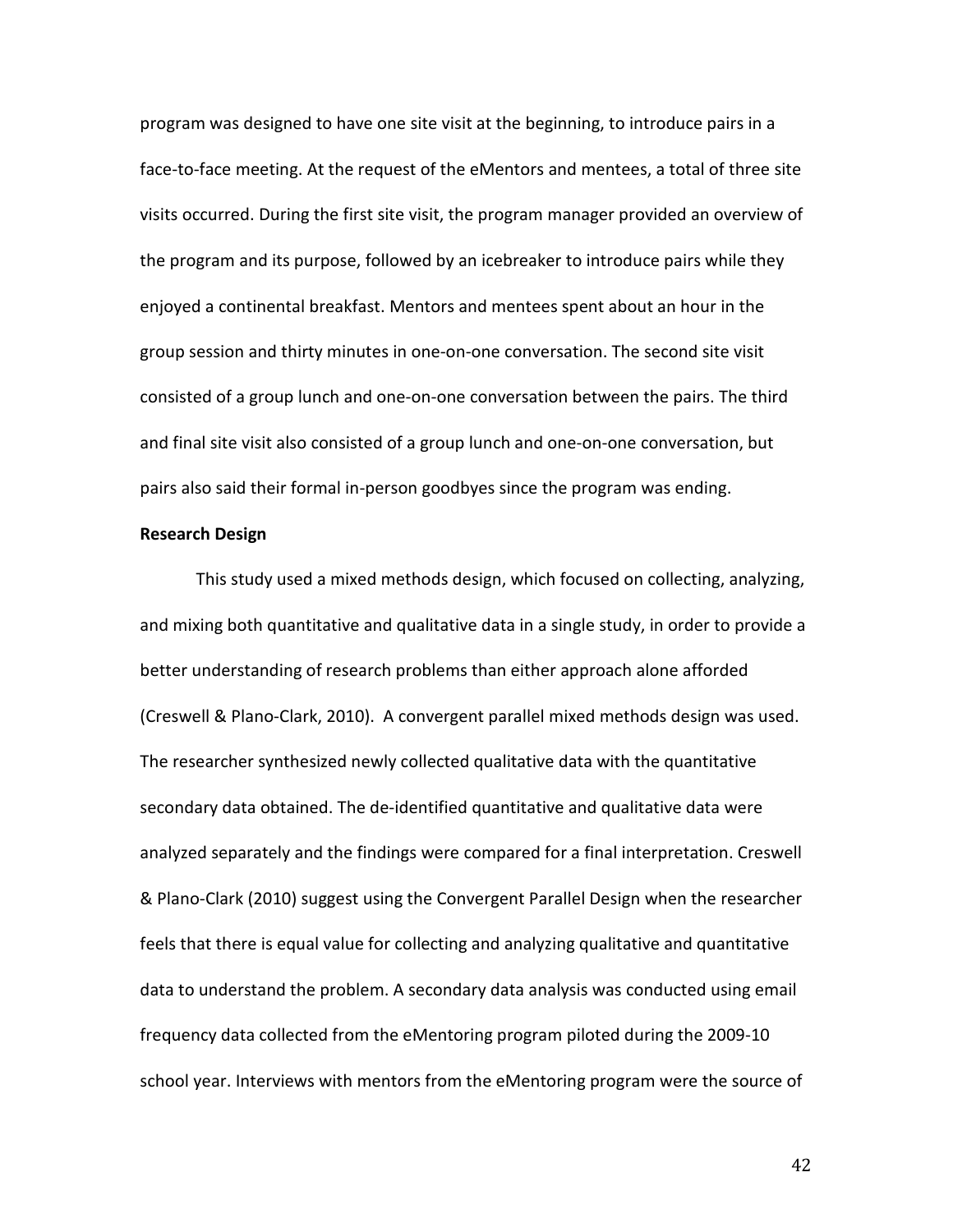program was designed to have one site visit at the beginning, to introduce pairs in a face-to-face meeting. At the request of the eMentors and mentees, a total of three site visits occurred. During the first site visit, the program manager provided an overview of the program and its purpose, followed by an icebreaker to introduce pairs while they enjoyed a continental breakfast. Mentors and mentees spent about an hour in the group session and thirty minutes in one-on-one conversation. The second site visit consisted of a group lunch and one-on-one conversation between the pairs. The third and final site visit also consisted of a group lunch and one-on-one conversation, but pairs also said their formal in-person goodbyes since the program was ending.

**Research Design**

This study used a mixed methods design, which focused on collecting, analyzing, and mixing both quantitative and qualitative data in a single study, in order to provide a better understanding of research problems than either approach alone afforded (Creswell & Plano-Clark, 2010). A convergent parallel mixed methods design was used. The researcher synthesized newly collected qualitative data with the quantitative secondary data obtained. The de-identified quantitative and qualitative data were analyzed separately and the findings were compared for a final interpretation. Creswell & Plano-Clark (2010) suggest using the Convergent Parallel Design when the researcher feels that there is equal value for collecting and analyzing qualitative and quantitative data to understand the problem. A secondary data analysis was conducted using email frequency data collected from the eMentoring program piloted during the 2009-10 school year. Interviews with mentors from the eMentoring program were the source of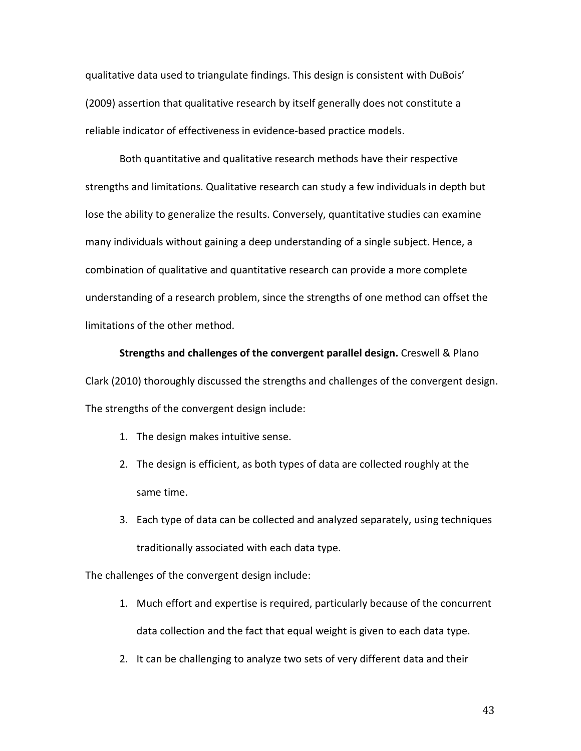qualitative data used to triangulate findings. This design is consistent with DuBois' (2009) assertion that qualitative research by itself generally does not constitute a reliable indicator of effectiveness in evidence-based practice models.

Both quantitative and qualitative research methods have their respective strengths and limitations. Qualitative research can study a few individuals in depth but lose the ability to generalize the results. Conversely, quantitative studies can examine many individuals without gaining a deep understanding of a single subject. Hence, a combination of qualitative and quantitative research can provide a more complete understanding of a research problem, since the strengths of one method can offset the limitations of the other method.

**Strengths and challenges of the convergent parallel design.** Creswell & Plano Clark (2010) thoroughly discussed the strengths and challenges of the convergent design. The strengths of the convergent design include:

1. The design makes intuitive sense.
2. The design is efficient, as both types of data are collected roughly at the same time.
3. Each type of data can be collected and analyzed separately, using techniques traditionally associated with each data type.

The challenges of the convergent design include:

1. Much effort and expertise is required, particularly because of the concurrent data collection and the fact that equal weight is given to each data type.
2. It can be challenging to analyze two sets of very different data and their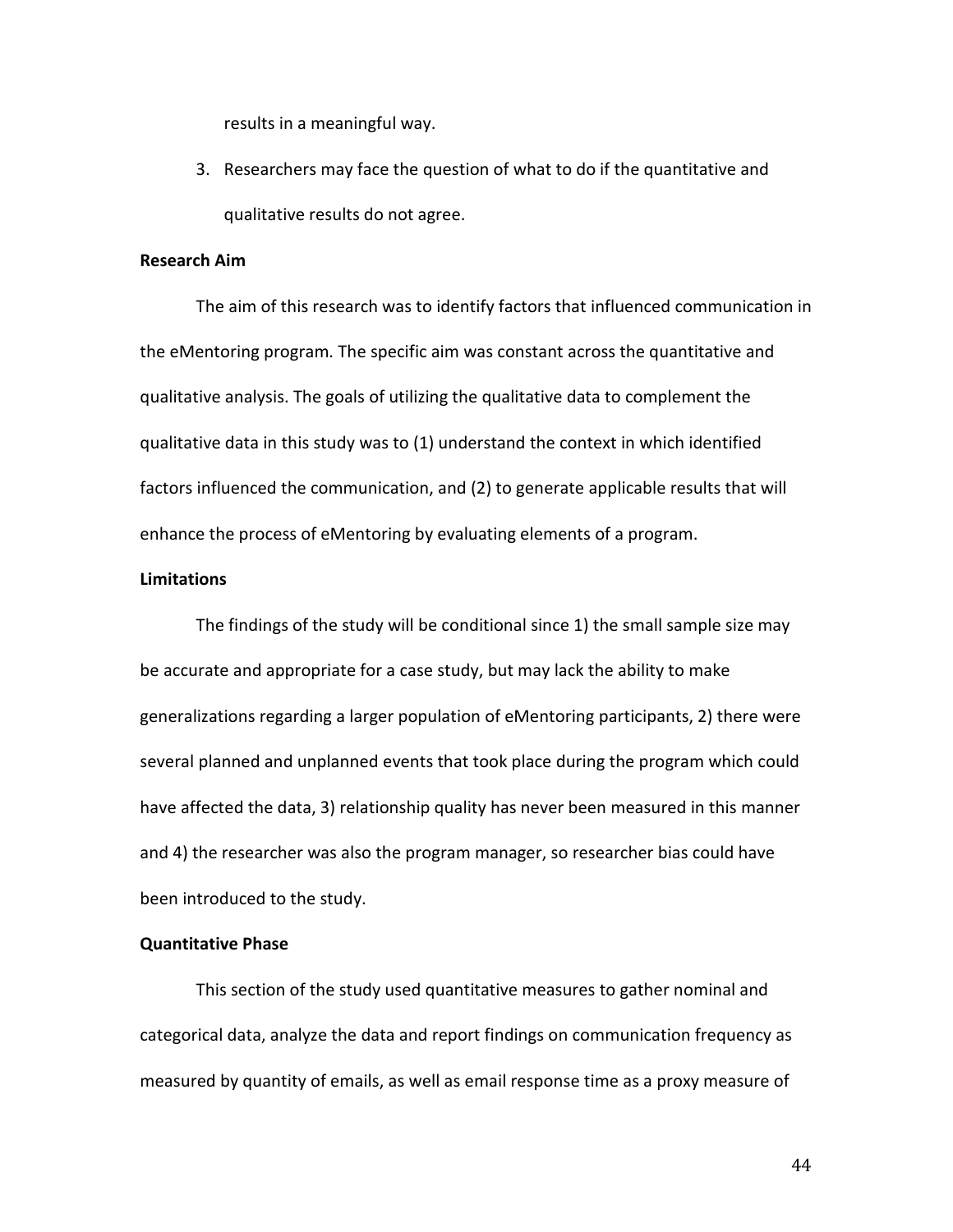results in a meaningful way.

3. Researchers may face the question of what to do if the quantitative and qualitative results do not agree.

**Research Aim**

The aim of this research was to identify factors that influenced communication in the eMentoring program. The specific aim was constant across the quantitative and qualitative analysis. The goals of utilizing the qualitative data to complement the qualitative data in this study was to (1) understand the context in which identified factors influenced the communication, and (2) to generate applicable results that will enhance the process of eMentoring by evaluating elements of a program.

**Limitations**

The findings of the study will be conditional since 1) the small sample size may be accurate and appropriate for a case study, but may lack the ability to make generalizations regarding a larger population of eMentoring participants, 2) there were several planned and unplanned events that took place during the program which could have affected the data, 3) relationship quality has never been measured in this manner and 4) the researcher was also the program manager, so researcher bias could have been introduced to the study.

**Quantitative Phase**

This section of the study used quantitative measures to gather nominal and categorical data, analyze the data and report findings on communication frequency as measured by quantity of emails, as well as email response time as a proxy measure of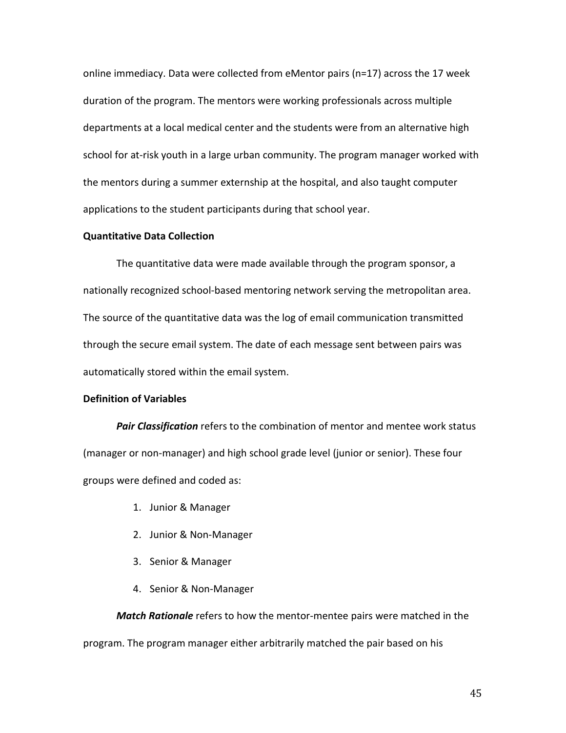online immediacy. Data were collected from eMentor pairs (n=17) across the 17 week duration of the program. The mentors were working professionals across multiple departments at a local medical center and the students were from an alternative high school for at-risk youth in a large urban community. The program manager worked with the mentors during a summer externship at the hospital, and also taught computer applications to the student participants during that school year.

**Quantitative Data Collection**

The quantitative data were made available through the program sponsor, a nationally recognized school-based mentoring network serving the metropolitan area. The source of the quantitative data was the log of email communication transmitted through the secure email system. The date of each message sent between pairs was automatically stored within the email system.

**Definition of Variables**

***Pair Classification*** refers to the combination of mentor and mentee work status (manager or non-manager) and high school grade level (junior or senior). These four groups were defined and coded as:

1. Junior & Manager
2. Junior & Non-Manager
3. Senior & Manager
4. Senior & Non-Manager

***Match Rationale*** refers to how the mentor-mentee pairs were matched in the program. The program manager either arbitrarily matched the pair based on his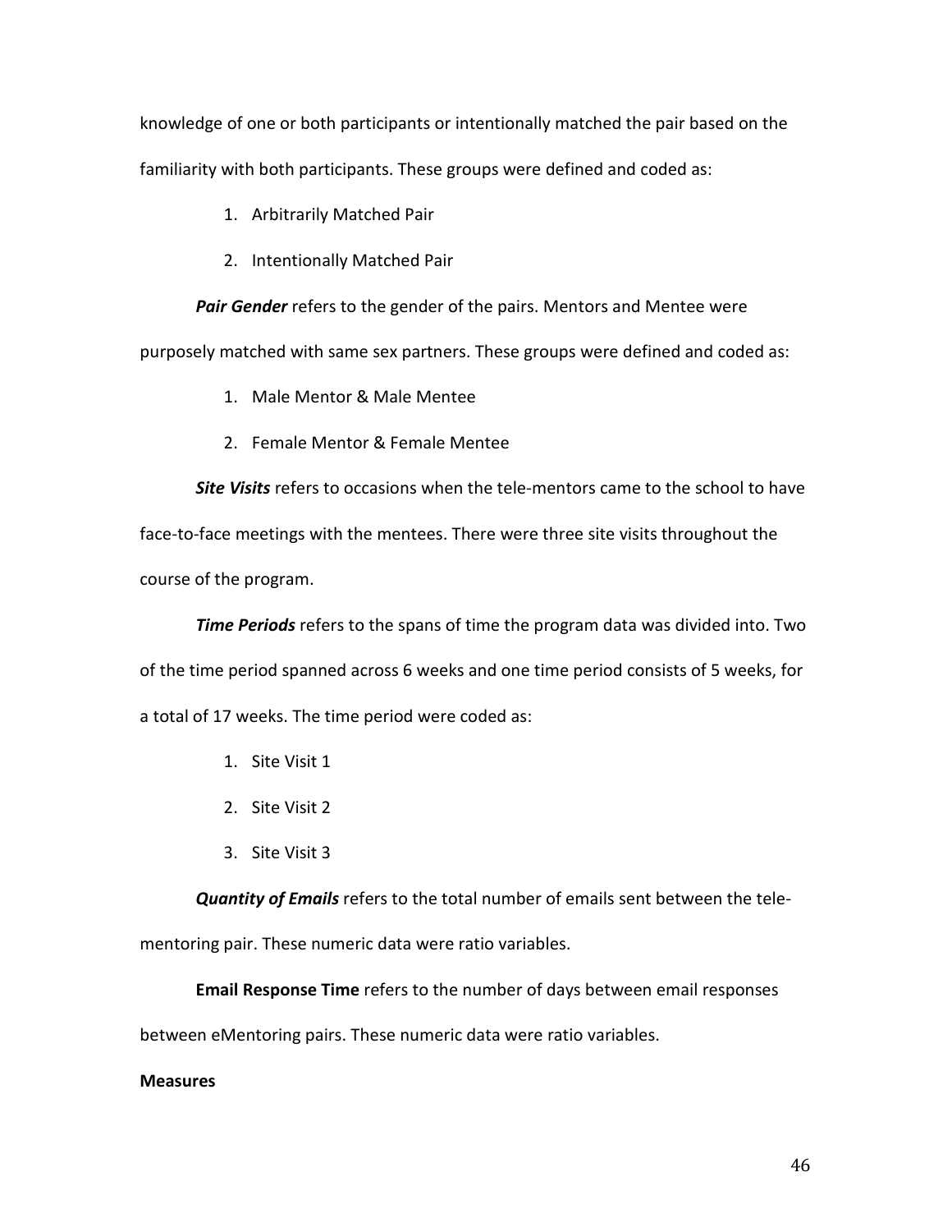knowledge of one or both participants or intentionally matched the pair based on the familiarity with both participants. These groups were defined and coded as:

1. Arbitrarily Matched Pair
2. Intentionally Matched Pair

***Pair Gender*** refers to the gender of the pairs. Mentors and Mentee were purposely matched with same sex partners. These groups were defined and coded as:

1. Male Mentor & Male Mentee
2. Female Mentor & Female Mentee

***Site Visits*** refers to occasions when the tele-mentors came to the school to have face-to-face meetings with the mentees. There were three site visits throughout the course of the program.

***Time Periods*** refers to the spans of time the program data was divided into. Two of the time period spanned across 6 weeks and one time period consists of 5 weeks, for a total of 17 weeks. The time period were coded as:

1. Site Visit 1
2. Site Visit 2
3. Site Visit 3

***Quantity of Emails*** refers to the total number of emails sent between the tele-mentoring pair. These numeric data were ratio variables.

**Email Response Time** refers to the number of days between email responses between eMentoring pairs. These numeric data were ratio variables.

**Measures**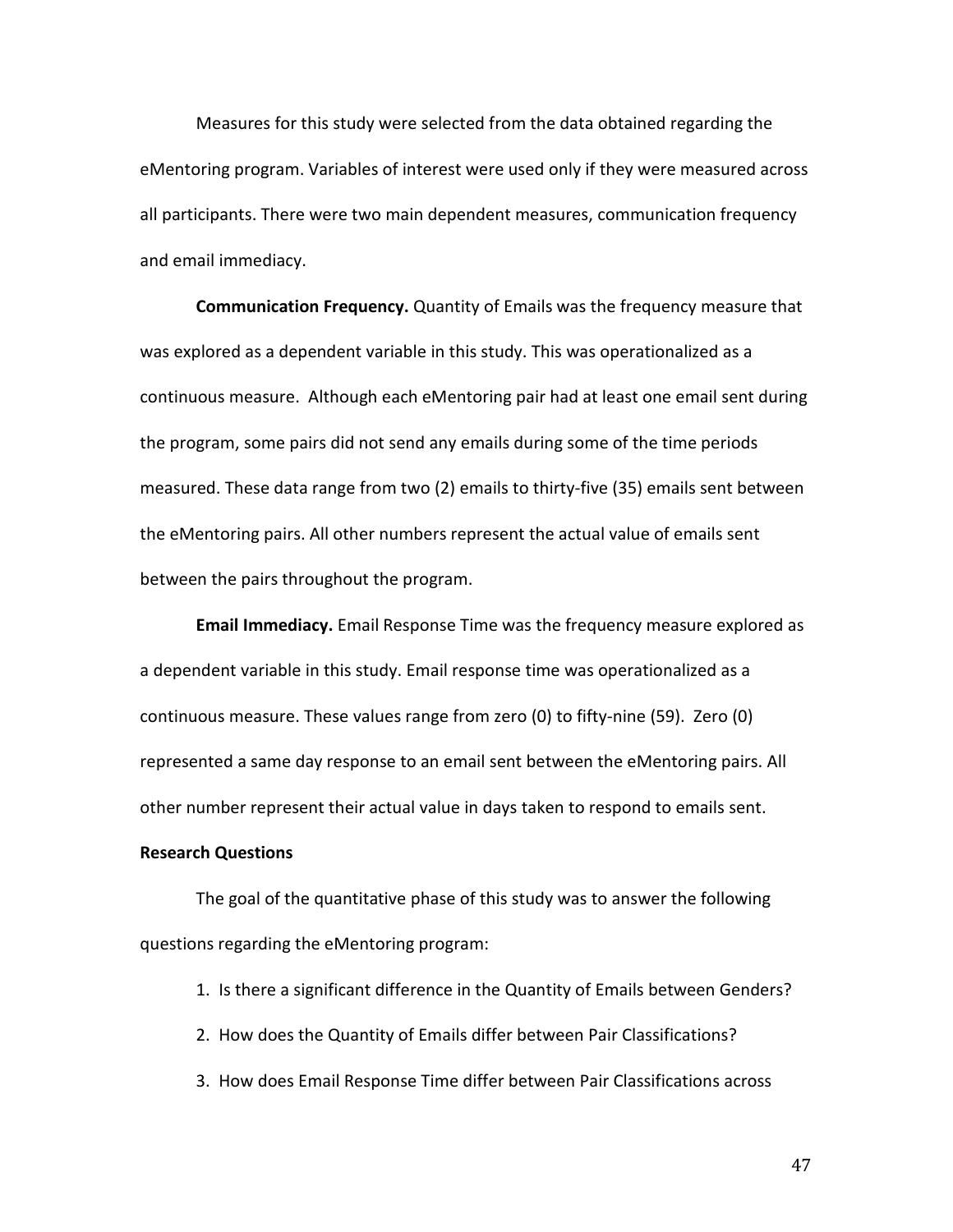Measures for this study were selected from the data obtained regarding the eMentoring program. Variables of interest were used only if they were measured across all participants. There were two main dependent measures, communication frequency and email immediacy.

**Communication Frequency.** Quantity of Emails was the frequency measure that was explored as a dependent variable in this study. This was operationalized as a continuous measure. Although each eMentoring pair had at least one email sent during the program, some pairs did not send any emails during some of the time periods measured. These data range from two (2) emails to thirty-five (35) emails sent between the eMentoring pairs. All other numbers represent the actual value of emails sent between the pairs throughout the program.

**Email Immediacy.** Email Response Time was the frequency measure explored as a dependent variable in this study. Email response time was operationalized as a continuous measure. These values range from zero (0) to fifty-nine (59). Zero (0) represented a same day response to an email sent between the eMentoring pairs. All other number represent their actual value in days taken to respond to emails sent.

**Research Questions**

The goal of the quantitative phase of this study was to answer the following questions regarding the eMentoring program:

1. Is there a significant difference in the Quantity of Emails between Genders?
2. How does the Quantity of Emails differ between Pair Classifications?
3. How does Email Response Time differ between Pair Classifications across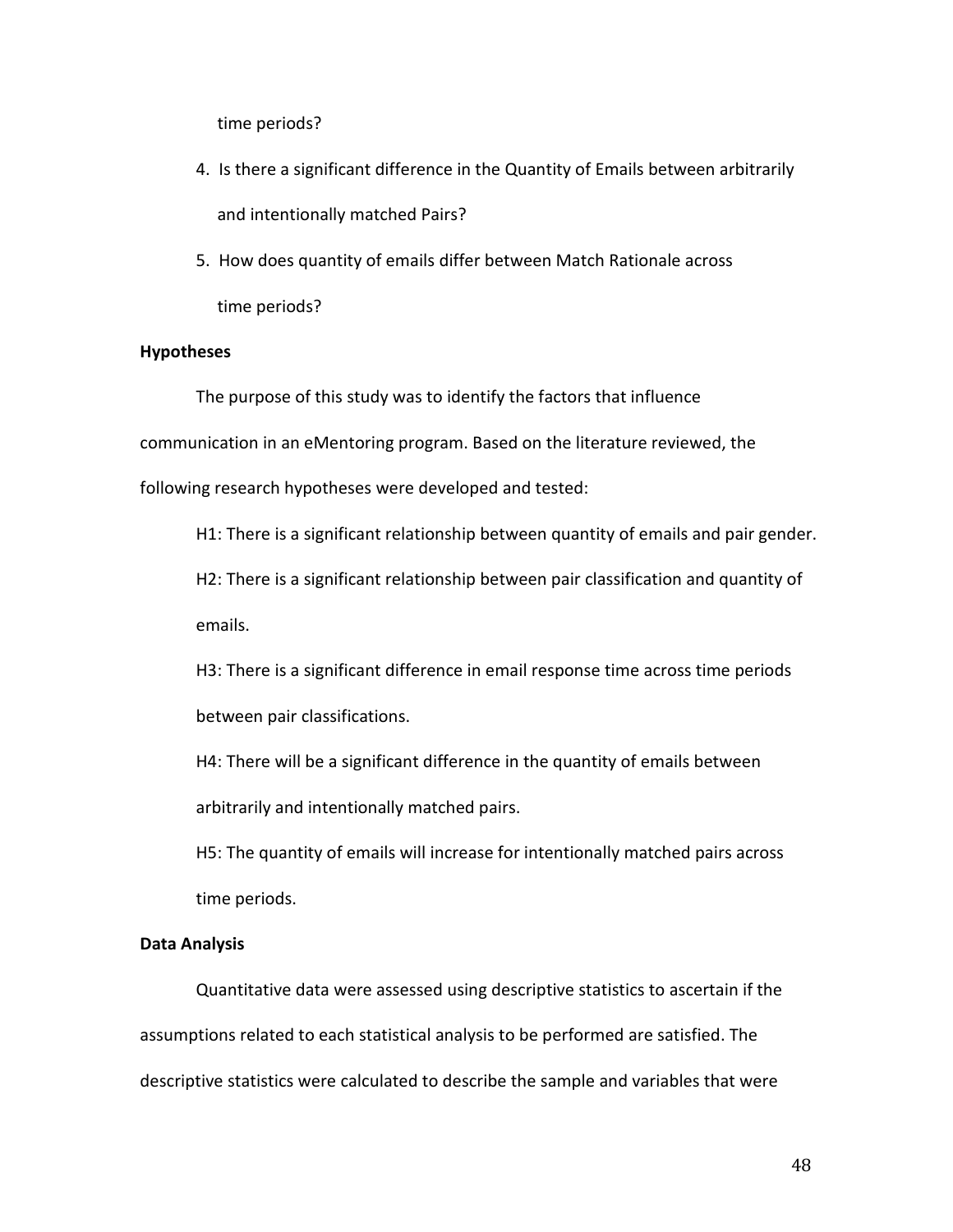time periods?

4. Is there a significant difference in the Quantity of Emails between arbitrarily and intentionally matched Pairs?
5. How does quantity of emails differ between Match Rationale across time periods?

**Hypotheses**

The purpose of this study was to identify the factors that influence communication in an eMentoring program. Based on the literature reviewed, the following research hypotheses were developed and tested:

H1: There is a significant relationship between quantity of emails and pair gender.

H2: There is a significant relationship between pair classification and quantity of emails.

H3: There is a significant difference in email response time across time periods between pair classifications.

H4: There will be a significant difference in the quantity of emails between arbitrarily and intentionally matched pairs.

H5: The quantity of emails will increase for intentionally matched pairs across time periods.

**Data Analysis**

Quantitative data were assessed using descriptive statistics to ascertain if the assumptions related to each statistical analysis to be performed are satisfied. The descriptive statistics were calculated to describe the sample and variables that were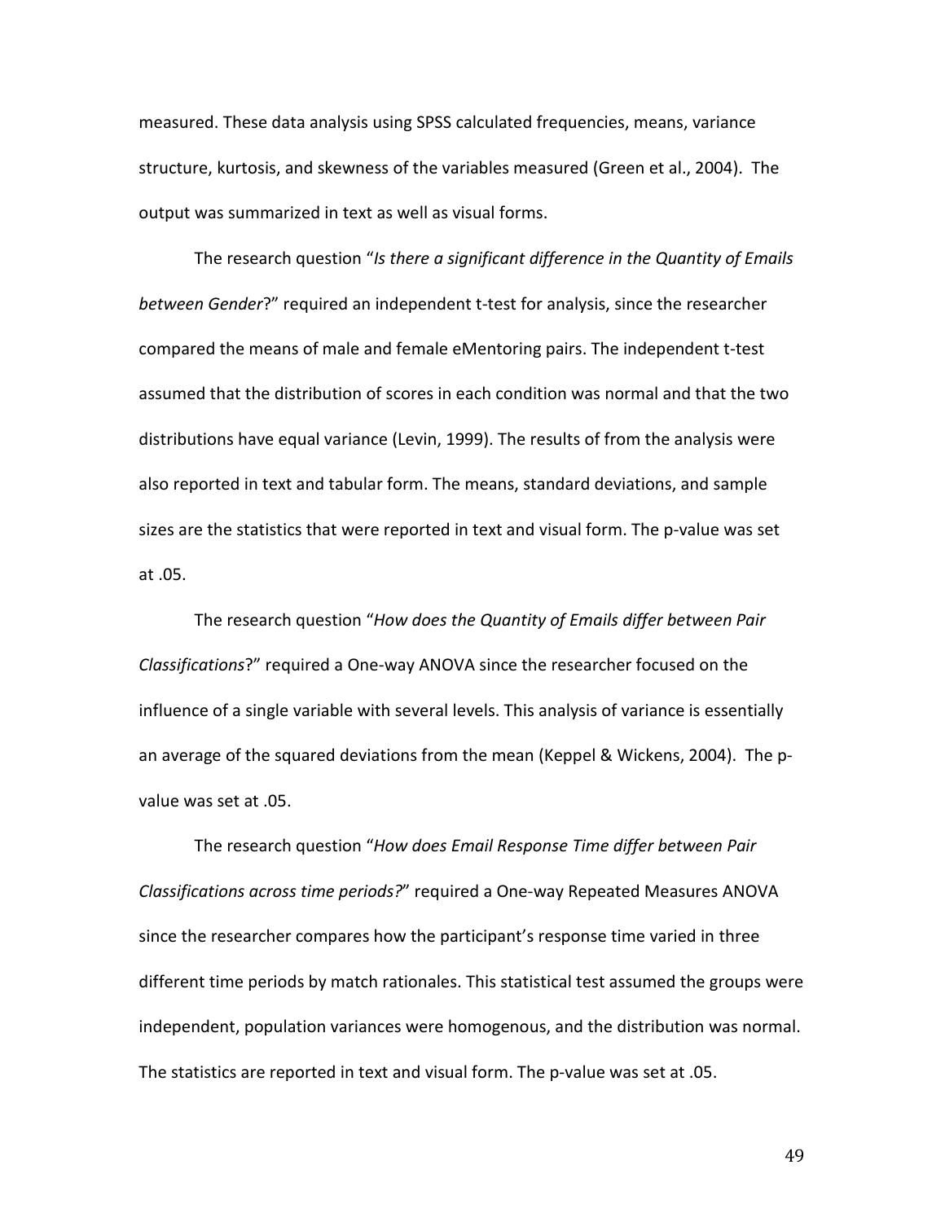measured. These data analysis using SPSS calculated frequencies, means, variance structure, kurtosis, and skewness of the variables measured (Green et al., 2004). The output was summarized in text as well as visual forms.

The research question "*Is there a significant difference in the Quantity of Emails between Gender*?" required an independent t-test for analysis, since the researcher compared the means of male and female eMentoring pairs. The independent t-test assumed that the distribution of scores in each condition was normal and that the two distributions have equal variance (Levin, 1999). The results of from the analysis were also reported in text and tabular form. The means, standard deviations, and sample sizes are the statistics that were reported in text and visual form. The p-value was set at .05.

The research question "*How does the Quantity of Emails differ between Pair Classifications*?" required a One-way ANOVA since the researcher focused on the influence of a single variable with several levels. This analysis of variance is essentially an average of the squared deviations from the mean (Keppel & Wickens, 2004). The p-value was set at .05.

The research question "*How does Email Response Time differ between Pair Classifications across time periods?*" required a One-way Repeated Measures ANOVA since the researcher compares how the participant's response time varied in three different time periods by match rationales. This statistical test assumed the groups were independent, population variances were homogenous, and the distribution was normal. The statistics are reported in text and visual form. The p-value was set at .05.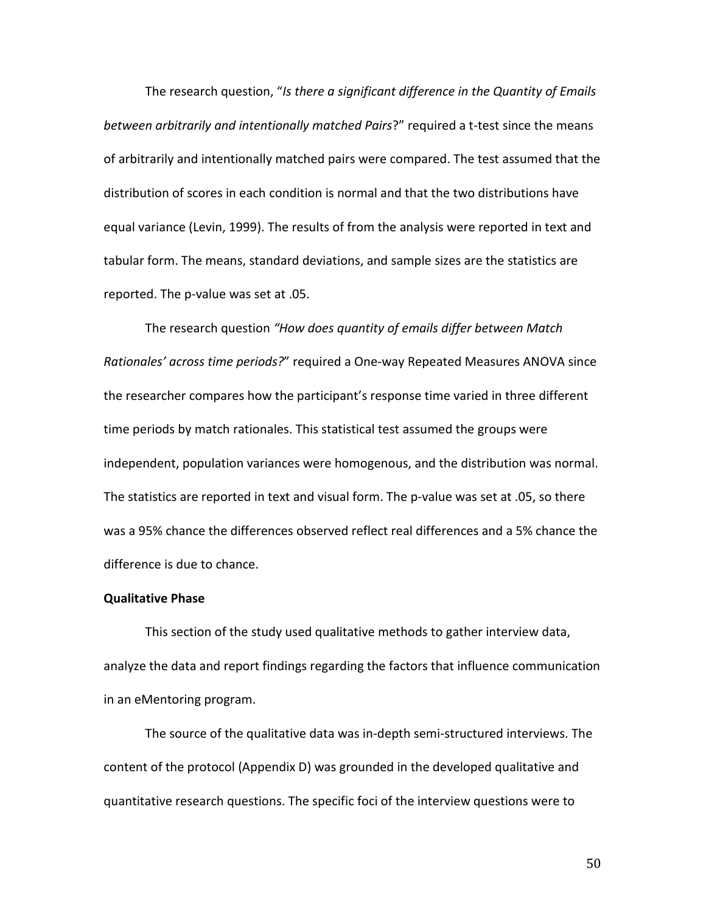The research question, "*Is there a significant difference in the Quantity of Emails between arbitrarily and intentionally matched Pairs*?" required a t-test since the means of arbitrarily and intentionally matched pairs were compared. The test assumed that the distribution of scores in each condition is normal and that the two distributions have equal variance (Levin, 1999). The results of from the analysis were reported in text and tabular form. The means, standard deviations, and sample sizes are the statistics are reported. The p-value was set at .05.

The research question *"How does quantity of emails differ between Match Rationales' across time periods?*" required a One-way Repeated Measures ANOVA since the researcher compares how the participant's response time varied in three different time periods by match rationales. This statistical test assumed the groups were independent, population variances were homogenous, and the distribution was normal. The statistics are reported in text and visual form. The p-value was set at .05, so there was a 95% chance the differences observed reflect real differences and a 5% chance the difference is due to chance.

**Qualitative Phase**

This section of the study used qualitative methods to gather interview data, analyze the data and report findings regarding the factors that influence communication in an eMentoring program.

The source of the qualitative data was in-depth semi-structured interviews. The content of the protocol (Appendix D) was grounded in the developed qualitative and quantitative research questions. The specific foci of the interview questions were to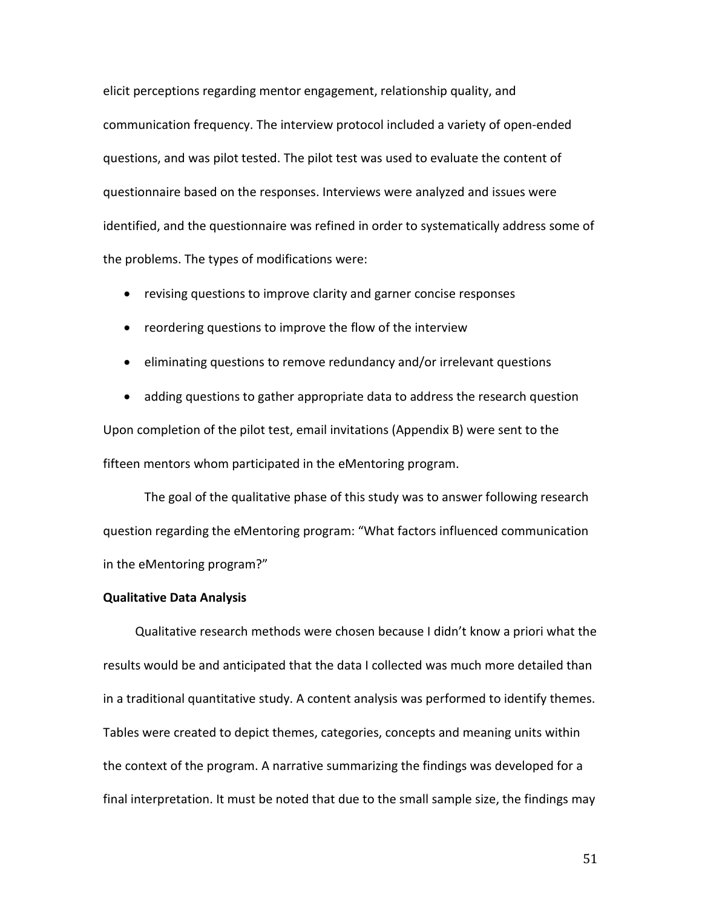elicit perceptions regarding mentor engagement, relationship quality, and communication frequency. The interview protocol included a variety of open-ended questions, and was pilot tested. The pilot test was used to evaluate the content of questionnaire based on the responses. Interviews were analyzed and issues were identified, and the questionnaire was refined in order to systematically address some of the problems. The types of modifications were:

- revising questions to improve clarity and garner concise responses
- reordering questions to improve the flow of the interview
- eliminating questions to remove redundancy and/or irrelevant questions
- adding questions to gather appropriate data to address the research question

Upon completion of the pilot test, email invitations (Appendix B) were sent to the fifteen mentors whom participated in the eMentoring program.

The goal of the qualitative phase of this study was to answer following research question regarding the eMentoring program: "What factors influenced communication in the eMentoring program?"

**Qualitative Data Analysis**

Qualitative research methods were chosen because I didn't know a priori what the results would be and anticipated that the data I collected was much more detailed than in a traditional quantitative study. A content analysis was performed to identify themes. Tables were created to depict themes, categories, concepts and meaning units within the context of the program. A narrative summarizing the findings was developed for a final interpretation. It must be noted that due to the small sample size, the findings may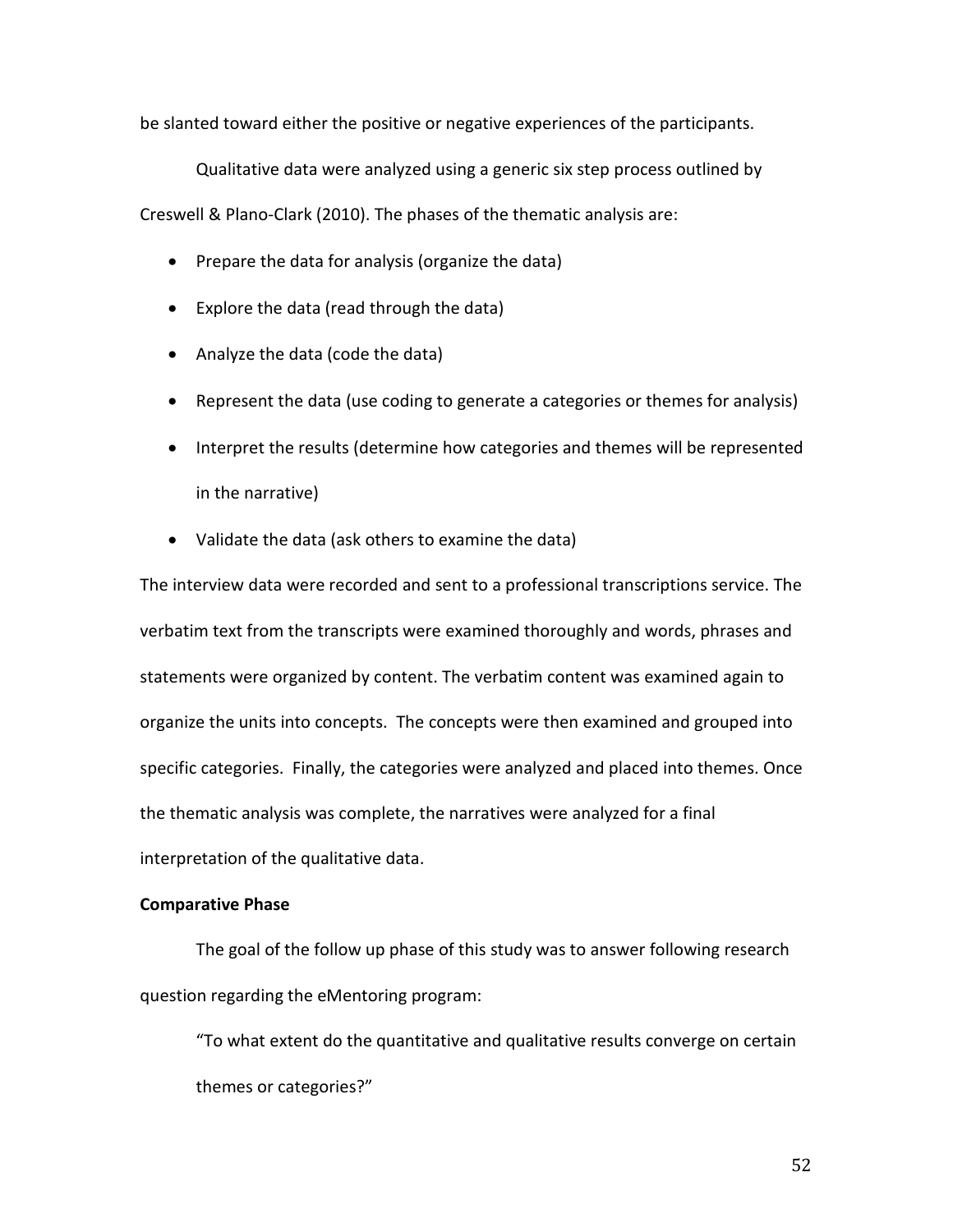be slanted toward either the positive or negative experiences of the participants.

Qualitative data were analyzed using a generic six step process outlined by Creswell & Plano-Clark (2010). The phases of the thematic analysis are:

- Prepare the data for analysis (organize the data)
- Explore the data (read through the data)
- Analyze the data (code the data)
- Represent the data (use coding to generate a categories or themes for analysis)
- Interpret the results (determine how categories and themes will be represented in the narrative)
- Validate the data (ask others to examine the data)

The interview data were recorded and sent to a professional transcriptions service. The verbatim text from the transcripts were examined thoroughly and words, phrases and statements were organized by content. The verbatim content was examined again to organize the units into concepts. The concepts were then examined and grouped into specific categories. Finally, the categories were analyzed and placed into themes. Once the thematic analysis was complete, the narratives were analyzed for a final interpretation of the qualitative data.

**Comparative Phase**

The goal of the follow up phase of this study was to answer following research question regarding the eMentoring program:

> "To what extent do the quantitative and qualitative results converge on certain themes or categories?"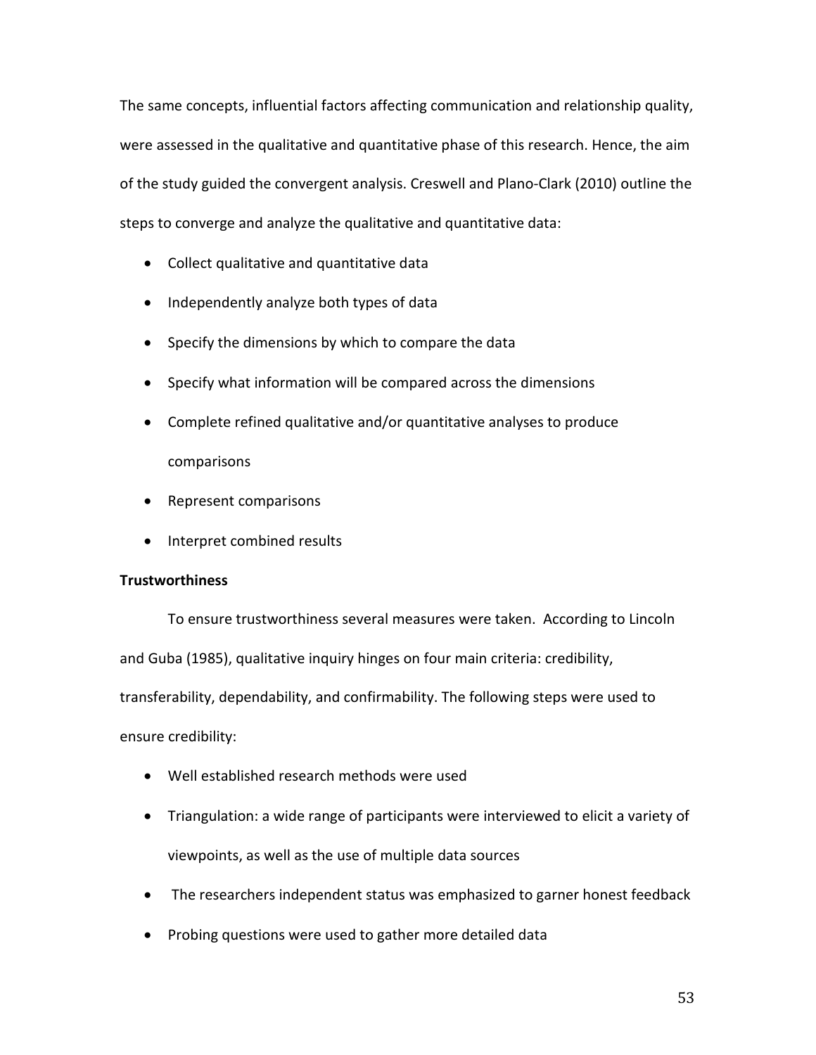The same concepts, influential factors affecting communication and relationship quality, were assessed in the qualitative and quantitative phase of this research. Hence, the aim of the study guided the convergent analysis. Creswell and Plano-Clark (2010) outline the steps to converge and analyze the qualitative and quantitative data:

- Collect qualitative and quantitative data
- Independently analyze both types of data
- Specify the dimensions by which to compare the data
- Specify what information will be compared across the dimensions
- Complete refined qualitative and/or quantitative analyses to produce comparisons
- Represent comparisons
- Interpret combined results

**Trustworthiness**

To ensure trustworthiness several measures were taken. According to Lincoln and Guba (1985), qualitative inquiry hinges on four main criteria: credibility, transferability, dependability, and confirmability. The following steps were used to ensure credibility:

- Well established research methods were used
- Triangulation: a wide range of participants were interviewed to elicit a variety of viewpoints, as well as the use of multiple data sources
- The researchers independent status was emphasized to garner honest feedback
- Probing questions were used to gather more detailed data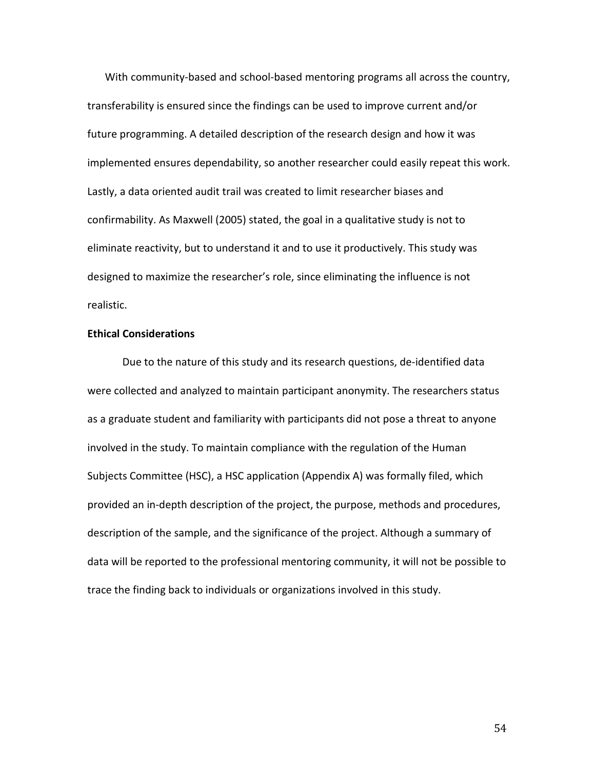With community-based and school-based mentoring programs all across the country, transferability is ensured since the findings can be used to improve current and/or future programming. A detailed description of the research design and how it was implemented ensures dependability, so another researcher could easily repeat this work. Lastly, a data oriented audit trail was created to limit researcher biases and confirmability. As Maxwell (2005) stated, the goal in a qualitative study is not to eliminate reactivity, but to understand it and to use it productively. This study was designed to maximize the researcher's role, since eliminating the influence is not realistic.

**Ethical Considerations**

Due to the nature of this study and its research questions, de-identified data were collected and analyzed to maintain participant anonymity. The researchers status as a graduate student and familiarity with participants did not pose a threat to anyone involved in the study. To maintain compliance with the regulation of the Human Subjects Committee (HSC), a HSC application (Appendix A) was formally filed, which provided an in-depth description of the project, the purpose, methods and procedures, description of the sample, and the significance of the project. Although a summary of data will be reported to the professional mentoring community, it will not be possible to trace the finding back to individuals or organizations involved in this study.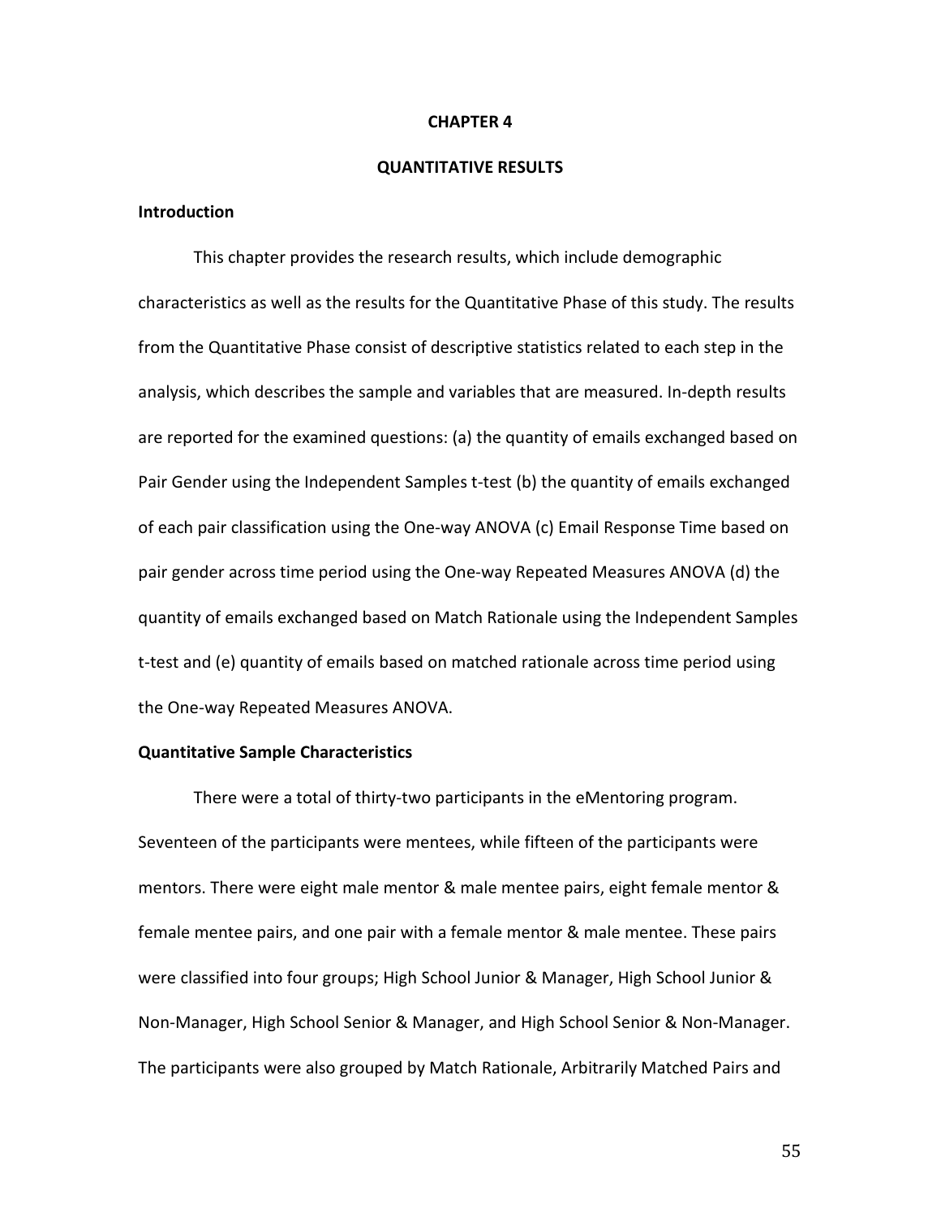# CHAPTER 4

# QUANTITATIVE RESULTS

## Introduction

This chapter provides the research results, which include demographic characteristics as well as the results for the Quantitative Phase of this study. The results from the Quantitative Phase consist of descriptive statistics related to each step in the analysis, which describes the sample and variables that are measured. In-depth results are reported for the examined questions: (a) the quantity of emails exchanged based on Pair Gender using the Independent Samples t-test (b) the quantity of emails exchanged of each pair classification using the One-way ANOVA (c) Email Response Time based on pair gender across time period using the One-way Repeated Measures ANOVA (d) the quantity of emails exchanged based on Match Rationale using the Independent Samples t-test and (e) quantity of emails based on matched rationale across time period using the One-way Repeated Measures ANOVA.

## Quantitative Sample Characteristics

There were a total of thirty-two participants in the eMentoring program. Seventeen of the participants were mentees, while fifteen of the participants were mentors. There were eight male mentor & male mentee pairs, eight female mentor & female mentee pairs, and one pair with a female mentor & male mentee. These pairs were classified into four groups; High School Junior & Manager, High School Junior & Non-Manager, High School Senior & Manager, and High School Senior & Non-Manager. The participants were also grouped by Match Rationale, Arbitrarily Matched Pairs and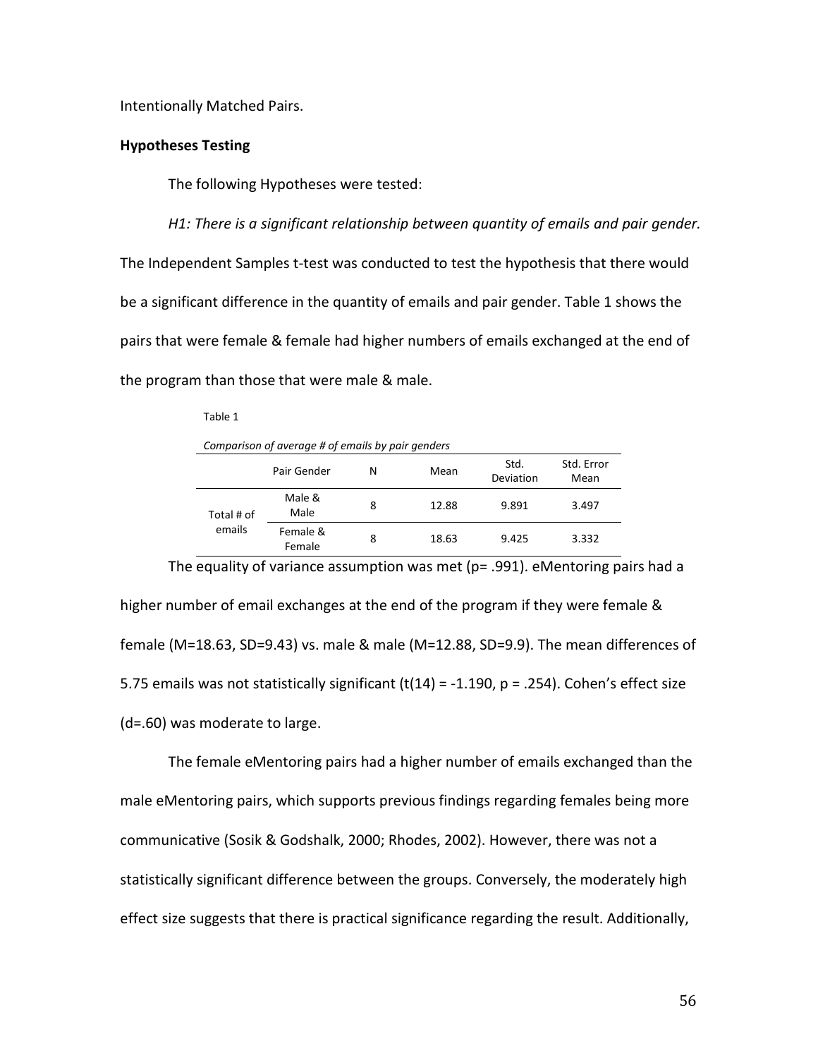Intentionally Matched Pairs.

**Hypotheses Testing**

The following Hypotheses were tested:

*H1: There is a significant relationship between quantity of emails and pair gender.* The Independent Samples t-test was conducted to test the hypothesis that there would be a significant difference in the quantity of emails and pair gender. Table 1 shows the pairs that were female & female had higher numbers of emails exchanged at the end of the program than those that were male & male.

Table 1

*Comparison of average # of emails by pair genders*

| | Pair Gender | N | Mean | Std. Deviation | Std. Error Mean |
|---|---|---|---|---|---|
| Total # of emails | Male & Male | 8 | 12.88 | 9.891 | 3.497 |
| | Female & Female | 8 | 18.63 | 9.425 | 3.332 |

The equality of variance assumption was met ($p = .991$). eMentoring pairs had a higher number of email exchanges at the end of the program if they were female & female ($M=18.63$, $SD=9.43$) vs. male & male ($M=12.88$, $SD=9.9$). The mean differences of 5.75 emails was not statistically significant ($t(14) = -1.190$, $p = .254$). Cohen's effect size ($d=.60$) was moderate to large.

The female eMentoring pairs had a higher number of emails exchanged than the male eMentoring pairs, which supports previous findings regarding females being more communicative (Sosik & Godshalk, 2000; Rhodes, 2002). However, there was not a statistically significant difference between the groups. Conversely, the moderately high effect size suggests that there is practical significance regarding the result. Additionally,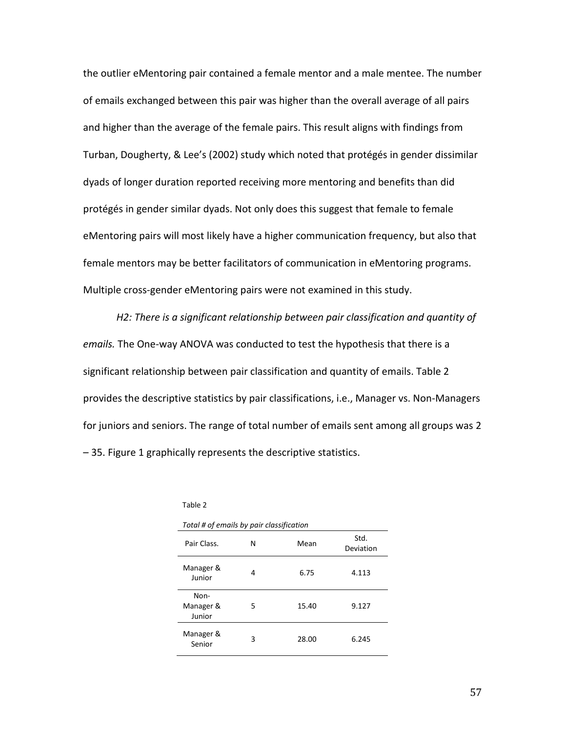the outlier eMentoring pair contained a female mentor and a male mentee. The number of emails exchanged between this pair was higher than the overall average of all pairs and higher than the average of the female pairs. This result aligns with findings from Turban, Dougherty, & Lee's (2002) study which noted that protégés in gender dissimilar dyads of longer duration reported receiving more mentoring and benefits than did protégés in gender similar dyads. Not only does this suggest that female to female eMentoring pairs will most likely have a higher communication frequency, but also that female mentors may be better facilitators of communication in eMentoring programs. Multiple cross-gender eMentoring pairs were not examined in this study.

*H2: There is a significant relationship between pair classification and quantity of emails.* The One-way ANOVA was conducted to test the hypothesis that there is a significant relationship between pair classification and quantity of emails. Table 2 provides the descriptive statistics by pair classifications, i.e., Manager vs. Non-Managers for juniors and seniors. The range of total number of emails sent among all groups was 2 – 35. Figure 1 graphically represents the descriptive statistics.

Table 2

*Total # of emails by pair classification*

| Pair Class. | N | Mean | Std. Deviation |
|---|---|---|---|
| Manager & Junior | 4 | 6.75 | 4.113 |
| Non-Manager & Junior | 5 | 15.40 | 9.127 |
| Manager & Senior | 3 | 28.00 | 6.245 |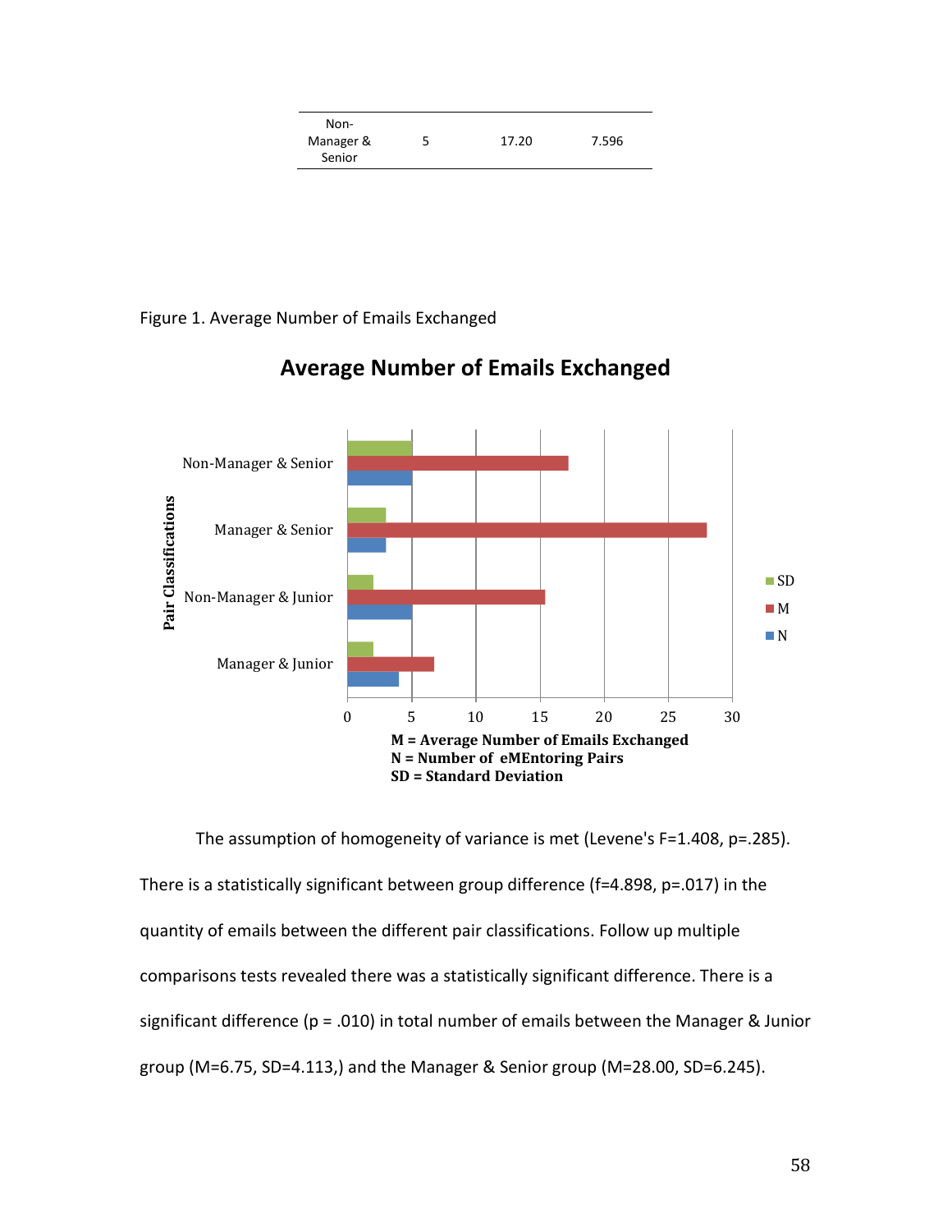| | | | |
|---|---|---|---|
| Non-Manager & Senior | 5 | 17.20 | 7.596 |

Figure 1. Average Number of Emails Exchanged

Average Number of Emails Exchanged

Pair Classifications

Non-Manager & Senior

Manager & Senior

Non-Manager & Junior

Manager & Junior

0 5 10 15 20 25 30

SD

M

N

M = Average Number of Emails Exchanged
N = Number of eMEntoring Pairs
SD = Standard Deviation

The assumption of homogeneity of variance is met (Levene's F=1.408, p=.285). There is a statistically significant between group difference (f=4.898, p=.017) in the quantity of emails between the different pair classifications. Follow up multiple comparisons tests revealed there was a statistically significant difference. There is a significant difference (p = .010) in total number of emails between the Manager & Junior group (M=6.75, SD=4.113,) and the Manager & Senior group (M=28.00, SD=6.245).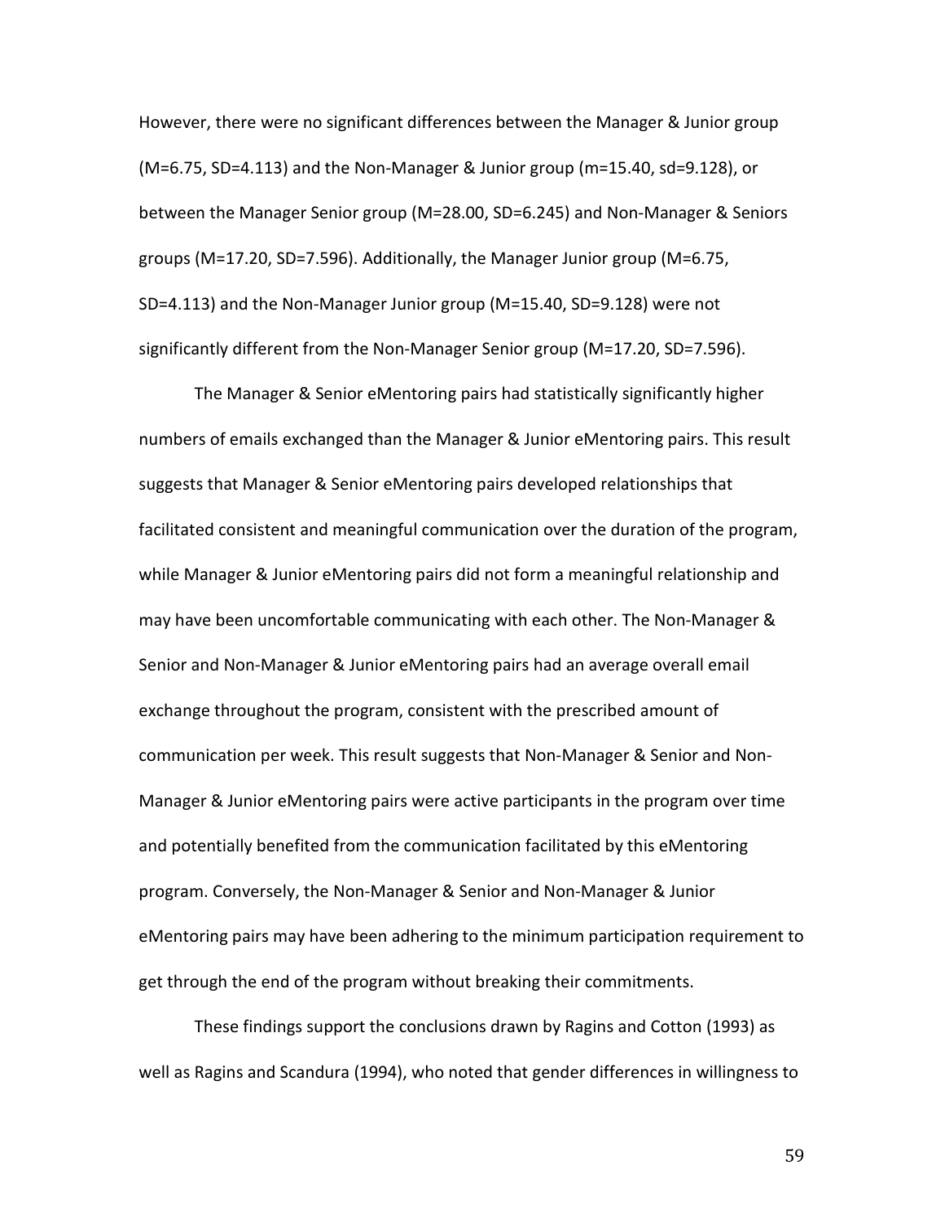However, there were no significant differences between the Manager & Junior group ($M=6.75$, $SD=4.113$) and the Non-Manager & Junior group ($m=15.40$, $sd=9.128$), or between the Manager Senior group ($M=28.00$, $SD=6.245$) and Non-Manager & Seniors groups ($M=17.20$, $SD=7.596$). Additionally, the Manager Junior group ($M=6.75$, $SD=4.113$) and the Non-Manager Junior group ($M=15.40$, $SD=9.128$) were not significantly different from the Non-Manager Senior group ($M=17.20$, $SD=7.596$).

The Manager & Senior eMentoring pairs had statistically significantly higher numbers of emails exchanged than the Manager & Junior eMentoring pairs. This result suggests that Manager & Senior eMentoring pairs developed relationships that facilitated consistent and meaningful communication over the duration of the program, while Manager & Junior eMentoring pairs did not form a meaningful relationship and may have been uncomfortable communicating with each other. The Non-Manager & Senior and Non-Manager & Junior eMentoring pairs had an average overall email exchange throughout the program, consistent with the prescribed amount of communication per week. This result suggests that Non-Manager & Senior and Non-Manager & Junior eMentoring pairs were active participants in the program over time and potentially benefited from the communication facilitated by this eMentoring program. Conversely, the Non-Manager & Senior and Non-Manager & Junior eMentoring pairs may have been adhering to the minimum participation requirement to get through the end of the program without breaking their commitments.

These findings support the conclusions drawn by Ragins and Cotton (1993) as well as Ragins and Scandura (1994), who noted that gender differences in willingness to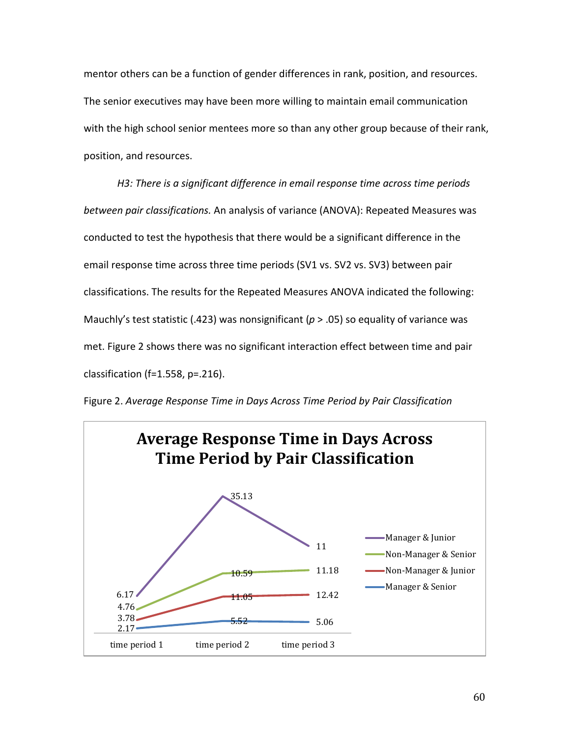mentor others can be a function of gender differences in rank, position, and resources. The senior executives may have been more willing to maintain email communication with the high school senior mentees more so than any other group because of their rank, position, and resources.

*H3: There is a significant difference in email response time across time periods between pair classifications.* An analysis of variance (ANOVA): Repeated Measures was conducted to test the hypothesis that there would be a significant difference in the email response time across three time periods (SV1 vs. SV2 vs. SV3) between pair classifications. The results for the Repeated Measures ANOVA indicated the following: Mauchly's test statistic (.423) was nonsignificant ($p$ > .05) so equality of variance was met. Figure 2 shows there was no significant interaction effect between time and pair classification (f=1.558, p=.216).

Figure 2. *Average Response Time in Days Across Time Period by Pair Classification*

Average Response Time in Days Across Time Period by Pair Classification

Manager & Junior: 6.17, 35.13, 11
Non-Manager & Senior: 4.76, 10.59, 11.18
Non-Manager & Junior: 3.78, 11.05, 12.42
Manager & Senior: 2.17, 5.52, 5.06

time period 1 | time period 2 | time period 3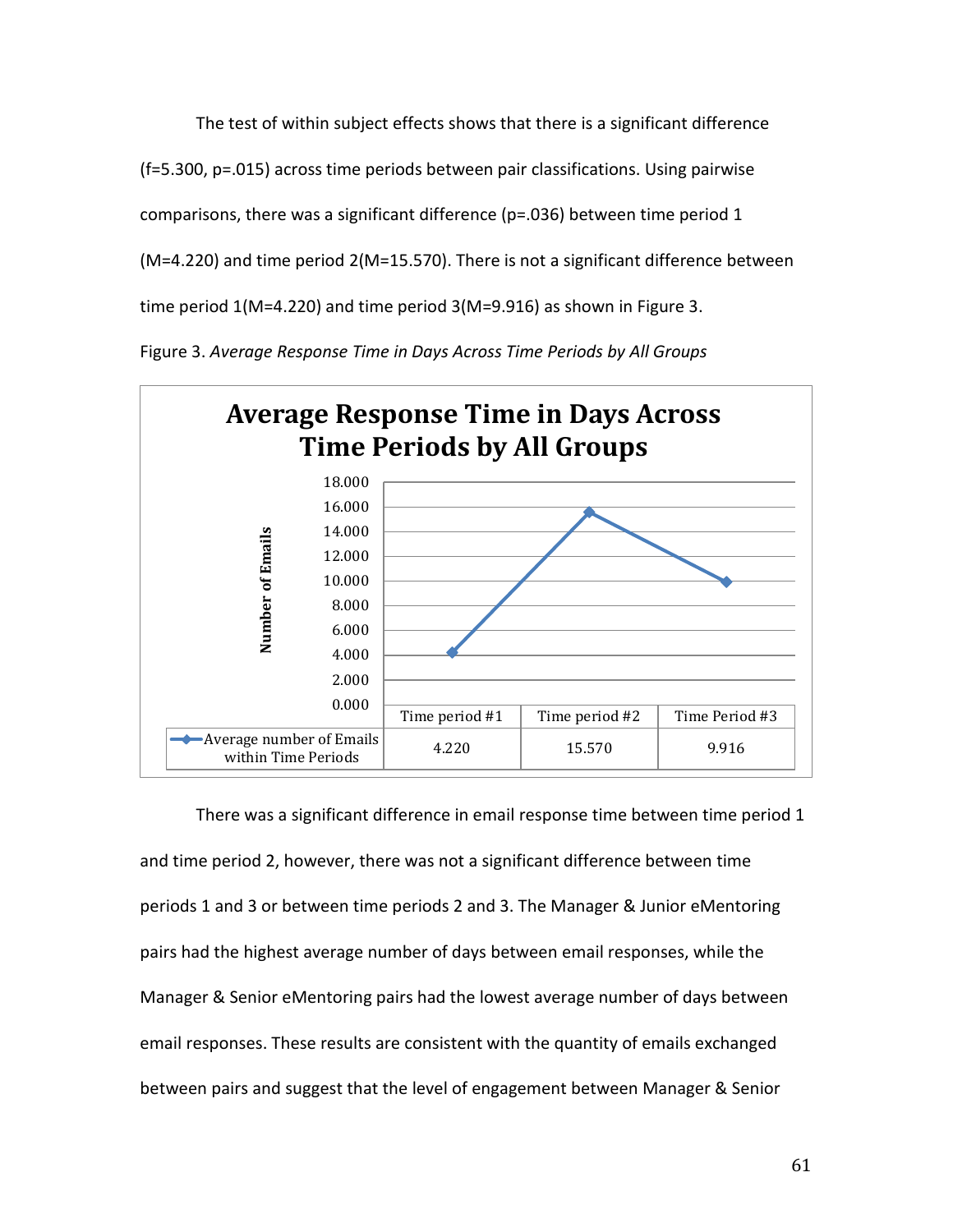The test of within subject effects shows that there is a significant difference ($f=5.300$, $p=.015$) across time periods between pair classifications. Using pairwise comparisons, there was a significant difference ($p=.036$) between time period 1 ($M=4.220$) and time period 2($M=15.570$). There is not a significant difference between time period 1($M=4.220$) and time period 3($M=9.916$) as shown in Figure 3.

Figure 3. *Average Response Time in Days Across Time Periods by All Groups*

**Average Response Time in Days Across Time Periods by All Groups**

| | Time period #1 | Time period #2 | Time Period #3 |
|---|---|---|---|
| Average number of Emails within Time Periods | 4.220 | 15.570 | 9.916 |

There was a significant difference in email response time between time period 1 and time period 2, however, there was not a significant difference between time periods 1 and 3 or between time periods 2 and 3. The Manager & Junior eMentoring pairs had the highest average number of days between email responses, while the Manager & Senior eMentoring pairs had the lowest average number of days between email responses. These results are consistent with the quantity of emails exchanged between pairs and suggest that the level of engagement between Manager & Senior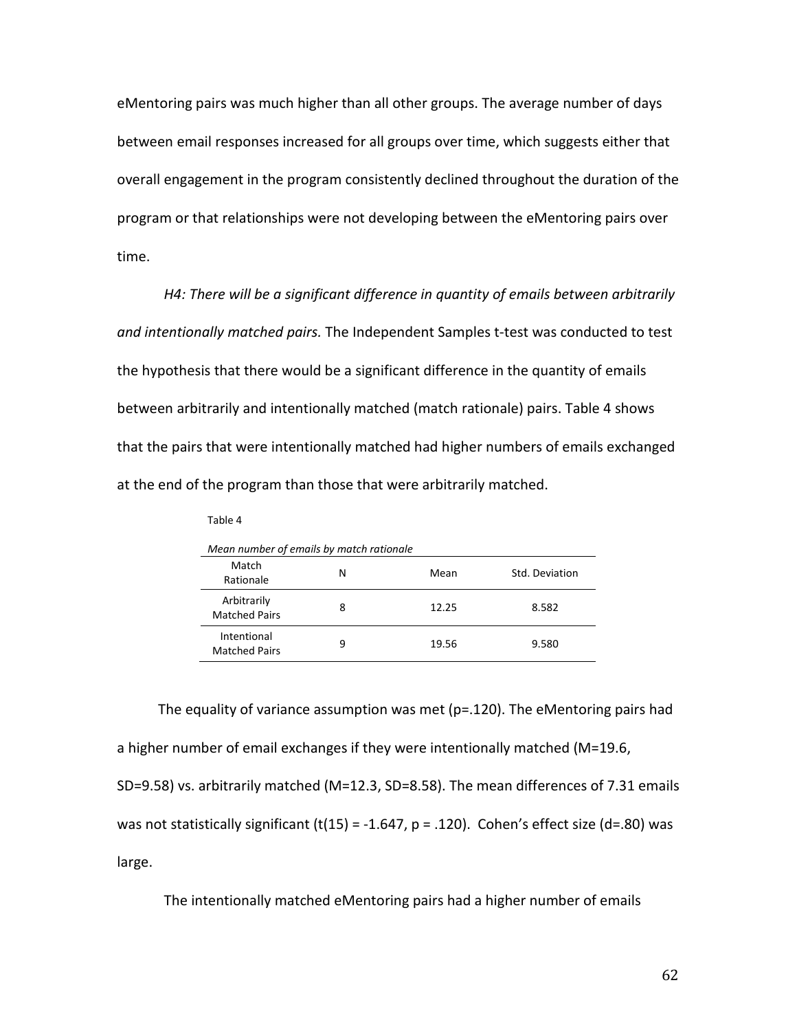eMentoring pairs was much higher than all other groups. The average number of days between email responses increased for all groups over time, which suggests either that overall engagement in the program consistently declined throughout the duration of the program or that relationships were not developing between the eMentoring pairs over time.

*H4: There will be a significant difference in quantity of emails between arbitrarily and intentionally matched pairs.* The Independent Samples t-test was conducted to test the hypothesis that there would be a significant difference in the quantity of emails between arbitrarily and intentionally matched (match rationale) pairs. Table 4 shows that the pairs that were intentionally matched had higher numbers of emails exchanged at the end of the program than those that were arbitrarily matched.

Table 4

*Mean number of emails by match rationale*

| Match Rationale | N | Mean | Std. Deviation |
|---|---|---|---|
| Arbitrarily Matched Pairs | 8 | 12.25 | 8.582 |
| Intentional Matched Pairs | 9 | 19.56 | 9.580 |

The equality of variance assumption was met ($p=.120$). The eMentoring pairs had a higher number of email exchanges if they were intentionally matched ($M=19.6$, $SD=9.58$) vs. arbitrarily matched ($M=12.3$, $SD=8.58$). The mean differences of 7.31 emails was not statistically significant ($t(15) = -1.647$, $p = .120$). Cohen's effect size ($d=.80$) was large.

The intentionally matched eMentoring pairs had a higher number of emails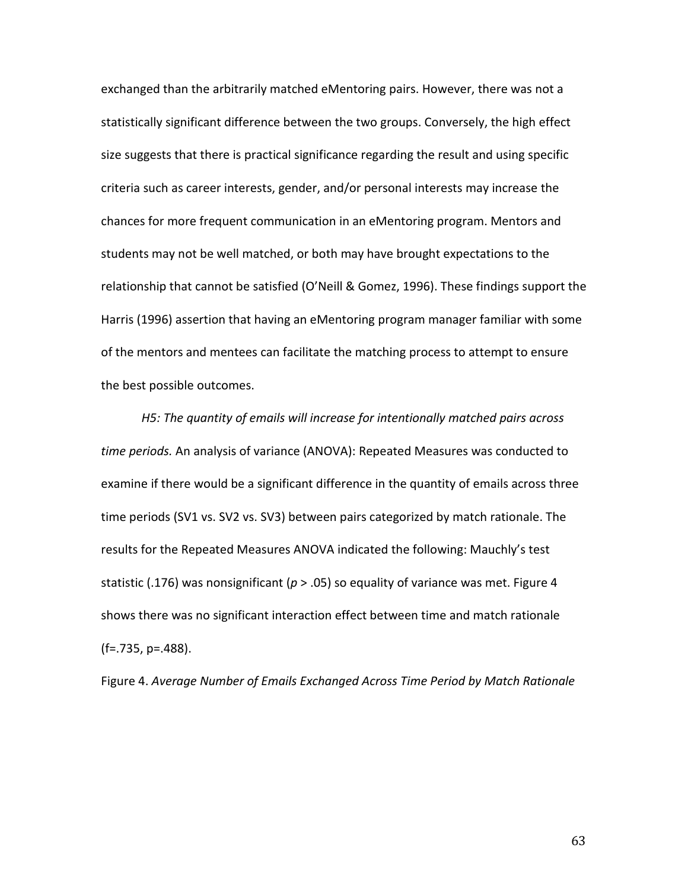exchanged than the arbitrarily matched eMentoring pairs. However, there was not a statistically significant difference between the two groups. Conversely, the high effect size suggests that there is practical significance regarding the result and using specific criteria such as career interests, gender, and/or personal interests may increase the chances for more frequent communication in an eMentoring program. Mentors and students may not be well matched, or both may have brought expectations to the relationship that cannot be satisfied (O'Neill & Gomez, 1996). These findings support the Harris (1996) assertion that having an eMentoring program manager familiar with some of the mentors and mentees can facilitate the matching process to attempt to ensure the best possible outcomes.

*H5: The quantity of emails will increase for intentionally matched pairs across time periods.* An analysis of variance (ANOVA): Repeated Measures was conducted to examine if there would be a significant difference in the quantity of emails across three time periods (SV1 vs. SV2 vs. SV3) between pairs categorized by match rationale. The results for the Repeated Measures ANOVA indicated the following: Mauchly's test statistic (.176) was nonsignificant ($p > .05$) so equality of variance was met. Figure 4 shows there was no significant interaction effect between time and match rationale (f=.735, p=.488).

Figure 4. *Average Number of Emails Exchanged Across Time Period by Match Rationale*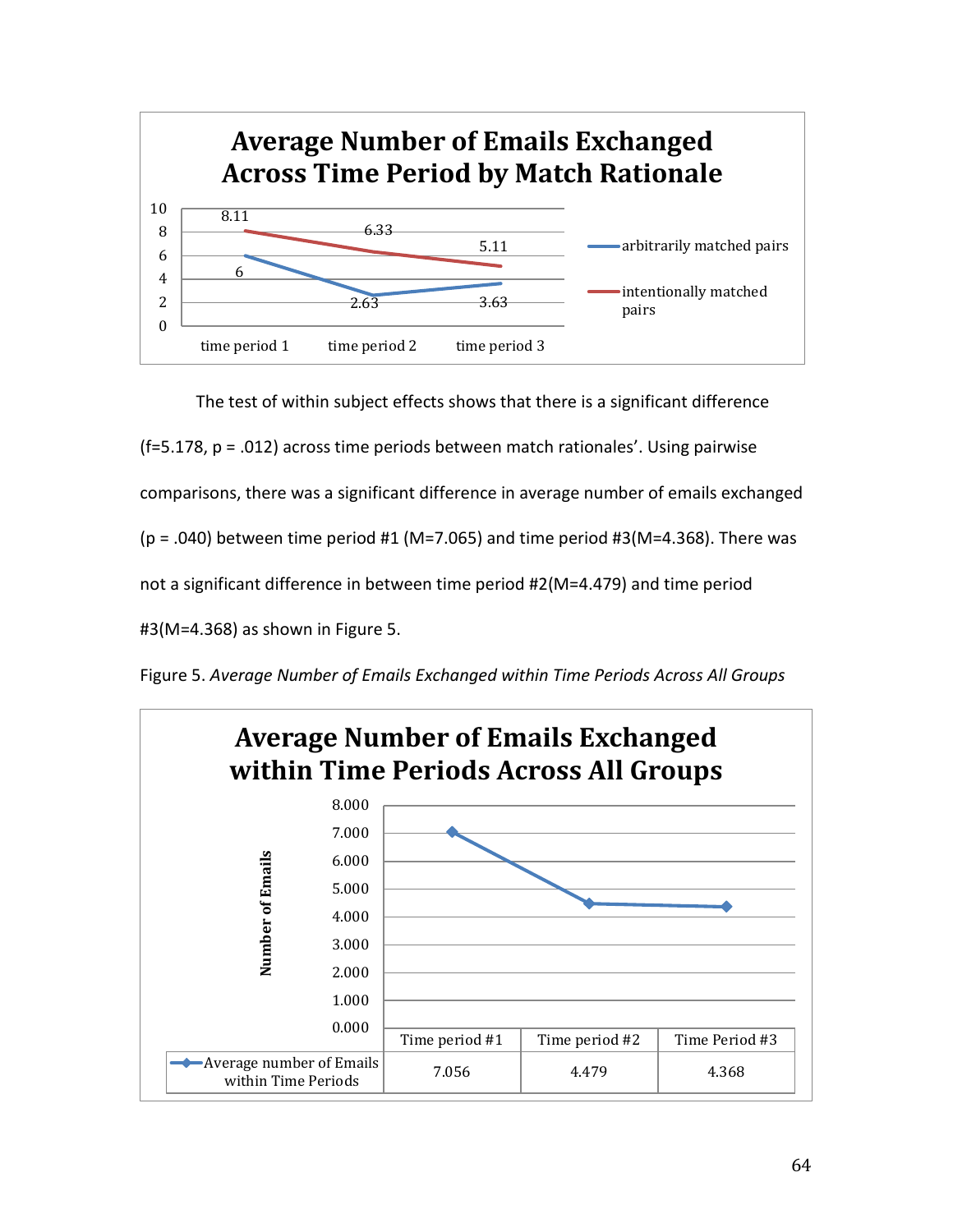Average Number of Emails Exchanged Across Time Period by Match Rationale

10
8
6
4
2
0

8.11
6.33
5.11
6
2.63
3.63

time period 1
time period 2
time period 3

arbitrarily matched pairs
intentionally matched pairs

The test of within subject effects shows that there is a significant difference (f=5.178, p = .012) across time periods between match rationales'. Using pairwise comparisons, there was a significant difference in average number of emails exchanged (p = .040) between time period #1 (M=7.065) and time period #3(M=4.368). There was not a significant difference in between time period #2(M=4.479) and time period #3(M=4.368) as shown in Figure 5.

Figure 5. *Average Number of Emails Exchanged within Time Periods Across All Groups*

Average Number of Emails Exchanged within Time Periods Across All Groups

Number of Emails

8.000
7.000
6.000
5.000
4.000
3.000
2.000
1.000
0.000

Time period #1
Time period #2
Time Period #3

Average number of Emails within Time Periods

7.056
4.479
4.368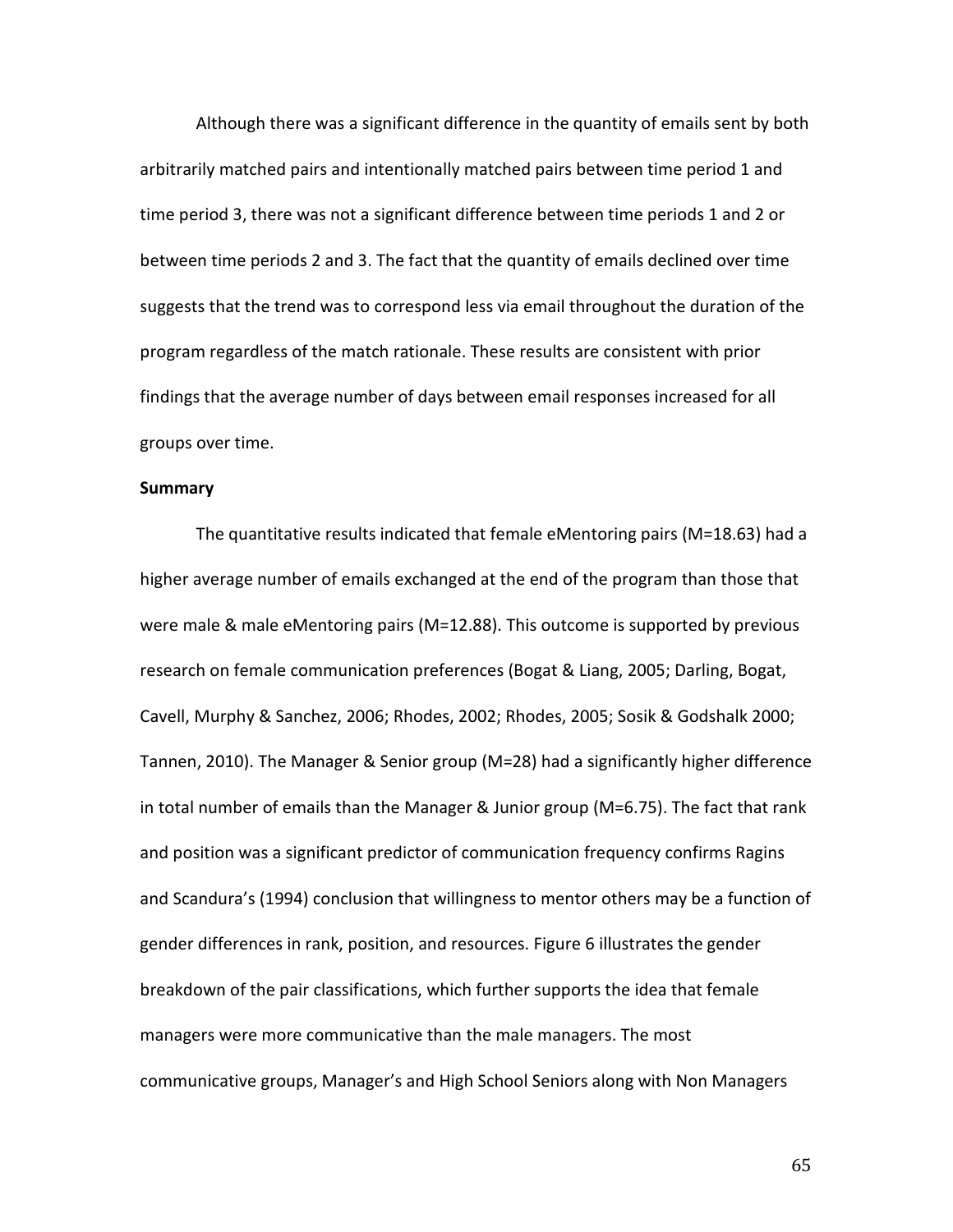Although there was a significant difference in the quantity of emails sent by both arbitrarily matched pairs and intentionally matched pairs between time period 1 and time period 3, there was not a significant difference between time periods 1 and 2 or between time periods 2 and 3. The fact that the quantity of emails declined over time suggests that the trend was to correspond less via email throughout the duration of the program regardless of the match rationale. These results are consistent with prior findings that the average number of days between email responses increased for all groups over time.

**Summary**

The quantitative results indicated that female eMentoring pairs (M=18.63) had a higher average number of emails exchanged at the end of the program than those that were male & male eMentoring pairs (M=12.88). This outcome is supported by previous research on female communication preferences (Bogat & Liang, 2005; Darling, Bogat, Cavell, Murphy & Sanchez, 2006; Rhodes, 2002; Rhodes, 2005; Sosik & Godshalk 2000; Tannen, 2010). The Manager & Senior group (M=28) had a significantly higher difference in total number of emails than the Manager & Junior group (M=6.75). The fact that rank and position was a significant predictor of communication frequency confirms Ragins and Scandura's (1994) conclusion that willingness to mentor others may be a function of gender differences in rank, position, and resources. Figure 6 illustrates the gender breakdown of the pair classifications, which further supports the idea that female managers were more communicative than the male managers. The most communicative groups, Manager's and High School Seniors along with Non Managers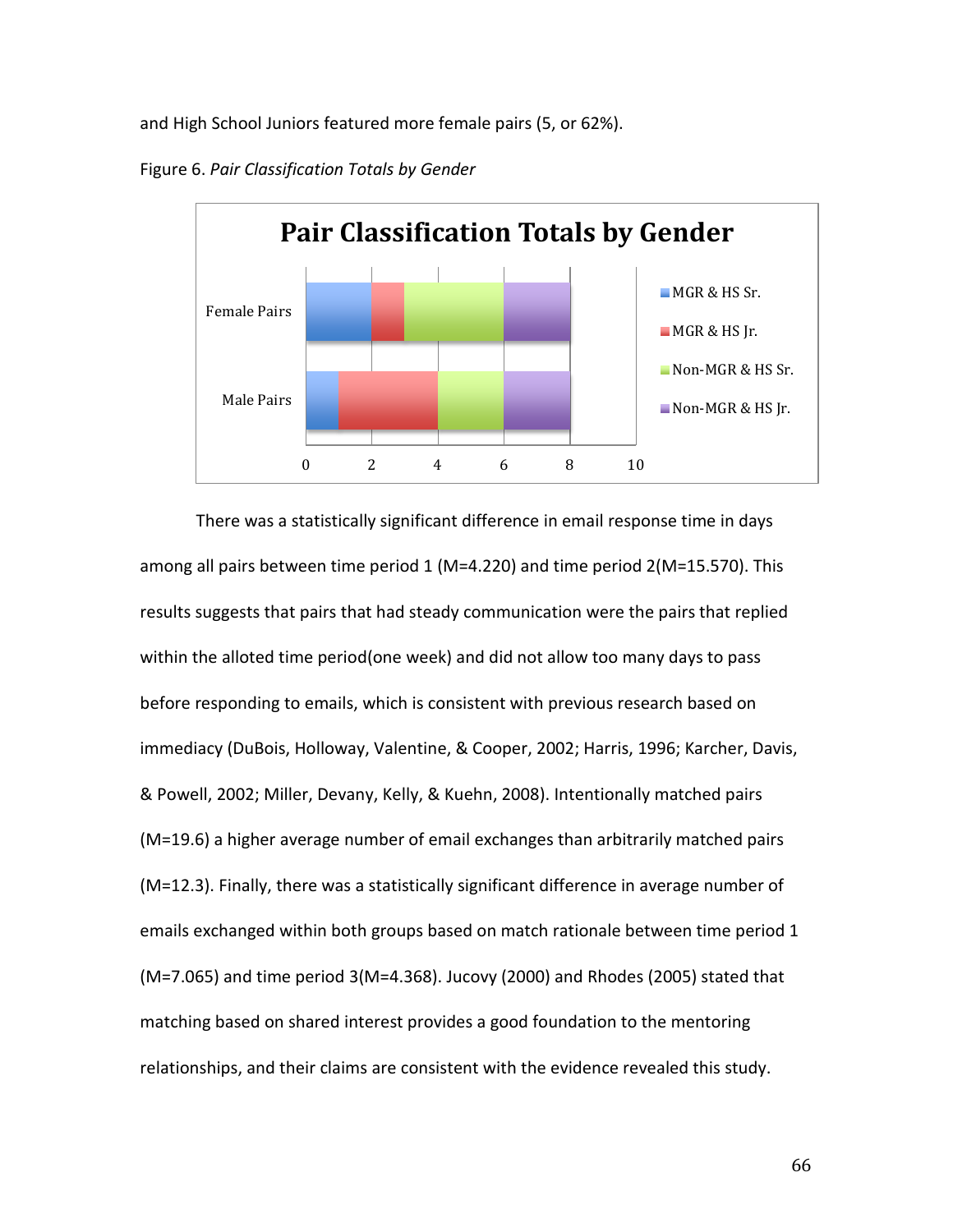and High School Juniors featured more female pairs (5, or 62%).

Figure 6. *Pair Classification Totals by Gender*

There was a statistically significant difference in email response time in days among all pairs between time period 1 (M=4.220) and time period 2(M=15.570). This results suggests that pairs that had steady communication were the pairs that replied within the alloted time period(one week) and did not allow too many days to pass before responding to emails, which is consistent with previous research based on immediacy (DuBois, Holloway, Valentine, & Cooper, 2002; Harris, 1996; Karcher, Davis, & Powell, 2002; Miller, Devany, Kelly, & Kuehn, 2008). Intentionally matched pairs (M=19.6) a higher average number of email exchanges than arbitrarily matched pairs (M=12.3). Finally, there was a statistically significant difference in average number of emails exchanged within both groups based on match rationale between time period 1 (M=7.065) and time period 3(M=4.368). Jucovy (2000) and Rhodes (2005) stated that matching based on shared interest provides a good foundation to the mentoring relationships, and their claims are consistent with the evidence revealed this study.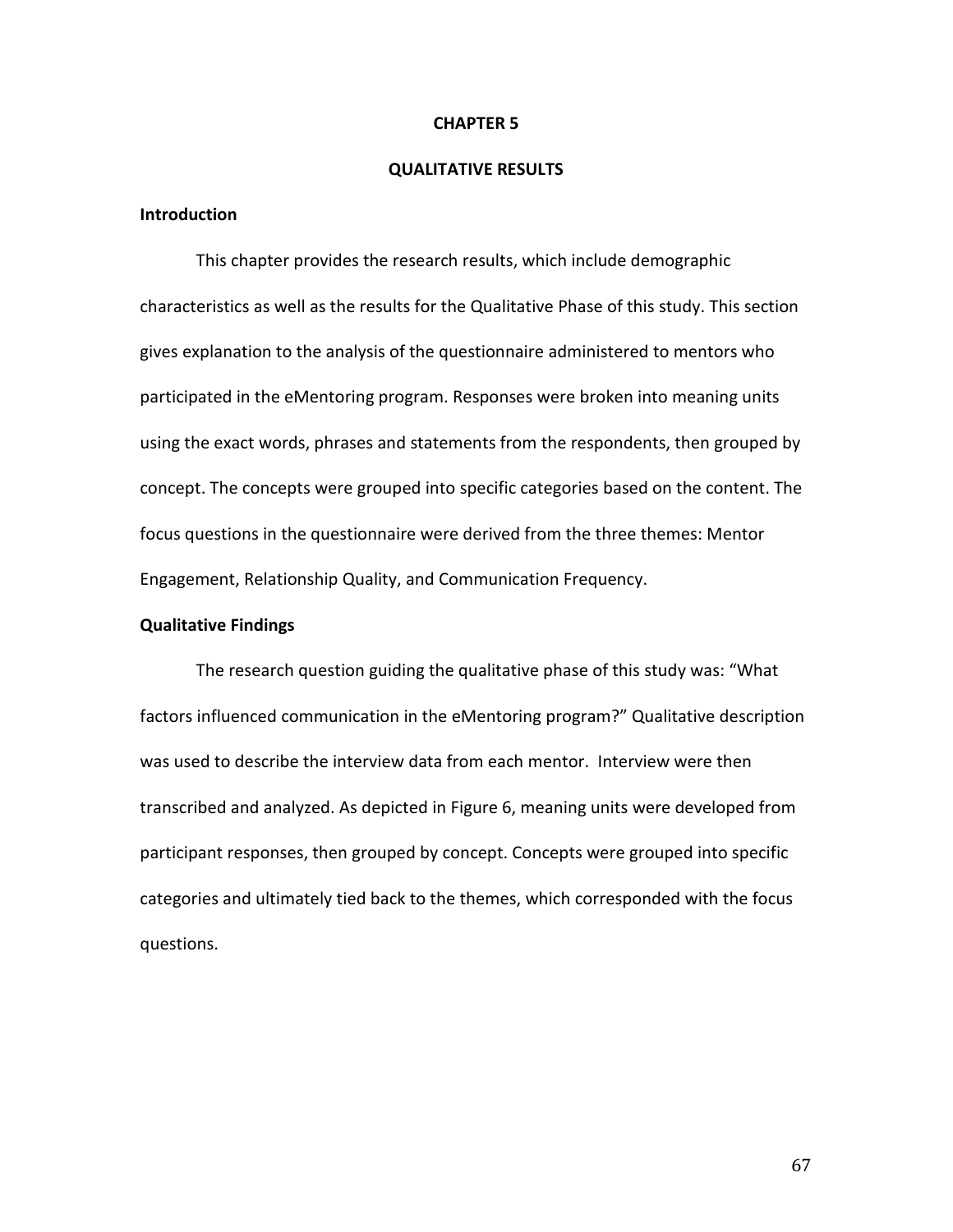# CHAPTER 5

# QUALITATIVE RESULTS

## Introduction

This chapter provides the research results, which include demographic characteristics as well as the results for the Qualitative Phase of this study. This section gives explanation to the analysis of the questionnaire administered to mentors who participated in the eMentoring program. Responses were broken into meaning units using the exact words, phrases and statements from the respondents, then grouped by concept. The concepts were grouped into specific categories based on the content. The focus questions in the questionnaire were derived from the three themes: Mentor Engagement, Relationship Quality, and Communication Frequency.

## Qualitative Findings

The research question guiding the qualitative phase of this study was: "What factors influenced communication in the eMentoring program?" Qualitative description was used to describe the interview data from each mentor. Interview were then transcribed and analyzed. As depicted in Figure 6, meaning units were developed from participant responses, then grouped by concept. Concepts were grouped into specific categories and ultimately tied back to the themes, which corresponded with the focus questions.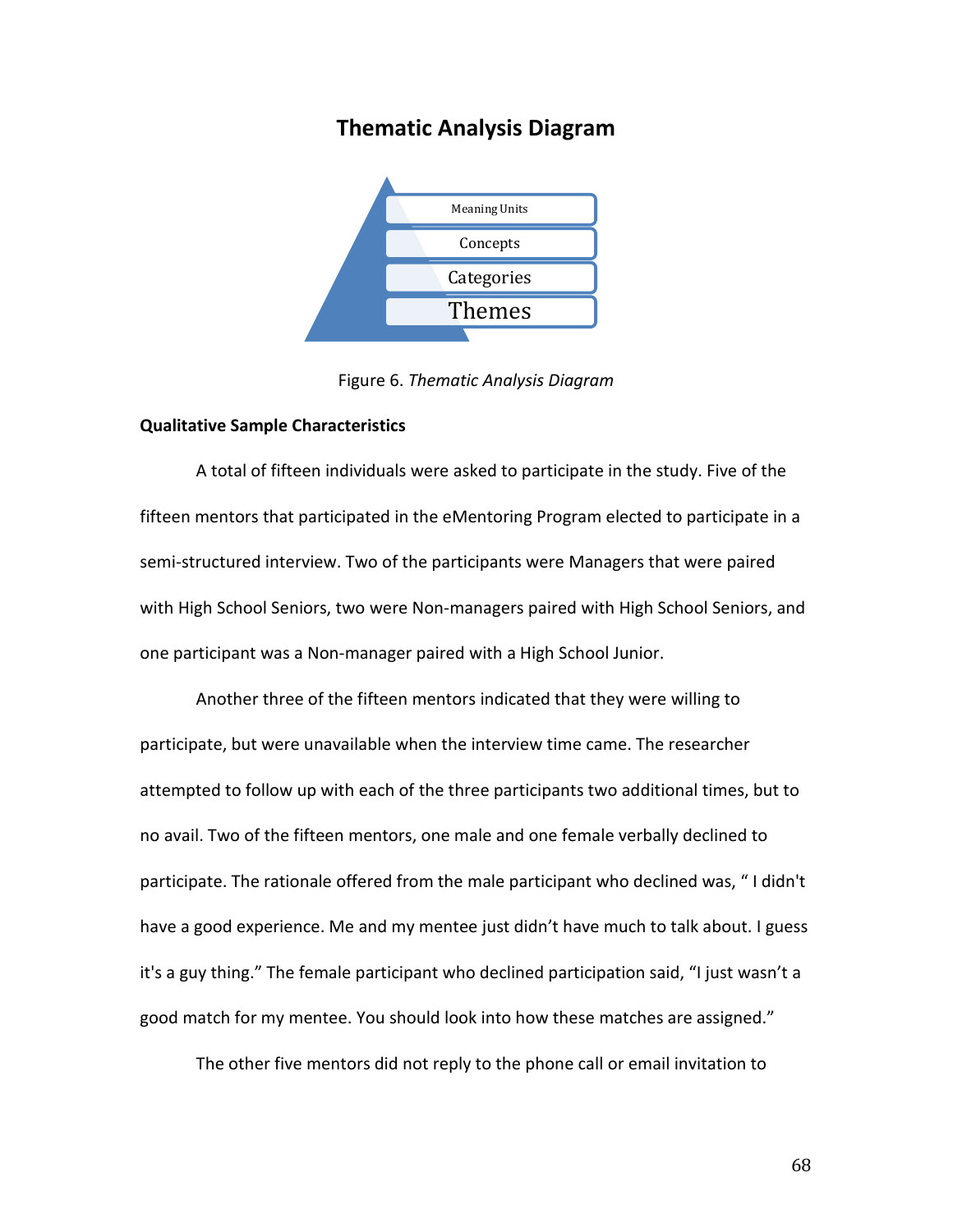## Thematic Analysis Diagram

Meaning Units

Concepts

Categories

Themes

Figure 6. *Thematic Analysis Diagram*

**Qualitative Sample Characteristics**

A total of fifteen individuals were asked to participate in the study. Five of the fifteen mentors that participated in the eMentoring Program elected to participate in a semi-structured interview. Two of the participants were Managers that were paired with High School Seniors, two were Non-managers paired with High School Seniors, and one participant was a Non-manager paired with a High School Junior.

Another three of the fifteen mentors indicated that they were willing to participate, but were unavailable when the interview time came. The researcher attempted to follow up with each of the three participants two additional times, but to no avail. Two of the fifteen mentors, one male and one female verbally declined to participate. The rationale offered from the male participant who declined was, " I didn't have a good experience. Me and my mentee just didn't have much to talk about. I guess it's a guy thing." The female participant who declined participation said, "I just wasn't a good match for my mentee. You should look into how these matches are assigned."

The other five mentors did not reply to the phone call or email invitation to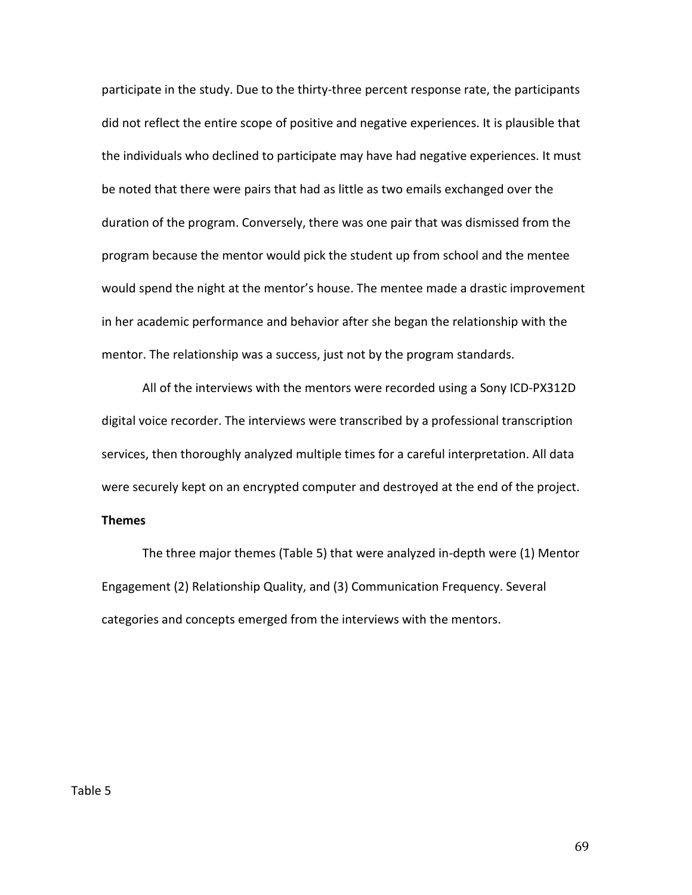participate in the study. Due to the thirty-three percent response rate, the participants did not reflect the entire scope of positive and negative experiences. It is plausible that the individuals who declined to participate may have had negative experiences. It must be noted that there were pairs that had as little as two emails exchanged over the duration of the program. Conversely, there was one pair that was dismissed from the program because the mentor would pick the student up from school and the mentee would spend the night at the mentor's house. The mentee made a drastic improvement in her academic performance and behavior after she began the relationship with the mentor. The relationship was a success, just not by the program standards.

All of the interviews with the mentors were recorded using a Sony ICD-PX312D digital voice recorder. The interviews were transcribed by a professional transcription services, then thoroughly analyzed multiple times for a careful interpretation. All data were securely kept on an encrypted computer and destroyed at the end of the project.

**Themes**

The three major themes (Table 5) that were analyzed in-depth were (1) Mentor Engagement (2) Relationship Quality, and (3) Communication Frequency. Several categories and concepts emerged from the interviews with the mentors.

Table 5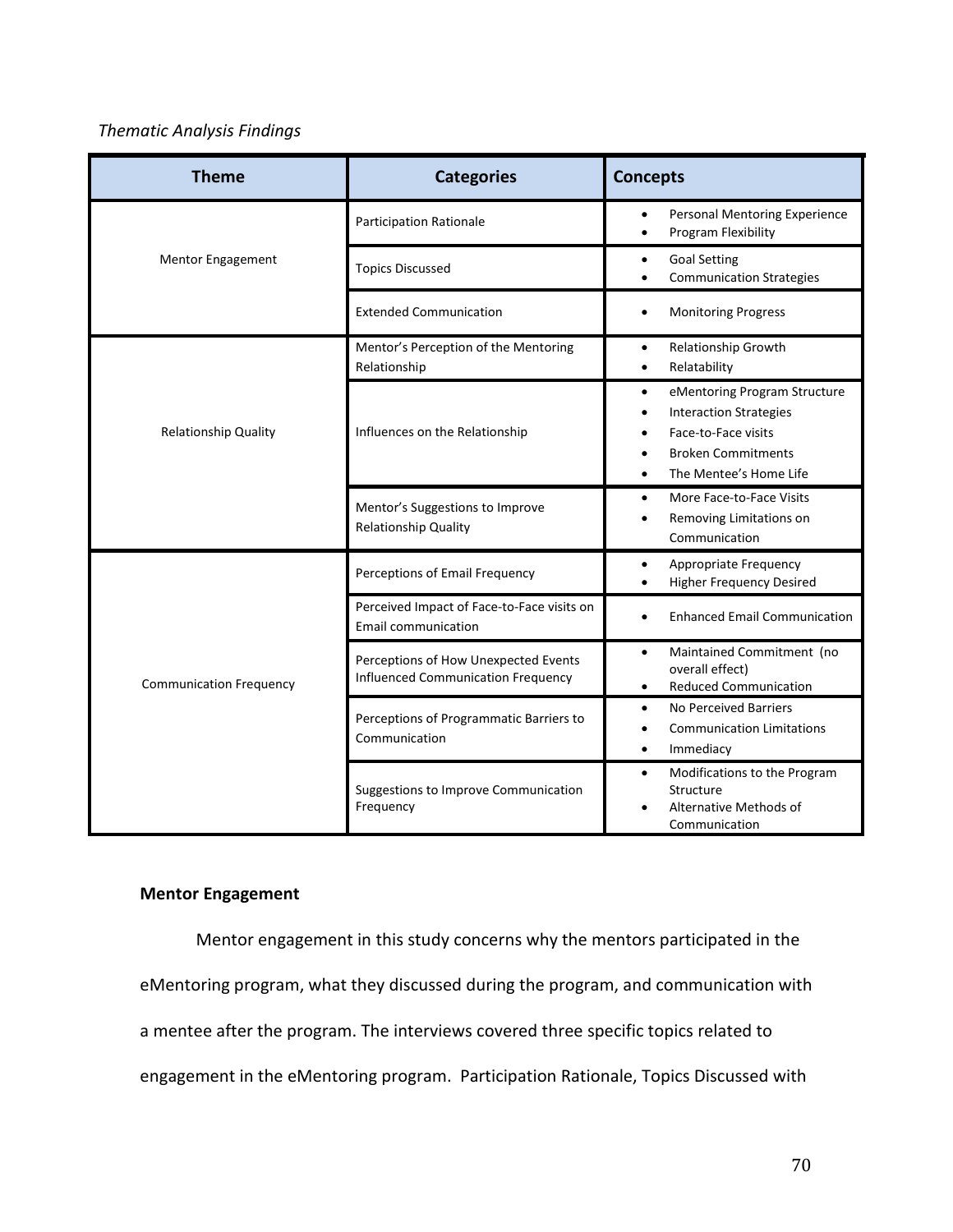*Thematic Analysis Findings*

| Theme | Categories | Concepts |
|---|---|---|
| Mentor Engagement | Participation Rationale | • Personal Mentoring Experience<br>• Program Flexibility |
| | Topics Discussed | • Goal Setting<br>• Communication Strategies |
| | Extended Communication | • Monitoring Progress |
| Relationship Quality | Mentor's Perception of the Mentoring Relationship | • Relationship Growth<br>• Relatability |
| | Influences on the Relationship | • eMentoring Program Structure<br>• Interaction Strategies<br>• Face-to-Face visits<br>• Broken Commitments<br>• The Mentee's Home Life |
| | Mentor's Suggestions to Improve Relationship Quality | • More Face-to-Face Visits<br>• Removing Limitations on Communication |
| Communication Frequency | Perceptions of Email Frequency | • Appropriate Frequency<br>• Higher Frequency Desired |
| | Perceived Impact of Face-to-Face visits on Email communication | • Enhanced Email Communication |
| | Perceptions of How Unexpected Events Influenced Communication Frequency | • Maintained Commitment (no overall effect)<br>• Reduced Communication |
| | Perceptions of Programmatic Barriers to Communication | • No Perceived Barriers<br>• Communication Limitations<br>• Immediacy |
| | Suggestions to Improve Communication Frequency | • Modifications to the Program Structure<br>• Alternative Methods of Communication |

**Mentor Engagement**

Mentor engagement in this study concerns why the mentors participated in the eMentoring program, what they discussed during the program, and communication with a mentee after the program. The interviews covered three specific topics related to engagement in the eMentoring program. Participation Rationale, Topics Discussed with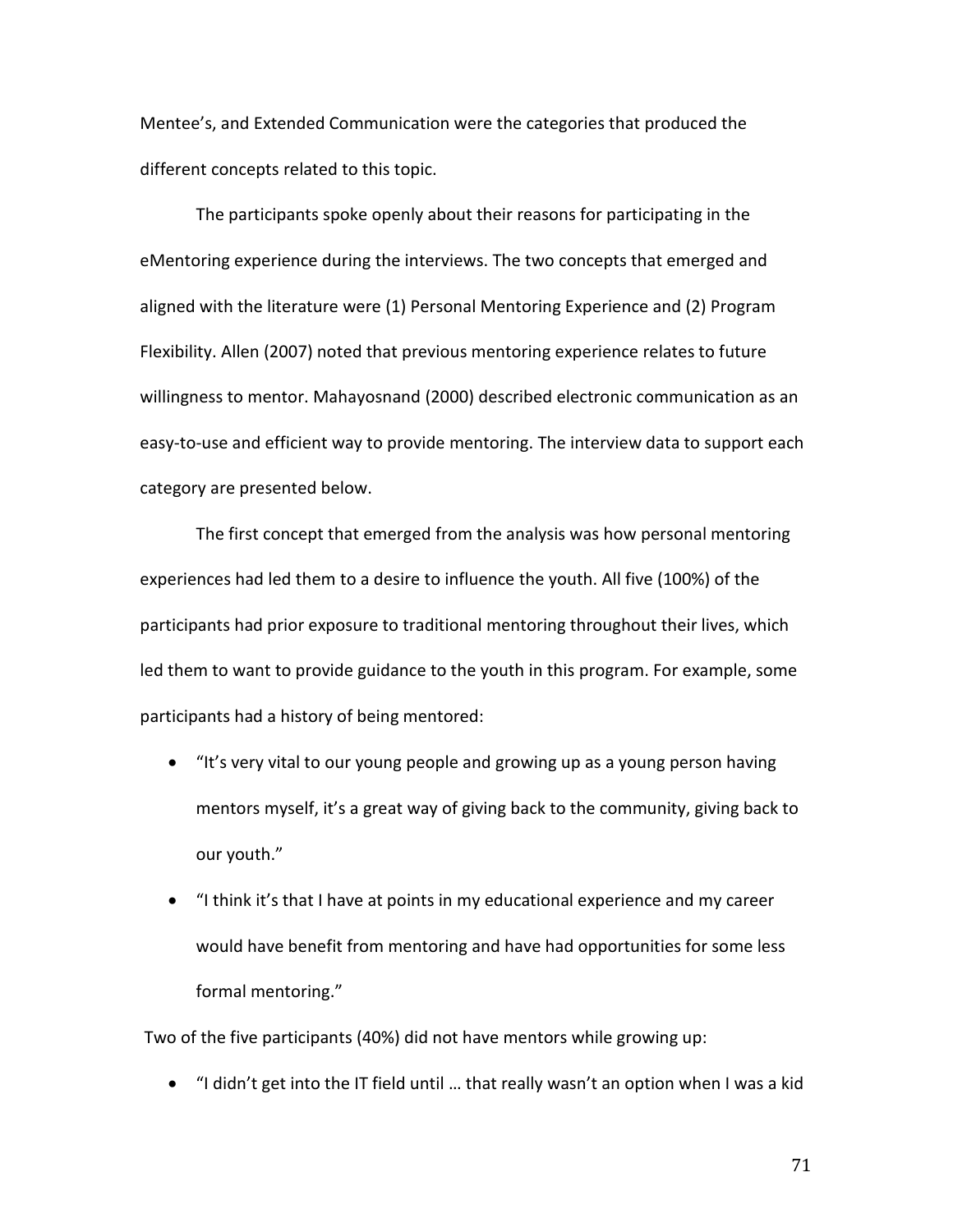Mentee's, and Extended Communication were the categories that produced the different concepts related to this topic.

The participants spoke openly about their reasons for participating in the eMentoring experience during the interviews. The two concepts that emerged and aligned with the literature were (1) Personal Mentoring Experience and (2) Program Flexibility. Allen (2007) noted that previous mentoring experience relates to future willingness to mentor. Mahayosnand (2000) described electronic communication as an easy-to-use and efficient way to provide mentoring. The interview data to support each category are presented below.

The first concept that emerged from the analysis was how personal mentoring experiences had led them to a desire to influence the youth. All five (100%) of the participants had prior exposure to traditional mentoring throughout their lives, which led them to want to provide guidance to the youth in this program. For example, some participants had a history of being mentored:

- "It's very vital to our young people and growing up as a young person having mentors myself, it's a great way of giving back to the community, giving back to our youth."
- "I think it's that I have at points in my educational experience and my career would have benefit from mentoring and have had opportunities for some less formal mentoring."

Two of the five participants (40%) did not have mentors while growing up:

- "I didn't get into the IT field until … that really wasn't an option when I was a kid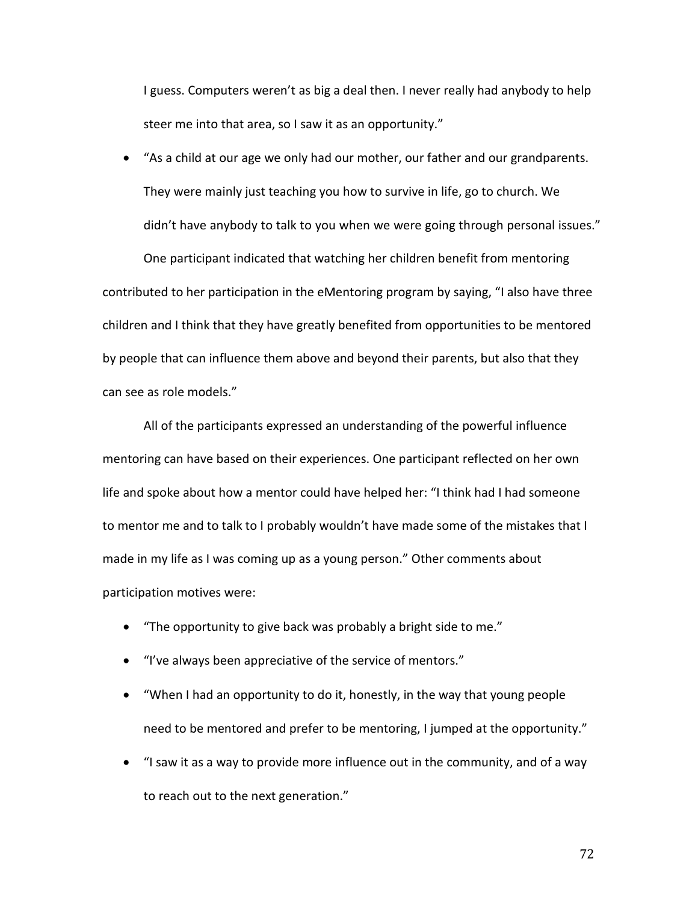I guess. Computers weren't as big a deal then. I never really had anybody to help steer me into that area, so I saw it as an opportunity."

- "As a child at our age we only had our mother, our father and our grandparents. They were mainly just teaching you how to survive in life, go to church. We didn't have anybody to talk to you when we were going through personal issues."

One participant indicated that watching her children benefit from mentoring contributed to her participation in the eMentoring program by saying, "I also have three children and I think that they have greatly benefited from opportunities to be mentored by people that can influence them above and beyond their parents, but also that they can see as role models."

All of the participants expressed an understanding of the powerful influence mentoring can have based on their experiences. One participant reflected on her own life and spoke about how a mentor could have helped her: "I think had I had someone to mentor me and to talk to I probably wouldn't have made some of the mistakes that I made in my life as I was coming up as a young person." Other comments about participation motives were:

- "The opportunity to give back was probably a bright side to me."
- "I've always been appreciative of the service of mentors."
- "When I had an opportunity to do it, honestly, in the way that young people need to be mentored and prefer to be mentoring, I jumped at the opportunity."
- "I saw it as a way to provide more influence out in the community, and of a way to reach out to the next generation."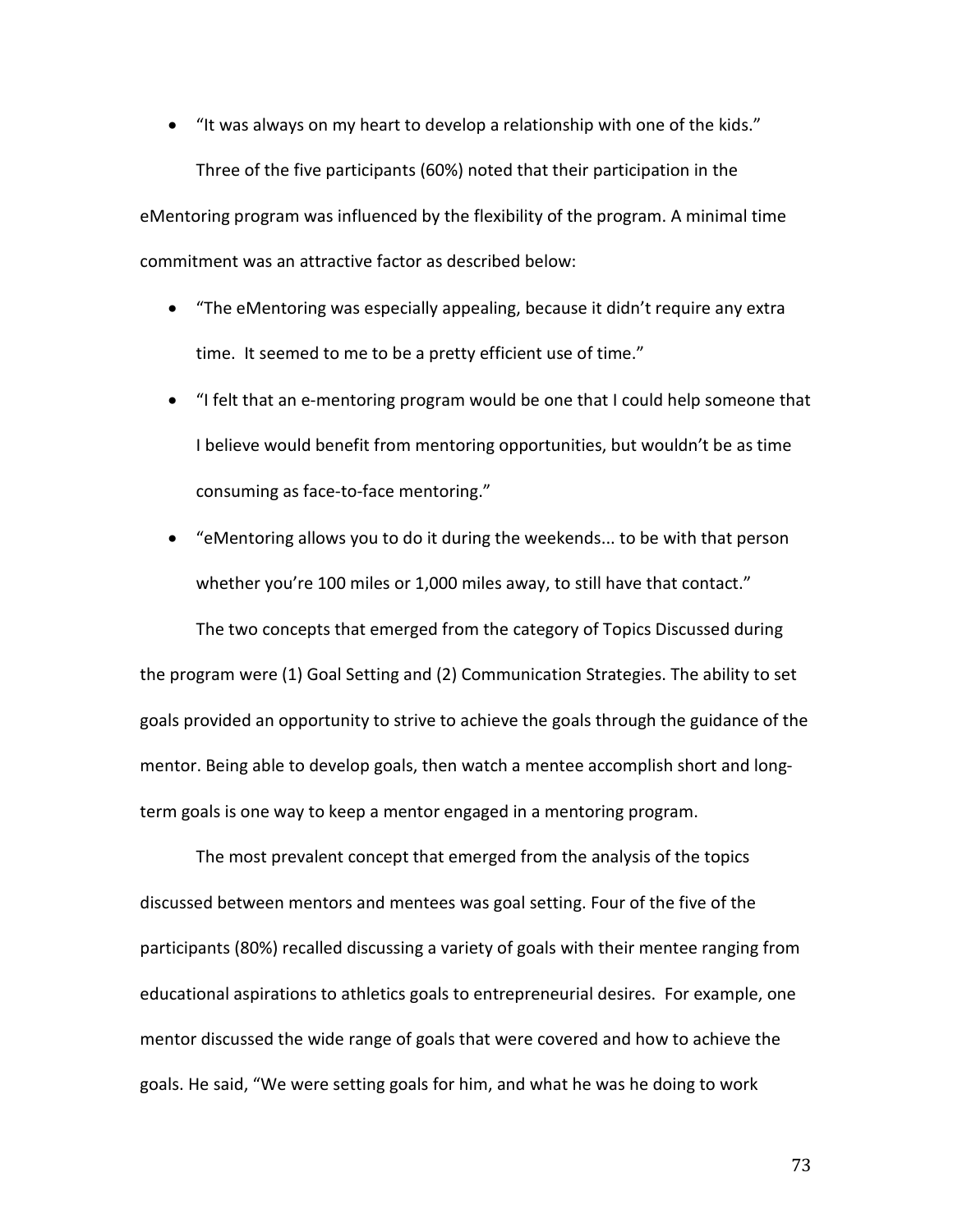- "It was always on my heart to develop a relationship with one of the kids."

Three of the five participants (60%) noted that their participation in the eMentoring program was influenced by the flexibility of the program. A minimal time commitment was an attractive factor as described below:

- "The eMentoring was especially appealing, because it didn't require any extra time. It seemed to me to be a pretty efficient use of time."
- "I felt that an e-mentoring program would be one that I could help someone that I believe would benefit from mentoring opportunities, but wouldn't be as time consuming as face-to-face mentoring."
- "eMentoring allows you to do it during the weekends... to be with that person whether you're 100 miles or 1,000 miles away, to still have that contact."

The two concepts that emerged from the category of Topics Discussed during the program were (1) Goal Setting and (2) Communication Strategies. The ability to set goals provided an opportunity to strive to achieve the goals through the guidance of the mentor. Being able to develop goals, then watch a mentee accomplish short and long-term goals is one way to keep a mentor engaged in a mentoring program.

The most prevalent concept that emerged from the analysis of the topics discussed between mentors and mentees was goal setting. Four of the five of the participants (80%) recalled discussing a variety of goals with their mentee ranging from educational aspirations to athletics goals to entrepreneurial desires. For example, one mentor discussed the wide range of goals that were covered and how to achieve the goals. He said, "We were setting goals for him, and what he was he doing to work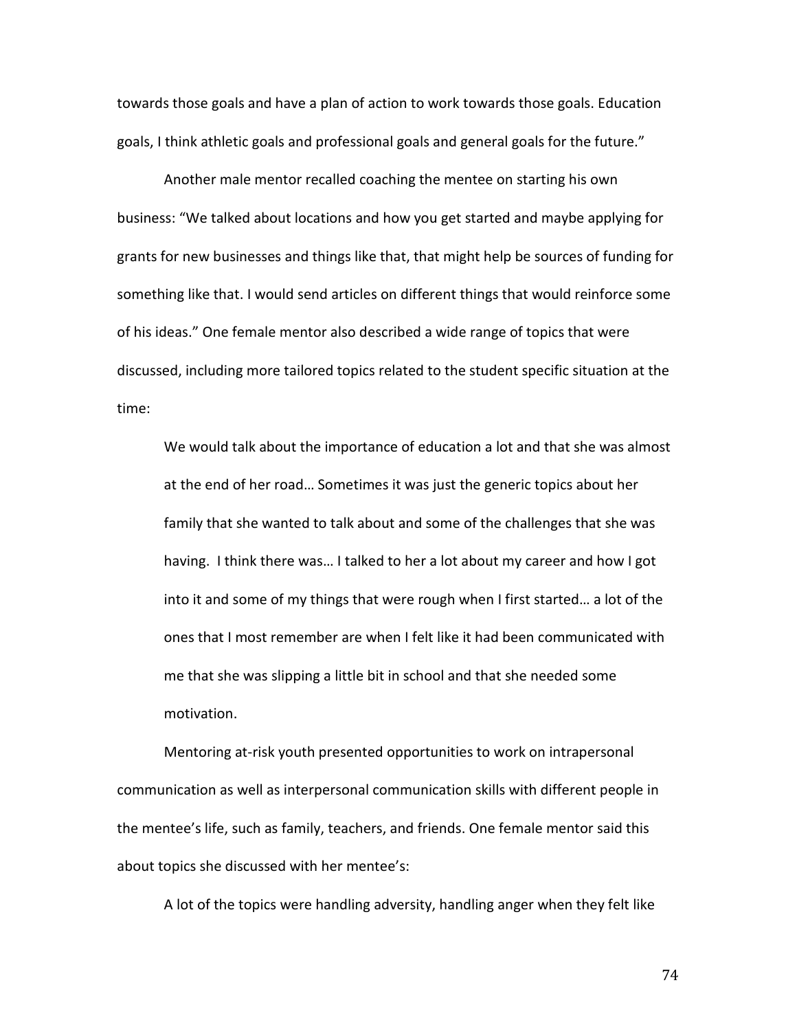towards those goals and have a plan of action to work towards those goals. Education goals, I think athletic goals and professional goals and general goals for the future."

Another male mentor recalled coaching the mentee on starting his own business: "We talked about locations and how you get started and maybe applying for grants for new businesses and things like that, that might help be sources of funding for something like that. I would send articles on different things that would reinforce some of his ideas." One female mentor also described a wide range of topics that were discussed, including more tailored topics related to the student specific situation at the time:

> We would talk about the importance of education a lot and that she was almost at the end of her road… Sometimes it was just the generic topics about her family that she wanted to talk about and some of the challenges that she was having. I think there was… I talked to her a lot about my career and how I got into it and some of my things that were rough when I first started… a lot of the ones that I most remember are when I felt like it had been communicated with me that she was slipping a little bit in school and that she needed some motivation.

Mentoring at-risk youth presented opportunities to work on intrapersonal communication as well as interpersonal communication skills with different people in the mentee's life, such as family, teachers, and friends. One female mentor said this about topics she discussed with her mentee's:

> A lot of the topics were handling adversity, handling anger when they felt like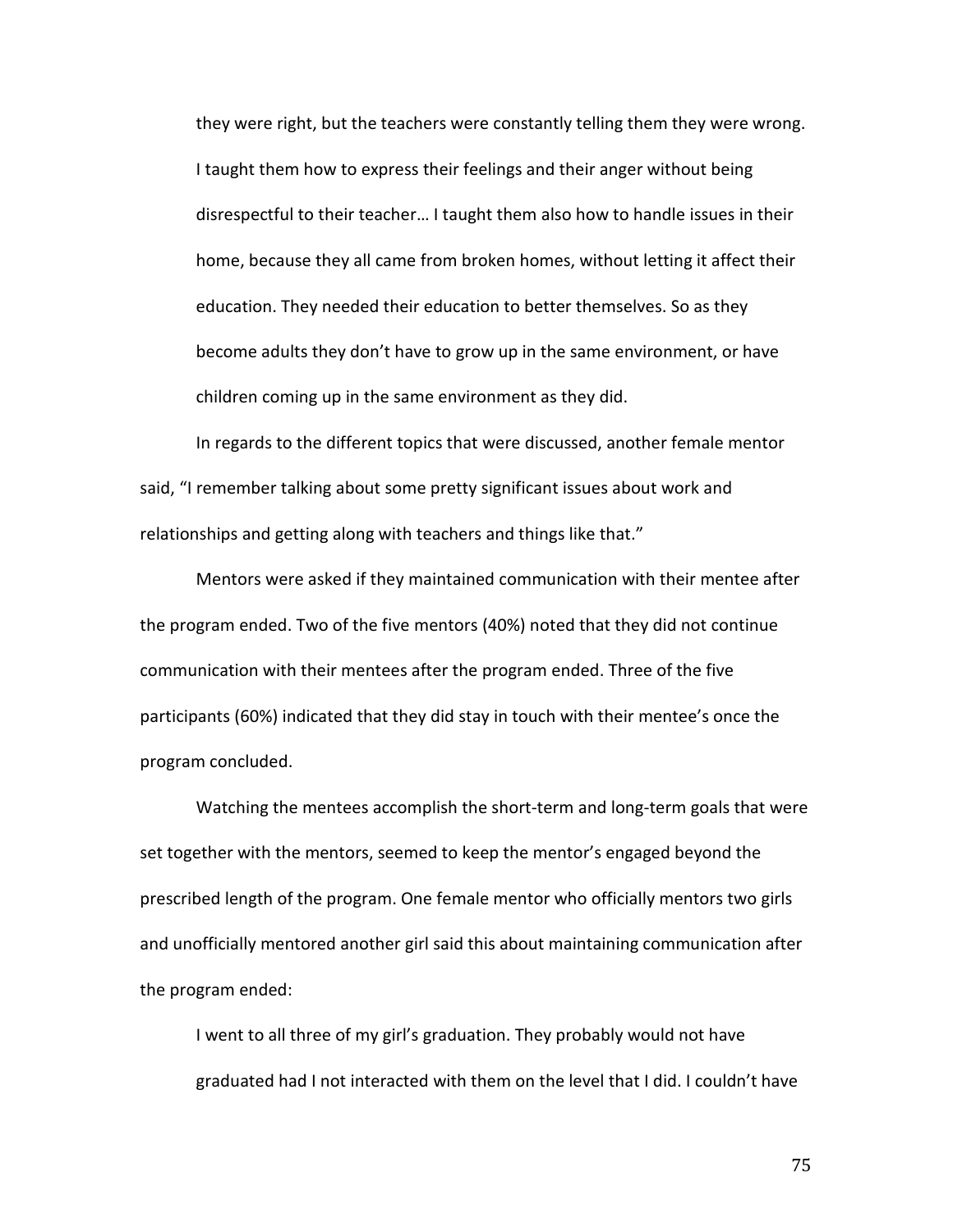> they were right, but the teachers were constantly telling them they were wrong. I taught them how to express their feelings and their anger without being disrespectful to their teacher… I taught them also how to handle issues in their home, because they all came from broken homes, without letting it affect their education. They needed their education to better themselves. So as they become adults they don't have to grow up in the same environment, or have children coming up in the same environment as they did.

In regards to the different topics that were discussed, another female mentor said, "I remember talking about some pretty significant issues about work and relationships and getting along with teachers and things like that."

Mentors were asked if they maintained communication with their mentee after the program ended. Two of the five mentors (40%) noted that they did not continue communication with their mentees after the program ended. Three of the five participants (60%) indicated that they did stay in touch with their mentee's once the program concluded.

Watching the mentees accomplish the short-term and long-term goals that were set together with the mentors, seemed to keep the mentor's engaged beyond the prescribed length of the program. One female mentor who officially mentors two girls and unofficially mentored another girl said this about maintaining communication after the program ended:

> I went to all three of my girl's graduation. They probably would not have graduated had I not interacted with them on the level that I did. I couldn't have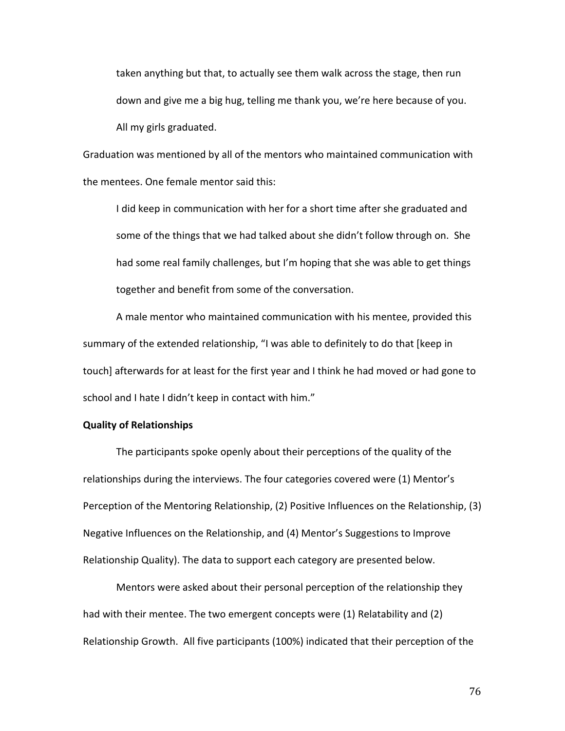taken anything but that, to actually see them walk across the stage, then run down and give me a big hug, telling me thank you, we're here because of you. All my girls graduated.

Graduation was mentioned by all of the mentors who maintained communication with the mentees. One female mentor said this:

> I did keep in communication with her for a short time after she graduated and some of the things that we had talked about she didn't follow through on. She had some real family challenges, but I'm hoping that she was able to get things together and benefit from some of the conversation.

A male mentor who maintained communication with his mentee, provided this summary of the extended relationship, "I was able to definitely to do that [keep in touch] afterwards for at least for the first year and I think he had moved or had gone to school and I hate I didn't keep in contact with him."

**Quality of Relationships**

The participants spoke openly about their perceptions of the quality of the relationships during the interviews. The four categories covered were (1) Mentor's Perception of the Mentoring Relationship, (2) Positive Influences on the Relationship, (3) Negative Influences on the Relationship, and (4) Mentor's Suggestions to Improve Relationship Quality). The data to support each category are presented below.

Mentors were asked about their personal perception of the relationship they had with their mentee. The two emergent concepts were (1) Relatability and (2) Relationship Growth. All five participants (100%) indicated that their perception of the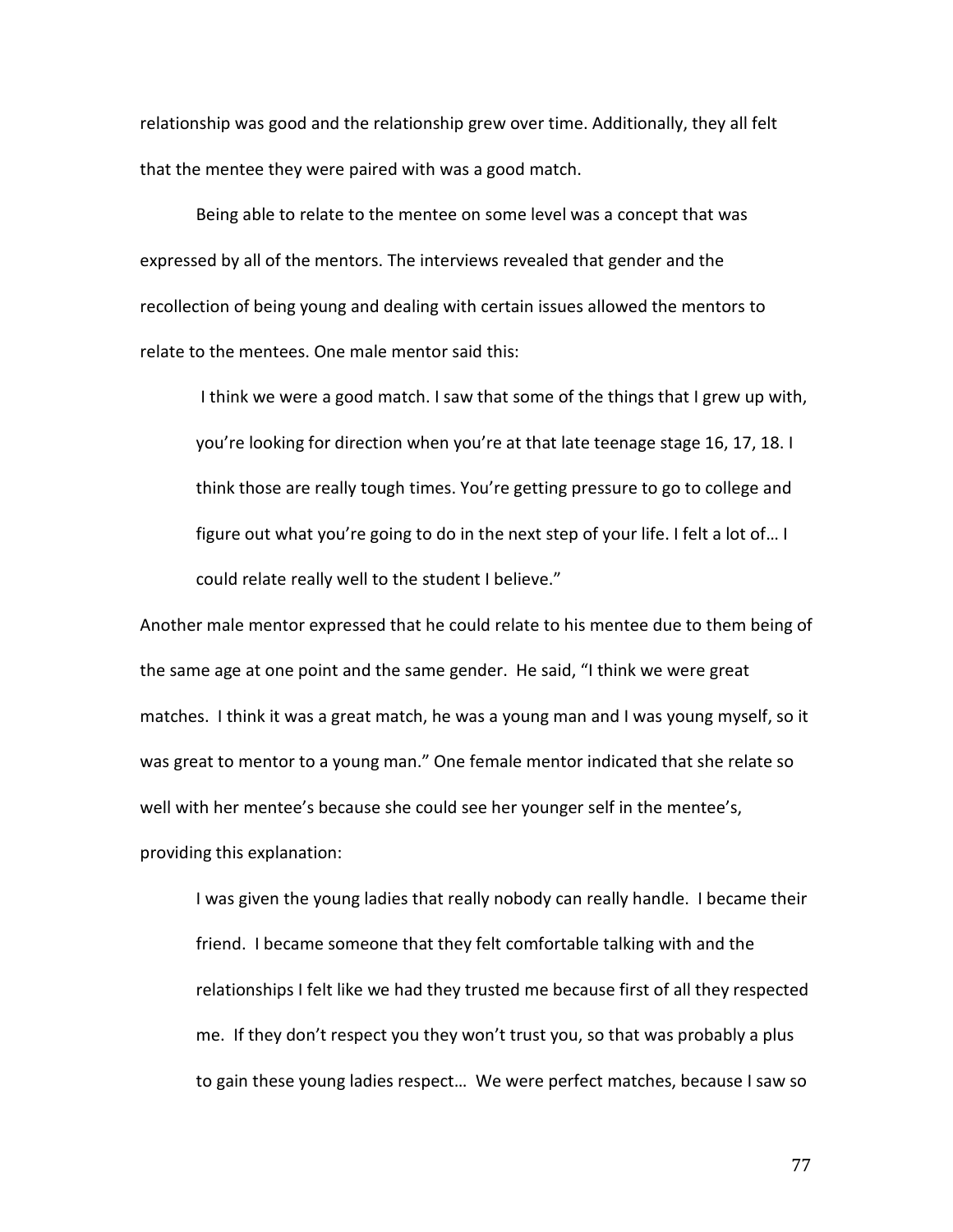relationship was good and the relationship grew over time. Additionally, they all felt that the mentee they were paired with was a good match.

Being able to relate to the mentee on some level was a concept that was expressed by all of the mentors. The interviews revealed that gender and the recollection of being young and dealing with certain issues allowed the mentors to relate to the mentees. One male mentor said this:

> I think we were a good match. I saw that some of the things that I grew up with, you're looking for direction when you're at that late teenage stage 16, 17, 18. I think those are really tough times. You're getting pressure to go to college and figure out what you're going to do in the next step of your life. I felt a lot of… I could relate really well to the student I believe."

Another male mentor expressed that he could relate to his mentee due to them being of the same age at one point and the same gender. He said, "I think we were great matches. I think it was a great match, he was a young man and I was young myself, so it was great to mentor to a young man." One female mentor indicated that she relate so well with her mentee's because she could see her younger self in the mentee's, providing this explanation:

> I was given the young ladies that really nobody can really handle. I became their friend. I became someone that they felt comfortable talking with and the relationships I felt like we had they trusted me because first of all they respected me. If they don't respect you they won't trust you, so that was probably a plus to gain these young ladies respect… We were perfect matches, because I saw so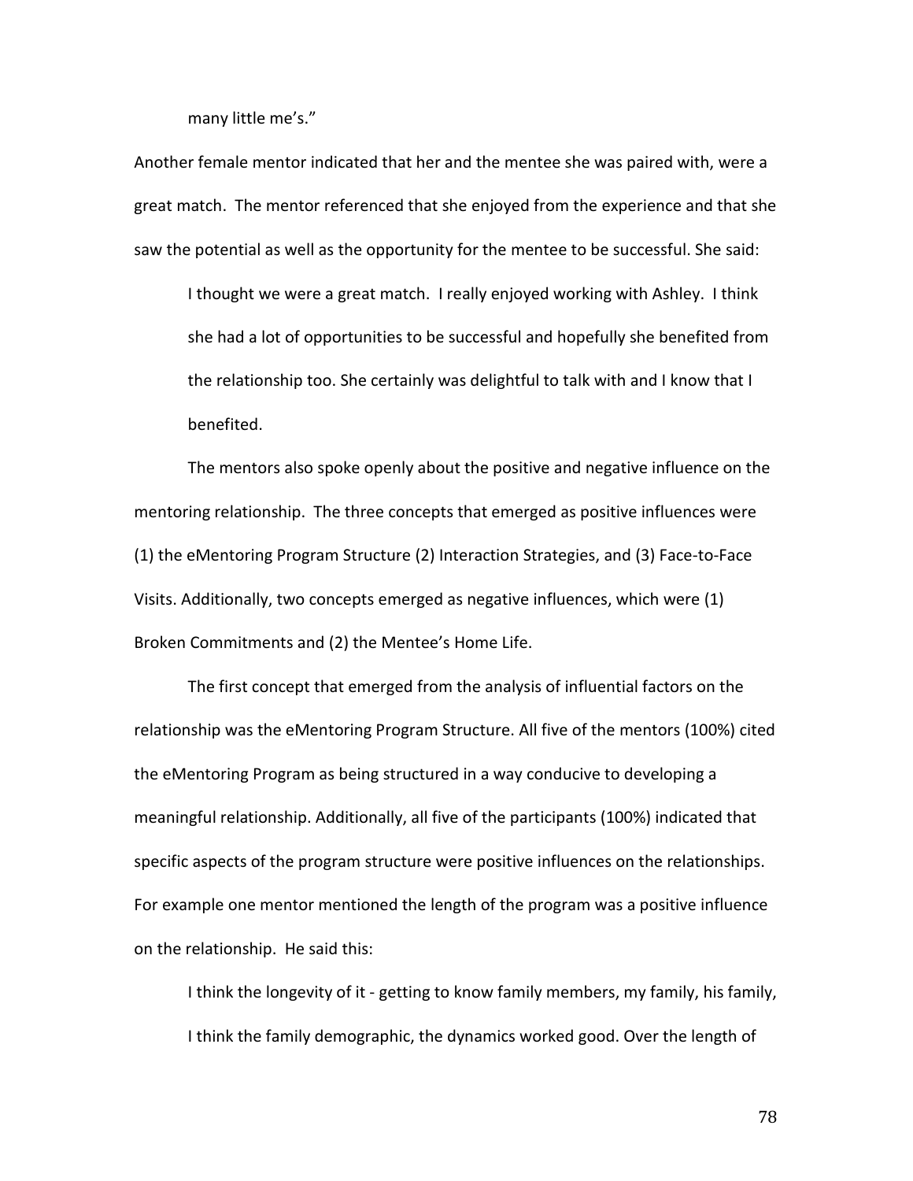many little me's."

Another female mentor indicated that her and the mentee she was paired with, were a great match. The mentor referenced that she enjoyed from the experience and that she saw the potential as well as the opportunity for the mentee to be successful. She said:

> I thought we were a great match. I really enjoyed working with Ashley. I think she had a lot of opportunities to be successful and hopefully she benefited from the relationship too. She certainly was delightful to talk with and I know that I benefited.

The mentors also spoke openly about the positive and negative influence on the mentoring relationship. The three concepts that emerged as positive influences were (1) the eMentoring Program Structure (2) Interaction Strategies, and (3) Face-to-Face Visits. Additionally, two concepts emerged as negative influences, which were (1) Broken Commitments and (2) the Mentee's Home Life.

The first concept that emerged from the analysis of influential factors on the relationship was the eMentoring Program Structure. All five of the mentors (100%) cited the eMentoring Program as being structured in a way conducive to developing a meaningful relationship. Additionally, all five of the participants (100%) indicated that specific aspects of the program structure were positive influences on the relationships. For example one mentor mentioned the length of the program was a positive influence on the relationship. He said this:

> I think the longevity of it - getting to know family members, my family, his family, I think the family demographic, the dynamics worked good. Over the length of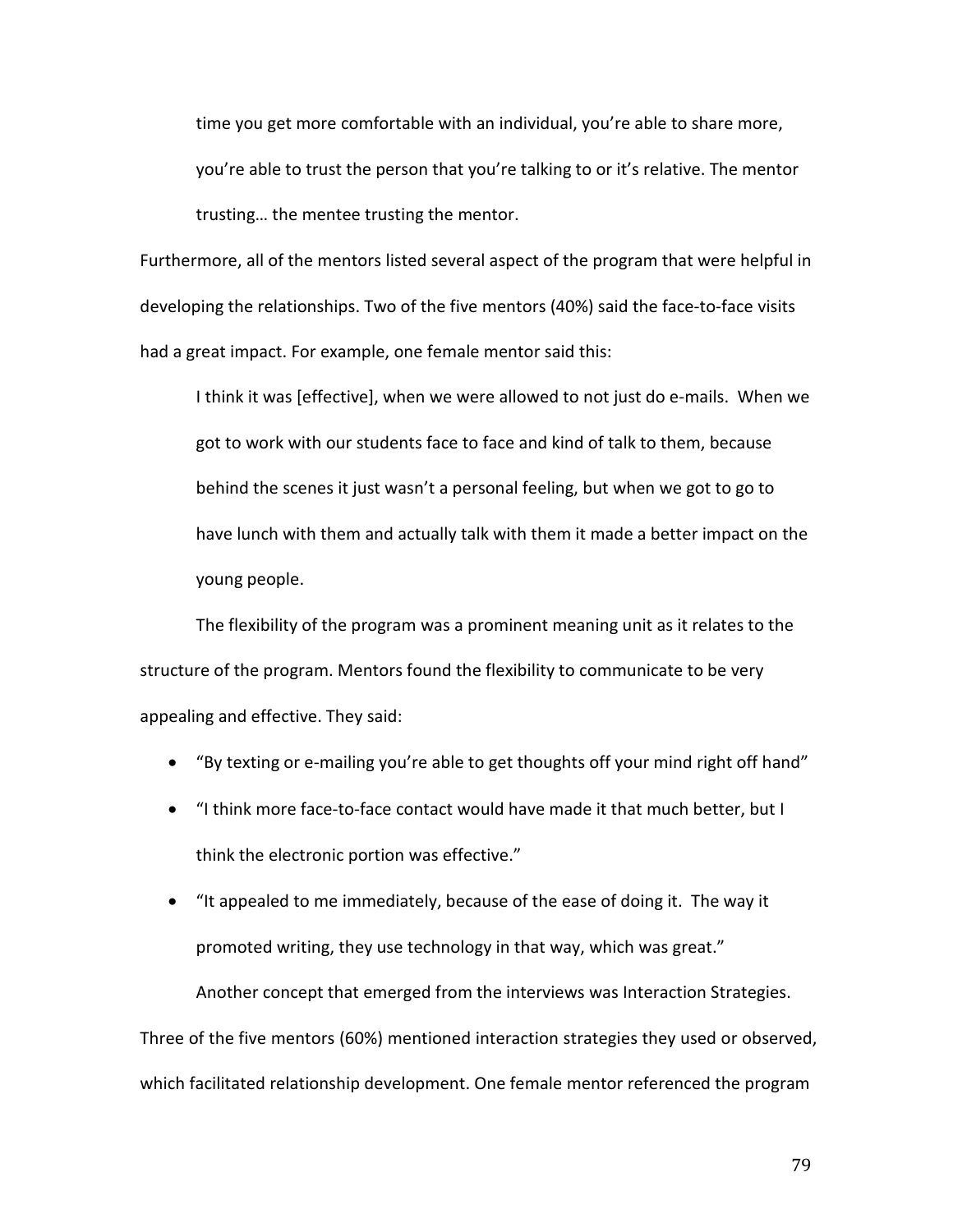time you get more comfortable with an individual, you're able to share more, you're able to trust the person that you're talking to or it's relative. The mentor trusting… the mentee trusting the mentor.

Furthermore, all of the mentors listed several aspect of the program that were helpful in developing the relationships. Two of the five mentors (40%) said the face-to-face visits had a great impact. For example, one female mentor said this:

> I think it was [effective], when we were allowed to not just do e-mails. When we got to work with our students face to face and kind of talk to them, because behind the scenes it just wasn't a personal feeling, but when we got to go to have lunch with them and actually talk with them it made a better impact on the young people.

The flexibility of the program was a prominent meaning unit as it relates to the structure of the program. Mentors found the flexibility to communicate to be very appealing and effective. They said:

- "By texting or e-mailing you're able to get thoughts off your mind right off hand"
- "I think more face-to-face contact would have made it that much better, but I think the electronic portion was effective."
- "It appealed to me immediately, because of the ease of doing it. The way it promoted writing, they use technology in that way, which was great."

Another concept that emerged from the interviews was Interaction Strategies. Three of the five mentors (60%) mentioned interaction strategies they used or observed, which facilitated relationship development. One female mentor referenced the program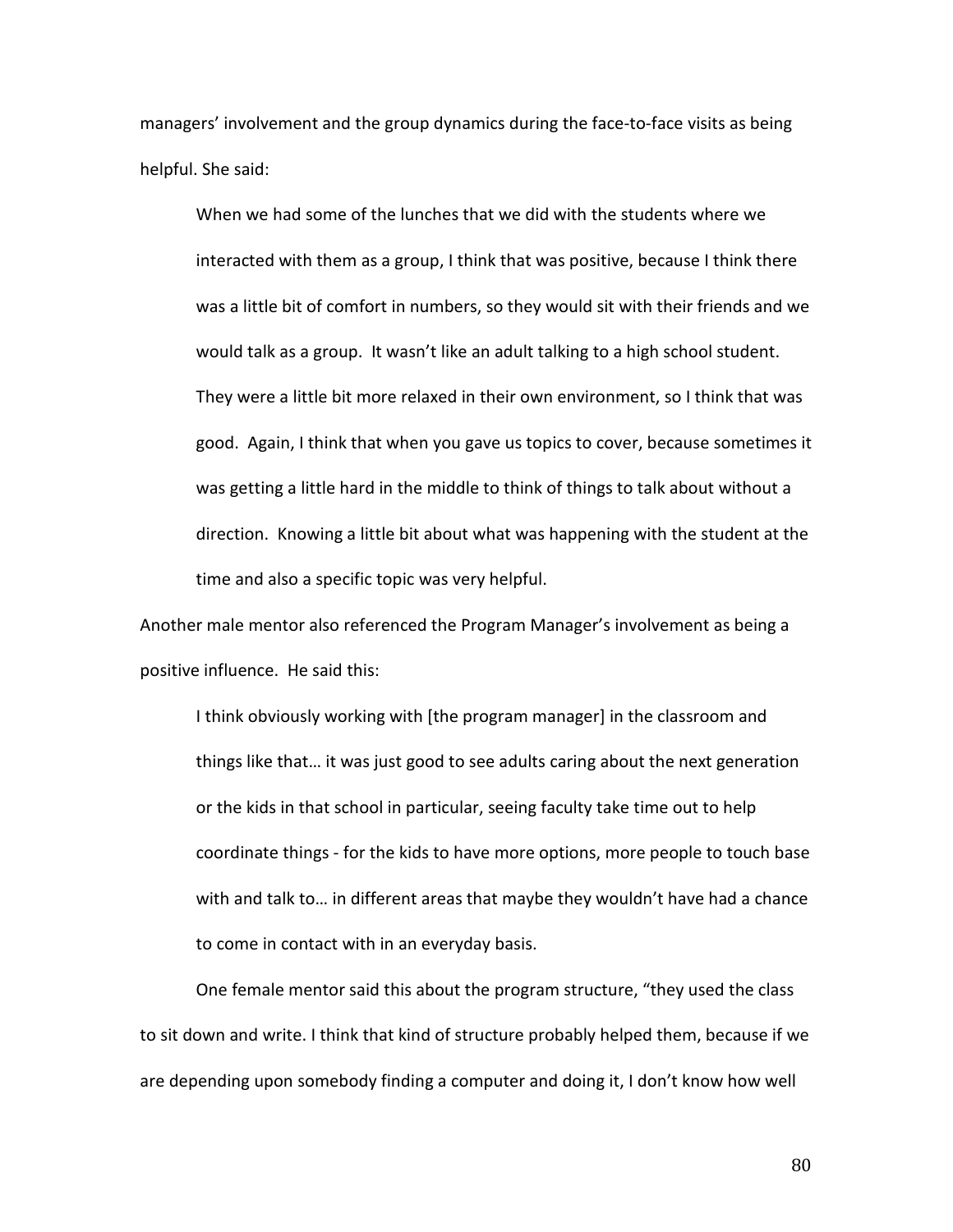managers' involvement and the group dynamics during the face-to-face visits as being helpful. She said:

> When we had some of the lunches that we did with the students where we interacted with them as a group, I think that was positive, because I think there was a little bit of comfort in numbers, so they would sit with their friends and we would talk as a group.  It wasn't like an adult talking to a high school student.  They were a little bit more relaxed in their own environment, so I think that was good.  Again, I think that when you gave us topics to cover, because sometimes it was getting a little hard in the middle to think of things to talk about without a direction.  Knowing a little bit about what was happening with the student at the time and also a specific topic was very helpful.

Another male mentor also referenced the Program Manager's involvement as being a positive influence.  He said this:

> I think obviously working with [the program manager] in the classroom and things like that… it was just good to see adults caring about the next generation or the kids in that school in particular, seeing faculty take time out to help coordinate things - for the kids to have more options, more people to touch base with and talk to… in different areas that maybe they wouldn't have had a chance to come in contact with in an everyday basis.

One female mentor said this about the program structure, "they used the class to sit down and write. I think that kind of structure probably helped them, because if we are depending upon somebody finding a computer and doing it, I don't know how well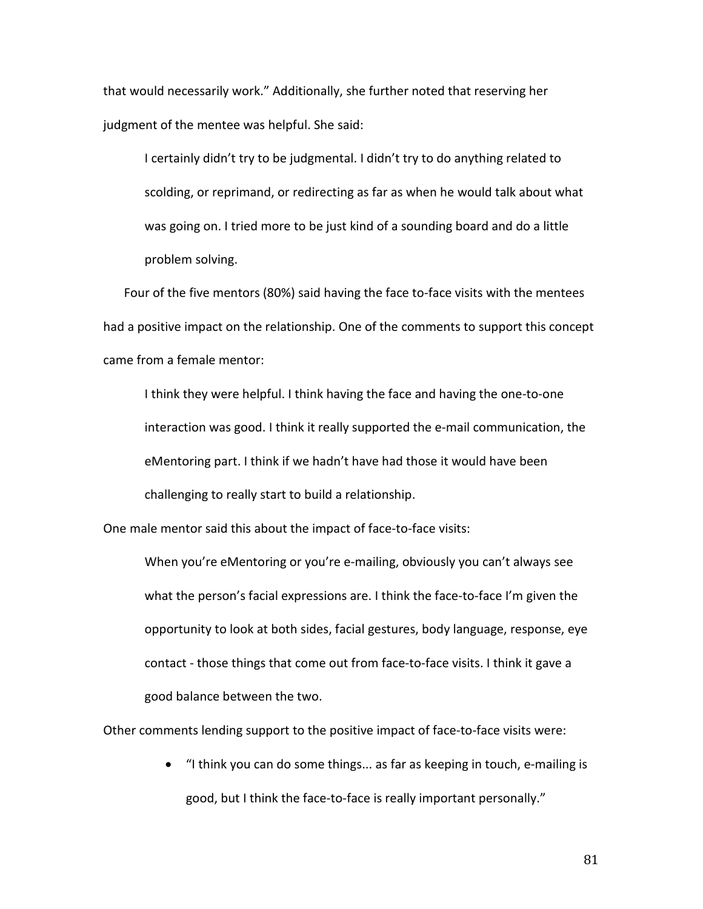that would necessarily work." Additionally, she further noted that reserving her judgment of the mentee was helpful. She said:

> I certainly didn't try to be judgmental. I didn't try to do anything related to scolding, or reprimand, or redirecting as far as when he would talk about what was going on. I tried more to be just kind of a sounding board and do a little problem solving.

Four of the five mentors (80%) said having the face to-face visits with the mentees had a positive impact on the relationship. One of the comments to support this concept came from a female mentor:

> I think they were helpful. I think having the face and having the one-to-one interaction was good. I think it really supported the e-mail communication, the eMentoring part. I think if we hadn't have had those it would have been challenging to really start to build a relationship.

One male mentor said this about the impact of face-to-face visits:

> When you're eMentoring or you're e-mailing, obviously you can't always see what the person's facial expressions are. I think the face-to-face I'm given the opportunity to look at both sides, facial gestures, body language, response, eye contact - those things that come out from face-to-face visits. I think it gave a good balance between the two.

Other comments lending support to the positive impact of face-to-face visits were:

- "I think you can do some things... as far as keeping in touch, e-mailing is good, but I think the face-to-face is really important personally."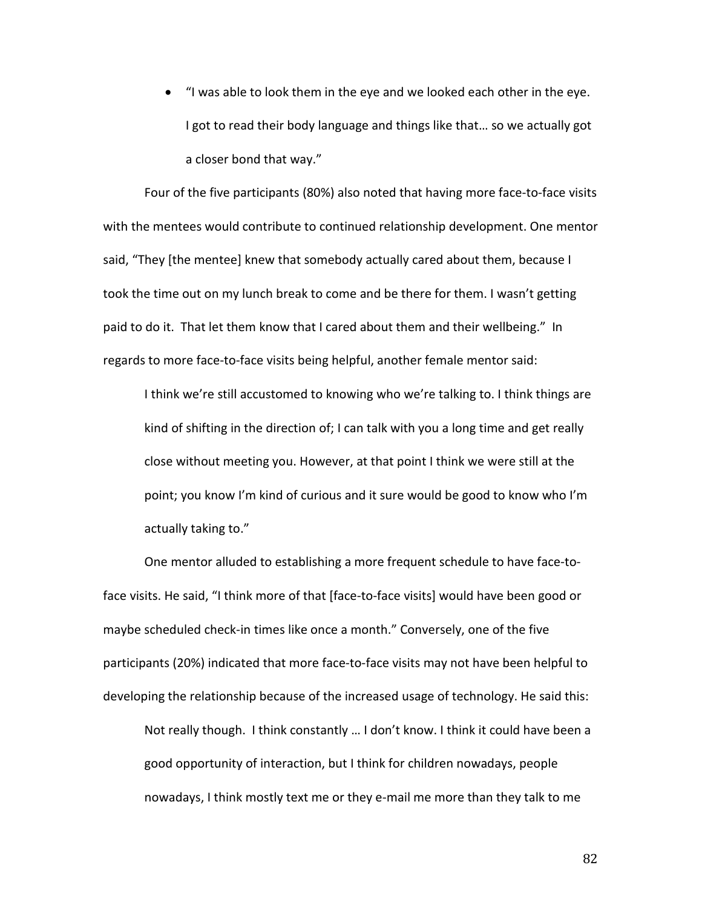- "I was able to look them in the eye and we looked each other in the eye. I got to read their body language and things like that… so we actually got a closer bond that way."

Four of the five participants (80%) also noted that having more face-to-face visits with the mentees would contribute to continued relationship development. One mentor said, "They [the mentee] knew that somebody actually cared about them, because I took the time out on my lunch break to come and be there for them. I wasn't getting paid to do it. That let them know that I cared about them and their wellbeing." In regards to more face-to-face visits being helpful, another female mentor said:

> I think we're still accustomed to knowing who we're talking to. I think things are kind of shifting in the direction of; I can talk with you a long time and get really close without meeting you. However, at that point I think we were still at the point; you know I'm kind of curious and it sure would be good to know who I'm actually taking to."

One mentor alluded to establishing a more frequent schedule to have face-to-face visits. He said, "I think more of that [face-to-face visits] would have been good or maybe scheduled check-in times like once a month." Conversely, one of the five participants (20%) indicated that more face-to-face visits may not have been helpful to developing the relationship because of the increased usage of technology. He said this:

> Not really though. I think constantly … I don't know. I think it could have been a good opportunity of interaction, but I think for children nowadays, people nowadays, I think mostly text me or they e-mail me more than they talk to me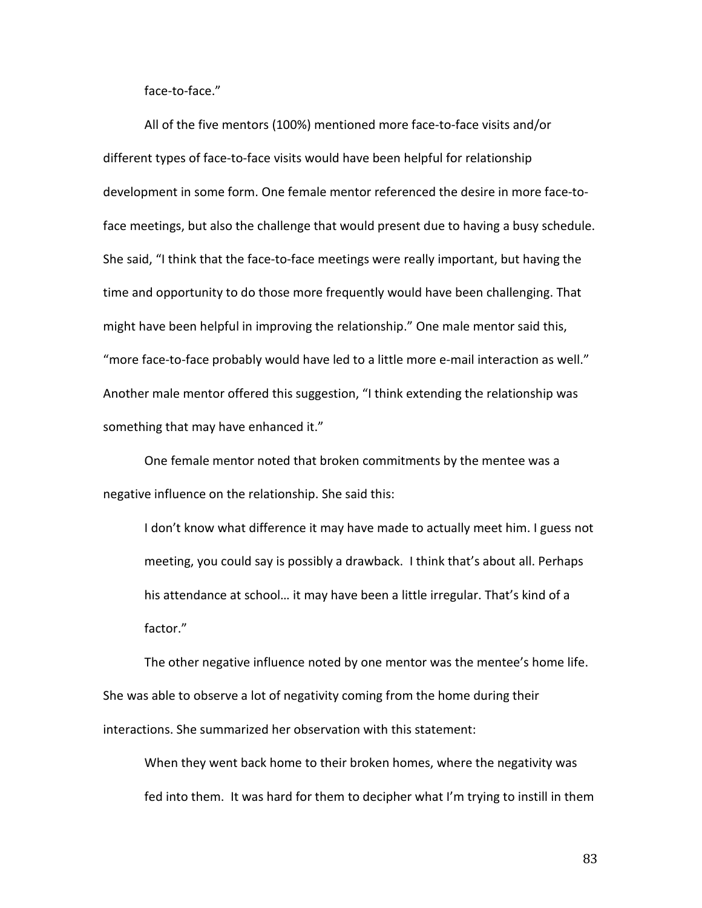face-to-face."

All of the five mentors (100%) mentioned more face-to-face visits and/or different types of face-to-face visits would have been helpful for relationship development in some form. One female mentor referenced the desire in more face-to-face meetings, but also the challenge that would present due to having a busy schedule. She said, "I think that the face-to-face meetings were really important, but having the time and opportunity to do those more frequently would have been challenging. That might have been helpful in improving the relationship." One male mentor said this, "more face-to-face probably would have led to a little more e-mail interaction as well." Another male mentor offered this suggestion, "I think extending the relationship was something that may have enhanced it."

One female mentor noted that broken commitments by the mentee was a negative influence on the relationship. She said this:

> I don't know what difference it may have made to actually meet him. I guess not meeting, you could say is possibly a drawback. I think that's about all. Perhaps his attendance at school… it may have been a little irregular. That's kind of a factor."

The other negative influence noted by one mentor was the mentee's home life. She was able to observe a lot of negativity coming from the home during their interactions. She summarized her observation with this statement:

> When they went back home to their broken homes, where the negativity was fed into them. It was hard for them to decipher what I'm trying to instill in them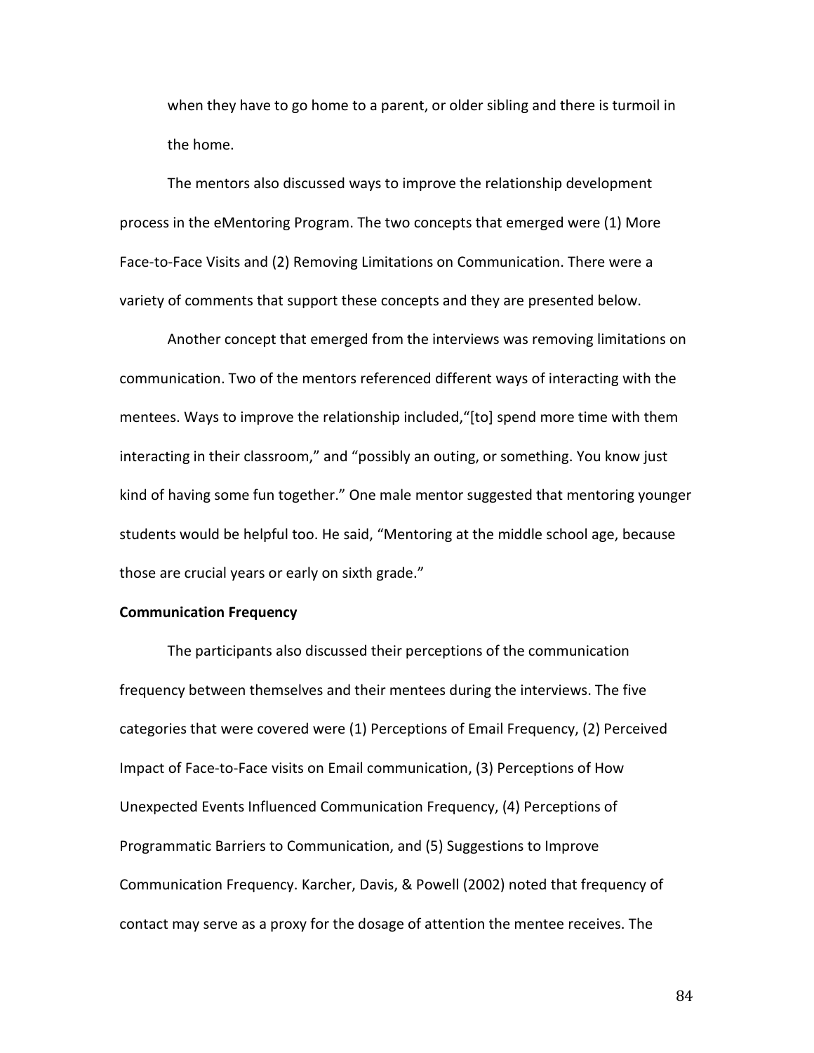when they have to go home to a parent, or older sibling and there is turmoil in the home.

The mentors also discussed ways to improve the relationship development process in the eMentoring Program. The two concepts that emerged were (1) More Face-to-Face Visits and (2) Removing Limitations on Communication. There were a variety of comments that support these concepts and they are presented below.

Another concept that emerged from the interviews was removing limitations on communication. Two of the mentors referenced different ways of interacting with the mentees. Ways to improve the relationship included,"[to] spend more time with them interacting in their classroom," and "possibly an outing, or something. You know just kind of having some fun together." One male mentor suggested that mentoring younger students would be helpful too. He said, "Mentoring at the middle school age, because those are crucial years or early on sixth grade."

**Communication Frequency**

The participants also discussed their perceptions of the communication frequency between themselves and their mentees during the interviews. The five categories that were covered were (1) Perceptions of Email Frequency, (2) Perceived Impact of Face-to-Face visits on Email communication, (3) Perceptions of How Unexpected Events Influenced Communication Frequency, (4) Perceptions of Programmatic Barriers to Communication, and (5) Suggestions to Improve Communication Frequency. Karcher, Davis, & Powell (2002) noted that frequency of contact may serve as a proxy for the dosage of attention the mentee receives. The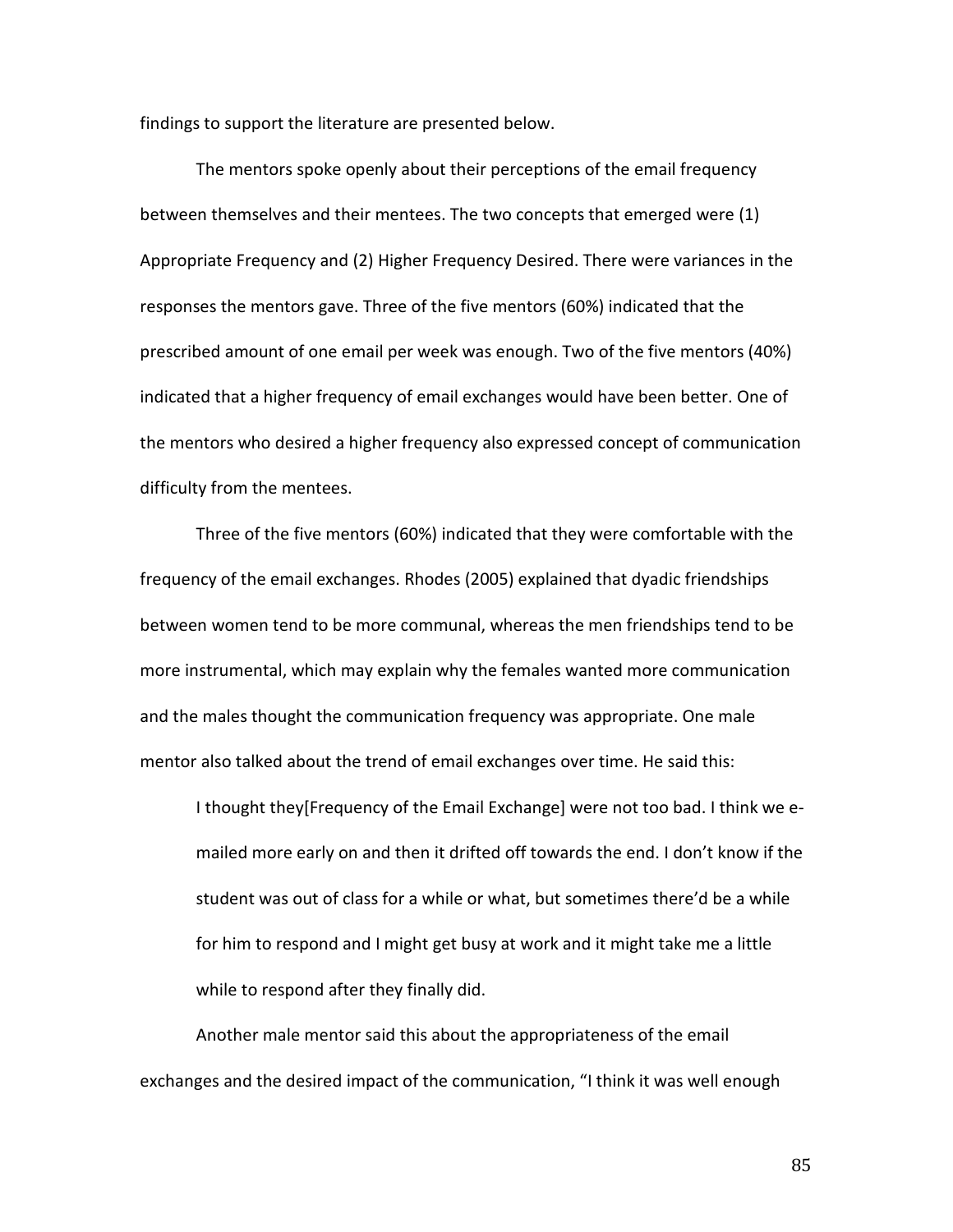findings to support the literature are presented below.

The mentors spoke openly about their perceptions of the email frequency between themselves and their mentees. The two concepts that emerged were (1) Appropriate Frequency and (2) Higher Frequency Desired. There were variances in the responses the mentors gave. Three of the five mentors (60%) indicated that the prescribed amount of one email per week was enough. Two of the five mentors (40%) indicated that a higher frequency of email exchanges would have been better. One of the mentors who desired a higher frequency also expressed concept of communication difficulty from the mentees.

Three of the five mentors (60%) indicated that they were comfortable with the frequency of the email exchanges. Rhodes (2005) explained that dyadic friendships between women tend to be more communal, whereas the men friendships tend to be more instrumental, which may explain why the females wanted more communication and the males thought the communication frequency was appropriate. One male mentor also talked about the trend of email exchanges over time. He said this:

> I thought they[Frequency of the Email Exchange] were not too bad. I think we e-mailed more early on and then it drifted off towards the end. I don't know if the student was out of class for a while or what, but sometimes there'd be a while for him to respond and I might get busy at work and it might take me a little while to respond after they finally did.

Another male mentor said this about the appropriateness of the email exchanges and the desired impact of the communication, "I think it was well enough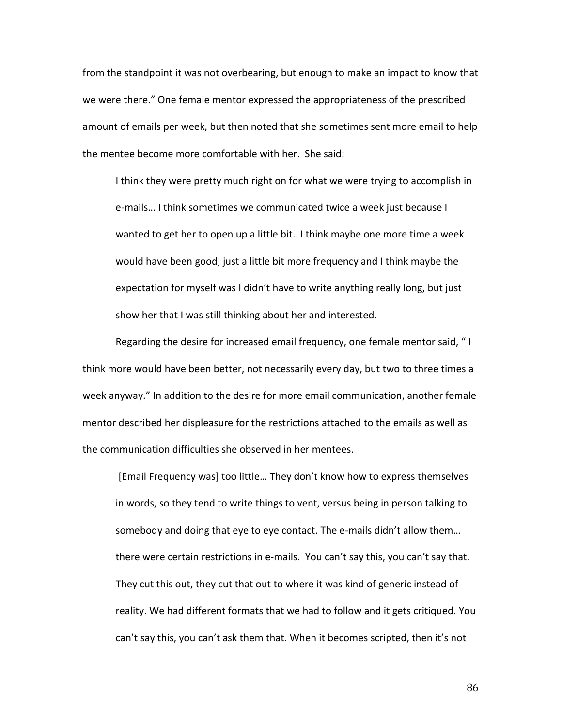from the standpoint it was not overbearing, but enough to make an impact to know that we were there." One female mentor expressed the appropriateness of the prescribed amount of emails per week, but then noted that she sometimes sent more email to help the mentee become more comfortable with her. She said:

> I think they were pretty much right on for what we were trying to accomplish in e-mails… I think sometimes we communicated twice a week just because I wanted to get her to open up a little bit. I think maybe one more time a week would have been good, just a little bit more frequency and I think maybe the expectation for myself was I didn't have to write anything really long, but just show her that I was still thinking about her and interested.

Regarding the desire for increased email frequency, one female mentor said, " I think more would have been better, not necessarily every day, but two to three times a week anyway." In addition to the desire for more email communication, another female mentor described her displeasure for the restrictions attached to the emails as well as the communication difficulties she observed in her mentees.

> [Email Frequency was] too little… They don't know how to express themselves in words, so they tend to write things to vent, versus being in person talking to somebody and doing that eye to eye contact. The e-mails didn't allow them… there were certain restrictions in e-mails. You can't say this, you can't say that. They cut this out, they cut that out to where it was kind of generic instead of reality. We had different formats that we had to follow and it gets critiqued. You can't say this, you can't ask them that. When it becomes scripted, then it's not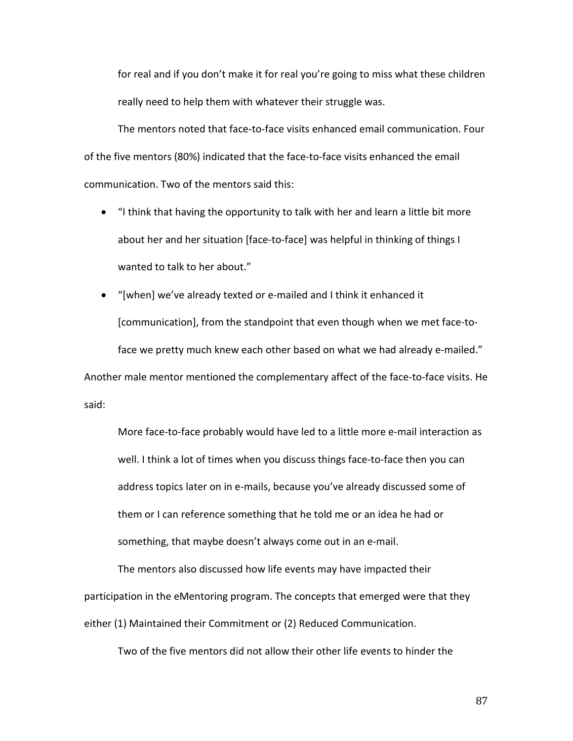for real and if you don't make it for real you're going to miss what these children really need to help them with whatever their struggle was.

The mentors noted that face-to-face visits enhanced email communication. Four of the five mentors (80%) indicated that the face-to-face visits enhanced the email communication. Two of the mentors said this:

- "I think that having the opportunity to talk with her and learn a little bit more about her and her situation [face-to-face] was helpful in thinking of things I wanted to talk to her about."
- "[when] we've already texted or e-mailed and I think it enhanced it [communication], from the standpoint that even though when we met face-to-face we pretty much knew each other based on what we had already e-mailed."

Another male mentor mentioned the complementary affect of the face-to-face visits. He said:

> More face-to-face probably would have led to a little more e-mail interaction as well. I think a lot of times when you discuss things face-to-face then you can address topics later on in e-mails, because you've already discussed some of them or I can reference something that he told me or an idea he had or something, that maybe doesn't always come out in an e-mail.

The mentors also discussed how life events may have impacted their participation in the eMentoring program. The concepts that emerged were that they either (1) Maintained their Commitment or (2) Reduced Communication.

Two of the five mentors did not allow their other life events to hinder the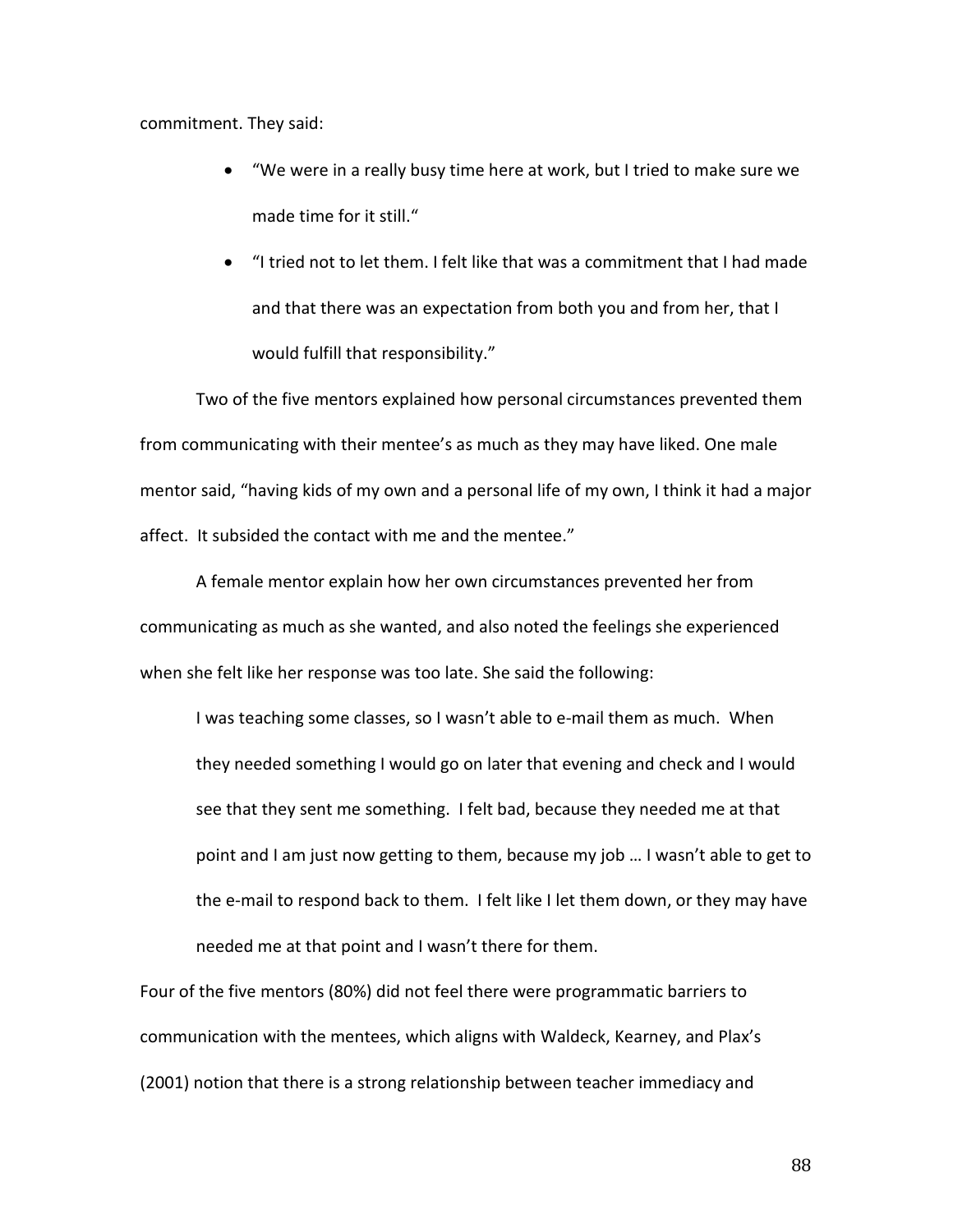commitment. They said:

- "We were in a really busy time here at work, but I tried to make sure we made time for it still."
- "I tried not to let them. I felt like that was a commitment that I had made and that there was an expectation from both you and from her, that I would fulfill that responsibility."

Two of the five mentors explained how personal circumstances prevented them from communicating with their mentee's as much as they may have liked. One male mentor said, "having kids of my own and a personal life of my own, I think it had a major affect. It subsided the contact with me and the mentee."

A female mentor explain how her own circumstances prevented her from communicating as much as she wanted, and also noted the feelings she experienced when she felt like her response was too late. She said the following:

> I was teaching some classes, so I wasn't able to e-mail them as much. When they needed something I would go on later that evening and check and I would see that they sent me something. I felt bad, because they needed me at that point and I am just now getting to them, because my job … I wasn't able to get to the e-mail to respond back to them. I felt like I let them down, or they may have needed me at that point and I wasn't there for them.

Four of the five mentors (80%) did not feel there were programmatic barriers to communication with the mentees, which aligns with Waldeck, Kearney, and Plax's (2001) notion that there is a strong relationship between teacher immediacy and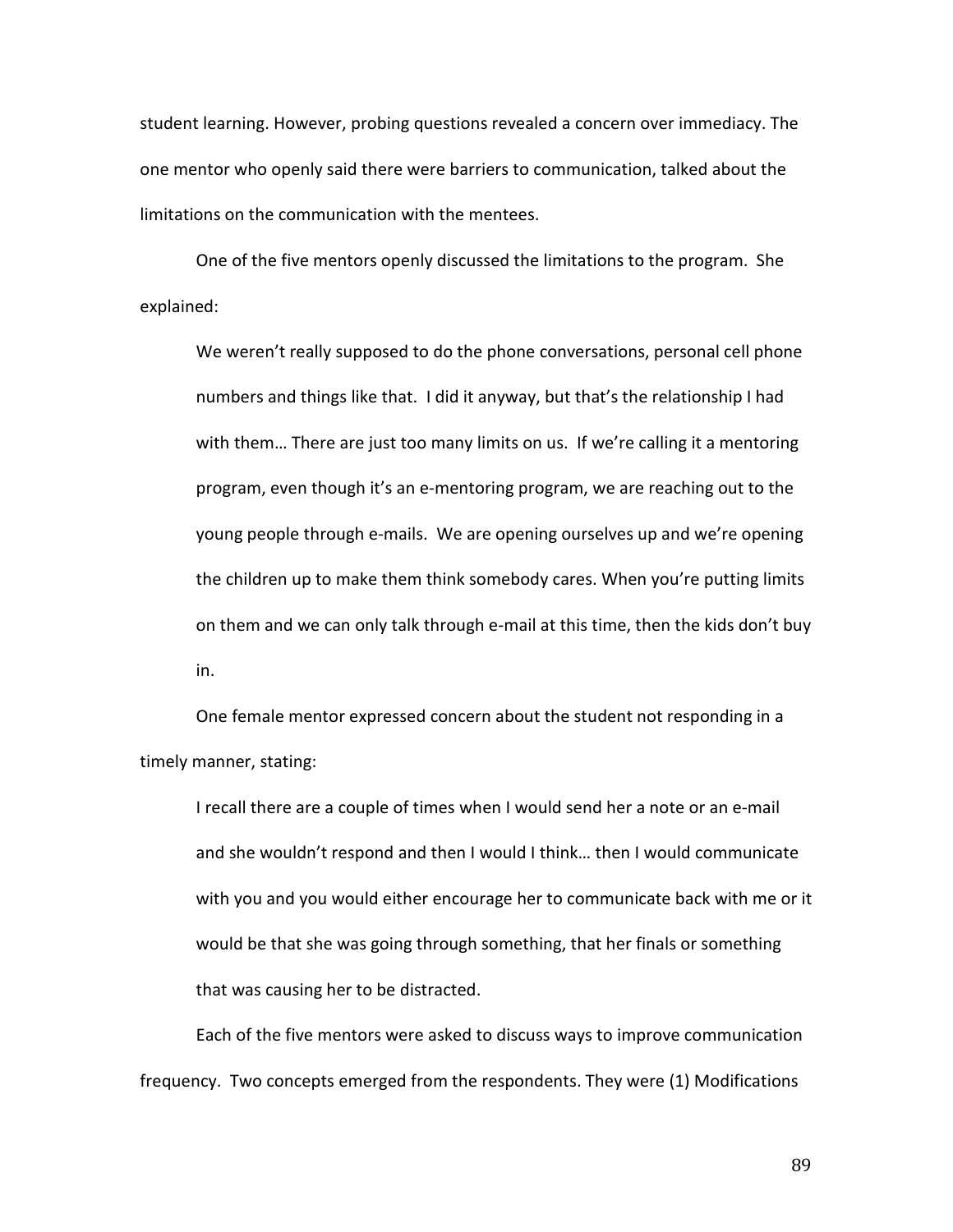student learning. However, probing questions revealed a concern over immediacy. The one mentor who openly said there were barriers to communication, talked about the limitations on the communication with the mentees.

One of the five mentors openly discussed the limitations to the program. She explained:

> We weren't really supposed to do the phone conversations, personal cell phone numbers and things like that. I did it anyway, but that's the relationship I had with them… There are just too many limits on us. If we're calling it a mentoring program, even though it's an e-mentoring program, we are reaching out to the young people through e-mails. We are opening ourselves up and we're opening the children up to make them think somebody cares. When you're putting limits on them and we can only talk through e-mail at this time, then the kids don't buy in.

One female mentor expressed concern about the student not responding in a timely manner, stating:

> I recall there are a couple of times when I would send her a note or an e-mail and she wouldn't respond and then I would I think… then I would communicate with you and you would either encourage her to communicate back with me or it would be that she was going through something, that her finals or something that was causing her to be distracted.

Each of the five mentors were asked to discuss ways to improve communication frequency. Two concepts emerged from the respondents. They were (1) Modifications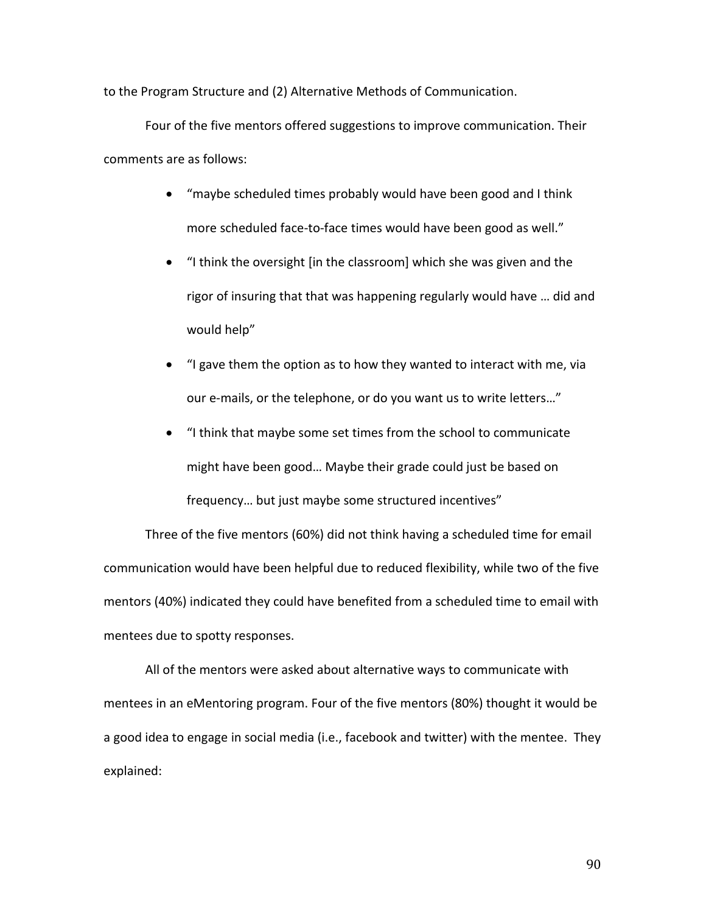to the Program Structure and (2) Alternative Methods of Communication.

Four of the five mentors offered suggestions to improve communication. Their comments are as follows:

- "maybe scheduled times probably would have been good and I think more scheduled face-to-face times would have been good as well."
- "I think the oversight [in the classroom] which she was given and the rigor of insuring that that was happening regularly would have … did and would help"
- "I gave them the option as to how they wanted to interact with me, via our e-mails, or the telephone, or do you want us to write letters…"
- "I think that maybe some set times from the school to communicate might have been good… Maybe their grade could just be based on frequency… but just maybe some structured incentives"

Three of the five mentors (60%) did not think having a scheduled time for email communication would have been helpful due to reduced flexibility, while two of the five mentors (40%) indicated they could have benefited from a scheduled time to email with mentees due to spotty responses.

All of the mentors were asked about alternative ways to communicate with mentees in an eMentoring program. Four of the five mentors (80%) thought it would be a good idea to engage in social media (i.e., facebook and twitter) with the mentee. They explained: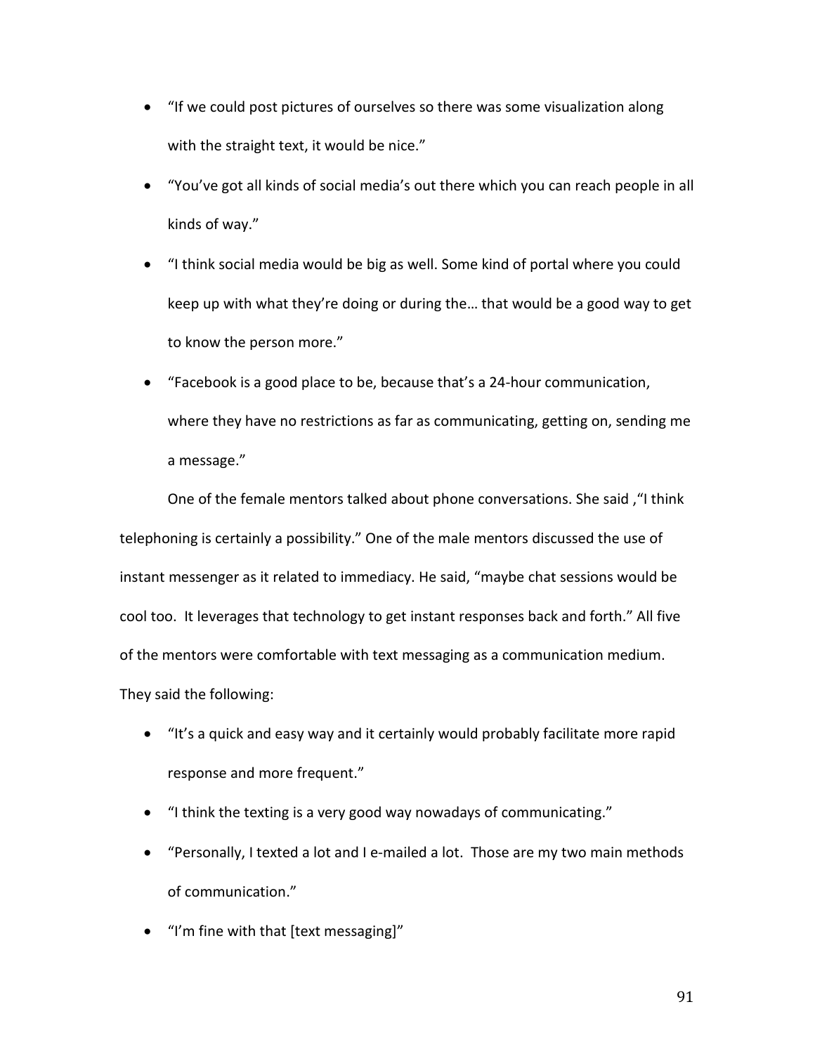- "If we could post pictures of ourselves so there was some visualization along with the straight text, it would be nice."
- "You've got all kinds of social media's out there which you can reach people in all kinds of way."
- "I think social media would be big as well. Some kind of portal where you could keep up with what they're doing or during the… that would be a good way to get to know the person more."
- "Facebook is a good place to be, because that's a 24-hour communication, where they have no restrictions as far as communicating, getting on, sending me a message."

One of the female mentors talked about phone conversations. She said ,"I think telephoning is certainly a possibility." One of the male mentors discussed the use of instant messenger as it related to immediacy. He said, "maybe chat sessions would be cool too. It leverages that technology to get instant responses back and forth." All five of the mentors were comfortable with text messaging as a communication medium. They said the following:

- "It's a quick and easy way and it certainly would probably facilitate more rapid response and more frequent."
- "I think the texting is a very good way nowadays of communicating."
- "Personally, I texted a lot and I e-mailed a lot. Those are my two main methods of communication."
- "I'm fine with that [text messaging]"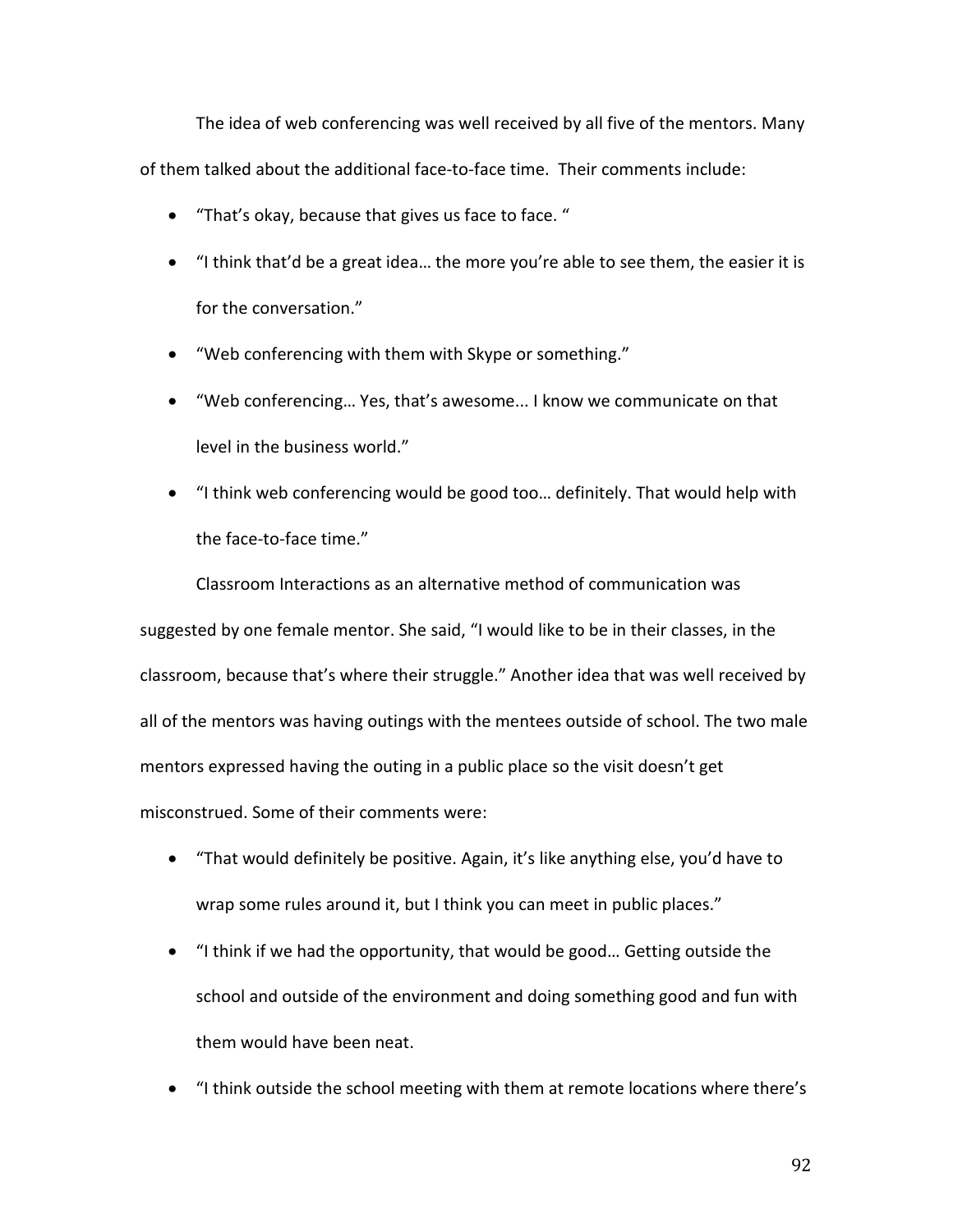The idea of web conferencing was well received by all five of the mentors. Many of them talked about the additional face-to-face time. Their comments include:

- "That's okay, because that gives us face to face. "
- "I think that'd be a great idea… the more you're able to see them, the easier it is for the conversation."
- "Web conferencing with them with Skype or something."
- "Web conferencing… Yes, that's awesome... I know we communicate on that level in the business world."
- "I think web conferencing would be good too… definitely. That would help with the face-to-face time."

Classroom Interactions as an alternative method of communication was suggested by one female mentor. She said, "I would like to be in their classes, in the classroom, because that's where their struggle." Another idea that was well received by all of the mentors was having outings with the mentees outside of school. The two male mentors expressed having the outing in a public place so the visit doesn't get misconstrued. Some of their comments were:

- "That would definitely be positive. Again, it's like anything else, you'd have to wrap some rules around it, but I think you can meet in public places."
- "I think if we had the opportunity, that would be good… Getting outside the school and outside of the environment and doing something good and fun with them would have been neat.
- "I think outside the school meeting with them at remote locations where there's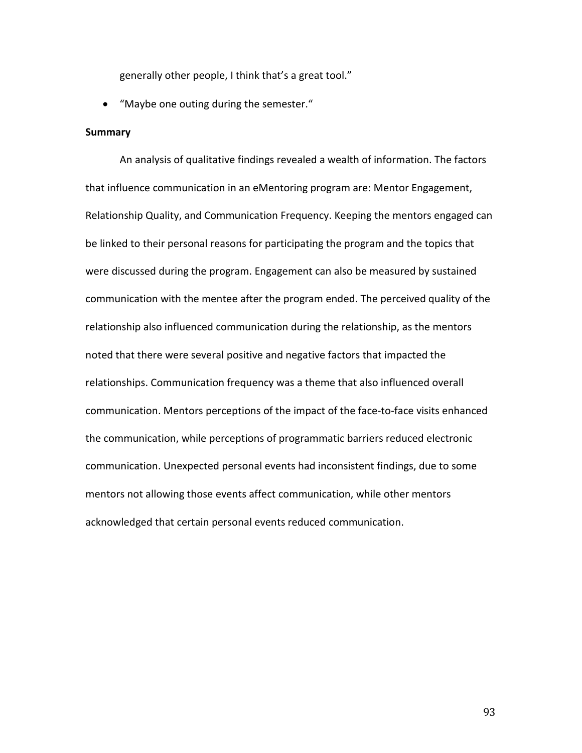generally other people, I think that's a great tool."

- "Maybe one outing during the semester."

**Summary**

An analysis of qualitative findings revealed a wealth of information. The factors that influence communication in an eMentoring program are: Mentor Engagement, Relationship Quality, and Communication Frequency. Keeping the mentors engaged can be linked to their personal reasons for participating the program and the topics that were discussed during the program. Engagement can also be measured by sustained communication with the mentee after the program ended. The perceived quality of the relationship also influenced communication during the relationship, as the mentors noted that there were several positive and negative factors that impacted the relationships. Communication frequency was a theme that also influenced overall communication. Mentors perceptions of the impact of the face-to-face visits enhanced the communication, while perceptions of programmatic barriers reduced electronic communication. Unexpected personal events had inconsistent findings, due to some mentors not allowing those events affect communication, while other mentors acknowledged that certain personal events reduced communication.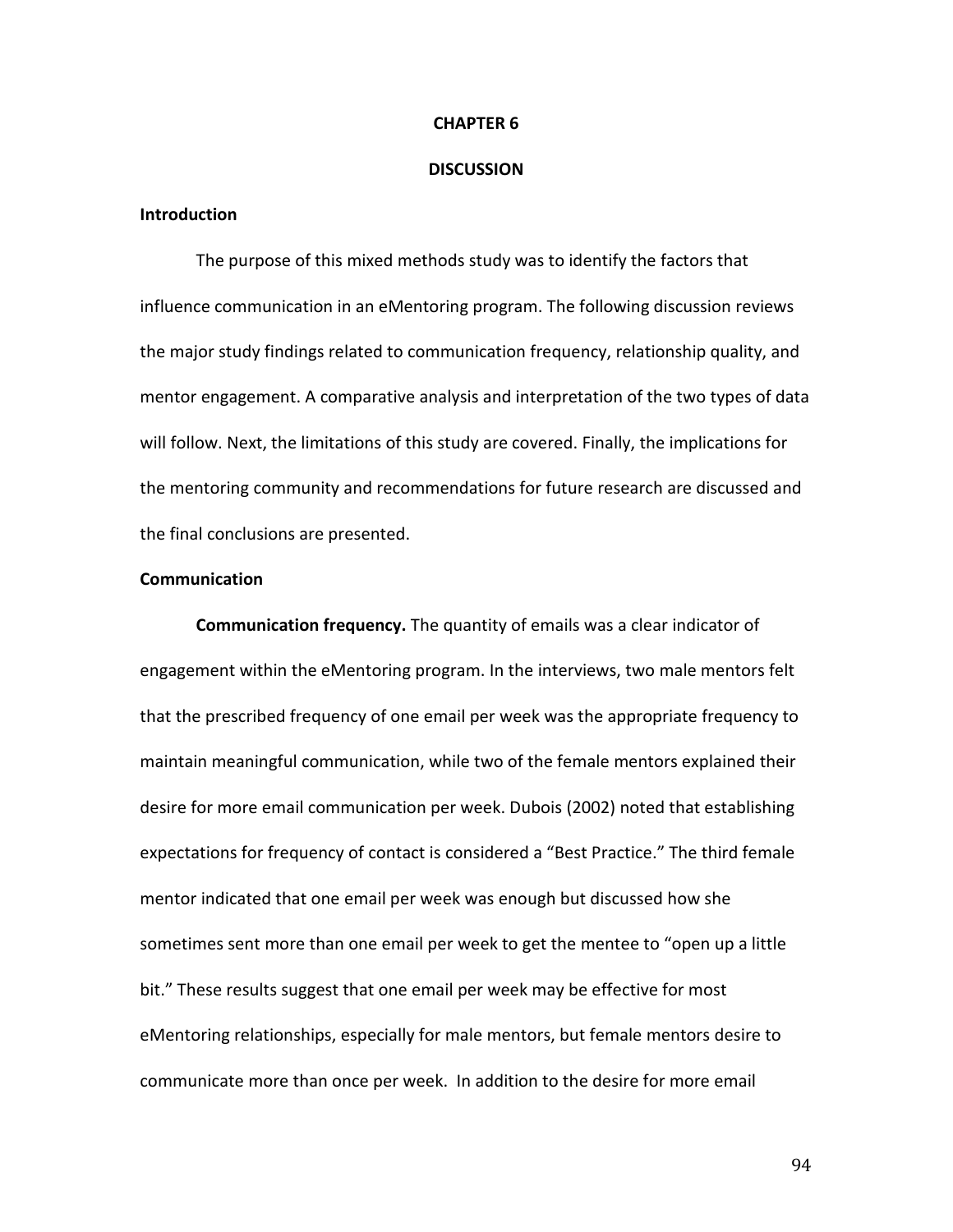# CHAPTER 6

# DISCUSSION

## Introduction

The purpose of this mixed methods study was to identify the factors that influence communication in an eMentoring program. The following discussion reviews the major study findings related to communication frequency, relationship quality, and mentor engagement. A comparative analysis and interpretation of the two types of data will follow. Next, the limitations of this study are covered. Finally, the implications for the mentoring community and recommendations for future research are discussed and the final conclusions are presented.

## Communication

**Communication frequency.** The quantity of emails was a clear indicator of engagement within the eMentoring program. In the interviews, two male mentors felt that the prescribed frequency of one email per week was the appropriate frequency to maintain meaningful communication, while two of the female mentors explained their desire for more email communication per week. Dubois (2002) noted that establishing expectations for frequency of contact is considered a "Best Practice." The third female mentor indicated that one email per week was enough but discussed how she sometimes sent more than one email per week to get the mentee to "open up a little bit." These results suggest that one email per week may be effective for most eMentoring relationships, especially for male mentors, but female mentors desire to communicate more than once per week. In addition to the desire for more email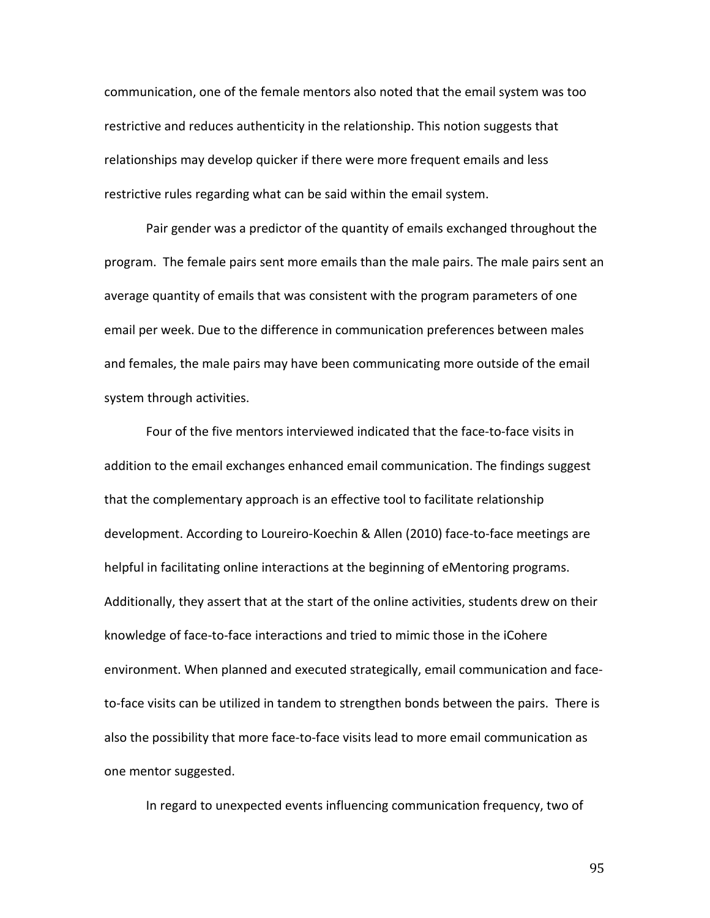communication, one of the female mentors also noted that the email system was too restrictive and reduces authenticity in the relationship. This notion suggests that relationships may develop quicker if there were more frequent emails and less restrictive rules regarding what can be said within the email system.

Pair gender was a predictor of the quantity of emails exchanged throughout the program. The female pairs sent more emails than the male pairs. The male pairs sent an average quantity of emails that was consistent with the program parameters of one email per week. Due to the difference in communication preferences between males and females, the male pairs may have been communicating more outside of the email system through activities.

Four of the five mentors interviewed indicated that the face-to-face visits in addition to the email exchanges enhanced email communication. The findings suggest that the complementary approach is an effective tool to facilitate relationship development. According to Loureiro-Koechin & Allen (2010) face-to-face meetings are helpful in facilitating online interactions at the beginning of eMentoring programs. Additionally, they assert that at the start of the online activities, students drew on their knowledge of face-to-face interactions and tried to mimic those in the iCohere environment. When planned and executed strategically, email communication and face-to-face visits can be utilized in tandem to strengthen bonds between the pairs. There is also the possibility that more face-to-face visits lead to more email communication as one mentor suggested.

In regard to unexpected events influencing communication frequency, two of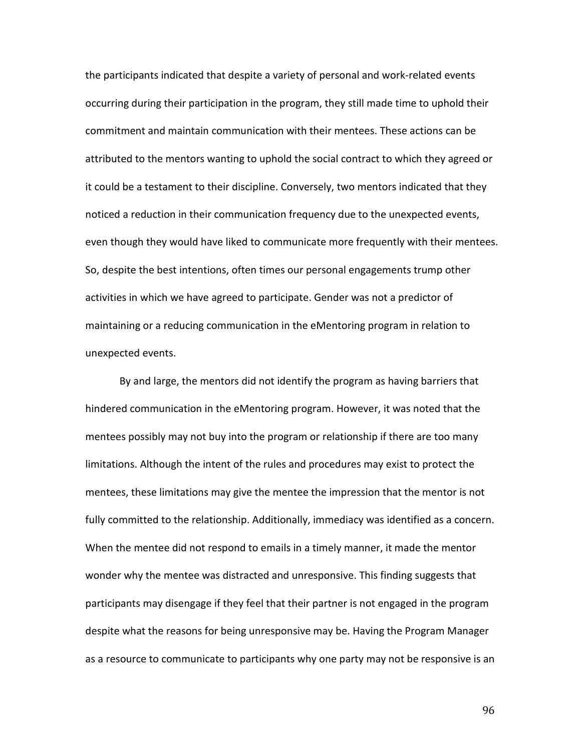the participants indicated that despite a variety of personal and work-related events occurring during their participation in the program, they still made time to uphold their commitment and maintain communication with their mentees. These actions can be attributed to the mentors wanting to uphold the social contract to which they agreed or it could be a testament to their discipline. Conversely, two mentors indicated that they noticed a reduction in their communication frequency due to the unexpected events, even though they would have liked to communicate more frequently with their mentees. So, despite the best intentions, often times our personal engagements trump other activities in which we have agreed to participate. Gender was not a predictor of maintaining or a reducing communication in the eMentoring program in relation to unexpected events.

By and large, the mentors did not identify the program as having barriers that hindered communication in the eMentoring program. However, it was noted that the mentees possibly may not buy into the program or relationship if there are too many limitations. Although the intent of the rules and procedures may exist to protect the mentees, these limitations may give the mentee the impression that the mentor is not fully committed to the relationship. Additionally, immediacy was identified as a concern. When the mentee did not respond to emails in a timely manner, it made the mentor wonder why the mentee was distracted and unresponsive. This finding suggests that participants may disengage if they feel that their partner is not engaged in the program despite what the reasons for being unresponsive may be. Having the Program Manager as a resource to communicate to participants why one party may not be responsive is an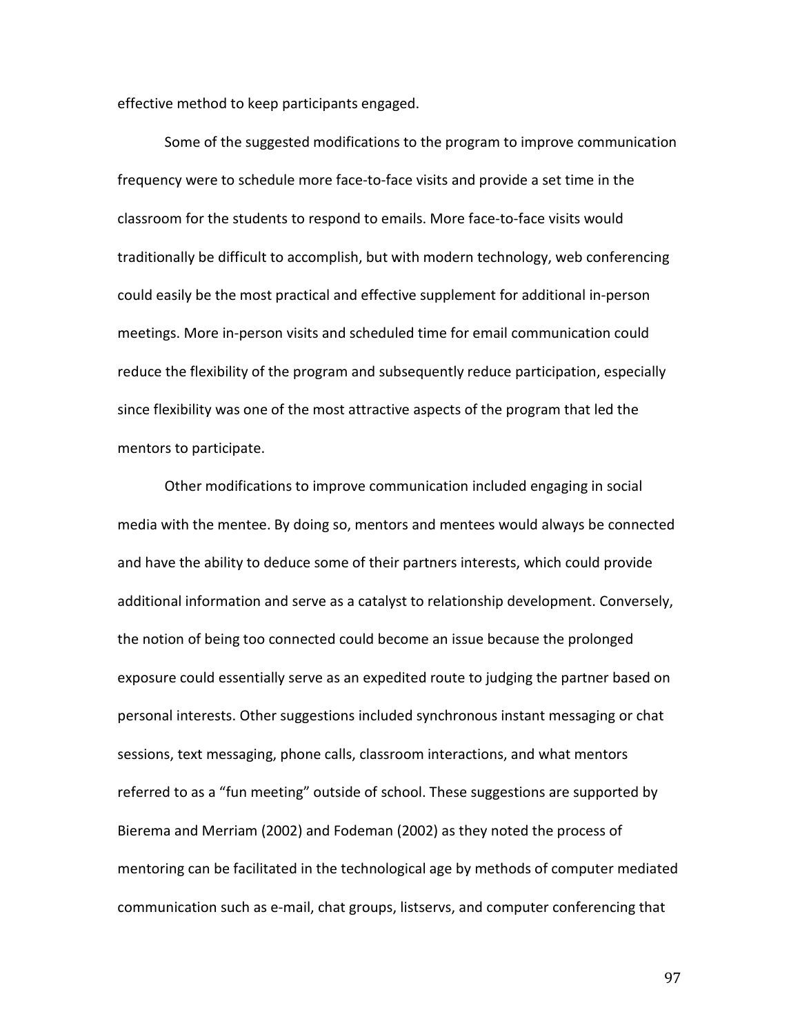effective method to keep participants engaged.

Some of the suggested modifications to the program to improve communication frequency were to schedule more face-to-face visits and provide a set time in the classroom for the students to respond to emails. More face-to-face visits would traditionally be difficult to accomplish, but with modern technology, web conferencing could easily be the most practical and effective supplement for additional in-person meetings. More in-person visits and scheduled time for email communication could reduce the flexibility of the program and subsequently reduce participation, especially since flexibility was one of the most attractive aspects of the program that led the mentors to participate.

Other modifications to improve communication included engaging in social media with the mentee. By doing so, mentors and mentees would always be connected and have the ability to deduce some of their partners interests, which could provide additional information and serve as a catalyst to relationship development. Conversely, the notion of being too connected could become an issue because the prolonged exposure could essentially serve as an expedited route to judging the partner based on personal interests. Other suggestions included synchronous instant messaging or chat sessions, text messaging, phone calls, classroom interactions, and what mentors referred to as a "fun meeting" outside of school. These suggestions are supported by Bierema and Merriam (2002) and Fodeman (2002) as they noted the process of mentoring can be facilitated in the technological age by methods of computer mediated communication such as e-mail, chat groups, listservs, and computer conferencing that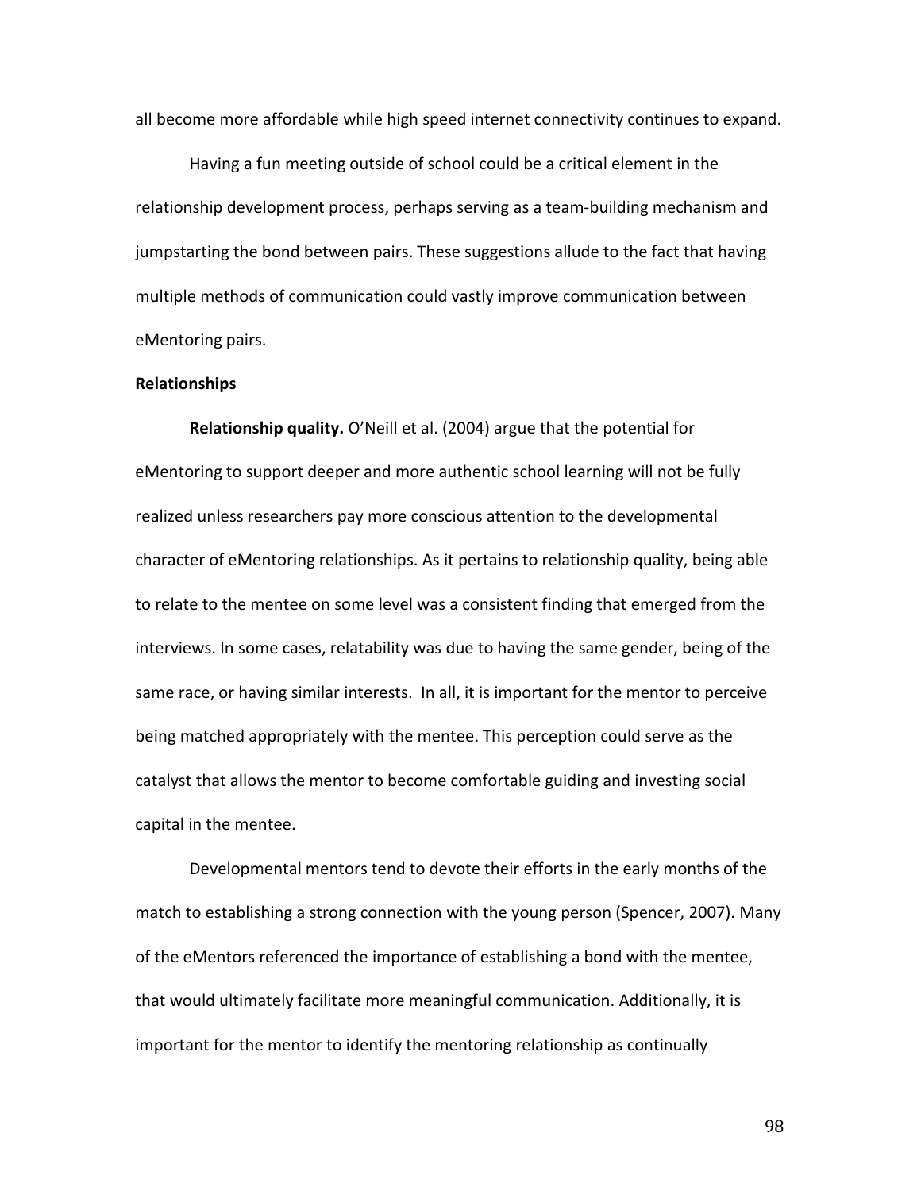all become more affordable while high speed internet connectivity continues to expand.

Having a fun meeting outside of school could be a critical element in the relationship development process, perhaps serving as a team-building mechanism and jumpstarting the bond between pairs. These suggestions allude to the fact that having multiple methods of communication could vastly improve communication between eMentoring pairs.

**Relationships**

**Relationship quality.** O'Neill et al. (2004) argue that the potential for eMentoring to support deeper and more authentic school learning will not be fully realized unless researchers pay more conscious attention to the developmental character of eMentoring relationships. As it pertains to relationship quality, being able to relate to the mentee on some level was a consistent finding that emerged from the interviews. In some cases, relatability was due to having the same gender, being of the same race, or having similar interests. In all, it is important for the mentor to perceive being matched appropriately with the mentee. This perception could serve as the catalyst that allows the mentor to become comfortable guiding and investing social capital in the mentee.

Developmental mentors tend to devote their efforts in the early months of the match to establishing a strong connection with the young person (Spencer, 2007). Many of the eMentors referenced the importance of establishing a bond with the mentee, that would ultimately facilitate more meaningful communication. Additionally, it is important for the mentor to identify the mentoring relationship as continually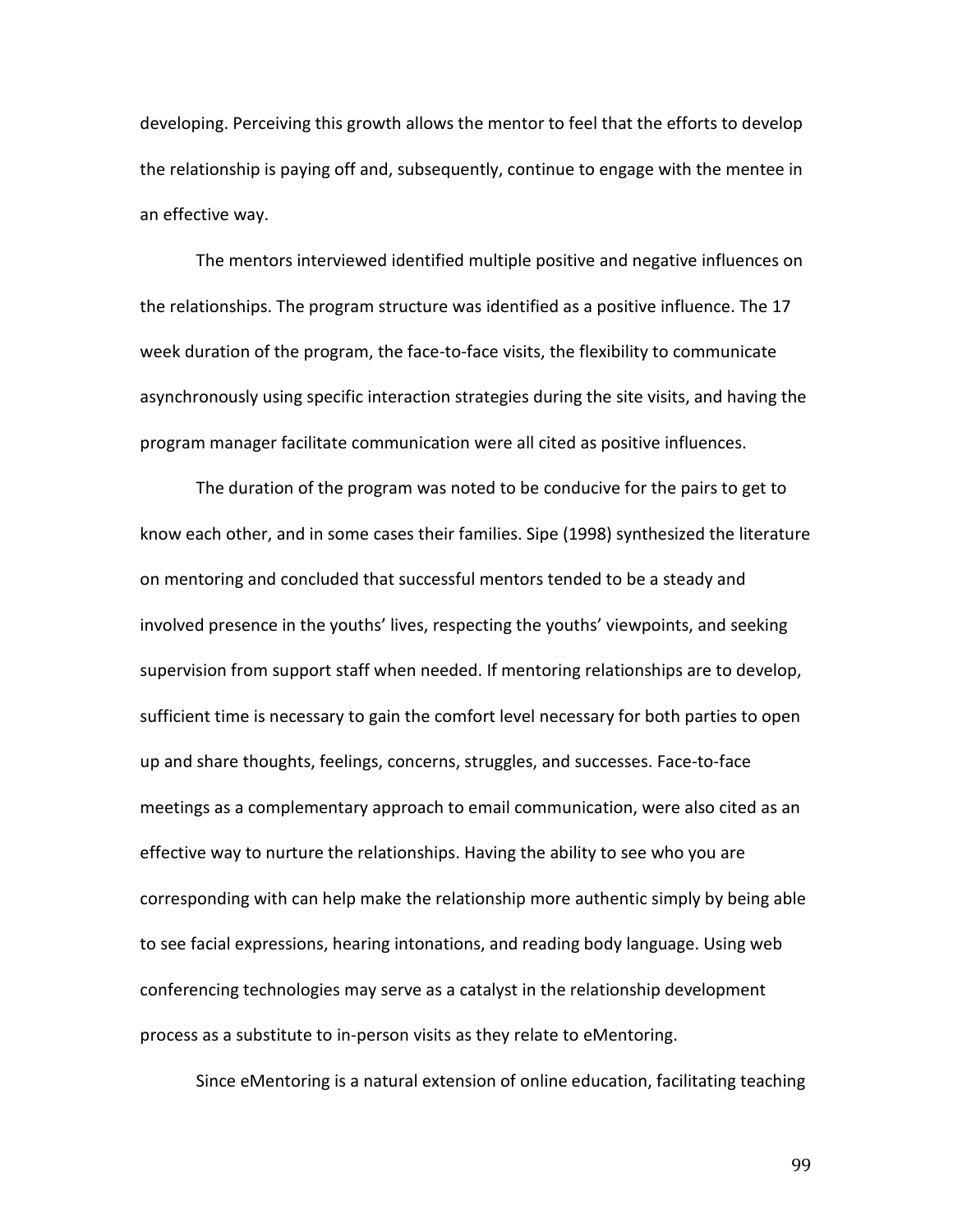developing. Perceiving this growth allows the mentor to feel that the efforts to develop the relationship is paying off and, subsequently, continue to engage with the mentee in an effective way.

The mentors interviewed identified multiple positive and negative influences on the relationships. The program structure was identified as a positive influence. The 17 week duration of the program, the face-to-face visits, the flexibility to communicate asynchronously using specific interaction strategies during the site visits, and having the program manager facilitate communication were all cited as positive influences.

The duration of the program was noted to be conducive for the pairs to get to know each other, and in some cases their families. Sipe (1998) synthesized the literature on mentoring and concluded that successful mentors tended to be a steady and involved presence in the youths' lives, respecting the youths' viewpoints, and seeking supervision from support staff when needed. If mentoring relationships are to develop, sufficient time is necessary to gain the comfort level necessary for both parties to open up and share thoughts, feelings, concerns, struggles, and successes. Face-to-face meetings as a complementary approach to email communication, were also cited as an effective way to nurture the relationships. Having the ability to see who you are corresponding with can help make the relationship more authentic simply by being able to see facial expressions, hearing intonations, and reading body language. Using web conferencing technologies may serve as a catalyst in the relationship development process as a substitute to in-person visits as they relate to eMentoring.

Since eMentoring is a natural extension of online education, facilitating teaching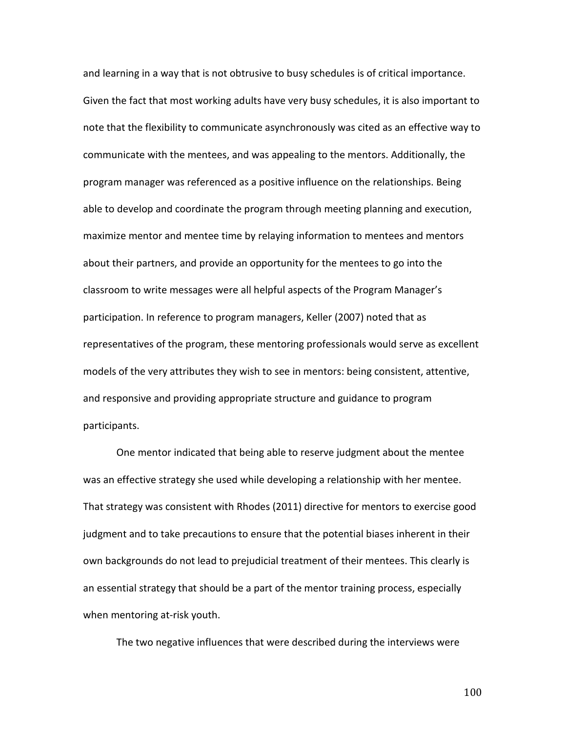and learning in a way that is not obtrusive to busy schedules is of critical importance. Given the fact that most working adults have very busy schedules, it is also important to note that the flexibility to communicate asynchronously was cited as an effective way to communicate with the mentees, and was appealing to the mentors. Additionally, the program manager was referenced as a positive influence on the relationships. Being able to develop and coordinate the program through meeting planning and execution, maximize mentor and mentee time by relaying information to mentees and mentors about their partners, and provide an opportunity for the mentees to go into the classroom to write messages were all helpful aspects of the Program Manager's participation. In reference to program managers, Keller (2007) noted that as representatives of the program, these mentoring professionals would serve as excellent models of the very attributes they wish to see in mentors: being consistent, attentive, and responsive and providing appropriate structure and guidance to program participants.

One mentor indicated that being able to reserve judgment about the mentee was an effective strategy she used while developing a relationship with her mentee. That strategy was consistent with Rhodes (2011) directive for mentors to exercise good judgment and to take precautions to ensure that the potential biases inherent in their own backgrounds do not lead to prejudicial treatment of their mentees. This clearly is an essential strategy that should be a part of the mentor training process, especially when mentoring at-risk youth.

The two negative influences that were described during the interviews were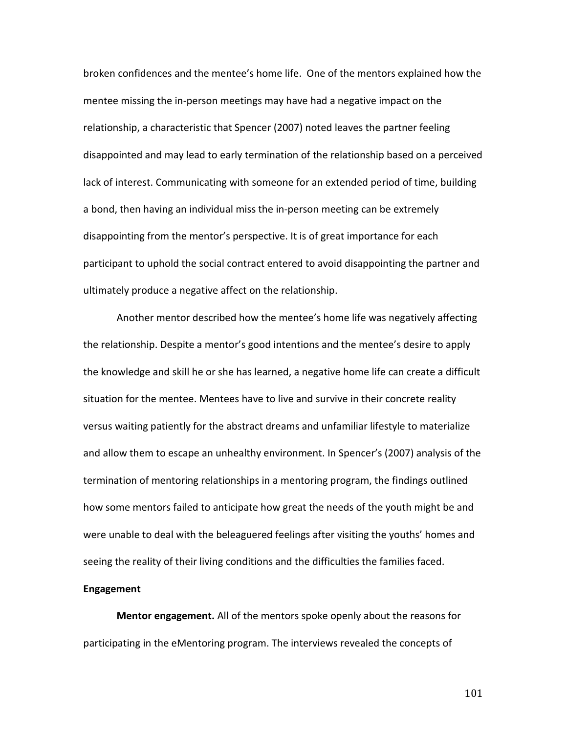broken confidences and the mentee's home life. One of the mentors explained how the mentee missing the in-person meetings may have had a negative impact on the relationship, a characteristic that Spencer (2007) noted leaves the partner feeling disappointed and may lead to early termination of the relationship based on a perceived lack of interest. Communicating with someone for an extended period of time, building a bond, then having an individual miss the in-person meeting can be extremely disappointing from the mentor's perspective. It is of great importance for each participant to uphold the social contract entered to avoid disappointing the partner and ultimately produce a negative affect on the relationship.

Another mentor described how the mentee's home life was negatively affecting the relationship. Despite a mentor's good intentions and the mentee's desire to apply the knowledge and skill he or she has learned, a negative home life can create a difficult situation for the mentee. Mentees have to live and survive in their concrete reality versus waiting patiently for the abstract dreams and unfamiliar lifestyle to materialize and allow them to escape an unhealthy environment. In Spencer's (2007) analysis of the termination of mentoring relationships in a mentoring program, the findings outlined how some mentors failed to anticipate how great the needs of the youth might be and were unable to deal with the beleaguered feelings after visiting the youths' homes and seeing the reality of their living conditions and the difficulties the families faced.

### Engagement

**Mentor engagement.** All of the mentors spoke openly about the reasons for participating in the eMentoring program. The interviews revealed the concepts of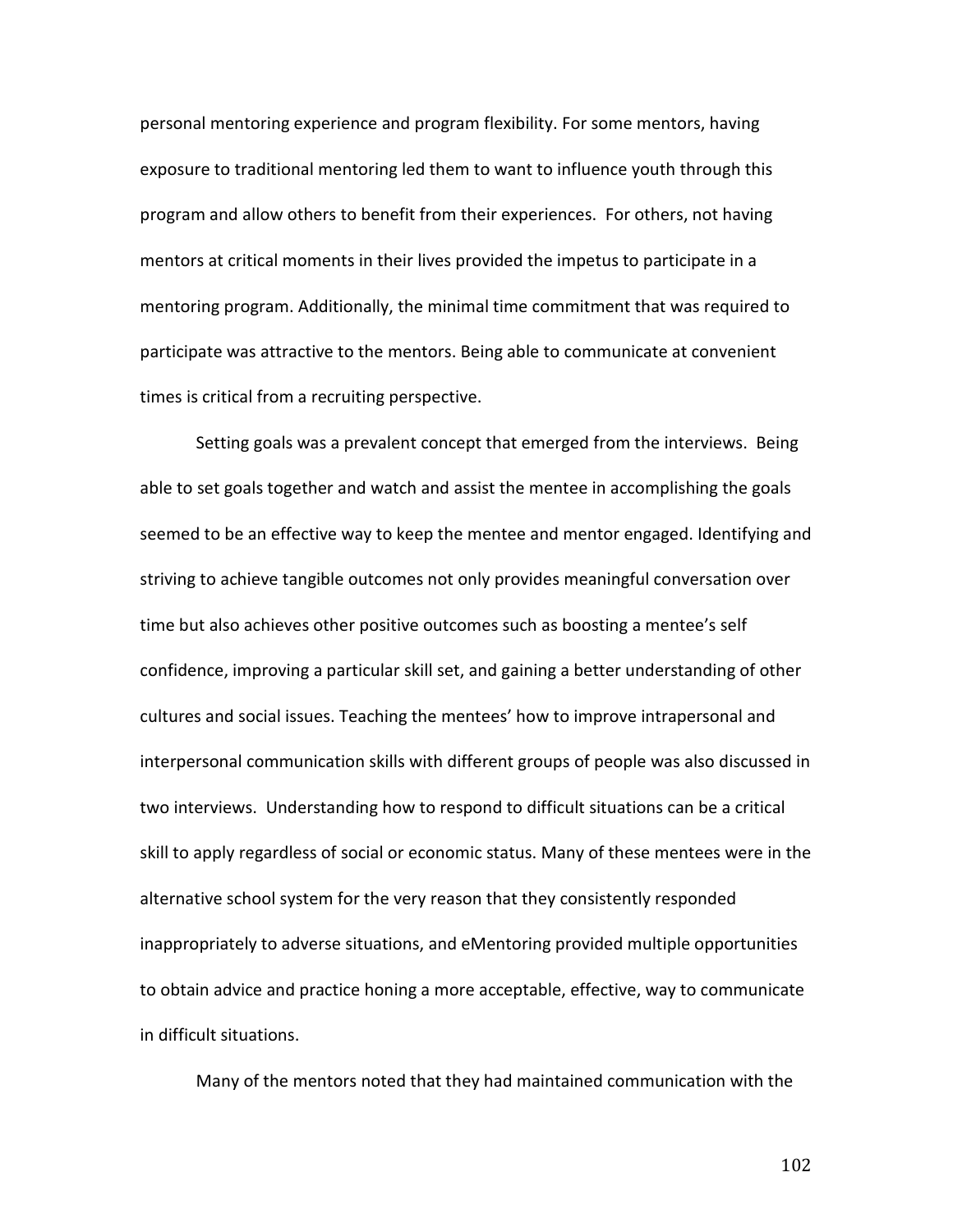personal mentoring experience and program flexibility. For some mentors, having exposure to traditional mentoring led them to want to influence youth through this program and allow others to benefit from their experiences. For others, not having mentors at critical moments in their lives provided the impetus to participate in a mentoring program. Additionally, the minimal time commitment that was required to participate was attractive to the mentors. Being able to communicate at convenient times is critical from a recruiting perspective.

Setting goals was a prevalent concept that emerged from the interviews. Being able to set goals together and watch and assist the mentee in accomplishing the goals seemed to be an effective way to keep the mentee and mentor engaged. Identifying and striving to achieve tangible outcomes not only provides meaningful conversation over time but also achieves other positive outcomes such as boosting a mentee's self confidence, improving a particular skill set, and gaining a better understanding of other cultures and social issues. Teaching the mentees' how to improve intrapersonal and interpersonal communication skills with different groups of people was also discussed in two interviews. Understanding how to respond to difficult situations can be a critical skill to apply regardless of social or economic status. Many of these mentees were in the alternative school system for the very reason that they consistently responded inappropriately to adverse situations, and eMentoring provided multiple opportunities to obtain advice and practice honing a more acceptable, effective, way to communicate in difficult situations.

Many of the mentors noted that they had maintained communication with the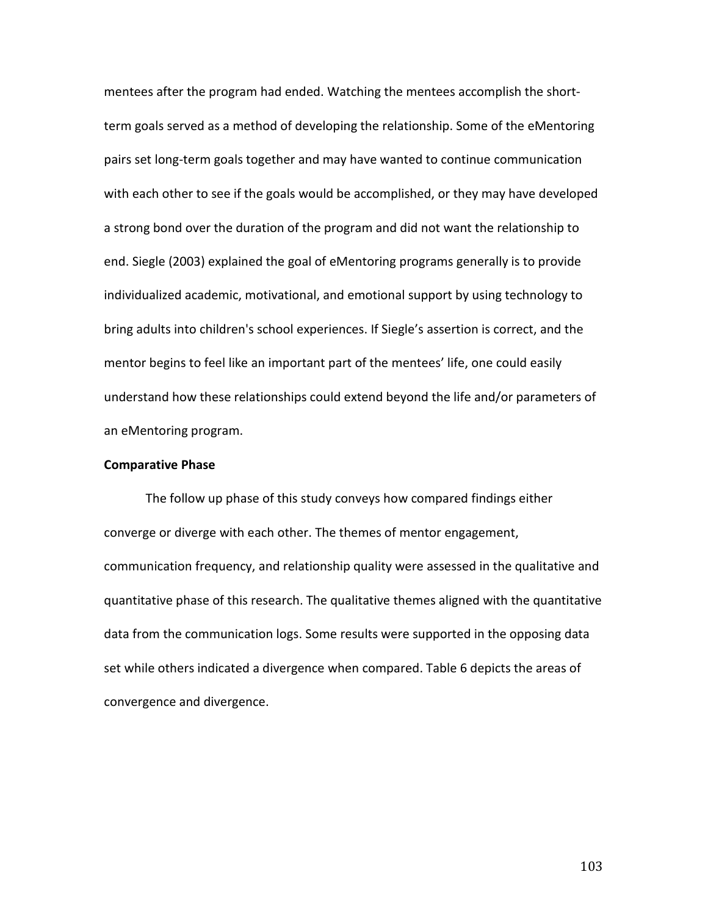mentees after the program had ended. Watching the mentees accomplish the short-term goals served as a method of developing the relationship. Some of the eMentoring pairs set long-term goals together and may have wanted to continue communication with each other to see if the goals would be accomplished, or they may have developed a strong bond over the duration of the program and did not want the relationship to end. Siegle (2003) explained the goal of eMentoring programs generally is to provide individualized academic, motivational, and emotional support by using technology to bring adults into children's school experiences. If Siegle's assertion is correct, and the mentor begins to feel like an important part of the mentees' life, one could easily understand how these relationships could extend beyond the life and/or parameters of an eMentoring program.

**Comparative Phase**

The follow up phase of this study conveys how compared findings either converge or diverge with each other. The themes of mentor engagement, communication frequency, and relationship quality were assessed in the qualitative and quantitative phase of this research. The qualitative themes aligned with the quantitative data from the communication logs. Some results were supported in the opposing data set while others indicated a divergence when compared. Table 6 depicts the areas of convergence and divergence.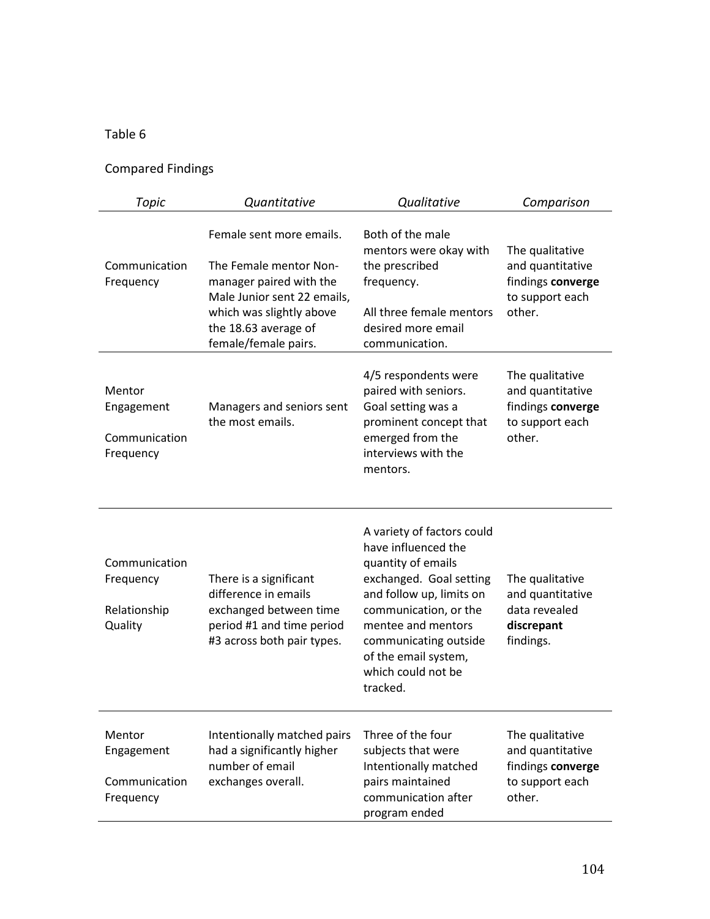Table 6

Compared Findings

| *Topic* | *Quantitative* | *Qualitative* | *Comparison* |
|---|---|---|---|
| Communication Frequency | Female sent more emails. The Female mentor Non-manager paired with the Male Junior sent 22 emails, which was slightly above the 18.63 average of female/female pairs. | Both of the male mentors were okay with the prescribed frequency. All three female mentors desired more email communication. | The qualitative and quantitative findings **converge** to support each other. |
| Mentor Engagement Communication Frequency | Managers and seniors sent the most emails. | 4/5 respondents were paired with seniors. Goal setting was a prominent concept that emerged from the interviews with the mentors. | The qualitative and quantitative findings **converge** to support each other. |
| Communication Frequency Relationship Quality | There is a significant difference in emails exchanged between time period #1 and time period #3 across both pair types. | A variety of factors could have influenced the quantity of emails exchanged. Goal setting and follow up, limits on communication, or the mentee and mentors communicating outside of the email system, which could not be tracked. | The qualitative and quantitative data revealed **discrepant** findings. |
| Mentor Engagement Communication Frequency | Intentionally matched pairs had a significantly higher number of email exchanges overall. | Three of the four subjects that were Intentionally matched pairs maintained communication after program ended | The qualitative and quantitative findings **converge** to support each other. |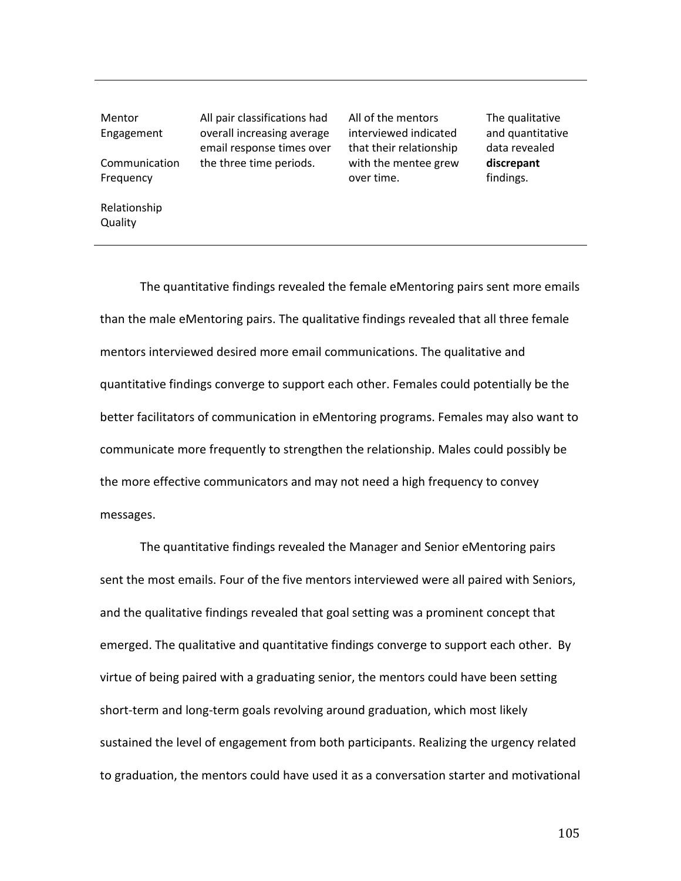| | | | |
|---|---|---|---|
| Mentor Engagement<br><br>Communication Frequency<br><br>Relationship Quality | All pair classifications had overall increasing average email response times over the three time periods. | All of the mentors interviewed indicated that their relationship with the mentee grew over time. | The qualitative and quantitative data revealed **discrepant** findings. |

The quantitative findings revealed the female eMentoring pairs sent more emails than the male eMentoring pairs. The qualitative findings revealed that all three female mentors interviewed desired more email communications. The qualitative and quantitative findings converge to support each other. Females could potentially be the better facilitators of communication in eMentoring programs. Females may also want to communicate more frequently to strengthen the relationship. Males could possibly be the more effective communicators and may not need a high frequency to convey messages.

The quantitative findings revealed the Manager and Senior eMentoring pairs sent the most emails. Four of the five mentors interviewed were all paired with Seniors, and the qualitative findings revealed that goal setting was a prominent concept that emerged. The qualitative and quantitative findings converge to support each other. By virtue of being paired with a graduating senior, the mentors could have been setting short-term and long-term goals revolving around graduation, which most likely sustained the level of engagement from both participants. Realizing the urgency related to graduation, the mentors could have used it as a conversation starter and motivational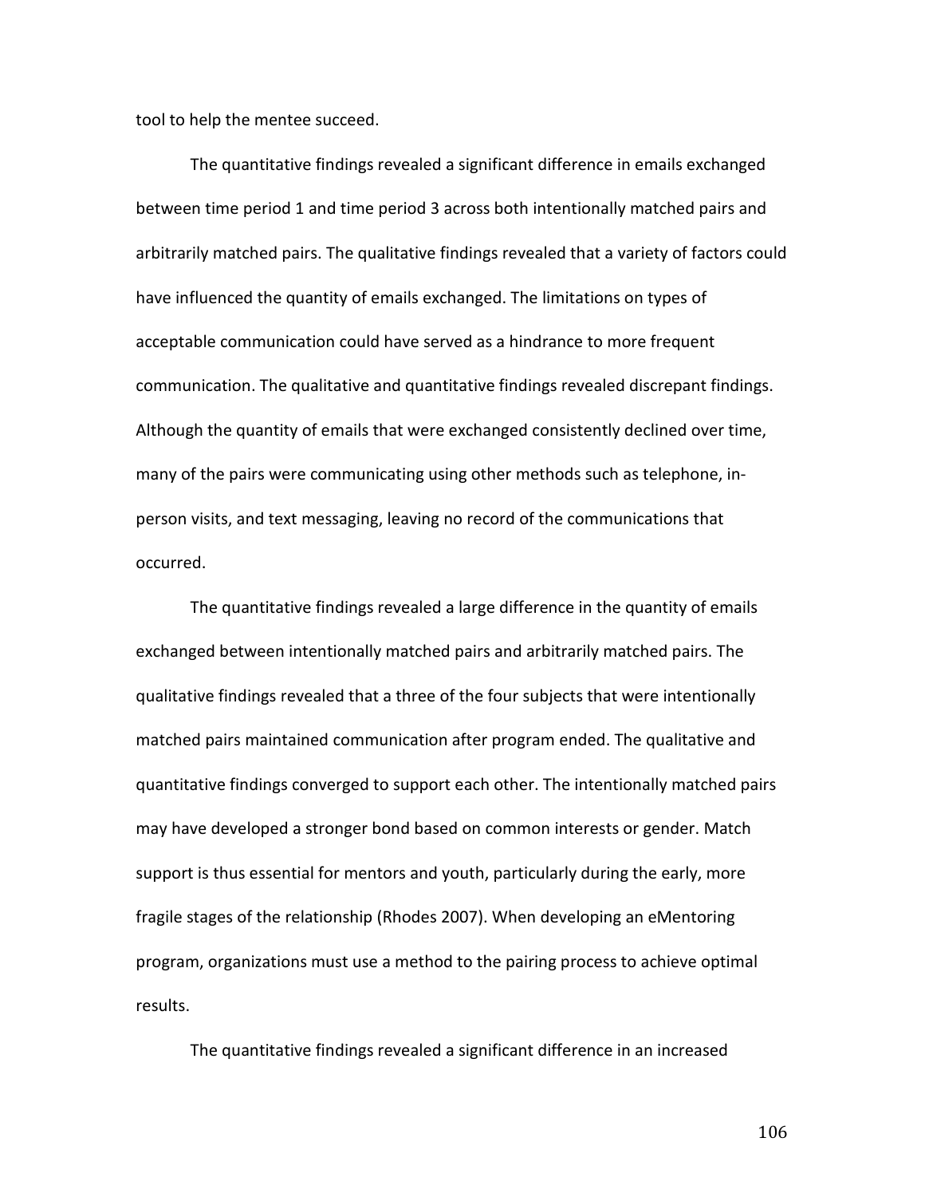tool to help the mentee succeed.

The quantitative findings revealed a significant difference in emails exchanged between time period 1 and time period 3 across both intentionally matched pairs and arbitrarily matched pairs. The qualitative findings revealed that a variety of factors could have influenced the quantity of emails exchanged. The limitations on types of acceptable communication could have served as a hindrance to more frequent communication. The qualitative and quantitative findings revealed discrepant findings. Although the quantity of emails that were exchanged consistently declined over time, many of the pairs were communicating using other methods such as telephone, in-person visits, and text messaging, leaving no record of the communications that occurred.

The quantitative findings revealed a large difference in the quantity of emails exchanged between intentionally matched pairs and arbitrarily matched pairs. The qualitative findings revealed that a three of the four subjects that were intentionally matched pairs maintained communication after program ended. The qualitative and quantitative findings converged to support each other. The intentionally matched pairs may have developed a stronger bond based on common interests or gender. Match support is thus essential for mentors and youth, particularly during the early, more fragile stages of the relationship (Rhodes 2007). When developing an eMentoring program, organizations must use a method to the pairing process to achieve optimal results.

The quantitative findings revealed a significant difference in an increased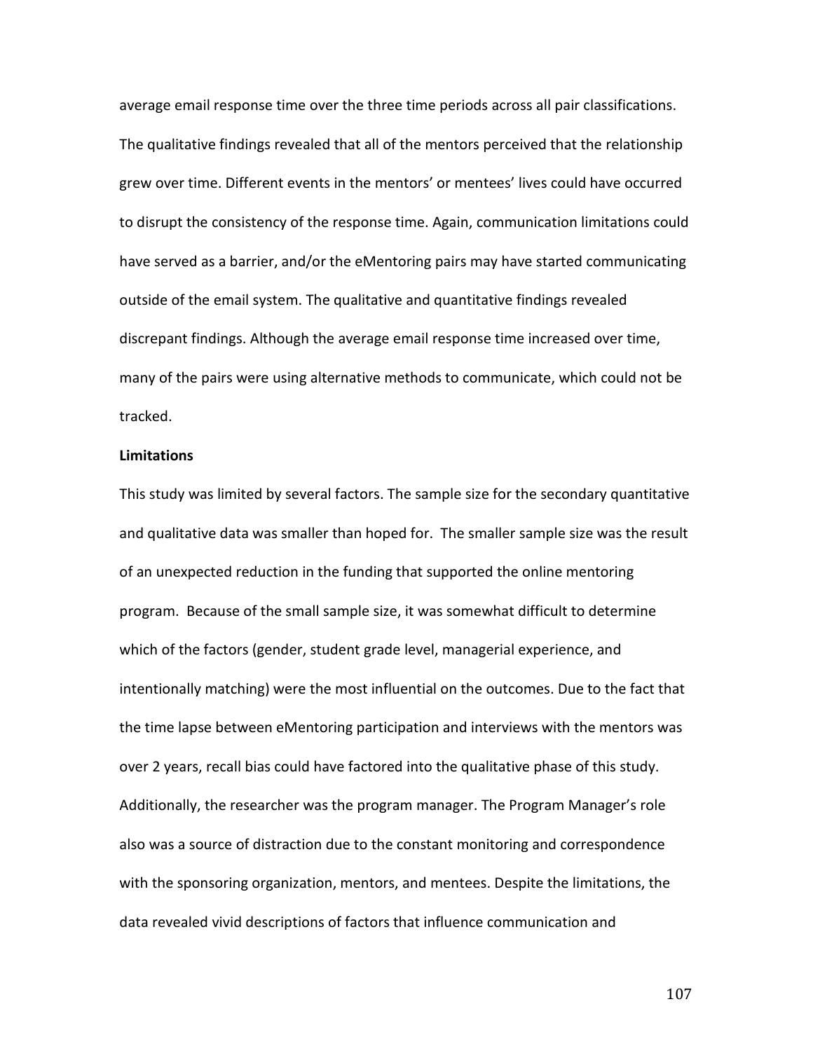average email response time over the three time periods across all pair classifications. The qualitative findings revealed that all of the mentors perceived that the relationship grew over time. Different events in the mentors' or mentees' lives could have occurred to disrupt the consistency of the response time. Again, communication limitations could have served as a barrier, and/or the eMentoring pairs may have started communicating outside of the email system. The qualitative and quantitative findings revealed discrepant findings. Although the average email response time increased over time, many of the pairs were using alternative methods to communicate, which could not be tracked.

**Limitations**

This study was limited by several factors. The sample size for the secondary quantitative and qualitative data was smaller than hoped for. The smaller sample size was the result of an unexpected reduction in the funding that supported the online mentoring program. Because of the small sample size, it was somewhat difficult to determine which of the factors (gender, student grade level, managerial experience, and intentionally matching) were the most influential on the outcomes. Due to the fact that the time lapse between eMentoring participation and interviews with the mentors was over 2 years, recall bias could have factored into the qualitative phase of this study. Additionally, the researcher was the program manager. The Program Manager's role also was a source of distraction due to the constant monitoring and correspondence with the sponsoring organization, mentors, and mentees. Despite the limitations, the data revealed vivid descriptions of factors that influence communication and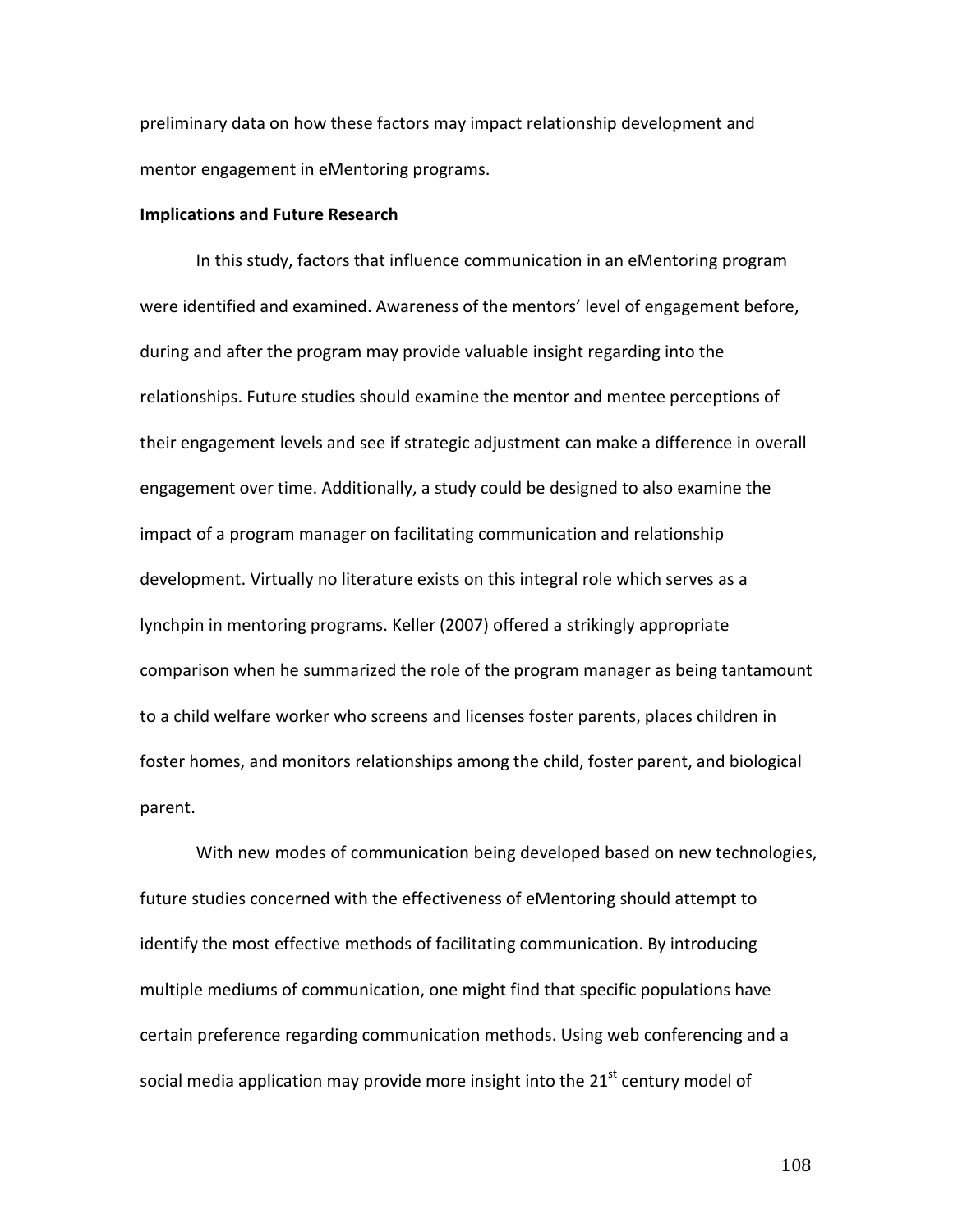preliminary data on how these factors may impact relationship development and mentor engagement in eMentoring programs.

**Implications and Future Research**

In this study, factors that influence communication in an eMentoring program were identified and examined. Awareness of the mentors' level of engagement before, during and after the program may provide valuable insight regarding into the relationships. Future studies should examine the mentor and mentee perceptions of their engagement levels and see if strategic adjustment can make a difference in overall engagement over time. Additionally, a study could be designed to also examine the impact of a program manager on facilitating communication and relationship development. Virtually no literature exists on this integral role which serves as a lynchpin in mentoring programs. Keller (2007) offered a strikingly appropriate comparison when he summarized the role of the program manager as being tantamount to a child welfare worker who screens and licenses foster parents, places children in foster homes, and monitors relationships among the child, foster parent, and biological parent.

With new modes of communication being developed based on new technologies, future studies concerned with the effectiveness of eMentoring should attempt to identify the most effective methods of facilitating communication. By introducing multiple mediums of communication, one might find that specific populations have certain preference regarding communication methods. Using web conferencing and a social media application may provide more insight into the 21st century model of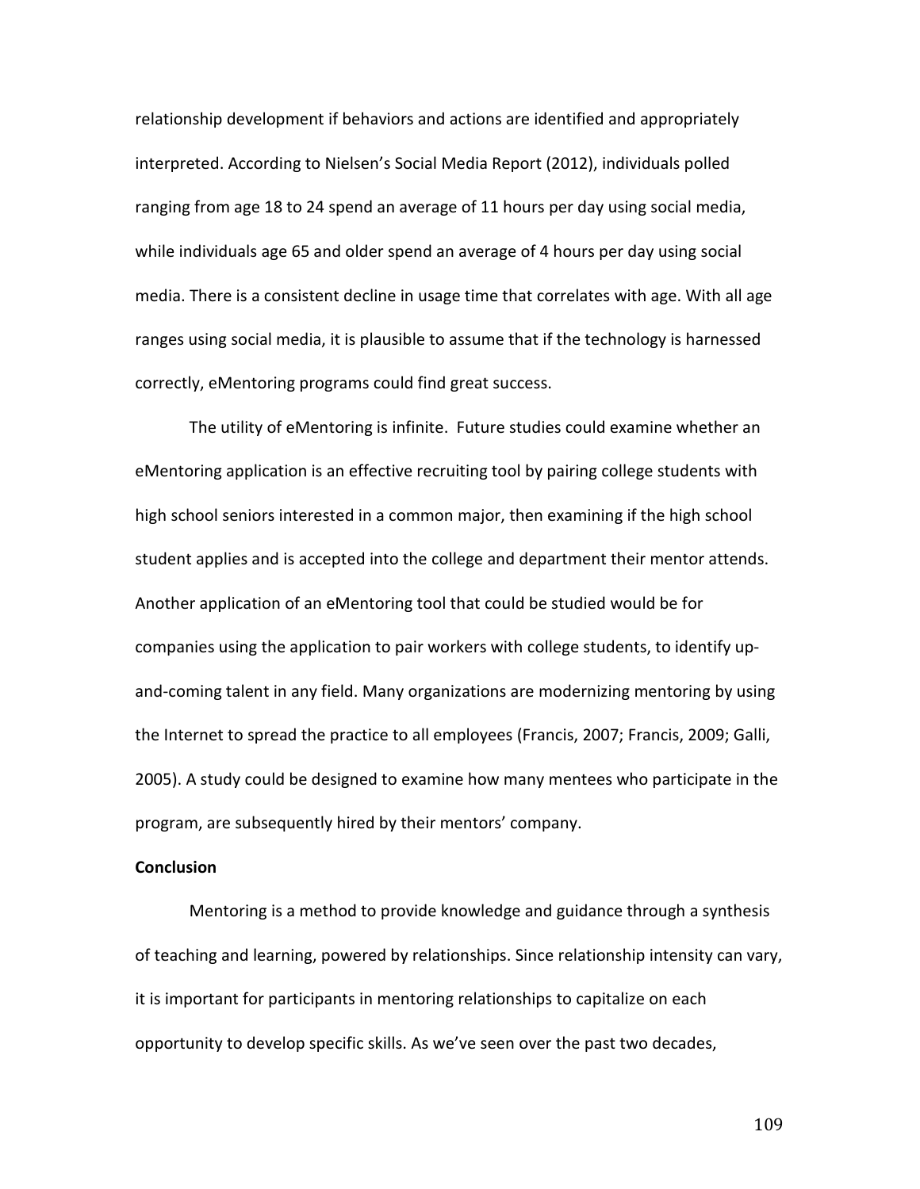relationship development if behaviors and actions are identified and appropriately interpreted. According to Nielsen's Social Media Report (2012), individuals polled ranging from age 18 to 24 spend an average of 11 hours per day using social media, while individuals age 65 and older spend an average of 4 hours per day using social media. There is a consistent decline in usage time that correlates with age. With all age ranges using social media, it is plausible to assume that if the technology is harnessed correctly, eMentoring programs could find great success.

The utility of eMentoring is infinite. Future studies could examine whether an eMentoring application is an effective recruiting tool by pairing college students with high school seniors interested in a common major, then examining if the high school student applies and is accepted into the college and department their mentor attends. Another application of an eMentoring tool that could be studied would be for companies using the application to pair workers with college students, to identify up-and-coming talent in any field. Many organizations are modernizing mentoring by using the Internet to spread the practice to all employees (Francis, 2007; Francis, 2009; Galli, 2005). A study could be designed to examine how many mentees who participate in the program, are subsequently hired by their mentors' company.

**Conclusion**

Mentoring is a method to provide knowledge and guidance through a synthesis of teaching and learning, powered by relationships. Since relationship intensity can vary, it is important for participants in mentoring relationships to capitalize on each opportunity to develop specific skills. As we've seen over the past two decades,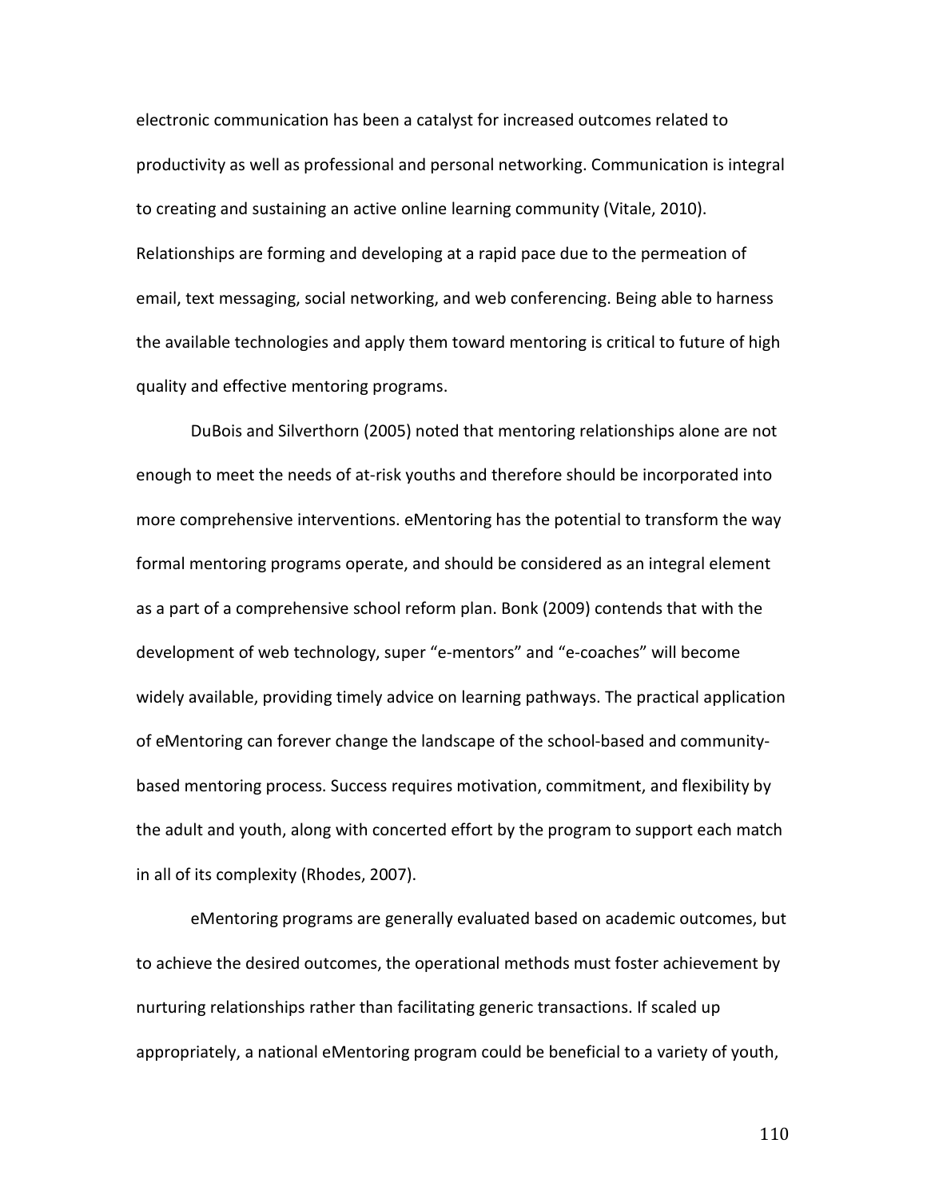electronic communication has been a catalyst for increased outcomes related to productivity as well as professional and personal networking. Communication is integral to creating and sustaining an active online learning community (Vitale, 2010). Relationships are forming and developing at a rapid pace due to the permeation of email, text messaging, social networking, and web conferencing. Being able to harness the available technologies and apply them toward mentoring is critical to future of high quality and effective mentoring programs.

DuBois and Silverthorn (2005) noted that mentoring relationships alone are not enough to meet the needs of at-risk youths and therefore should be incorporated into more comprehensive interventions. eMentoring has the potential to transform the way formal mentoring programs operate, and should be considered as an integral element as a part of a comprehensive school reform plan. Bonk (2009) contends that with the development of web technology, super "e-mentors" and "e-coaches" will become widely available, providing timely advice on learning pathways. The practical application of eMentoring can forever change the landscape of the school-based and community-based mentoring process. Success requires motivation, commitment, and flexibility by the adult and youth, along with concerted effort by the program to support each match in all of its complexity (Rhodes, 2007).

eMentoring programs are generally evaluated based on academic outcomes, but to achieve the desired outcomes, the operational methods must foster achievement by nurturing relationships rather than facilitating generic transactions. If scaled up appropriately, a national eMentoring program could be beneficial to a variety of youth,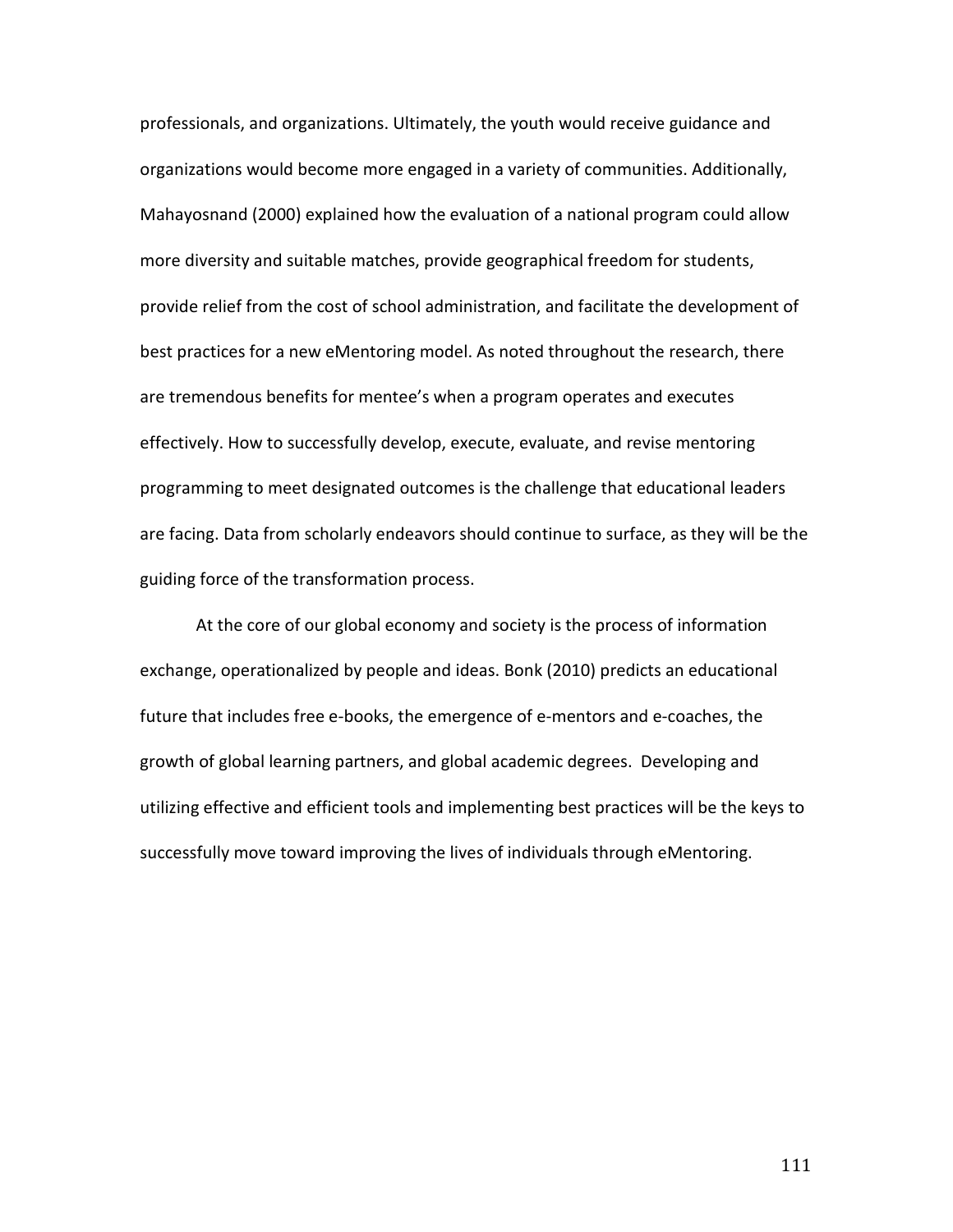professionals, and organizations. Ultimately, the youth would receive guidance and organizations would become more engaged in a variety of communities. Additionally, Mahayosnand (2000) explained how the evaluation of a national program could allow more diversity and suitable matches, provide geographical freedom for students, provide relief from the cost of school administration, and facilitate the development of best practices for a new eMentoring model. As noted throughout the research, there are tremendous benefits for mentee's when a program operates and executes effectively. How to successfully develop, execute, evaluate, and revise mentoring programming to meet designated outcomes is the challenge that educational leaders are facing. Data from scholarly endeavors should continue to surface, as they will be the guiding force of the transformation process.

At the core of our global economy and society is the process of information exchange, operationalized by people and ideas. Bonk (2010) predicts an educational future that includes free e-books, the emergence of e-mentors and e-coaches, the growth of global learning partners, and global academic degrees. Developing and utilizing effective and efficient tools and implementing best practices will be the keys to successfully move toward improving the lives of individuals through eMentoring.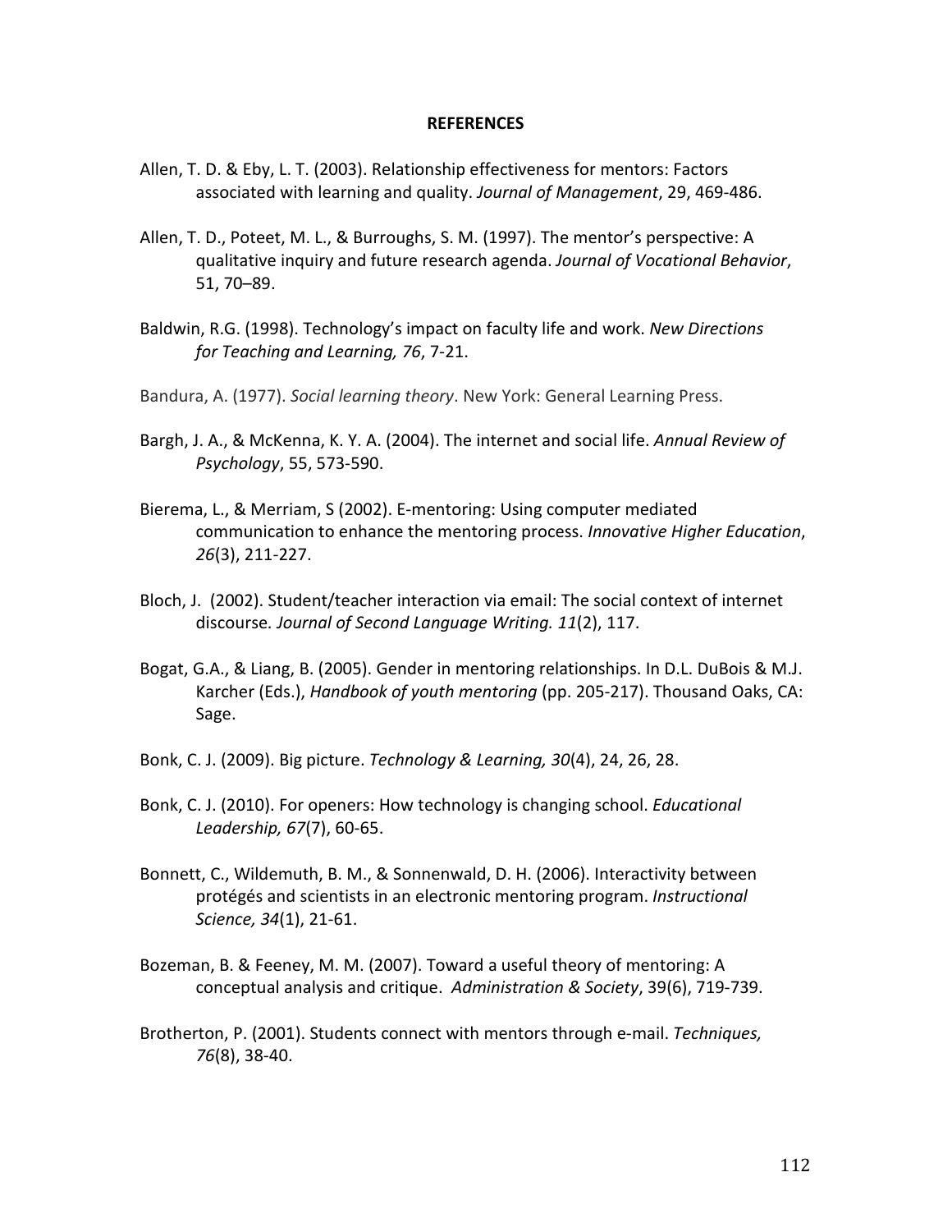**REFERENCES**

Allen, T. D. & Eby, L. T. (2003). Relationship effectiveness for mentors: Factors associated with learning and quality. *Journal of Management*, 29, 469-486.

Allen, T. D., Poteet, M. L., & Burroughs, S. M. (1997). The mentor's perspective: A qualitative inquiry and future research agenda. *Journal of Vocational Behavior*, 51, 70–89.

Baldwin, R.G. (1998). Technology's impact on faculty life and work. *New Directions for Teaching and Learning, 76*, 7-21.

Bandura, A. (1977). *Social learning theory*. New York: General Learning Press.

Bargh, J. A., & McKenna, K. Y. A. (2004). The internet and social life. *Annual Review of Psychology*, 55, 573-590.

Bierema, L., & Merriam, S (2002). E-mentoring: Using computer mediated communication to enhance the mentoring process. *Innovative Higher Education*, *26*(3), 211-227.

Bloch, J. (2002). Student/teacher interaction via email: The social context of internet discourse*. Journal of Second Language Writing. 11*(2), 117.

Bogat, G.A., & Liang, B. (2005). Gender in mentoring relationships. In D.L. DuBois & M.J. Karcher (Eds.), *Handbook of youth mentoring* (pp. 205-217). Thousand Oaks, CA: Sage.

Bonk, C. J. (2009). Big picture. *Technology & Learning, 30*(4), 24, 26, 28.

Bonk, C. J. (2010). For openers: How technology is changing school. *Educational Leadership, 67*(7), 60-65.

Bonnett, C., Wildemuth, B. M., & Sonnenwald, D. H. (2006). Interactivity between protégés and scientists in an electronic mentoring program. *Instructional Science, 34*(1), 21-61.

Bozeman, B. & Feeney, M. M. (2007). Toward a useful theory of mentoring: A conceptual analysis and critique. *Administration & Society*, 39(6), 719-739.

Brotherton, P. (2001). Students connect with mentors through e-mail. *Techniques, 76*(8), 38-40.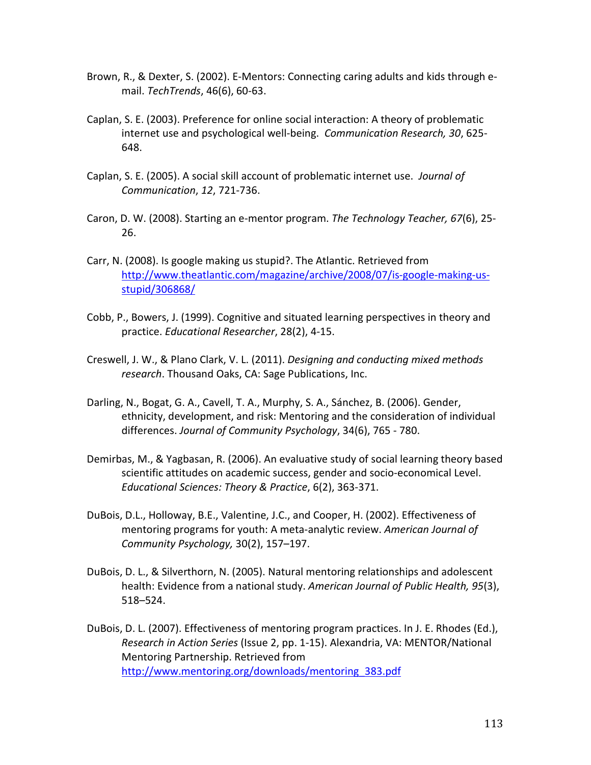Brown, R., & Dexter, S. (2002). E-Mentors: Connecting caring adults and kids through e-mail. *TechTrends*, 46(6), 60-63.

Caplan, S. E. (2003). Preference for online social interaction: A theory of problematic internet use and psychological well-being. *Communication Research, 30*, 625-648.

Caplan, S. E. (2005). A social skill account of problematic internet use. *Journal of Communication*, *12*, 721-736.

Caron, D. W. (2008). Starting an e-mentor program. *The Technology Teacher, 67*(6), 25-26.

Carr, N. (2008). Is google making us stupid?. The Atlantic. Retrieved from [http://www.theatlantic.com/magazine/archive/2008/07/is-google-making-us-stupid/306868/](http://www.theatlantic.com/magazine/archive/2008/07/is-google-making-us-stupid/306868/)

Cobb, P., Bowers, J. (1999). Cognitive and situated learning perspectives in theory and practice. *Educational Researcher*, 28(2), 4-15.

Creswell, J. W., & Plano Clark, V. L. (2011). *Designing and conducting mixed methods research*. Thousand Oaks, CA: Sage Publications, Inc.

Darling, N., Bogat, G. A., Cavell, T. A., Murphy, S. A., Sánchez, B. (2006). Gender, ethnicity, development, and risk: Mentoring and the consideration of individual differences. *Journal of Community Psychology*, 34(6), 765 - 780.

Demirbas, M., & Yagbasan, R. (2006). An evaluative study of social learning theory based scientific attitudes on academic success, gender and socio-economical Level. *Educational Sciences: Theory & Practice*, 6(2), 363-371.

DuBois, D.L., Holloway, B.E., Valentine, J.C., and Cooper, H. (2002). Effectiveness of mentoring programs for youth: A meta-analytic review. *American Journal of Community Psychology,* 30(2), 157–197.

DuBois, D. L., & Silverthorn, N. (2005). Natural mentoring relationships and adolescent health: Evidence from a national study. *American Journal of Public Health, 95*(3), 518–524.

DuBois, D. L. (2007). Effectiveness of mentoring program practices. In J. E. Rhodes (Ed.), *Research in Action Series* (Issue 2, pp. 1-15). Alexandria, VA: MENTOR/National Mentoring Partnership. Retrieved from [http://www.mentoring.org/downloads/mentoring_383.pdf](http://www.mentoring.org/downloads/mentoring_383.pdf)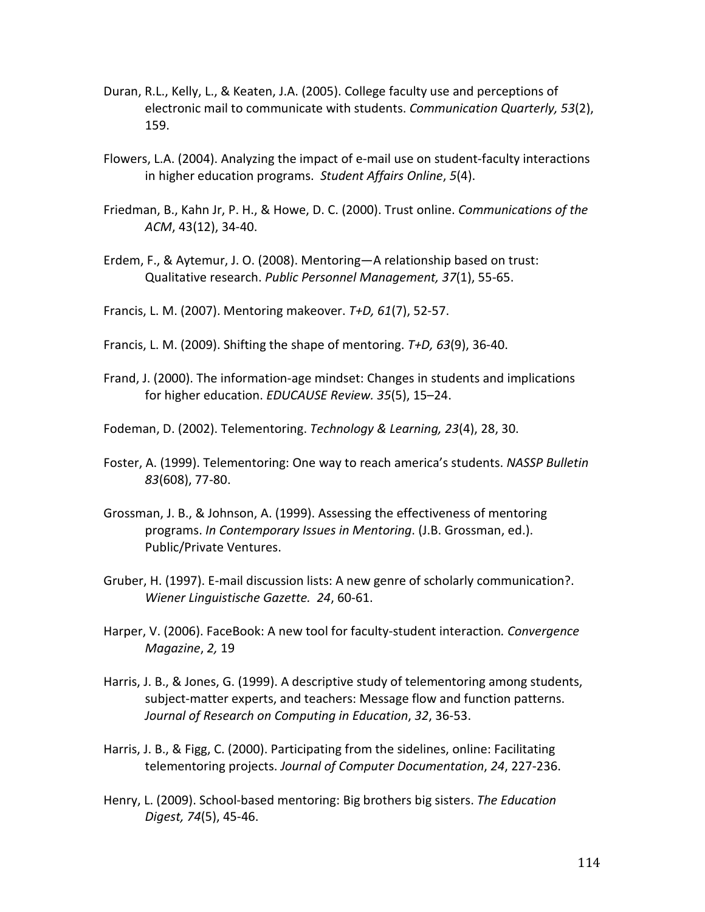Duran, R.L., Kelly, L., & Keaten, J.A. (2005). College faculty use and perceptions of electronic mail to communicate with students. *Communication Quarterly, 53*(2), 159.

Flowers, L.A. (2004). Analyzing the impact of e-mail use on student-faculty interactions in higher education programs. *Student Affairs Online*, *5*(4).

Friedman, B., Kahn Jr, P. H., & Howe, D. C. (2000). Trust online. *Communications of the ACM*, 43(12), 34-40.

Erdem, F., & Aytemur, J. O. (2008). Mentoring—A relationship based on trust: Qualitative research. *Public Personnel Management, 37*(1), 55-65.

Francis, L. M. (2007). Mentoring makeover. *T+D, 61*(7), 52-57.

Francis, L. M. (2009). Shifting the shape of mentoring. *T+D, 63*(9), 36-40.

Frand, J. (2000). The information-age mindset: Changes in students and implications for higher education. *EDUCAUSE Review. 35*(5), 15–24.

Fodeman, D. (2002). Telementoring. *Technology & Learning, 23*(4), 28, 30.

Foster, A. (1999). Telementoring: One way to reach america's students. *NASSP Bulletin 83*(608), 77-80.

Grossman, J. B., & Johnson, A. (1999). Assessing the effectiveness of mentoring programs. *In Contemporary Issues in Mentoring*. (J.B. Grossman, ed.). Public/Private Ventures.

Gruber, H. (1997). E-mail discussion lists: A new genre of scholarly communication?. *Wiener Linguistische Gazette. 24*, 60-61.

Harper, V. (2006). FaceBook: A new tool for faculty-student interaction*. Convergence Magazine*, *2,* 19

Harris, J. B., & Jones, G. (1999). A descriptive study of telementoring among students, subject-matter experts, and teachers: Message flow and function patterns. *Journal of Research on Computing in Education*, *32*, 36-53.

Harris, J. B., & Figg, C. (2000). Participating from the sidelines, online: Facilitating telementoring projects. *Journal of Computer Documentation*, *24*, 227-236.

Henry, L. (2009). School-based mentoring: Big brothers big sisters. *The Education Digest, 74*(5), 45-46.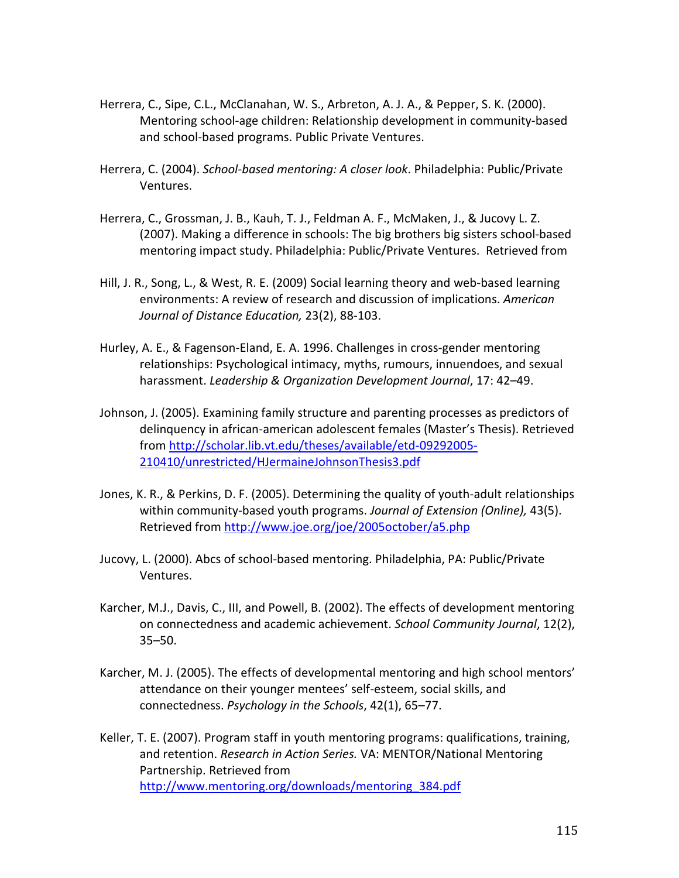Herrera, C., Sipe, C.L., McClanahan, W. S., Arbreton, A. J. A., & Pepper, S. K. (2000). Mentoring school-age children: Relationship development in community-based and school-based programs. Public Private Ventures.

Herrera, C. (2004). *School-based mentoring: A closer look*. Philadelphia: Public/Private Ventures.

Herrera, C., Grossman, J. B., Kauh, T. J., Feldman A. F., McMaken, J., & Jucovy L. Z. (2007). Making a difference in schools: The big brothers big sisters school-based mentoring impact study. Philadelphia: Public/Private Ventures. Retrieved from

Hill, J. R., Song, L., & West, R. E. (2009) Social learning theory and web-based learning environments: A review of research and discussion of implications. *American Journal of Distance Education,* 23(2), 88-103.

Hurley, A. E., & Fagenson-Eland, E. A. 1996. Challenges in cross-gender mentoring relationships: Psychological intimacy, myths, rumours, innuendoes, and sexual harassment. *Leadership & Organization Development Journal*, 17: 42–49.

Johnson, J. (2005). Examining family structure and parenting processes as predictors of delinquency in african-american adolescent females (Master's Thesis). Retrieved from http://scholar.lib.vt.edu/theses/available/etd-09292005-210410/unrestricted/HJermaineJohnsonThesis3.pdf

Jones, K. R., & Perkins, D. F. (2005). Determining the quality of youth-adult relationships within community-based youth programs. *Journal of Extension (Online),* 43(5). Retrieved from http://www.joe.org/joe/2005october/a5.php

Jucovy, L. (2000). Abcs of school-based mentoring. Philadelphia, PA: Public/Private Ventures.

Karcher, M.J., Davis, C., III, and Powell, B. (2002). The effects of development mentoring on connectedness and academic achievement. *School Community Journal*, 12(2), 35–50.

Karcher, M. J. (2005). The effects of developmental mentoring and high school mentors' attendance on their younger mentees' self-esteem, social skills, and connectedness. *Psychology in the Schools*, 42(1), 65–77.

Keller, T. E. (2007). Program staff in youth mentoring programs: qualifications, training, and retention. *Research in Action Series.* VA: MENTOR/National Mentoring Partnership. Retrieved from http://www.mentoring.org/downloads/mentoring_384.pdf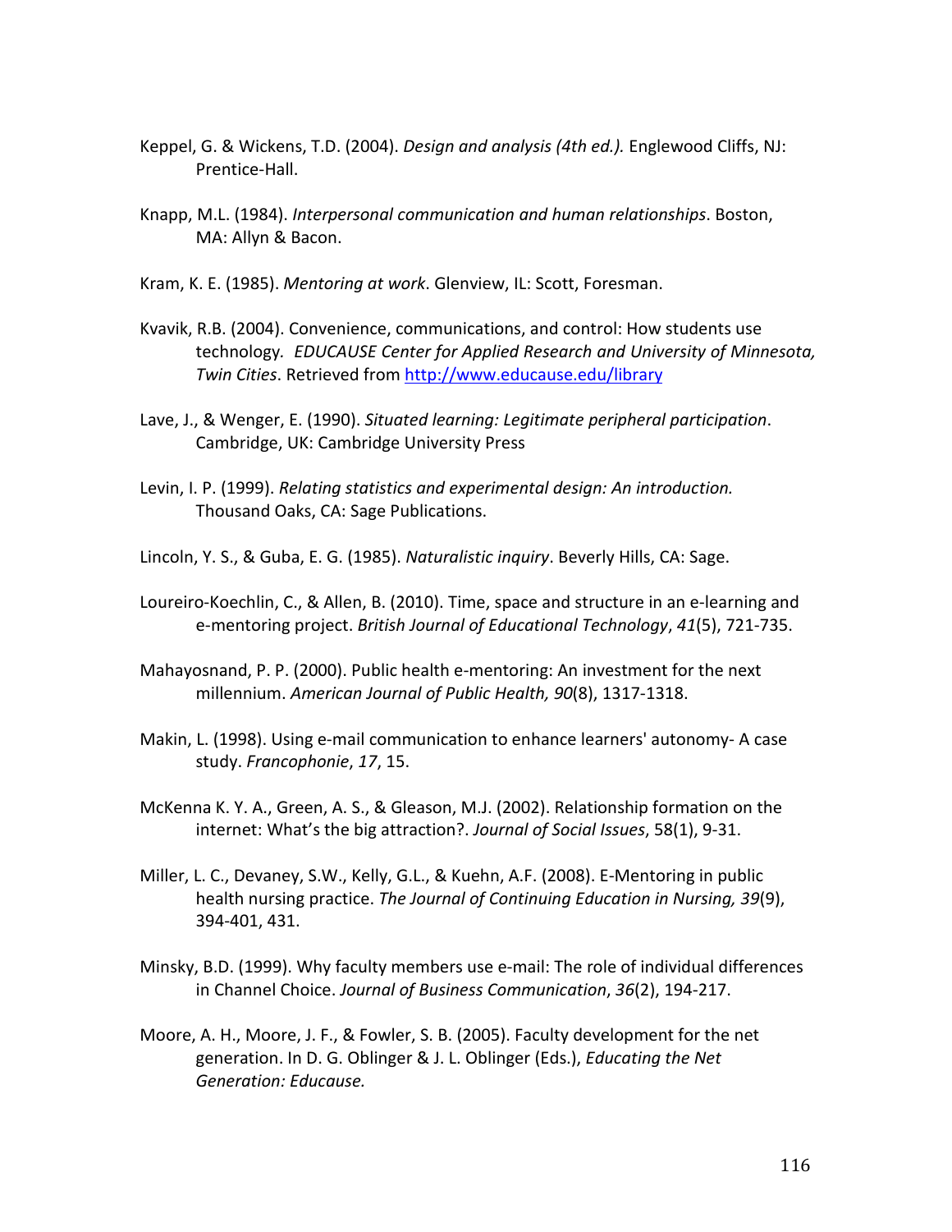Keppel, G. & Wickens, T.D. (2004). *Design and analysis (4th ed.).* Englewood Cliffs, NJ: Prentice-Hall.

Knapp, M.L. (1984). *Interpersonal communication and human relationships*. Boston, MA: Allyn & Bacon.

Kram, K. E. (1985). *Mentoring at work*. Glenview, IL: Scott, Foresman.

Kvavik, R.B. (2004). Convenience, communications, and control: How students use technology. *EDUCAUSE Center for Applied Research and University of Minnesota, Twin Cities*. Retrieved from http://www.educause.edu/library

Lave, J., & Wenger, E. (1990). *Situated learning: Legitimate peripheral participation*. Cambridge, UK: Cambridge University Press

Levin, I. P. (1999). *Relating statistics and experimental design: An introduction.* Thousand Oaks, CA: Sage Publications.

Lincoln, Y. S., & Guba, E. G. (1985). *Naturalistic inquiry*. Beverly Hills, CA: Sage.

Loureiro-Koechlin, C., & Allen, B. (2010). Time, space and structure in an e-learning and e-mentoring project. *British Journal of Educational Technology*, *41*(5), 721-735.

Mahayosnand, P. P. (2000). Public health e-mentoring: An investment for the next millennium. *American Journal of Public Health, 90*(8), 1317-1318.

Makin, L. (1998). Using e-mail communication to enhance learners' autonomy- A case study. *Francophonie*, *17*, 15.

McKenna K. Y. A., Green, A. S., & Gleason, M.J. (2002). Relationship formation on the internet: What's the big attraction?. *Journal of Social Issues*, 58(1), 9-31.

Miller, L. C., Devaney, S.W., Kelly, G.L., & Kuehn, A.F. (2008). E-Mentoring in public health nursing practice. *The Journal of Continuing Education in Nursing, 39*(9), 394-401, 431.

Minsky, B.D. (1999). Why faculty members use e-mail: The role of individual differences in Channel Choice. *Journal of Business Communication*, *36*(2), 194-217.

Moore, A. H., Moore, J. F., & Fowler, S. B. (2005). Faculty development for the net generation. In D. G. Oblinger & J. L. Oblinger (Eds.), *Educating the Net Generation: Educause.*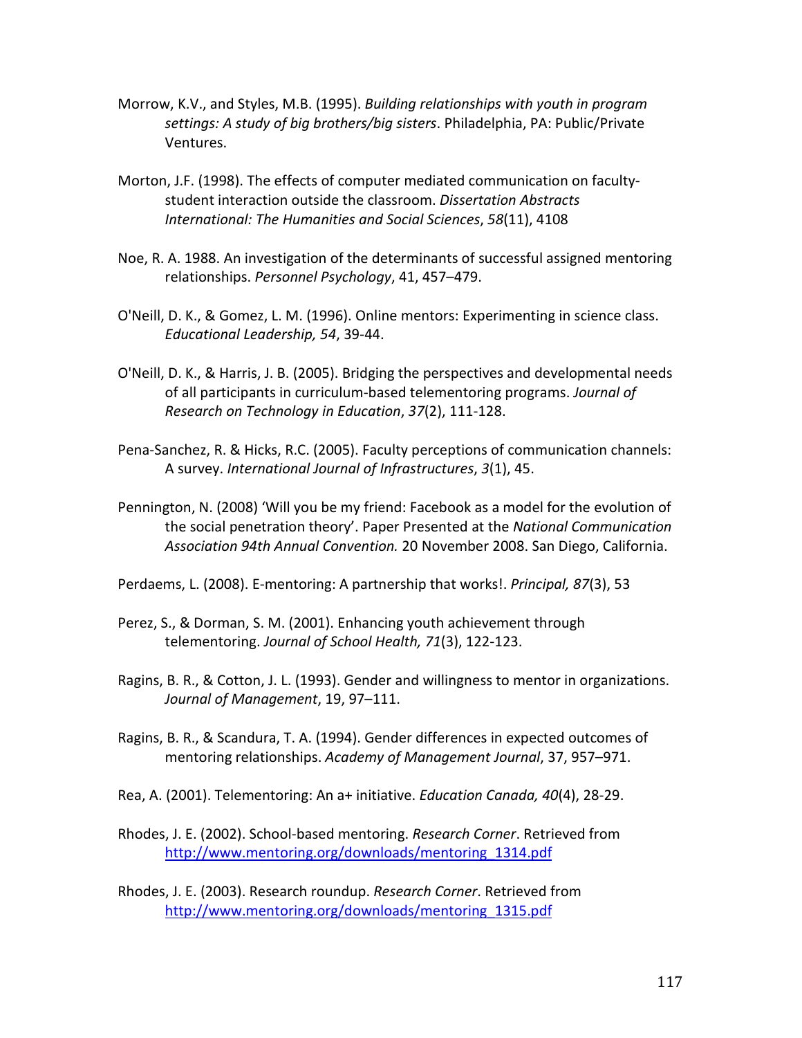Morrow, K.V., and Styles, M.B. (1995). *Building relationships with youth in program settings: A study of big brothers/big sisters*. Philadelphia, PA: Public/Private Ventures.

Morton, J.F. (1998). The effects of computer mediated communication on faculty-student interaction outside the classroom. *Dissertation Abstracts International: The Humanities and Social Sciences*, *58*(11), 4108

Noe, R. A. 1988. An investigation of the determinants of successful assigned mentoring relationships. *Personnel Psychology*, 41, 457–479.

O'Neill, D. K., & Gomez, L. M. (1996). Online mentors: Experimenting in science class. *Educational Leadership, 54*, 39-44.

O'Neill, D. K., & Harris, J. B. (2005). Bridging the perspectives and developmental needs of all participants in curriculum-based telementoring programs. *Journal of Research on Technology in Education*, *37*(2), 111-128.

Pena-Sanchez, R. & Hicks, R.C. (2005). Faculty perceptions of communication channels: A survey. *International Journal of Infrastructures*, *3*(1), 45.

Pennington, N. (2008) 'Will you be my friend: Facebook as a model for the evolution of the social penetration theory'. Paper Presented at the *National Communication Association 94th Annual Convention.* 20 November 2008. San Diego, California.

Perdaems, L. (2008). E-mentoring: A partnership that works!. *Principal, 87*(3), 53

Perez, S., & Dorman, S. M. (2001). Enhancing youth achievement through telementoring. *Journal of School Health, 71*(3), 122-123.

Ragins, B. R., & Cotton, J. L. (1993). Gender and willingness to mentor in organizations. *Journal of Management*, 19, 97–111.

Ragins, B. R., & Scandura, T. A. (1994). Gender differences in expected outcomes of mentoring relationships. *Academy of Management Journal*, 37, 957–971.

Rea, A. (2001). Telementoring: An a+ initiative. *Education Canada, 40*(4), 28-29.

Rhodes, J. E. (2002). School-based mentoring. *Research Corner*. Retrieved from http://www.mentoring.org/downloads/mentoring_1314.pdf

Rhodes, J. E. (2003). Research roundup. *Research Corner*. Retrieved from http://www.mentoring.org/downloads/mentoring_1315.pdf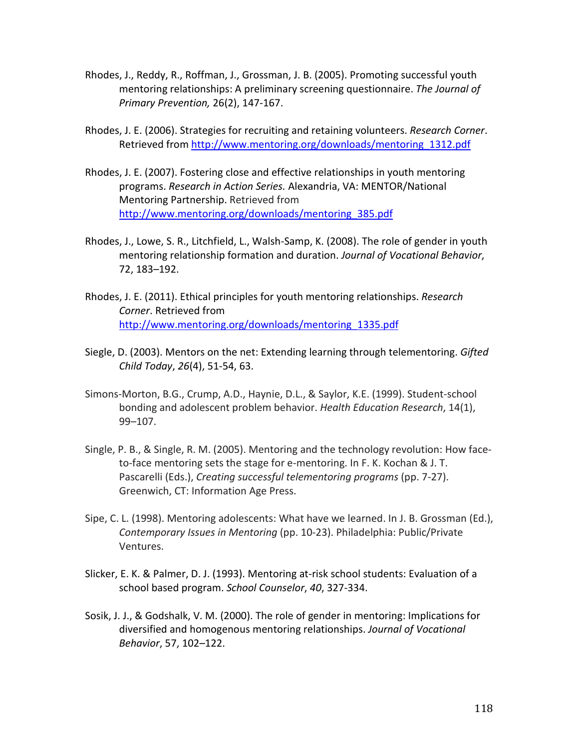Rhodes, J., Reddy, R., Roffman, J., Grossman, J. B. (2005). Promoting successful youth mentoring relationships: A preliminary screening questionnaire. *The Journal of Primary Prevention,* 26(2), 147-167.

Rhodes, J. E. (2006). Strategies for recruiting and retaining volunteers. *Research Corner*. Retrieved from http://www.mentoring.org/downloads/mentoring_1312.pdf

Rhodes, J. E. (2007). Fostering close and effective relationships in youth mentoring programs. *Research in Action Series.* Alexandria, VA: MENTOR/National Mentoring Partnership. Retrieved from http://www.mentoring.org/downloads/mentoring_385.pdf

Rhodes, J., Lowe, S. R., Litchfield, L., Walsh-Samp, K. (2008). The role of gender in youth mentoring relationship formation and duration. *Journal of Vocational Behavior*, 72, 183–192.

Rhodes, J. E. (2011). Ethical principles for youth mentoring relationships. *Research Corner*. Retrieved from http://www.mentoring.org/downloads/mentoring_1335.pdf

Siegle, D. (2003). Mentors on the net: Extending learning through telementoring. *Gifted Child Today*, *26*(4), 51-54, 63.

Simons-Morton, B.G., Crump, A.D., Haynie, D.L., & Saylor, K.E. (1999). Student-school bonding and adolescent problem behavior. *Health Education Research*, 14(1), 99–107.

Single, P. B., & Single, R. M. (2005). Mentoring and the technology revolution: How face-to-face mentoring sets the stage for e-mentoring. In F. K. Kochan & J. T. Pascarelli (Eds.), *Creating successful telementoring programs* (pp. 7-27). Greenwich, CT: Information Age Press.

Sipe, C. L. (1998). Mentoring adolescents: What have we learned. In J. B. Grossman (Ed.), *Contemporary Issues in Mentoring* (pp. 10-23). Philadelphia: Public/Private Ventures.

Slicker, E. K. & Palmer, D. J. (1993). Mentoring at-risk school students: Evaluation of a school based program. *School Counselor*, *40*, 327-334.

Sosik, J. J., & Godshalk, V. M. (2000). The role of gender in mentoring: Implications for diversified and homogenous mentoring relationships. *Journal of Vocational Behavior*, 57, 102–122.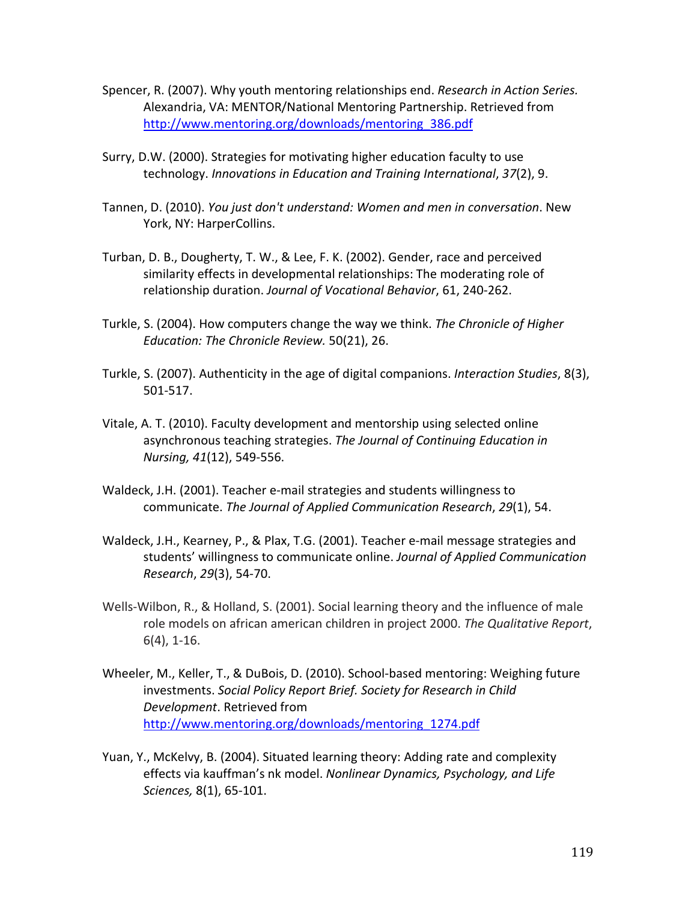Spencer, R. (2007). Why youth mentoring relationships end. *Research in Action Series.* Alexandria, VA: MENTOR/National Mentoring Partnership. Retrieved from http://www.mentoring.org/downloads/mentoring_386.pdf

Surry, D.W. (2000). Strategies for motivating higher education faculty to use technology. *Innovations in Education and Training International*, *37*(2), 9.

Tannen, D. (2010). *You just don't understand: Women and men in conversation*. New York, NY: HarperCollins.

Turban, D. B., Dougherty, T. W., & Lee, F. K. (2002). Gender, race and perceived similarity effects in developmental relationships: The moderating role of relationship duration. *Journal of Vocational Behavior*, 61, 240-262.

Turkle, S. (2004). How computers change the way we think. *The Chronicle of Higher Education: The Chronicle Review.* 50(21), 26.

Turkle, S. (2007). Authenticity in the age of digital companions. *Interaction Studies*, 8(3), 501-517.

Vitale, A. T. (2010). Faculty development and mentorship using selected online asynchronous teaching strategies. *The Journal of Continuing Education in Nursing, 41*(12), 549-556.

Waldeck, J.H. (2001). Teacher e-mail strategies and students willingness to communicate. *The Journal of Applied Communication Research*, *29*(1), 54.

Waldeck, J.H., Kearney, P., & Plax, T.G. (2001). Teacher e-mail message strategies and students' willingness to communicate online. *Journal of Applied Communication Research*, *29*(3), 54-70.

Wells-Wilbon, R., & Holland, S. (2001). Social learning theory and the influence of male role models on african american children in project 2000. *The Qualitative Report*, 6(4), 1-16.

Wheeler, M., Keller, T., & DuBois, D. (2010). School-based mentoring: Weighing future investments. *Social Policy Report Brief. Society for Research in Child Development*. Retrieved from http://www.mentoring.org/downloads/mentoring_1274.pdf

Yuan, Y., McKelvy, B. (2004). Situated learning theory: Adding rate and complexity effects via kauffman's nk model. *Nonlinear Dynamics, Psychology, and Life Sciences,* 8(1), 65-101.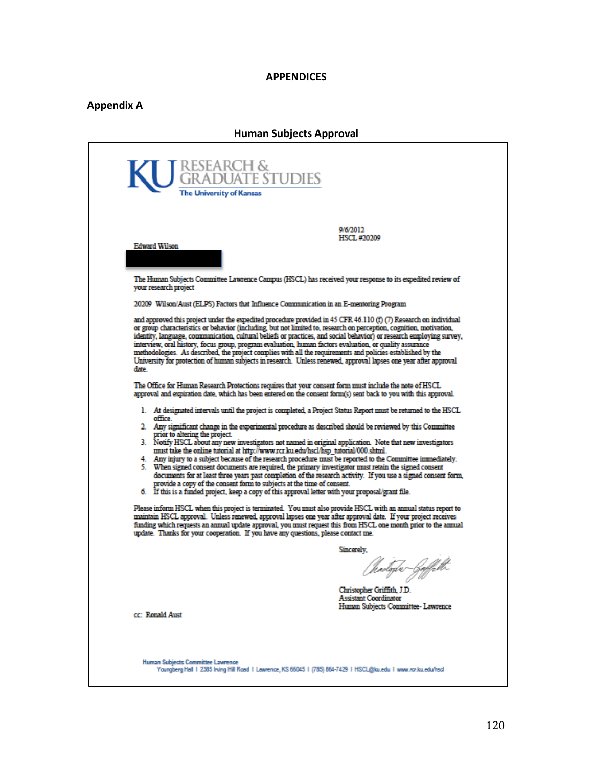# APPENDICES

## Appendix A

### Human Subjects Approval

KU RESEARCH & GRADUATE STUDIES
The University of Kansas

9/6/2012
HSCL #20209

Edward Wilson

The Human Subjects Committee Lawrence Campus (HSCL) has received your response to its expedited review of your research project

20209 Wilson/Aust (ELPS) Factors that Influence Communication in an E-mentoring Program

and approved this project under the expedited procedure provided in 45 CFR 46.110 (f) (7) Research on individual or group characteristics or behavior (including, but not limited to, research on perception, cognition, motivation, identity, language, communication, cultural beliefs or practices, and social behavior) or research employing survey, interview, oral history, focus group, program evaluation, human factors evaluation, or quality assurance methodologies. As described, the project complies with all the requirements and policies established by the University for protection of human subjects in research. Unless renewed, approval lapses one year after approval date.

The Office for Human Research Protections requires that your consent form must include the note of HSCL approval and expiration date, which has been entered on the consent form(s) sent back to you with this approval.

1. At designated intervals until the project is completed, a Project Status Report must be returned to the HSCL office.
2. Any significant change in the experimental procedure as described should be reviewed by this Committee prior to altering the project.
3. Notify HSCL about any new investigators not named in original application. Note that new investigators must take the online tutorial at http://www.rcr.ku.edu/hscl/hsp_tutorial/000.shtml.
4. Any injury to a subject because of the research procedure must be reported to the Committee immediately.
5. When signed consent documents are required, the primary investigator must retain the signed consent documents for at least three years past completion of the research activity. If you use a signed consent form, provide a copy of the consent form to subjects at the time of consent.
6. If this is a funded project, keep a copy of this approval letter with your proposal/grant file.

Please inform HSCL when this project is terminated. You must also provide HSCL with an annual status report to maintain HSCL approval. Unless renewed, approval lapses one year after approval date. If your project receives funding which requests an annual update approval, you must request this from HSCL one month prior to the annual update. Thanks for your cooperation. If you have any questions, please contact me.

Sincerely,

Christopher Griffith, J.D.
Assistant Coordinator
Human Subjects Committee- Lawrence

cc: Ronald Aust

Human Subjects Committee Lawrence
Youngberg Hall | 2385 Irving Hill Road | Lawrence, KS 66045 | (785) 864-7429 | HSCL@ku.edu | www.rcr.ku.edu/hscl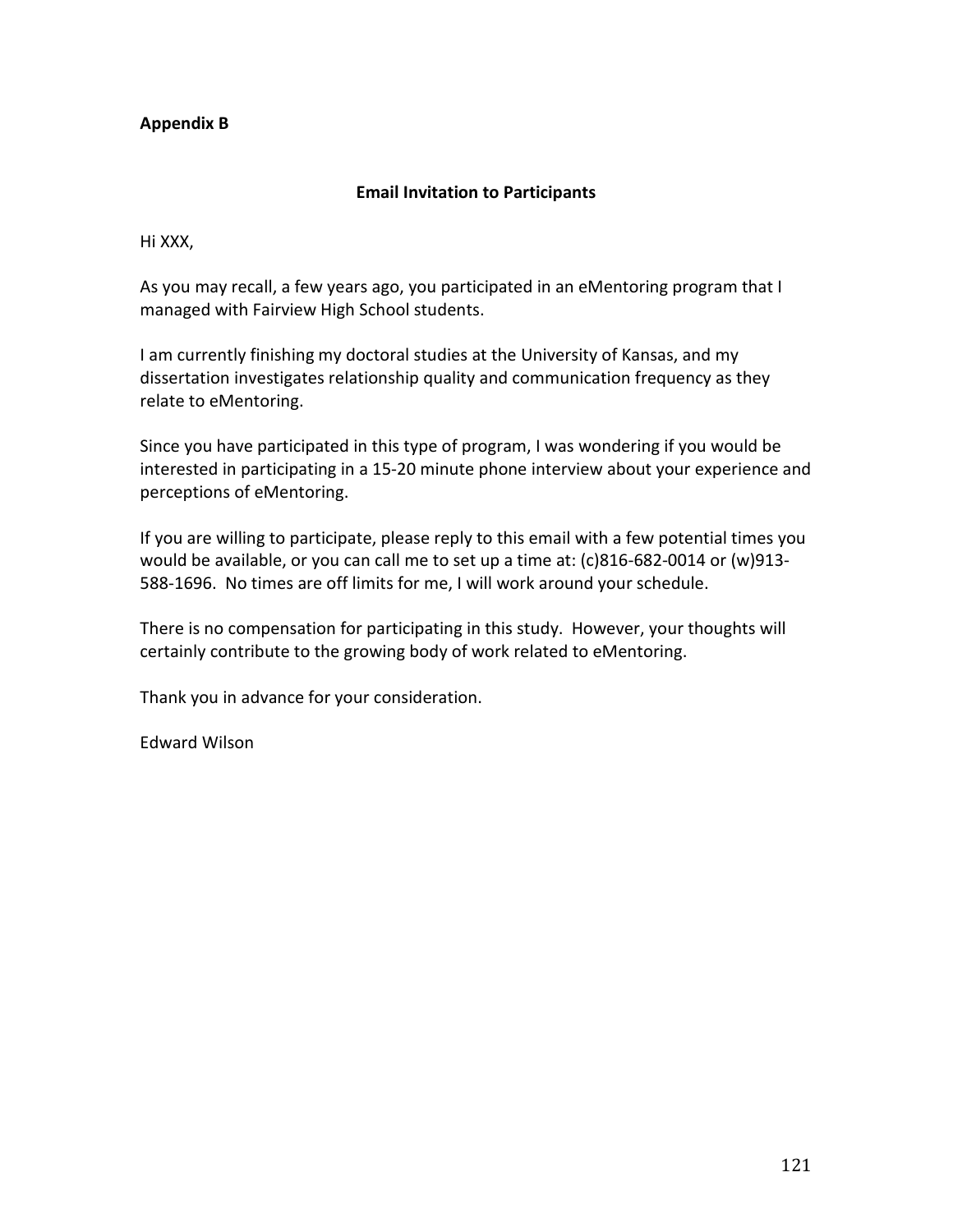**Appendix B**

**Email Invitation to Participants**

Hi XXX,

As you may recall, a few years ago, you participated in an eMentoring program that I managed with Fairview High School students.

I am currently finishing my doctoral studies at the University of Kansas, and my dissertation investigates relationship quality and communication frequency as they relate to eMentoring.

Since you have participated in this type of program, I was wondering if you would be interested in participating in a 15-20 minute phone interview about your experience and perceptions of eMentoring.

If you are willing to participate, please reply to this email with a few potential times you would be available, or you can call me to set up a time at: (c)816-682-0014 or (w)913-588-1696. No times are off limits for me, I will work around your schedule.

There is no compensation for participating in this study. However, your thoughts will certainly contribute to the growing body of work related to eMentoring.

Thank you in advance for your consideration.

Edward Wilson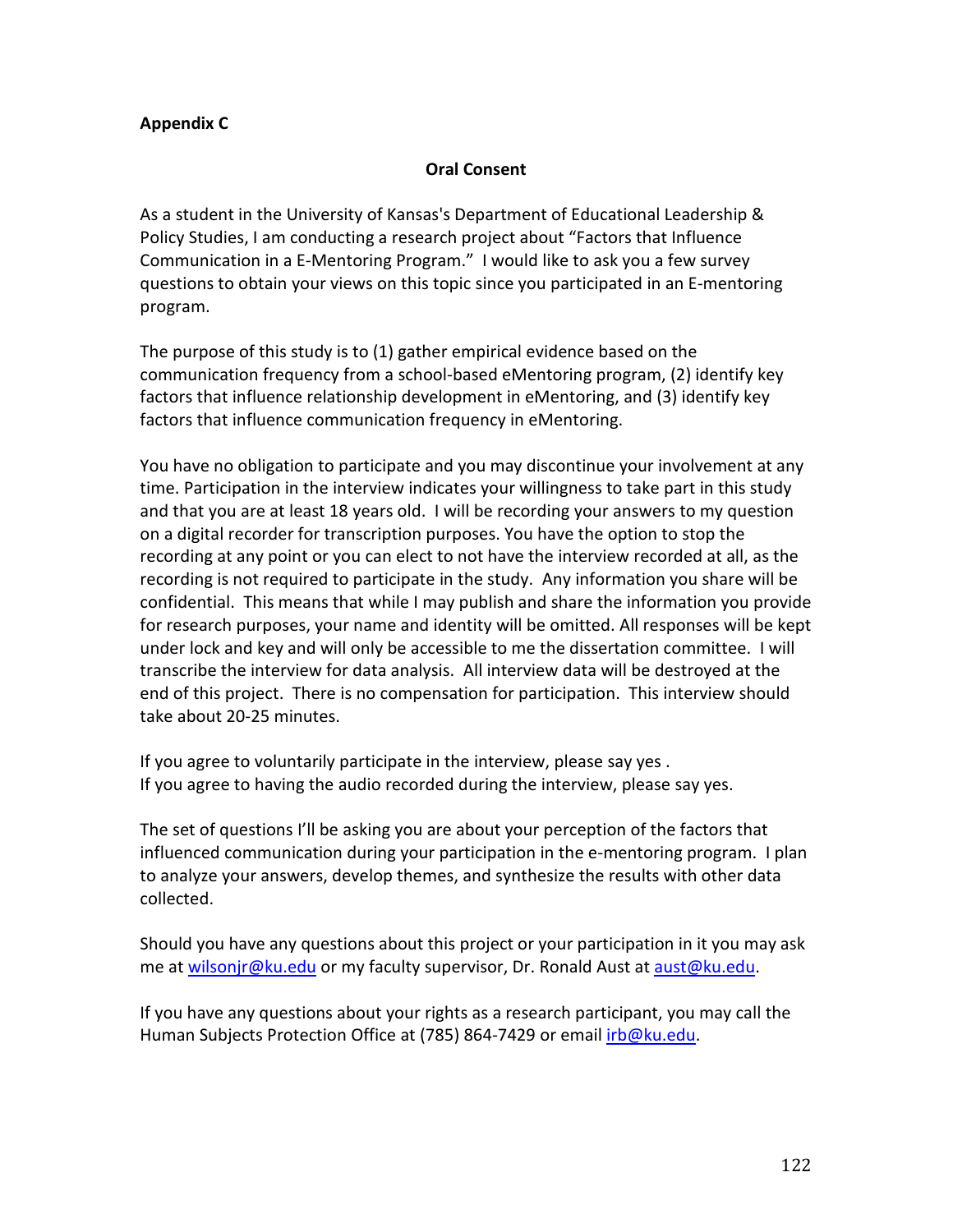**Appendix C**

**Oral Consent**

As a student in the University of Kansas's Department of Educational Leadership & Policy Studies, I am conducting a research project about "Factors that Influence Communication in a E-Mentoring Program." I would like to ask you a few survey questions to obtain your views on this topic since you participated in an E-mentoring program.

The purpose of this study is to (1) gather empirical evidence based on the communication frequency from a school-based eMentoring program, (2) identify key factors that influence relationship development in eMentoring, and (3) identify key factors that influence communication frequency in eMentoring.

You have no obligation to participate and you may discontinue your involvement at any time. Participation in the interview indicates your willingness to take part in this study and that you are at least 18 years old. I will be recording your answers to my question on a digital recorder for transcription purposes. You have the option to stop the recording at any point or you can elect to not have the interview recorded at all, as the recording is not required to participate in the study. Any information you share will be confidential. This means that while I may publish and share the information you provide for research purposes, your name and identity will be omitted. All responses will be kept under lock and key and will only be accessible to me the dissertation committee. I will transcribe the interview for data analysis. All interview data will be destroyed at the end of this project. There is no compensation for participation. This interview should take about 20-25 minutes.

If you agree to voluntarily participate in the interview, please say yes .
If you agree to having the audio recorded during the interview, please say yes.

The set of questions I'll be asking you are about your perception of the factors that influenced communication during your participation in the e-mentoring program. I plan to analyze your answers, develop themes, and synthesize the results with other data collected.

Should you have any questions about this project or your participation in it you may ask me at wilsonjr@ku.edu or my faculty supervisor, Dr. Ronald Aust at aust@ku.edu.

If you have any questions about your rights as a research participant, you may call the Human Subjects Protection Office at (785) 864-7429 or email irb@ku.edu.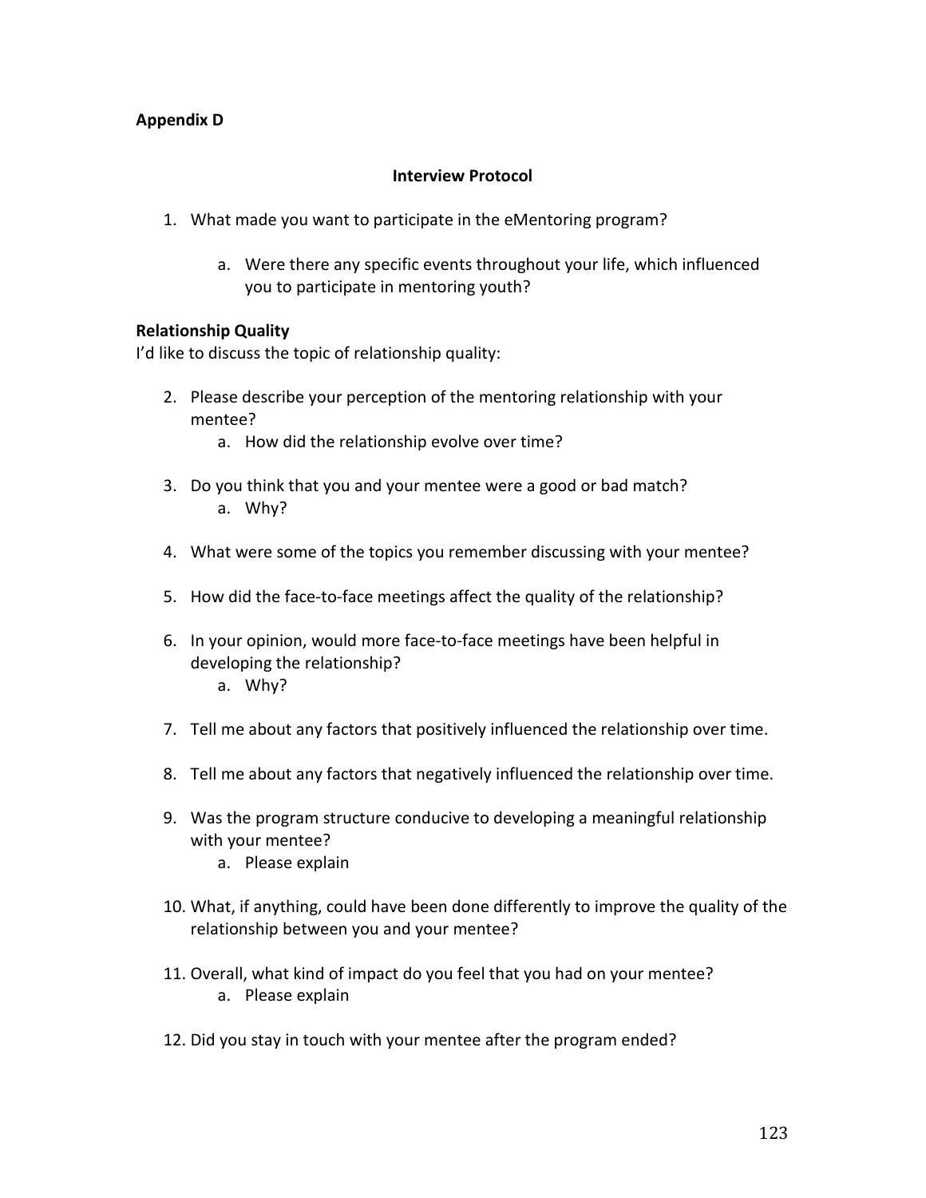**Appendix D**

**Interview Protocol**

1. What made you want to participate in the eMentoring program?
    a. Were there any specific events throughout your life, which influenced you to participate in mentoring youth?

**Relationship Quality**

I'd like to discuss the topic of relationship quality:

2. Please describe your perception of the mentoring relationship with your mentee?
    a. How did the relationship evolve over time?

3. Do you think that you and your mentee were a good or bad match?
    a. Why?

4. What were some of the topics you remember discussing with your mentee?

5. How did the face-to-face meetings affect the quality of the relationship?

6. In your opinion, would more face-to-face meetings have been helpful in developing the relationship?
    a. Why?

7. Tell me about any factors that positively influenced the relationship over time.

8. Tell me about any factors that negatively influenced the relationship over time.

9. Was the program structure conducive to developing a meaningful relationship with your mentee?
    a. Please explain

10. What, if anything, could have been done differently to improve the quality of the relationship between you and your mentee?

11. Overall, what kind of impact do you feel that you had on your mentee?
    a. Please explain

12. Did you stay in touch with your mentee after the program ended?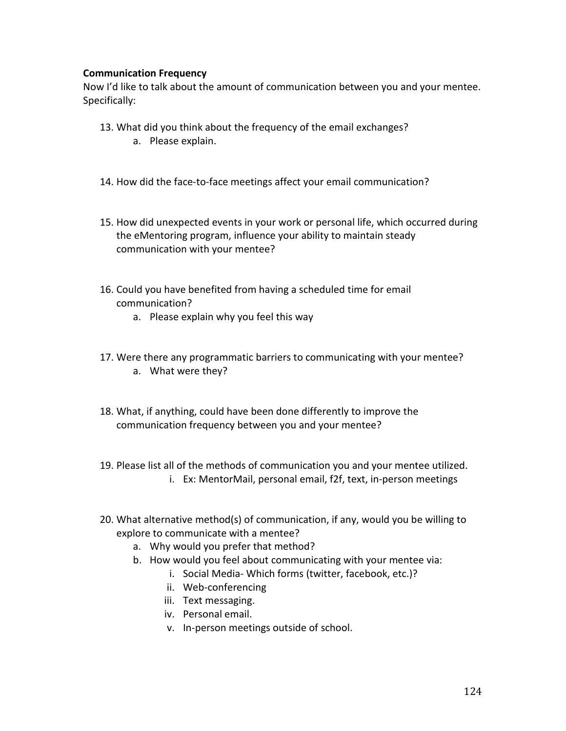**Communication Frequency**

Now I'd like to talk about the amount of communication between you and your mentee. Specifically:

13. What did you think about the frequency of the email exchanges?
    a. Please explain.

14. How did the face-to-face meetings affect your email communication?

15. How did unexpected events in your work or personal life, which occurred during the eMentoring program, influence your ability to maintain steady communication with your mentee?

16. Could you have benefited from having a scheduled time for email communication?
    a. Please explain why you feel this way

17. Were there any programmatic barriers to communicating with your mentee?
    a. What were they?

18. What, if anything, could have been done differently to improve the communication frequency between you and your mentee?

19. Please list all of the methods of communication you and your mentee utilized.
    i. Ex: MentorMail, personal email, f2f, text, in-person meetings

20. What alternative method(s) of communication, if any, would you be willing to explore to communicate with a mentee?
    a. Why would you prefer that method?
    b. How would you feel about communicating with your mentee via:
        i. Social Media- Which forms (twitter, facebook, etc.)?
        ii. Web-conferencing
        iii. Text messaging.
        iv. Personal email.
        v. In-person meetings outside of school.